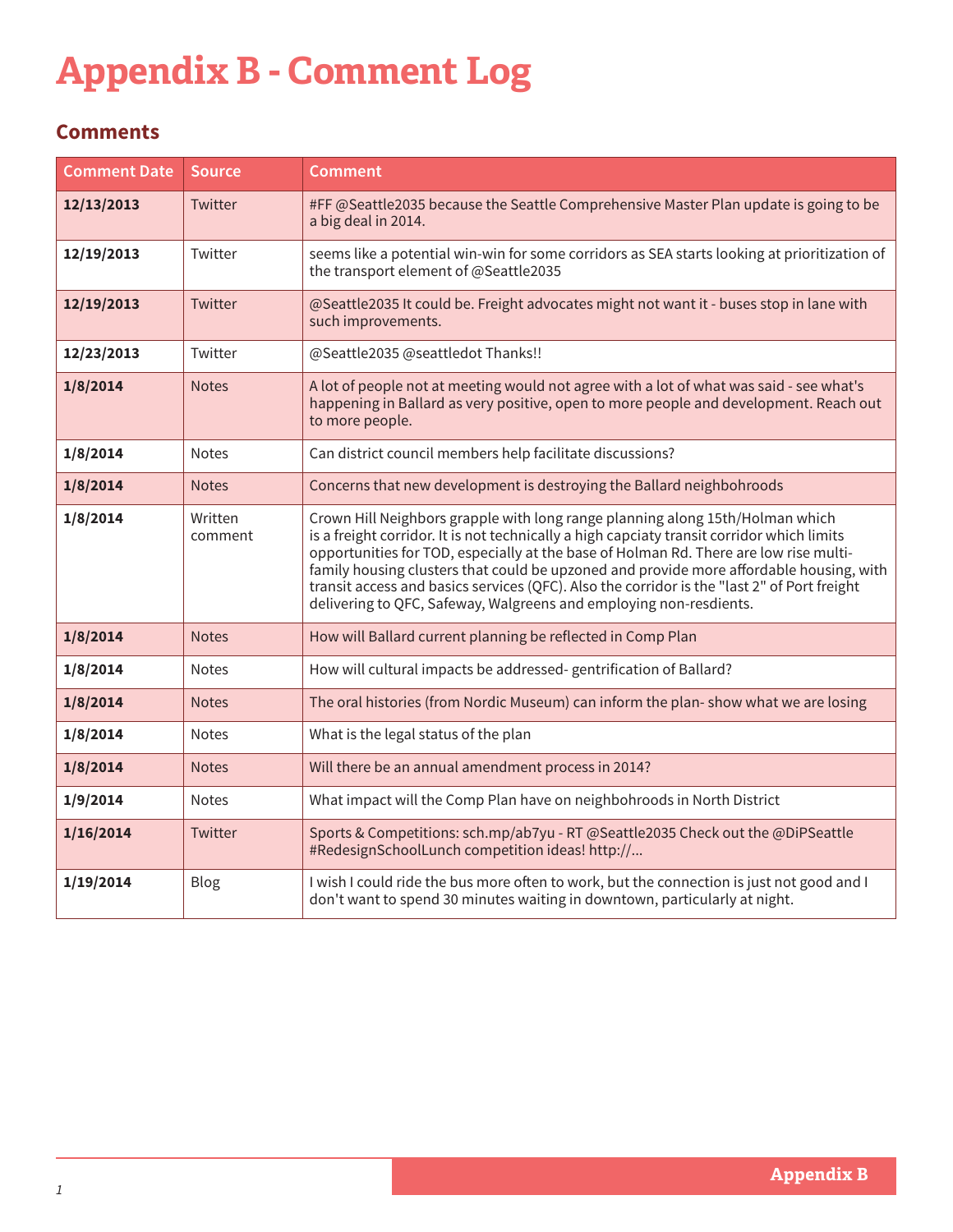# Appendix B - Comment Log

## Comments

| Comment Date | Source | Comment |
|---|---|---|
| **12/13/2013** | Twitter | #FF @Seattle2035 because the Seattle Comprehensive Master Plan update is going to be a big deal in 2014. |
| **12/19/2013** | Twitter | seems like a potential win-win for some corridors as SEA starts looking at prioritization of the transport element of @Seattle2035 |
| **12/19/2013** | Twitter | @Seattle2035 It could be. Freight advocates might not want it - buses stop in lane with such improvements. |
| **12/23/2013** | Twitter | @Seattle2035 @seattledot Thanks!! |
| **1/8/2014** | Notes | A lot of people not at meeting would not agree with a lot of what was said - see what's happening in Ballard as very positive, open to more people and development. Reach out to more people. |
| **1/8/2014** | Notes | Can district council members help facilitate discussions? |
| **1/8/2014** | Notes | Concerns that new development is destroying the Ballard neighbohroods |
| **1/8/2014** | Written comment | Crown Hill Neighbors grapple with long range planning along 15th/Holman which is a freight corridor. It is not technically a high capciaty transit corridor which limits opportunities for TOD, especially at the base of Holman Rd. There are low rise multi-family housing clusters that could be upzoned and provide more affordable housing, with transit access and basics services (QFC). Also the corridor is the "last 2" of Port freight delivering to QFC, Safeway, Walgreens and employing non-resdients. |
| **1/8/2014** | Notes | How will Ballard current planning be reflected in Comp Plan |
| **1/8/2014** | Notes | How will cultural impacts be addressed- gentrification of Ballard? |
| **1/8/2014** | Notes | The oral histories (from Nordic Museum) can inform the plan- show what we are losing |
| **1/8/2014** | Notes | What is the legal status of the plan |
| **1/8/2014** | Notes | Will there be an annual amendment process in 2014? |
| **1/9/2014** | Notes | What impact will the Comp Plan have on neighbohroods in North District |
| **1/16/2014** | Twitter | Sports & Competitions: sch.mp/ab7yu - RT @Seattle2035 Check out the @DiPSeattle #RedesignSchoolLunch competition ideas! http://... |
| **1/19/2014** | Blog | I wish I could ride the bus more often to work, but the connection is just not good and I don't want to spend 30 minutes waiting in downtown, particularly at night. |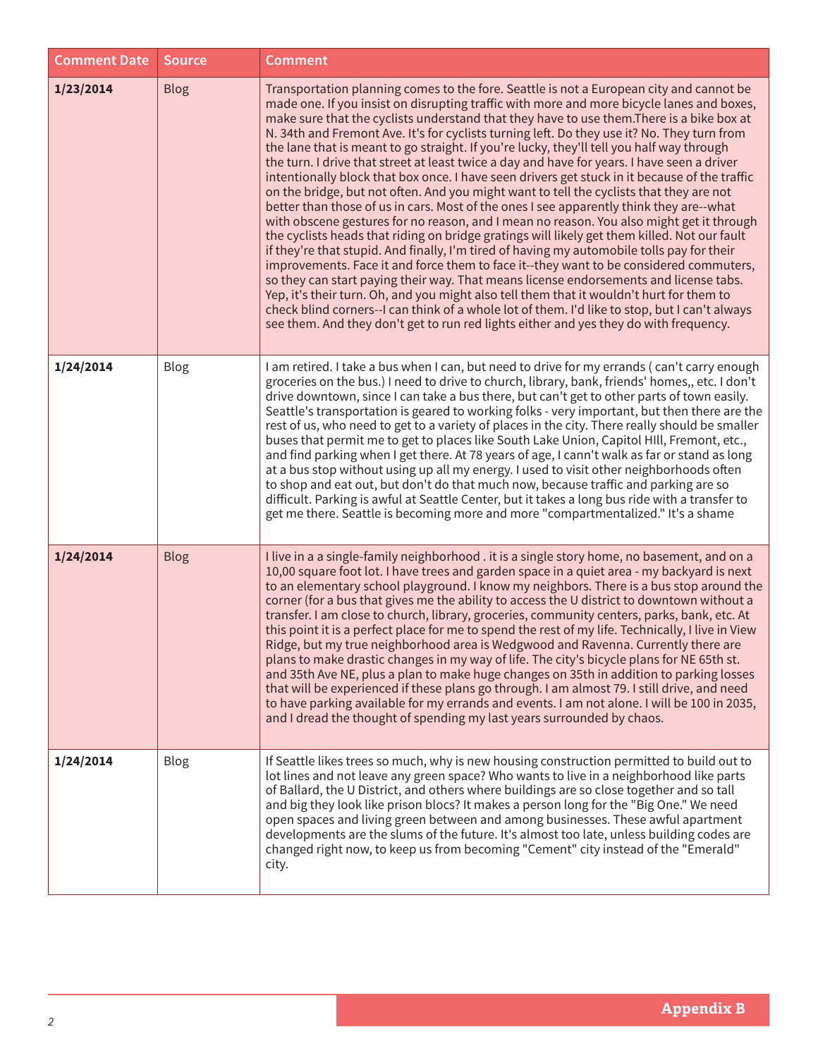| Comment Date | Source | Comment |
|---|---|---|
| **1/23/2014** | Blog | Transportation planning comes to the fore. Seattle is not a European city and cannot be made one. If you insist on disrupting traffic with more and more bicycle lanes and boxes, make sure that the cyclists understand that they have to use them.There is a bike box at N. 34th and Fremont Ave. It's for cyclists turning left. Do they use it? No. They turn from the lane that is meant to go straight. If you're lucky, they'll tell you half way through the turn. I drive that street at least twice a day and have for years. I have seen a driver intentionally block that box once. I have seen drivers get stuck in it because of the traffic on the bridge, but not often. And you might want to tell the cyclists that they are not better than those of us in cars. Most of the ones I see apparently think they are--what with obscene gestures for no reason, and I mean no reason. You also might get it through the cyclists heads that riding on bridge gratings will likely get them killed. Not our fault if they're that stupid. And finally, I'm tired of having my automobile tolls pay for their improvements. Face it and force them to face it--they want to be considered commuters, so they can start paying their way. That means license endorsements and license tabs. Yep, it's their turn. Oh, and you might also tell them that it wouldn't hurt for them to check blind corners--I can think of a whole lot of them. I'd like to stop, but I can't always see them. And they don't get to run red lights either and yes they do with frequency. |
| **1/24/2014** | Blog | I am retired. I take a bus when I can, but need to drive for my errands ( can't carry enough groceries on the bus.) I need to drive to church, library, bank, friends' homes,, etc. I don't drive downtown, since I can take a bus there, but can't get to other parts of town easily. Seattle's transportation is geared to working folks - very important, but then there are the rest of us, who need to get to a variety of places in the city. There really should be smaller buses that permit me to get to places like South Lake Union, Capitol HIll, Fremont, etc., and find parking when I get there. At 78 years of age, I cann't walk as far or stand as long at a bus stop without using up all my energy. I used to visit other neighborhoods often to shop and eat out, but don't do that much now, because traffic and parking are so difficult. Parking is awful at Seattle Center, but it takes a long bus ride with a transfer to get me there. Seattle is becoming more and more "compartmentalized." It's a shame |
| **1/24/2014** | Blog | I live in a a single-family neighborhood . it is a single story home, no basement, and on a 10,00 square foot lot. I have trees and garden space in a quiet area - my backyard is next to an elementary school playground. I know my neighbors. There is a bus stop around the corner (for a bus that gives me the ability to access the U district to downtown without a transfer. I am close to church, library, groceries, community centers, parks, bank, etc. At this point it is a perfect place for me to spend the rest of my life. Technically, I live in View Ridge, but my true neighborhood area is Wedgwood and Ravenna. Currently there are plans to make drastic changes in my way of life. The city's bicycle plans for NE 65th st. and 35th Ave NE, plus a plan to make huge changes on 35th in addition to parking losses that will be experienced if these plans go through. I am almost 79. I still drive, and need to have parking available for my errands and events. I am not alone. I will be 100 in 2035, and I dread the thought of spending my last years surrounded by chaos. |
| **1/24/2014** | Blog | If Seattle likes trees so much, why is new housing construction permitted to build out to lot lines and not leave any green space? Who wants to live in a neighborhood like parts of Ballard, the U District, and others where buildings are so close together and so tall and big they look like prison blocs? It makes a person long for the "Big One." We need open spaces and living green between and among businesses. These awful apartment developments are the slums of the future. It's almost too late, unless building codes are changed right now, to keep us from becoming "Cement" city instead of the "Emerald" city. |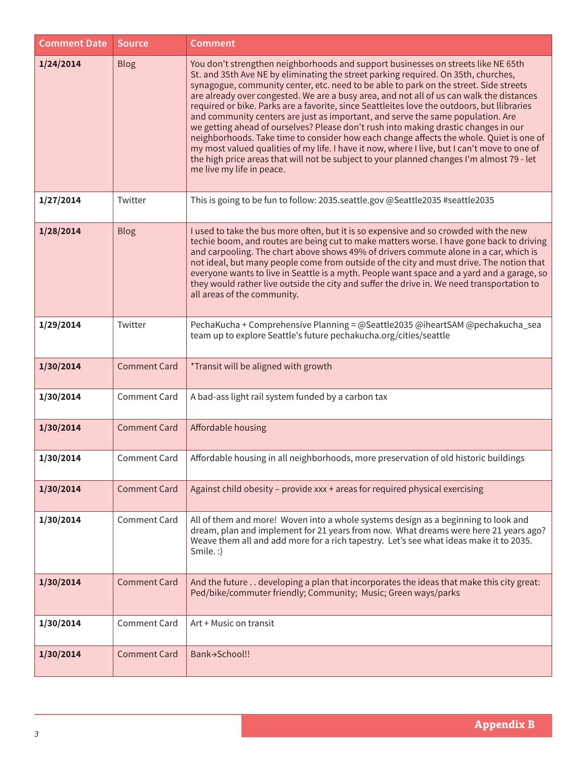| Comment Date | Source | Comment |
|---|---|---|
| **1/24/2014** | Blog | You don't strengthen neighborhoods and support businesses on streets like NE 65th St. and 35th Ave NE by eliminating the street parking required. On 35th, churches, synagogue, community center, etc. need to be able to park on the street. Side streets are already over congested. We are a busy area, and not all of us can walk the distances required or bike. Parks are a favorite, since Seattleites love the outdoors, but llibraries and community centers are just as important, and serve the same population. Are we getting ahead of ourselves? Please don't rush into making drastic changes in our neighborhoods. Take time to consider how each change affects the whole. Quiet is one of my most valued qualities of my life. I have it now, where I live, but I can't move to one of the high price areas that will not be subject to your planned changes I'm almost 79 - let me live my life in peace. |
| **1/27/2014** | Twitter | This is going to be fun to follow: 2035.seattle.gov @Seattle2035 #seattle2035 |
| **1/28/2014** | Blog | I used to take the bus more often, but it is so expensive and so crowded with the new techie boom, and routes are being cut to make matters worse. I have gone back to driving and carpooling. The chart above shows 49% of drivers commute alone in a car, which is not ideal, but many people come from outside of the city and must drive. The notion that everyone wants to live in Seattle is a myth. People want space and a yard and a garage, so they would rather live outside the city and suffer the drive in. We need transportation to all areas of the community. |
| **1/29/2014** | Twitter | PechaKucha + Comprehensive Planning = @Seattle2035 @iheartSAM @pechakucha_sea team up to explore Seattle's future pechakucha.org/cities/seattle |
| **1/30/2014** | Comment Card | *Transit will be aligned with growth |
| **1/30/2014** | Comment Card | A bad-ass light rail system funded by a carbon tax |
| **1/30/2014** | Comment Card | Affordable housing |
| **1/30/2014** | Comment Card | Affordable housing in all neighborhoods, more preservation of old historic buildings |
| **1/30/2014** | Comment Card | Against child obesity – provide xxx + areas for required physical exercising |
| **1/30/2014** | Comment Card | All of them and more! Woven into a whole systems design as a beginning to look and dream, plan and implement for 21 years from now. What dreams were here 21 years ago? Weave them all and add more for a rich tapestry. Let's see what ideas make it to 2035. Smile. :) |
| **1/30/2014** | Comment Card | And the future . . developing a plan that incorporates the ideas that make this city great: Ped/bike/commuter friendly; Community; Music; Green ways/parks |
| **1/30/2014** | Comment Card | Art + Music on transit |
| **1/30/2014** | Comment Card | Bank→School!! |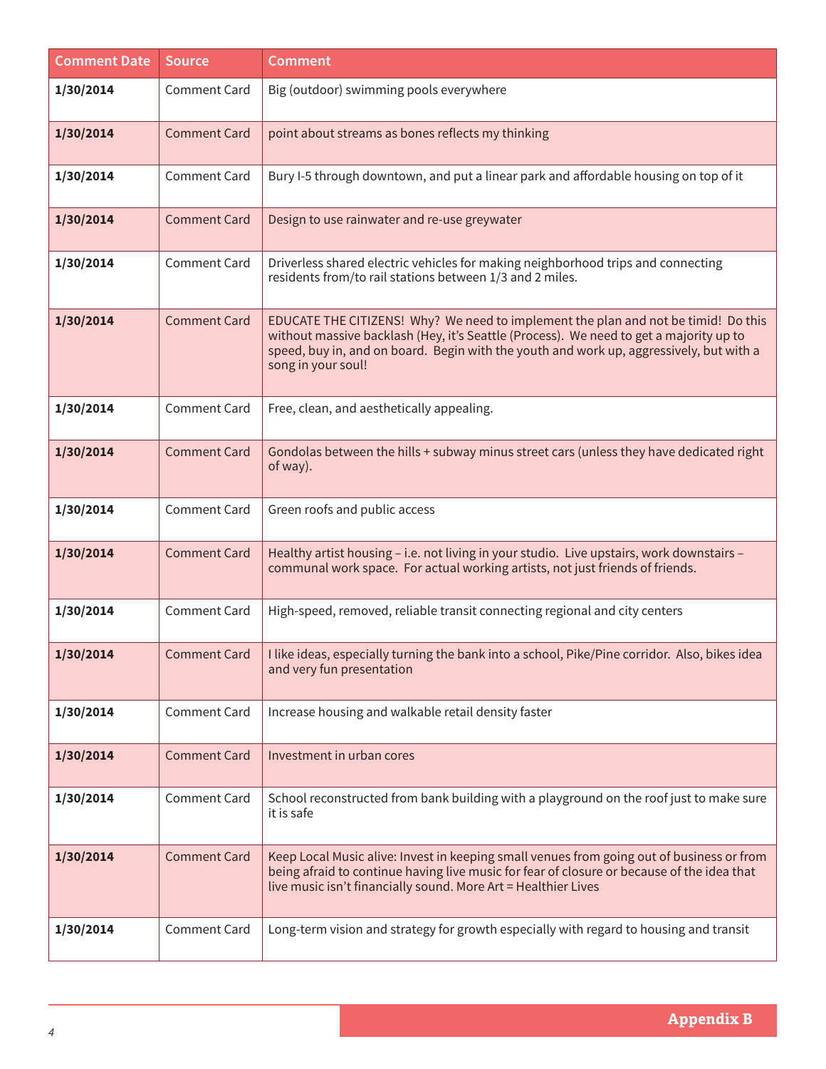| Comment Date | Source | Comment |
|---|---|---|
| **1/30/2014** | Comment Card | Big (outdoor) swimming pools everywhere |
| **1/30/2014** | Comment Card | point about streams as bones reflects my thinking |
| **1/30/2014** | Comment Card | Bury I-5 through downtown, and put a linear park and affordable housing on top of it |
| **1/30/2014** | Comment Card | Design to use rainwater and re-use greywater |
| **1/30/2014** | Comment Card | Driverless shared electric vehicles for making neighborhood trips and connecting residents from/to rail stations between 1/3 and 2 miles. |
| **1/30/2014** | Comment Card | EDUCATE THE CITIZENS! Why? We need to implement the plan and not be timid! Do this without massive backlash (Hey, it's Seattle (Process). We need to get a majority up to speed, buy in, and on board. Begin with the youth and work up, aggressively, but with a song in your soul! |
| **1/30/2014** | Comment Card | Free, clean, and aesthetically appealing. |
| **1/30/2014** | Comment Card | Gondolas between the hills + subway minus street cars (unless they have dedicated right of way). |
| **1/30/2014** | Comment Card | Green roofs and public access |
| **1/30/2014** | Comment Card | Healthy artist housing – i.e. not living in your studio. Live upstairs, work downstairs – communal work space. For actual working artists, not just friends of friends. |
| **1/30/2014** | Comment Card | High-speed, removed, reliable transit connecting regional and city centers |
| **1/30/2014** | Comment Card | I like ideas, especially turning the bank into a school, Pike/Pine corridor. Also, bikes idea and very fun presentation |
| **1/30/2014** | Comment Card | Increase housing and walkable retail density faster |
| **1/30/2014** | Comment Card | Investment in urban cores |
| **1/30/2014** | Comment Card | School reconstructed from bank building with a playground on the roof just to make sure it is safe |
| **1/30/2014** | Comment Card | Keep Local Music alive: Invest in keeping small venues from going out of business or from being afraid to continue having live music for fear of closure or because of the idea that live music isn't financially sound. More Art = Healthier Lives |
| **1/30/2014** | Comment Card | Long-term vision and strategy for growth especially with regard to housing and transit |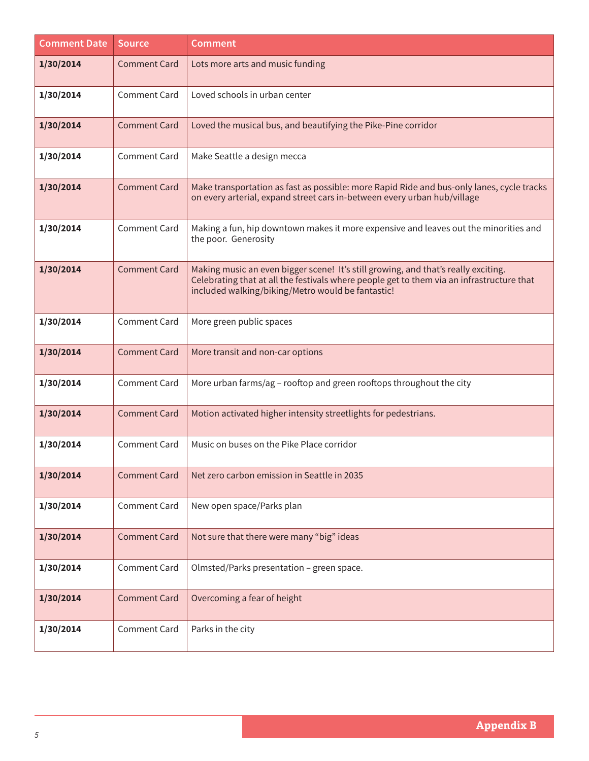| Comment Date | Source | Comment |
|---|---|---|
| **1/30/2014** | Comment Card | Lots more arts and music funding |
| **1/30/2014** | Comment Card | Loved schools in urban center |
| **1/30/2014** | Comment Card | Loved the musical bus, and beautifying the Pike-Pine corridor |
| **1/30/2014** | Comment Card | Make Seattle a design mecca |
| **1/30/2014** | Comment Card | Make transportation as fast as possible: more Rapid Ride and bus-only lanes, cycle tracks on every arterial, expand street cars in-between every urban hub/village |
| **1/30/2014** | Comment Card | Making a fun, hip downtown makes it more expensive and leaves out the minorities and the poor.  Generosity |
| **1/30/2014** | Comment Card | Making music an even bigger scene!  It's still growing, and that's really exciting. Celebrating that at all the festivals where people get to them via an infrastructure that included walking/biking/Metro would be fantastic! |
| **1/30/2014** | Comment Card | More green public spaces |
| **1/30/2014** | Comment Card | More transit and non-car options |
| **1/30/2014** | Comment Card | More urban farms/ag – rooftop and green rooftops throughout the city |
| **1/30/2014** | Comment Card | Motion activated higher intensity streetlights for pedestrians. |
| **1/30/2014** | Comment Card | Music on buses on the Pike Place corridor |
| **1/30/2014** | Comment Card | Net zero carbon emission in Seattle in 2035 |
| **1/30/2014** | Comment Card | New open space/Parks plan |
| **1/30/2014** | Comment Card | Not sure that there were many "big" ideas |
| **1/30/2014** | Comment Card | Olmsted/Parks presentation – green space. |
| **1/30/2014** | Comment Card | Overcoming a fear of height |
| **1/30/2014** | Comment Card | Parks in the city |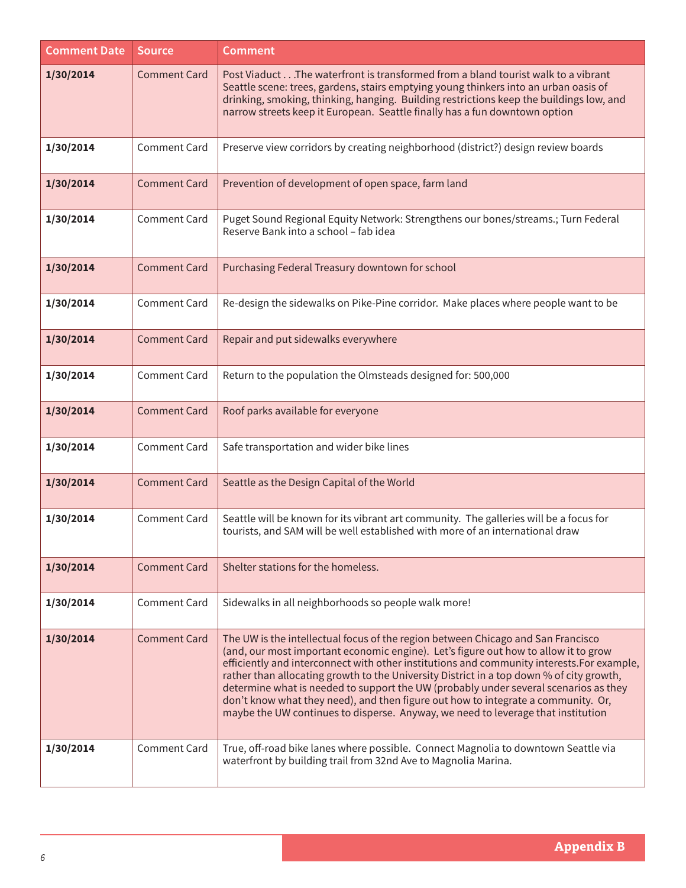| Comment Date | Source | Comment |
|---|---|---|
| **1/30/2014** | Comment Card | Post Viaduct . . .The waterfront is transformed from a bland tourist walk to a vibrant Seattle scene: trees, gardens, stairs emptying young thinkers into an urban oasis of drinking, smoking, thinking, hanging. Building restrictions keep the buildings low, and narrow streets keep it European. Seattle finally has a fun downtown option |
| **1/30/2014** | Comment Card | Preserve view corridors by creating neighborhood (district?) design review boards |
| **1/30/2014** | Comment Card | Prevention of development of open space, farm land |
| **1/30/2014** | Comment Card | Puget Sound Regional Equity Network: Strengthens our bones/streams.; Turn Federal Reserve Bank into a school – fab idea |
| **1/30/2014** | Comment Card | Purchasing Federal Treasury downtown for school |
| **1/30/2014** | Comment Card | Re-design the sidewalks on Pike-Pine corridor. Make places where people want to be |
| **1/30/2014** | Comment Card | Repair and put sidewalks everywhere |
| **1/30/2014** | Comment Card | Return to the population the Olmsteads designed for: 500,000 |
| **1/30/2014** | Comment Card | Roof parks available for everyone |
| **1/30/2014** | Comment Card | Safe transportation and wider bike lines |
| **1/30/2014** | Comment Card | Seattle as the Design Capital of the World |
| **1/30/2014** | Comment Card | Seattle will be known for its vibrant art community. The galleries will be a focus for tourists, and SAM will be well established with more of an international draw |
| **1/30/2014** | Comment Card | Shelter stations for the homeless. |
| **1/30/2014** | Comment Card | Sidewalks in all neighborhoods so people walk more! |
| **1/30/2014** | Comment Card | The UW is the intellectual focus of the region between Chicago and San Francisco (and, our most important economic engine). Let's figure out how to allow it to grow efficiently and interconnect with other institutions and community interests.For example, rather than allocating growth to the University District in a top down % of city growth, determine what is needed to support the UW (probably under several scenarios as they don't know what they need), and then figure out how to integrate a community. Or, maybe the UW continues to disperse. Anyway, we need to leverage that institution |
| **1/30/2014** | Comment Card | True, off-road bike lanes where possible. Connect Magnolia to downtown Seattle via waterfront by building trail from 32nd Ave to Magnolia Marina. |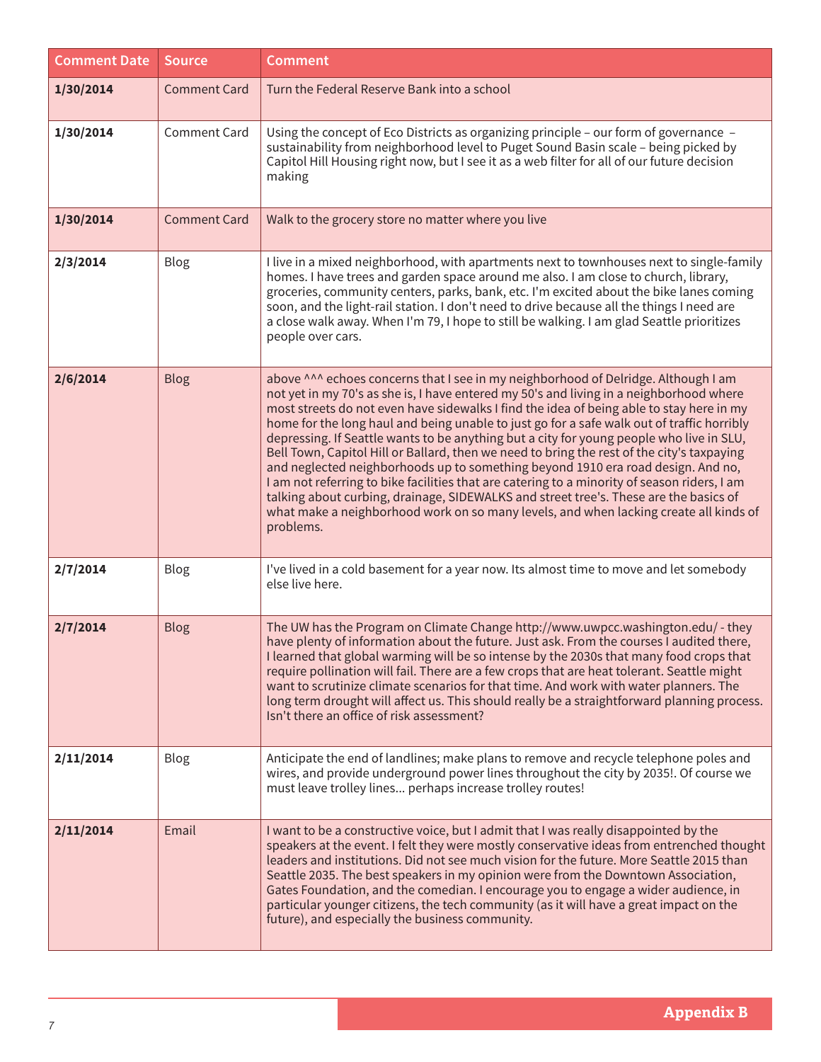| Comment Date | Source | Comment |
|---|---|---|
| **1/30/2014** | Comment Card | Turn the Federal Reserve Bank into a school |
| **1/30/2014** | Comment Card | Using the concept of Eco Districts as organizing principle – our form of governance – sustainability from neighborhood level to Puget Sound Basin scale – being picked by Capitol Hill Housing right now, but I see it as a web filter for all of our future decision making |
| **1/30/2014** | Comment Card | Walk to the grocery store no matter where you live |
| **2/3/2014** | Blog | I live in a mixed neighborhood, with apartments next to townhouses next to single-family homes. I have trees and garden space around me also. I am close to church, library, groceries, community centers, parks, bank, etc. I'm excited about the bike lanes coming soon, and the light-rail station. I don't need to drive because all the things I need are a close walk away. When I'm 79, I hope to still be walking. I am glad Seattle prioritizes people over cars. |
| **2/6/2014** | Blog | above ^^^ echoes concerns that I see in my neighborhood of Delridge. Although I am not yet in my 70's as she is, I have entered my 50's and living in a neighborhood where most streets do not even have sidewalks I find the idea of being able to stay here in my home for the long haul and being unable to just go for a safe walk out of traffic horribly depressing. If Seattle wants to be anything but a city for young people who live in SLU, Bell Town, Capitol Hill or Ballard, then we need to bring the rest of the city's taxpaying and neglected neighborhoods up to something beyond 1910 era road design. And no, I am not referring to bike facilities that are catering to a minority of season riders, I am talking about curbing, drainage, SIDEWALKS and street tree's. These are the basics of what make a neighborhood work on so many levels, and when lacking create all kinds of problems. |
| **2/7/2014** | Blog | I've lived in a cold basement for a year now. Its almost time to move and let somebody else live here. |
| **2/7/2014** | Blog | The UW has the Program on Climate Change http://www.uwpcc.washington.edu/ - they have plenty of information about the future. Just ask. From the courses I audited there, I learned that global warming will be so intense by the 2030s that many food crops that require pollination will fail. There are a few crops that are heat tolerant. Seattle might want to scrutinize climate scenarios for that time. And work with water planners. The long term drought will affect us. This should really be a straightforward planning process. Isn't there an office of risk assessment? |
| **2/11/2014** | Blog | Anticipate the end of landlines; make plans to remove and recycle telephone poles and wires, and provide underground power lines throughout the city by 2035!. Of course we must leave trolley lines... perhaps increase trolley routes! |
| **2/11/2014** | Email | I want to be a constructive voice, but I admit that I was really disappointed by the speakers at the event. I felt they were mostly conservative ideas from entrenched thought leaders and institutions. Did not see much vision for the future. More Seattle 2015 than Seattle 2035. The best speakers in my opinion were from the Downtown Association, Gates Foundation, and the comedian. I encourage you to engage a wider audience, in particular younger citizens, the tech community (as it will have a great impact on the future), and especially the business community. |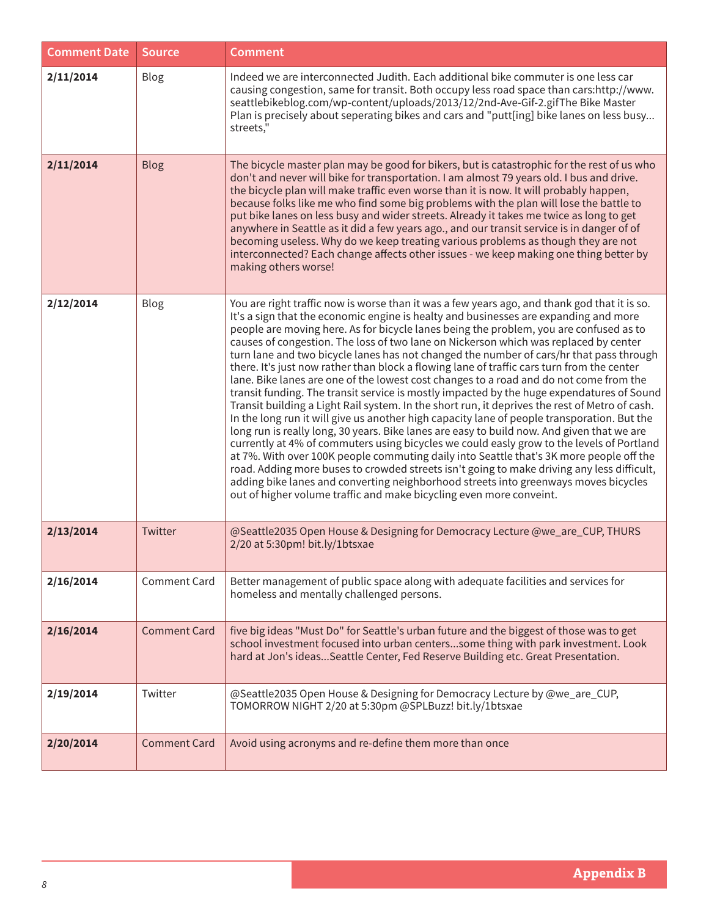| Comment Date | Source | Comment |
|---|---|---|
| **2/11/2014** | Blog | Indeed we are interconnected Judith. Each additional bike commuter is one less car causing congestion, same for transit. Both occupy less road space than cars:http://www.seattlebikeblog.com/wp-content/uploads/2013/12/2nd-Ave-Gif-2.gifThe Bike Master Plan is precisely about seperating bikes and cars and "putt[ing] bike lanes on less busy... streets," |
| **2/11/2014** | Blog | The bicycle master plan may be good for bikers, but is catastrophic for the rest of us who don't and never will bike for transportation. I am almost 79 years old. I bus and drive. the bicycle plan will make traffic even worse than it is now. It will probably happen, because folks like me who find some big problems with the plan will lose the battle to put bike lanes on less busy and wider streets. Already it takes me twice as long to get anywhere in Seattle as it did a few years ago., and our transit service is in danger of of becoming useless. Why do we keep treating various problems as though they are not interconnected? Each change affects other issues - we keep making one thing better by making others worse! |
| **2/12/2014** | Blog | You are right traffic now is worse than it was a few years ago, and thank god that it is so. It's a sign that the economic engine is healty and businesses are expanding and more people are moving here. As for bicycle lanes being the problem, you are confused as to causes of congestion. The loss of two lane on Nickerson which was replaced by center turn lane and two bicycle lanes has not changed the number of cars/hr that pass through there. It's just now rather than block a flowing lane of traffic cars turn from the center lane. Bike lanes are one of the lowest cost changes to a road and do not come from the transit funding. The transit service is mostly impacted by the huge expendatures of Sound Transit building a Light Rail system. In the short run, it deprives the rest of Metro of cash. In the long run it will give us another high capacity lane of people transporation. But the long run is really long, 30 years. Bike lanes are easy to build now. And given that we are currently at 4% of commuters using bicycles we could easily grow to the levels of Portland at 7%. With over 100K people commuting daily into Seattle that's 3K more people off the road. Adding more buses to crowded streets isn't going to make driving any less difficult, adding bike lanes and converting neighborhood streets into greenways moves bicycles out of higher volume traffic and make bicycling even more conveint. |
| **2/13/2014** | Twitter | @Seattle2035 Open House & Designing for Democracy Lecture @we_are_CUP, THURS 2/20 at 5:30pm! bit.ly/1btsxae |
| **2/16/2014** | Comment Card | Better management of public space along with adequate facilities and services for homeless and mentally challenged persons. |
| **2/16/2014** | Comment Card | five big ideas "Must Do" for Seattle's urban future and the biggest of those was to get school investment focused into urban centers...some thing with park investment. Look hard at Jon's ideas...Seattle Center, Fed Reserve Building etc. Great Presentation. |
| **2/19/2014** | Twitter | @Seattle2035 Open House & Designing for Democracy Lecture by @we_are_CUP, TOMORROW NIGHT 2/20 at 5:30pm @SPLBuzz! bit.ly/1btsxae |
| **2/20/2014** | Comment Card | Avoid using acronyms and re-define them more than once |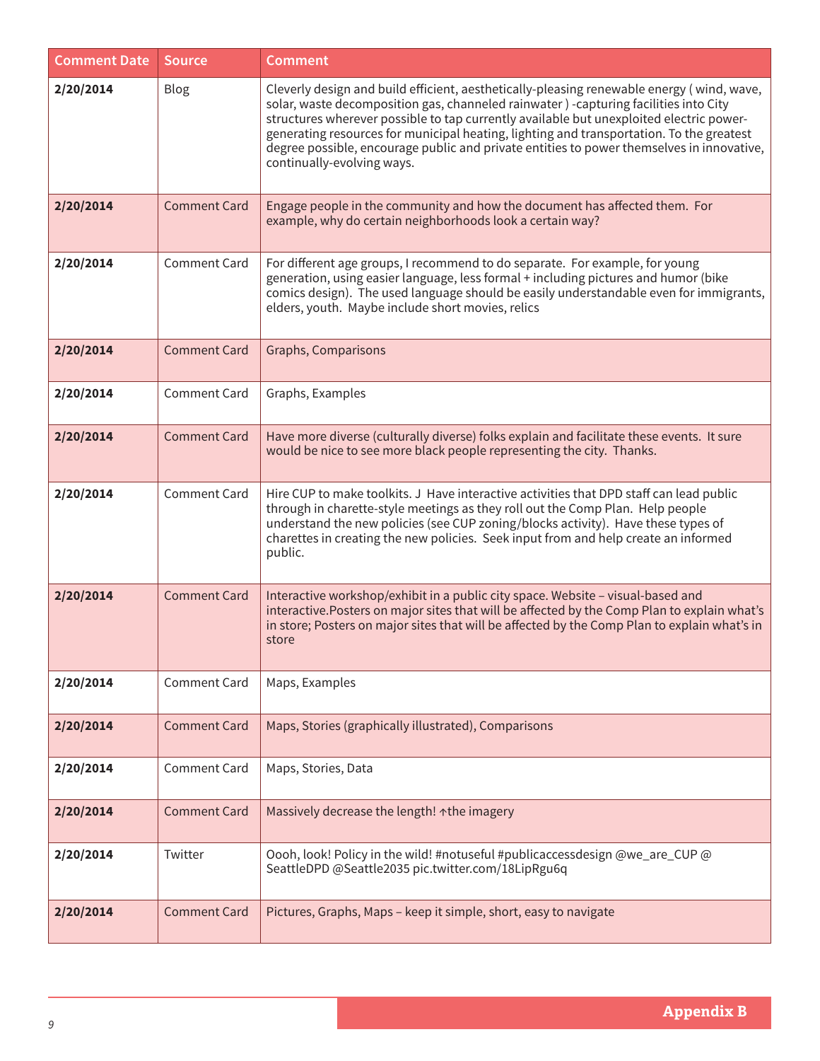| Comment Date | Source | Comment |
|---|---|---|
| **2/20/2014** | Blog | Cleverly design and build efficient, aesthetically-pleasing renewable energy ( wind, wave, solar, waste decomposition gas, channeled rainwater ) -capturing facilities into City structures wherever possible to tap currently available but unexploited electric power-generating resources for municipal heating, lighting and transportation. To the greatest degree possible, encourage public and private entities to power themselves in innovative, continually-evolving ways. |
| **2/20/2014** | Comment Card | Engage people in the community and how the document has affected them. For example, why do certain neighborhoods look a certain way? |
| **2/20/2014** | Comment Card | For different age groups, I recommend to do separate. For example, for young generation, using easier language, less formal + including pictures and humor (bike comics design). The used language should be easily understandable even for immigrants, elders, youth. Maybe include short movies, relics |
| **2/20/2014** | Comment Card | Graphs, Comparisons |
| **2/20/2014** | Comment Card | Graphs, Examples |
| **2/20/2014** | Comment Card | Have more diverse (culturally diverse) folks explain and facilitate these events. It sure would be nice to see more black people representing the city. Thanks. |
| **2/20/2014** | Comment Card | Hire CUP to make toolkits. J Have interactive activities that DPD staff can lead public through in charette-style meetings as they roll out the Comp Plan. Help people understand the new policies (see CUP zoning/blocks activity). Have these types of charettes in creating the new policies. Seek input from and help create an informed public. |
| **2/20/2014** | Comment Card | Interactive workshop/exhibit in a public city space. Website – visual-based and interactive.Posters on major sites that will be affected by the Comp Plan to explain what's in store; Posters on major sites that will be affected by the Comp Plan to explain what's in store |
| **2/20/2014** | Comment Card | Maps, Examples |
| **2/20/2014** | Comment Card | Maps, Stories (graphically illustrated), Comparisons |
| **2/20/2014** | Comment Card | Maps, Stories, Data |
| **2/20/2014** | Comment Card | Massively decrease the length! ↑the imagery |
| **2/20/2014** | Twitter | Oooh, look! Policy in the wild! #notuseful #publicaccessdesign @we_are_CUP @ SeattleDPD @Seattle2035 pic.twitter.com/18LipRgu6q |
| **2/20/2014** | Comment Card | Pictures, Graphs, Maps – keep it simple, short, easy to navigate |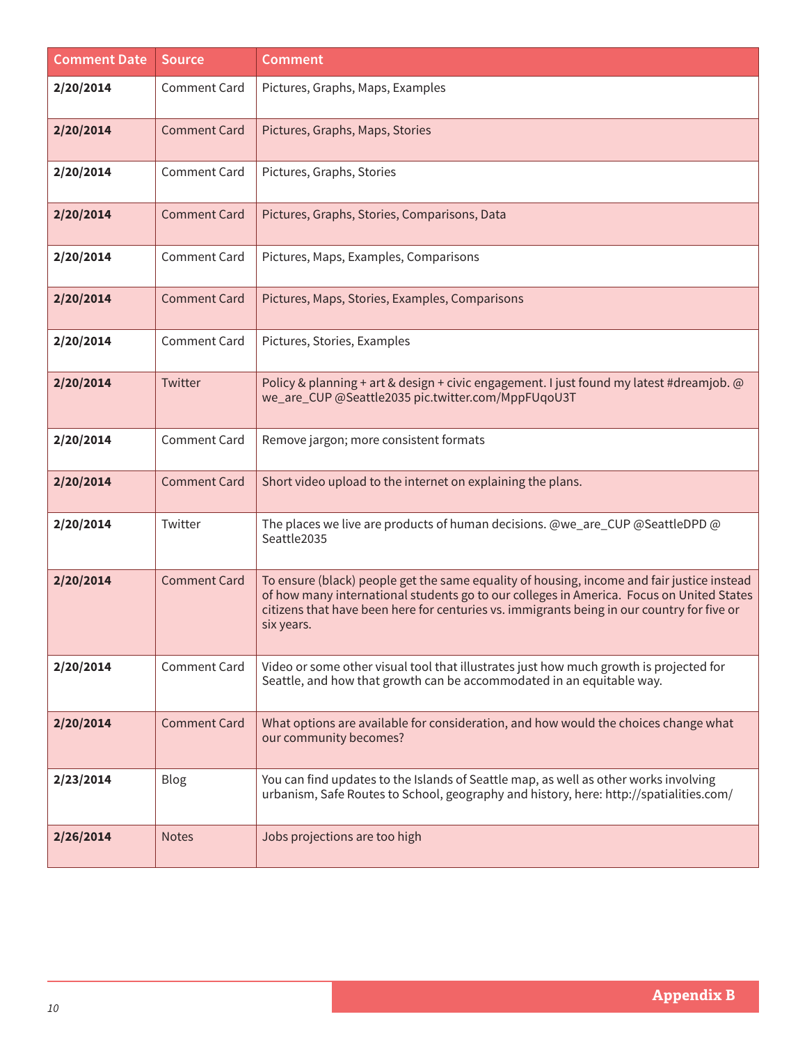| Comment Date | Source | Comment |
|---|---|---|
| **2/20/2014** | Comment Card | Pictures, Graphs, Maps, Examples |
| **2/20/2014** | Comment Card | Pictures, Graphs, Maps, Stories |
| **2/20/2014** | Comment Card | Pictures, Graphs, Stories |
| **2/20/2014** | Comment Card | Pictures, Graphs, Stories, Comparisons, Data |
| **2/20/2014** | Comment Card | Pictures, Maps, Examples, Comparisons |
| **2/20/2014** | Comment Card | Pictures, Maps, Stories, Examples, Comparisons |
| **2/20/2014** | Comment Card | Pictures, Stories, Examples |
| **2/20/2014** | Twitter | Policy & planning + art & design + civic engagement. I just found my latest #dreamjob. @we_are_CUP @Seattle2035 pic.twitter.com/MppFUqoU3T |
| **2/20/2014** | Comment Card | Remove jargon; more consistent formats |
| **2/20/2014** | Comment Card | Short video upload to the internet on explaining the plans. |
| **2/20/2014** | Twitter | The places we live are products of human decisions. @we_are_CUP @SeattleDPD @Seattle2035 |
| **2/20/2014** | Comment Card | To ensure (black) people get the same equality of housing, income and fair justice instead of how many international students go to our colleges in America. Focus on United States citizens that have been here for centuries vs. immigrants being in our country for five or six years. |
| **2/20/2014** | Comment Card | Video or some other visual tool that illustrates just how much growth is projected for Seattle, and how that growth can be accommodated in an equitable way. |
| **2/20/2014** | Comment Card | What options are available for consideration, and how would the choices change what our community becomes? |
| **2/23/2014** | Blog | You can find updates to the Islands of Seattle map, as well as other works involving urbanism, Safe Routes to School, geography and history, here: http://spatialities.com/ |
| **2/26/2014** | Notes | Jobs projections are too high |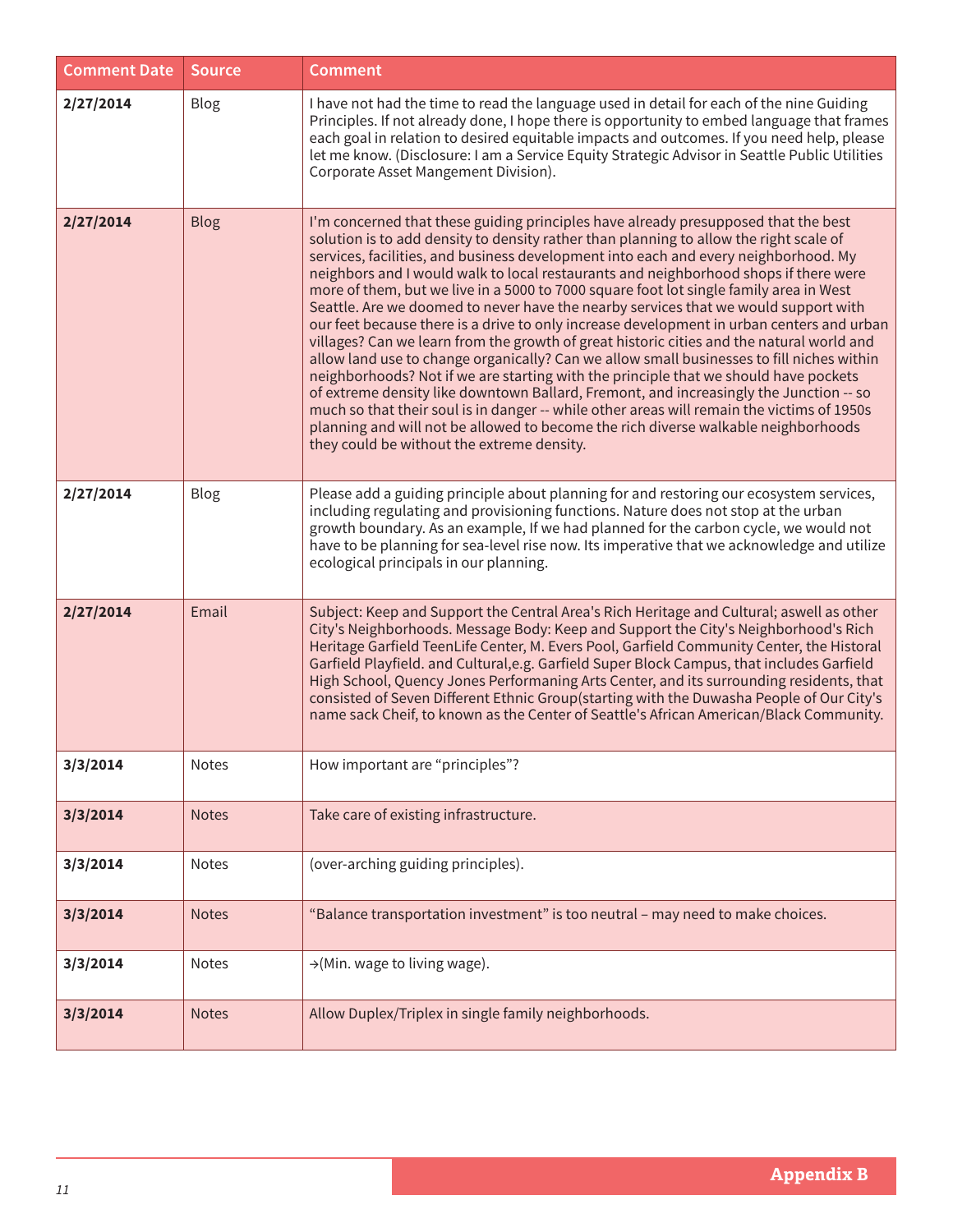| Comment Date | Source | Comment |
|---|---|---|
| **2/27/2014** | Blog | I have not had the time to read the language used in detail for each of the nine Guiding Principles. If not already done, I hope there is opportunity to embed language that frames each goal in relation to desired equitable impacts and outcomes. If you need help, please let me know. (Disclosure: I am a Service Equity Strategic Advisor in Seattle Public Utilities Corporate Asset Mangement Division). |
| **2/27/2014** | Blog | I'm concerned that these guiding principles have already presupposed that the best solution is to add density to density rather than planning to allow the right scale of services, facilities, and business development into each and every neighborhood. My neighbors and I would walk to local restaurants and neighborhood shops if there were more of them, but we live in a 5000 to 7000 square foot lot single family area in West Seattle. Are we doomed to never have the nearby services that we would support with our feet because there is a drive to only increase development in urban centers and urban villages? Can we learn from the growth of great historic cities and the natural world and allow land use to change organically? Can we allow small businesses to fill niches within neighborhoods? Not if we are starting with the principle that we should have pockets of extreme density like downtown Ballard, Fremont, and increasingly the Junction -- so much so that their soul is in danger -- while other areas will remain the victims of 1950s planning and will not be allowed to become the rich diverse walkable neighborhoods they could be without the extreme density. |
| **2/27/2014** | Blog | Please add a guiding principle about planning for and restoring our ecosystem services, including regulating and provisioning functions. Nature does not stop at the urban growth boundary. As an example, If we had planned for the carbon cycle, we would not have to be planning for sea-level rise now. Its imperative that we acknowledge and utilize ecological principals in our planning. |
| **2/27/2014** | Email | Subject: Keep and Support the Central Area's Rich Heritage and Cultural; aswell as other City's Neighborhoods. Message Body: Keep and Support the City's Neighborhood's Rich Heritage Garfield TeenLife Center, M. Evers Pool, Garfield Community Center, the Historal Garfield Playfield. and Cultural,e.g. Garfield Super Block Campus, that includes Garfield High School, Quency Jones Performaning Arts Center, and its surrounding residents, that consisted of Seven Different Ethnic Group(starting with the Duwasha People of Our City's name sack Cheif, to known as the Center of Seattle's African American/Black Community. |
| **3/3/2014** | Notes | How important are "principles"? |
| **3/3/2014** | Notes | Take care of existing infrastructure. |
| **3/3/2014** | Notes | (over-arching guiding principles). |
| **3/3/2014** | Notes | "Balance transportation investment" is too neutral – may need to make choices. |
| **3/3/2014** | Notes | →(Min. wage to living wage). |
| **3/3/2014** | Notes | Allow Duplex/Triplex in single family neighborhoods. |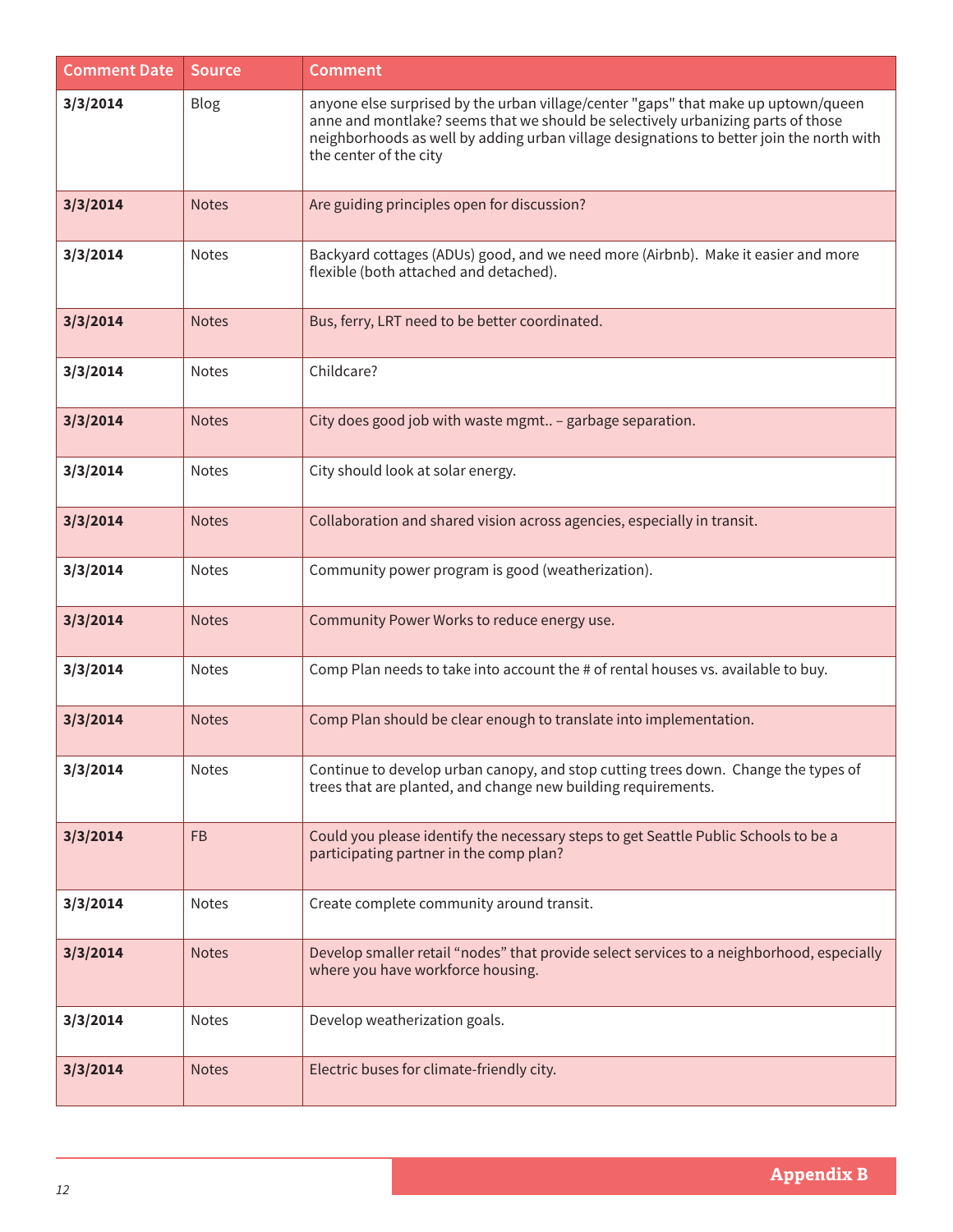| Comment Date | Source | Comment |
| --- | --- | --- |
| **3/3/2014** | Blog | anyone else surprised by the urban village/center "gaps" that make up uptown/queen anne and montlake? seems that we should be selectively urbanizing parts of those neighborhoods as well by adding urban village designations to better join the north with the center of the city |
| **3/3/2014** | Notes | Are guiding principles open for discussion? |
| **3/3/2014** | Notes | Backyard cottages (ADUs) good, and we need more (Airbnb). Make it easier and more flexible (both attached and detached). |
| **3/3/2014** | Notes | Bus, ferry, LRT need to be better coordinated. |
| **3/3/2014** | Notes | Childcare? |
| **3/3/2014** | Notes | City does good job with waste mgmt.. – garbage separation. |
| **3/3/2014** | Notes | City should look at solar energy. |
| **3/3/2014** | Notes | Collaboration and shared vision across agencies, especially in transit. |
| **3/3/2014** | Notes | Community power program is good (weatherization). |
| **3/3/2014** | Notes | Community Power Works to reduce energy use. |
| **3/3/2014** | Notes | Comp Plan needs to take into account the # of rental houses vs. available to buy. |
| **3/3/2014** | Notes | Comp Plan should be clear enough to translate into implementation. |
| **3/3/2014** | Notes | Continue to develop urban canopy, and stop cutting trees down. Change the types of trees that are planted, and change new building requirements. |
| **3/3/2014** | FB | Could you please identify the necessary steps to get Seattle Public Schools to be a participating partner in the comp plan? |
| **3/3/2014** | Notes | Create complete community around transit. |
| **3/3/2014** | Notes | Develop smaller retail “nodes” that provide select services to a neighborhood, especially where you have workforce housing. |
| **3/3/2014** | Notes | Develop weatherization goals. |
| **3/3/2014** | Notes | Electric buses for climate-friendly city. |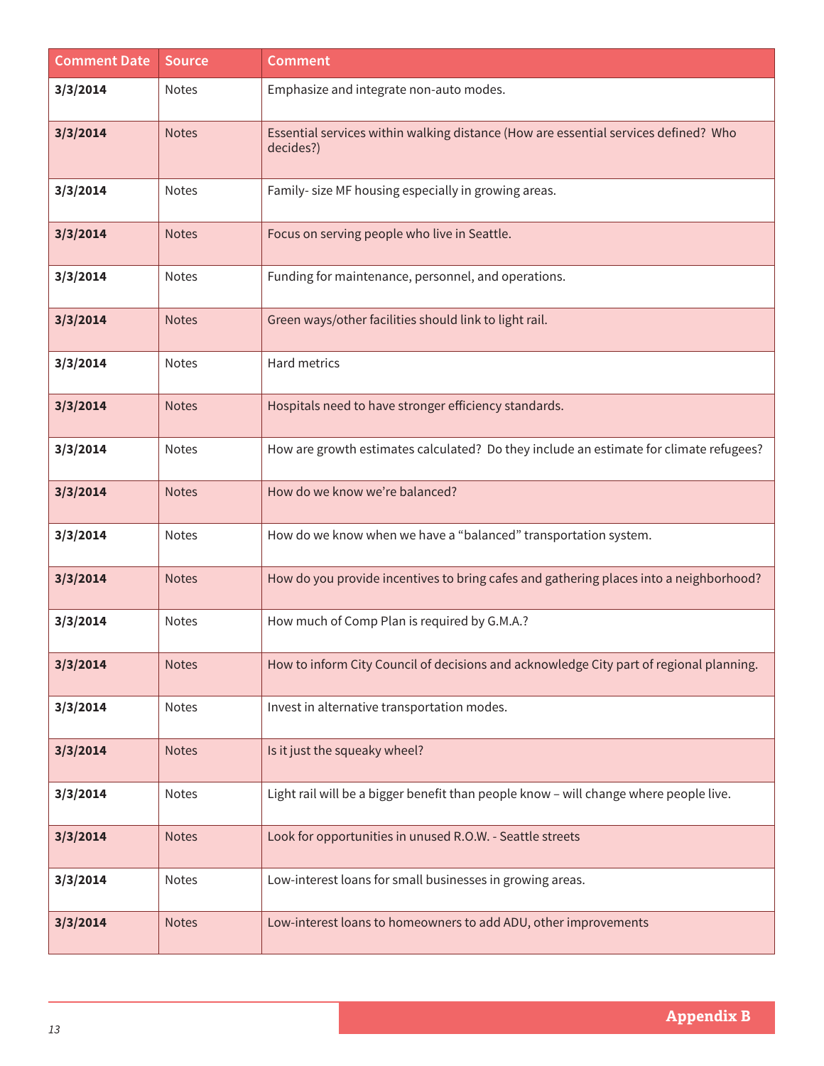| Comment Date | Source | Comment |
|---|---|---|
| **3/3/2014** | Notes | Emphasize and integrate non-auto modes. |
| **3/3/2014** | Notes | Essential services within walking distance (How are essential services defined? Who decides?) |
| **3/3/2014** | Notes | Family- size MF housing especially in growing areas. |
| **3/3/2014** | Notes | Focus on serving people who live in Seattle. |
| **3/3/2014** | Notes | Funding for maintenance, personnel, and operations. |
| **3/3/2014** | Notes | Green ways/other facilities should link to light rail. |
| **3/3/2014** | Notes | Hard metrics |
| **3/3/2014** | Notes | Hospitals need to have stronger efficiency standards. |
| **3/3/2014** | Notes | How are growth estimates calculated? Do they include an estimate for climate refugees? |
| **3/3/2014** | Notes | How do we know we're balanced? |
| **3/3/2014** | Notes | How do we know when we have a "balanced" transportation system. |
| **3/3/2014** | Notes | How do you provide incentives to bring cafes and gathering places into a neighborhood? |
| **3/3/2014** | Notes | How much of Comp Plan is required by G.M.A.? |
| **3/3/2014** | Notes | How to inform City Council of decisions and acknowledge City part of regional planning. |
| **3/3/2014** | Notes | Invest in alternative transportation modes. |
| **3/3/2014** | Notes | Is it just the squeaky wheel? |
| **3/3/2014** | Notes | Light rail will be a bigger benefit than people know – will change where people live. |
| **3/3/2014** | Notes | Look for opportunities in unused R.O.W. - Seattle streets |
| **3/3/2014** | Notes | Low-interest loans for small businesses in growing areas. |
| **3/3/2014** | Notes | Low-interest loans to homeowners to add ADU, other improvements |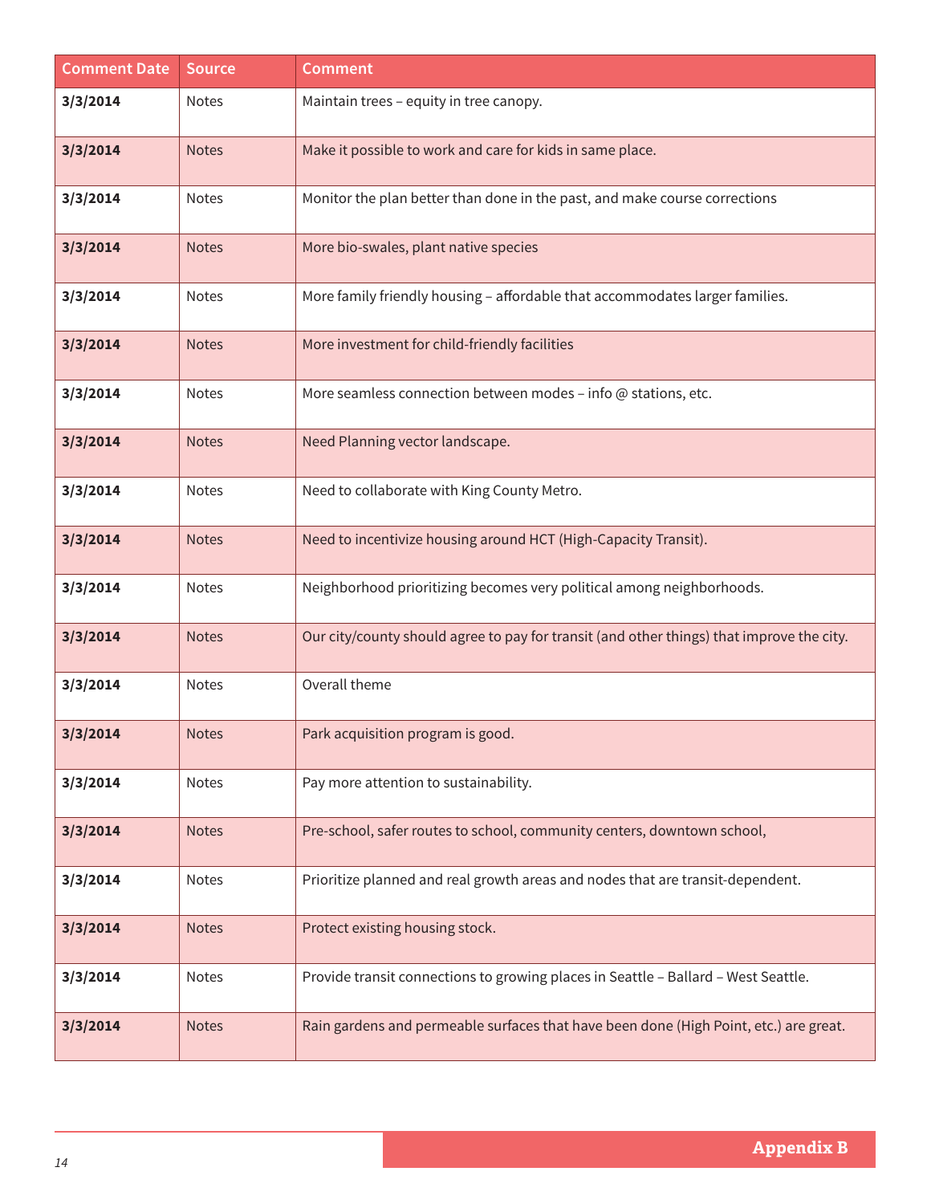| Comment Date | Source | Comment |
|---|---|---|
| **3/3/2014** | Notes | Maintain trees – equity in tree canopy. |
| **3/3/2014** | Notes | Make it possible to work and care for kids in same place. |
| **3/3/2014** | Notes | Monitor the plan better than done in the past, and make course corrections |
| **3/3/2014** | Notes | More bio-swales, plant native species |
| **3/3/2014** | Notes | More family friendly housing – affordable that accommodates larger families. |
| **3/3/2014** | Notes | More investment for child-friendly facilities |
| **3/3/2014** | Notes | More seamless connection between modes – info @ stations, etc. |
| **3/3/2014** | Notes | Need Planning vector landscape. |
| **3/3/2014** | Notes | Need to collaborate with King County Metro. |
| **3/3/2014** | Notes | Need to incentivize housing around HCT (High-Capacity Transit). |
| **3/3/2014** | Notes | Neighborhood prioritizing becomes very political among neighborhoods. |
| **3/3/2014** | Notes | Our city/county should agree to pay for transit (and other things) that improve the city. |
| **3/3/2014** | Notes | Overall theme |
| **3/3/2014** | Notes | Park acquisition program is good. |
| **3/3/2014** | Notes | Pay more attention to sustainability. |
| **3/3/2014** | Notes | Pre-school, safer routes to school, community centers, downtown school, |
| **3/3/2014** | Notes | Prioritize planned and real growth areas and nodes that are transit-dependent. |
| **3/3/2014** | Notes | Protect existing housing stock. |
| **3/3/2014** | Notes | Provide transit connections to growing places in Seattle – Ballard – West Seattle. |
| **3/3/2014** | Notes | Rain gardens and permeable surfaces that have been done (High Point, etc.) are great. |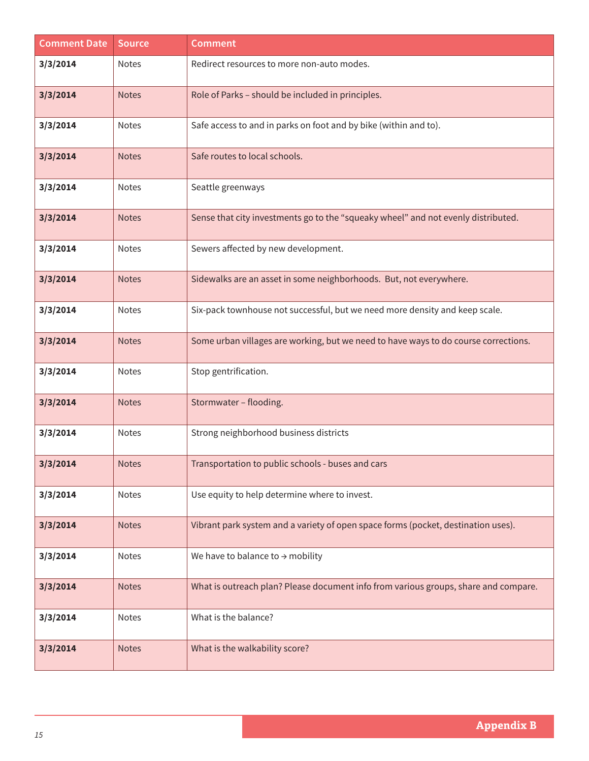| Comment Date | Source | Comment |
|---|---|---|
| **3/3/2014** | Notes | Redirect resources to more non-auto modes. |
| **3/3/2014** | Notes | Role of Parks – should be included in principles. |
| **3/3/2014** | Notes | Safe access to and in parks on foot and by bike (within and to). |
| **3/3/2014** | Notes | Safe routes to local schools. |
| **3/3/2014** | Notes | Seattle greenways |
| **3/3/2014** | Notes | Sense that city investments go to the "squeaky wheel" and not evenly distributed. |
| **3/3/2014** | Notes | Sewers affected by new development. |
| **3/3/2014** | Notes | Sidewalks are an asset in some neighborhoods. But, not everywhere. |
| **3/3/2014** | Notes | Six-pack townhouse not successful, but we need more density and keep scale. |
| **3/3/2014** | Notes | Some urban villages are working, but we need to have ways to do course corrections. |
| **3/3/2014** | Notes | Stop gentrification. |
| **3/3/2014** | Notes | Stormwater – flooding. |
| **3/3/2014** | Notes | Strong neighborhood business districts |
| **3/3/2014** | Notes | Transportation to public schools - buses and cars |
| **3/3/2014** | Notes | Use equity to help determine where to invest. |
| **3/3/2014** | Notes | Vibrant park system and a variety of open space forms (pocket, destination uses). |
| **3/3/2014** | Notes | We have to balance to → mobility |
| **3/3/2014** | Notes | What is outreach plan? Please document info from various groups, share and compare. |
| **3/3/2014** | Notes | What is the balance? |
| **3/3/2014** | Notes | What is the walkability score? |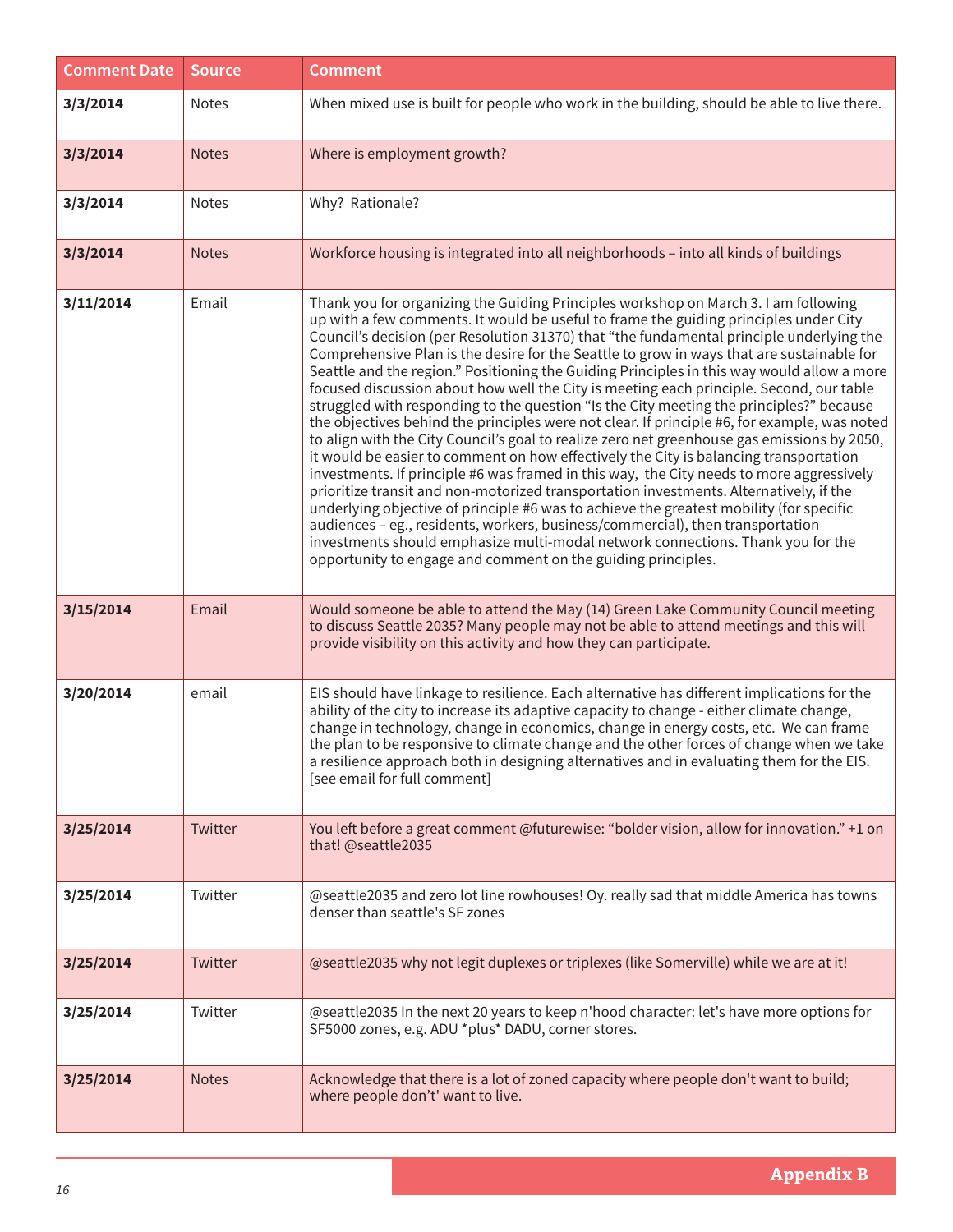| Comment Date | Source | Comment |
|---|---|---|
| **3/3/2014** | Notes | When mixed use is built for people who work in the building, should be able to live there. |
| **3/3/2014** | Notes | Where is employment growth? |
| **3/3/2014** | Notes | Why? Rationale? |
| **3/3/2014** | Notes | Workforce housing is integrated into all neighborhoods – into all kinds of buildings |
| **3/11/2014** | Email | Thank you for organizing the Guiding Principles workshop on March 3. I am following up with a few comments. It would be useful to frame the guiding principles under City Council's decision (per Resolution 31370) that "the fundamental principle underlying the Comprehensive Plan is the desire for the Seattle to grow in ways that are sustainable for Seattle and the region." Positioning the Guiding Principles in this way would allow a more focused discussion about how well the City is meeting each principle. Second, our table struggled with responding to the question "Is the City meeting the principles?" because the objectives behind the principles were not clear. If principle #6, for example, was noted to align with the City Council's goal to realize zero net greenhouse gas emissions by 2050, it would be easier to comment on how effectively the City is balancing transportation investments. If principle #6 was framed in this way, the City needs to more aggressively prioritize transit and non-motorized transportation investments. Alternatively, if the underlying objective of principle #6 was to achieve the greatest mobility (for specific audiences – eg., residents, workers, business/commercial), then transportation investments should emphasize multi-modal network connections. Thank you for the opportunity to engage and comment on the guiding principles. |
| **3/15/2014** | Email | Would someone be able to attend the May (14) Green Lake Community Council meeting to discuss Seattle 2035? Many people may not be able to attend meetings and this will provide visibility on this activity and how they can participate. |
| **3/20/2014** | email | EIS should have linkage to resilience. Each alternative has different implications for the ability of the city to increase its adaptive capacity to change - either climate change, change in technology, change in economics, change in energy costs, etc. We can frame the plan to be responsive to climate change and the other forces of change when we take a resilience approach both in designing alternatives and in evaluating them for the EIS. [see email for full comment] |
| **3/25/2014** | Twitter | You left before a great comment @futurewise: "bolder vision, allow for innovation." +1 on that! @seattle2035 |
| **3/25/2014** | Twitter | @seattle2035 and zero lot line rowhouses! Oy. really sad that middle America has towns denser than seattle's SF zones |
| **3/25/2014** | Twitter | @seattle2035 why not legit duplexes or triplexes (like Somerville) while we are at it! |
| **3/25/2014** | Twitter | @seattle2035 In the next 20 years to keep n'hood character: let's have more options for SF5000 zones, e.g. ADU *plus* DADU, corner stores. |
| **3/25/2014** | Notes | Acknowledge that there is a lot of zoned capacity where people don't want to build; where people don't' want to live. |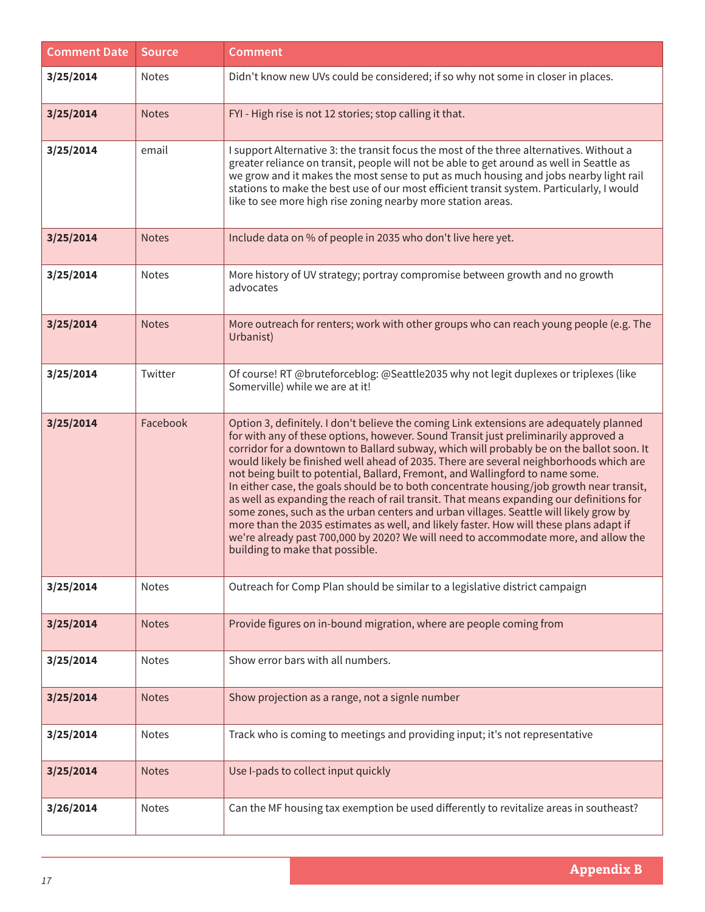| Comment Date | Source | Comment |
|---|---|---|
| **3/25/2014** | Notes | Didn't know new UVs could be considered; if so why not some in closer in places. |
| **3/25/2014** | Notes | FYI - High rise is not 12 stories; stop calling it that. |
| **3/25/2014** | email | I support Alternative 3: the transit focus the most of the three alternatives. Without a greater reliance on transit, people will not be able to get around as well in Seattle as we grow and it makes the most sense to put as much housing and jobs nearby light rail stations to make the best use of our most efficient transit system. Particularly, I would like to see more high rise zoning nearby more station areas. |
| **3/25/2014** | Notes | Include data on % of people in 2035 who don't live here yet. |
| **3/25/2014** | Notes | More history of UV strategy; portray compromise between growth and no growth advocates |
| **3/25/2014** | Notes | More outreach for renters; work with other groups who can reach young people (e.g. The Urbanist) |
| **3/25/2014** | Twitter | Of course! RT @bruteforceblog: @Seattle2035 why not legit duplexes or triplexes (like Somerville) while we are at it! |
| **3/25/2014** | Facebook | Option 3, definitely. I don't believe the coming Link extensions are adequately planned for with any of these options, however. Sound Transit just preliminarily approved a corridor for a downtown to Ballard subway, which will probably be on the ballot soon. It would likely be finished well ahead of 2035. There are several neighborhoods which are not being built to potential, Ballard, Fremont, and Wallingford to name some.<br>In either case, the goals should be to both concentrate housing/job growth near transit, as well as expanding the reach of rail transit. That means expanding our definitions for some zones, such as the urban centers and urban villages. Seattle will likely grow by more than the 2035 estimates as well, and likely faster. How will these plans adapt if we're already past 700,000 by 2020? We will need to accommodate more, and allow the building to make that possible. |
| **3/25/2014** | Notes | Outreach for Comp Plan should be similar to a legislative district campaign |
| **3/25/2014** | Notes | Provide figures on in-bound migration, where are people coming from |
| **3/25/2014** | Notes | Show error bars with all numbers. |
| **3/25/2014** | Notes | Show projection as a range, not a signle number |
| **3/25/2014** | Notes | Track who is coming to meetings and providing input; it's not representative |
| **3/25/2014** | Notes | Use I-pads to collect input quickly |
| **3/26/2014** | Notes | Can the MF housing tax exemption be used differently to revitalize areas in southeast? |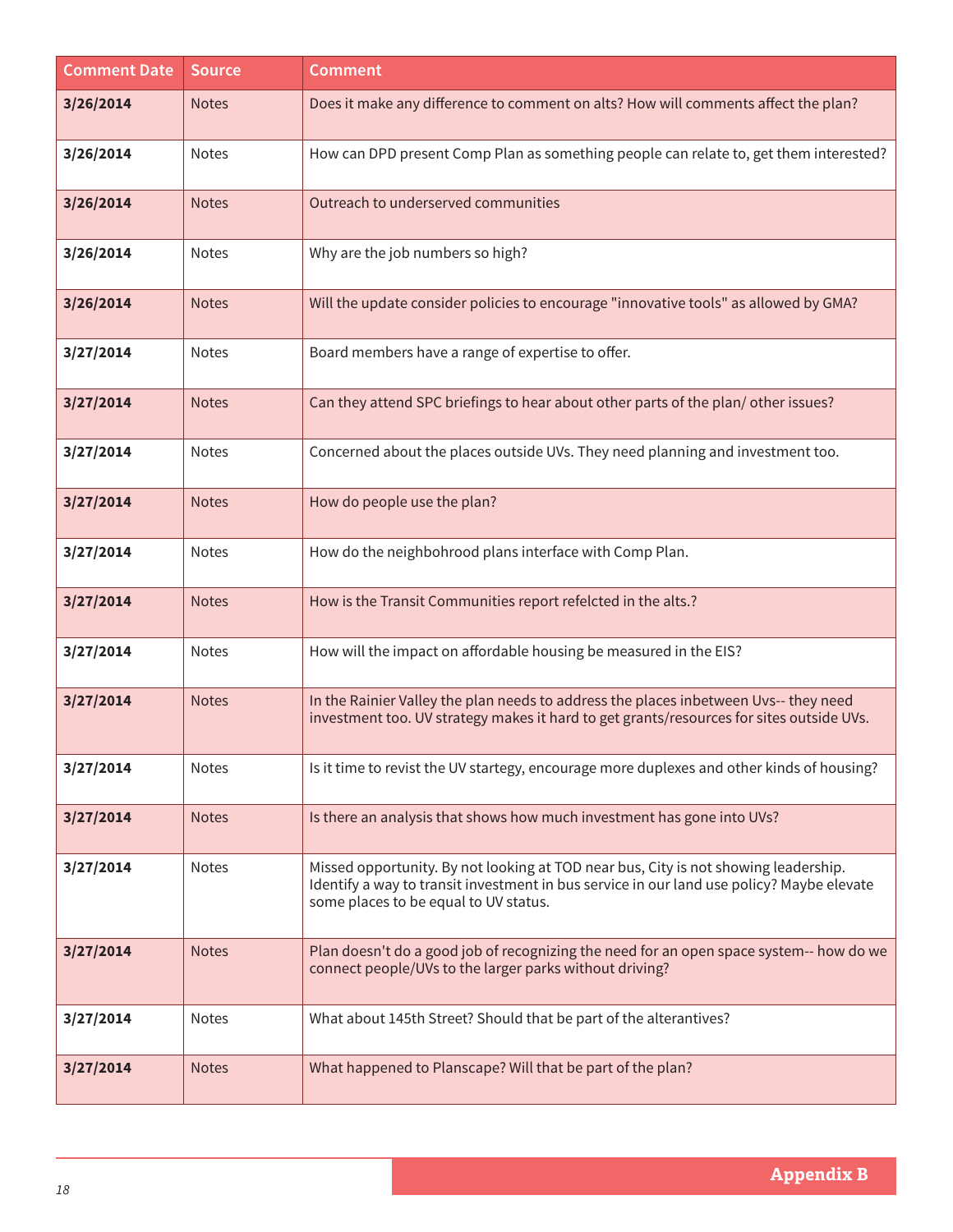| Comment Date | Source | Comment |
|---|---|---|
| **3/26/2014** | Notes | Does it make any difference to comment on alts? How will comments affect the plan? |
| **3/26/2014** | Notes | How can DPD present Comp Plan as something people can relate to, get them interested? |
| **3/26/2014** | Notes | Outreach to underserved communities |
| **3/26/2014** | Notes | Why are the job numbers so high? |
| **3/26/2014** | Notes | Will the update consider policies to encourage "innovative tools" as allowed by GMA? |
| **3/27/2014** | Notes | Board members have a range of expertise to offer. |
| **3/27/2014** | Notes | Can they attend SPC briefings to hear about other parts of the plan/ other issues? |
| **3/27/2014** | Notes | Concerned about the places outside UVs. They need planning and investment too. |
| **3/27/2014** | Notes | How do people use the plan? |
| **3/27/2014** | Notes | How do the neighbohrood plans interface with Comp Plan. |
| **3/27/2014** | Notes | How is the Transit Communities report refelcted in the alts.? |
| **3/27/2014** | Notes | How will the impact on affordable housing be measured in the EIS? |
| **3/27/2014** | Notes | In the Rainier Valley the plan needs to address the places inbetween Uvs-- they need investment too. UV strategy makes it hard to get grants/resources for sites outside UVs. |
| **3/27/2014** | Notes | Is it time to revist the UV startegy, encourage more duplexes and other kinds of housing? |
| **3/27/2014** | Notes | Is there an analysis that shows how much investment has gone into UVs? |
| **3/27/2014** | Notes | Missed opportunity. By not looking at TOD near bus, City is not showing leadership. Identify a way to transit investment in bus service in our land use policy? Maybe elevate some places to be equal to UV status. |
| **3/27/2014** | Notes | Plan doesn't do a good job of recognizing the need for an open space system-- how do we connect people/UVs to the larger parks without driving? |
| **3/27/2014** | Notes | What about 145th Street? Should that be part of the alterantives? |
| **3/27/2014** | Notes | What happened to Planscape? Will that be part of the plan? |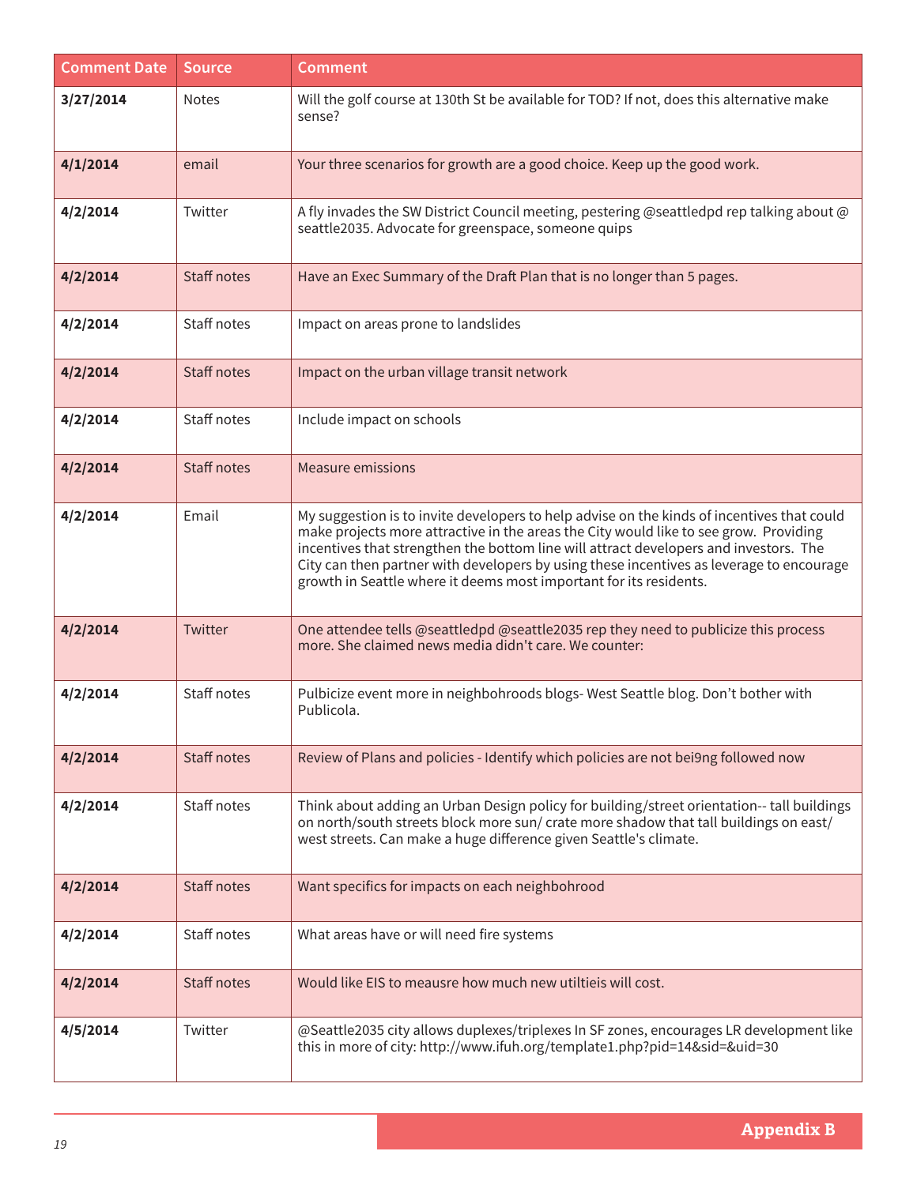| Comment Date | Source | Comment |
|---|---|---|
| **3/27/2014** | Notes | Will the golf course at 130th St be available for TOD? If not, does this alternative make sense? |
| **4/1/2014** | email | Your three scenarios for growth are a good choice. Keep up the good work. |
| **4/2/2014** | Twitter | A fly invades the SW District Council meeting, pestering @seattledpd rep talking about @ seattle2035. Advocate for greenspace, someone quips |
| **4/2/2014** | Staff notes | Have an Exec Summary of the Draft Plan that is no longer than 5 pages. |
| **4/2/2014** | Staff notes | Impact on areas prone to landslides |
| **4/2/2014** | Staff notes | Impact on the urban village transit network |
| **4/2/2014** | Staff notes | Include impact on schools |
| **4/2/2014** | Staff notes | Measure emissions |
| **4/2/2014** | Email | My suggestion is to invite developers to help advise on the kinds of incentives that could make projects more attractive in the areas the City would like to see grow. Providing incentives that strengthen the bottom line will attract developers and investors. The City can then partner with developers by using these incentives as leverage to encourage growth in Seattle where it deems most important for its residents. |
| **4/2/2014** | Twitter | One attendee tells @seattledpd @seattle2035 rep they need to publicize this process more. She claimed news media didn't care. We counter: |
| **4/2/2014** | Staff notes | Pulbicize event more in neighbohroods blogs- West Seattle blog. Don't bother with Publicola. |
| **4/2/2014** | Staff notes | Review of Plans and policies - Identify which policies are not bei9ng followed now |
| **4/2/2014** | Staff notes | Think about adding an Urban Design policy for building/street orientation-- tall buildings on north/south streets block more sun/ crate more shadow that tall buildings on east/ west streets. Can make a huge difference given Seattle's climate. |
| **4/2/2014** | Staff notes | Want specifics for impacts on each neighbohrood |
| **4/2/2014** | Staff notes | What areas have or will need fire systems |
| **4/2/2014** | Staff notes | Would like EIS to meausre how much new utiltieis will cost. |
| **4/5/2014** | Twitter | @Seattle2035 city allows duplexes/triplexes In SF zones, encourages LR development like this in more of city: http://www.ifuh.org/template1.php?pid=14&sid=&uid=30 |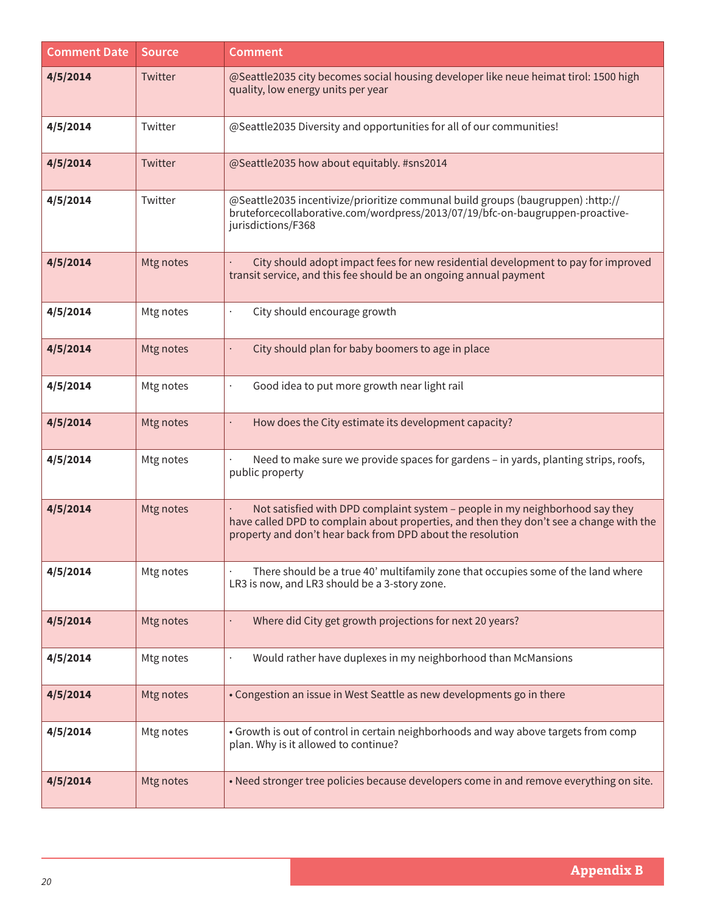| Comment Date | Source | Comment |
|---|---|---|
| **4/5/2014** | Twitter | @Seattle2035 city becomes social housing developer like neue heimat tirol: 1500 high quality, low energy units per year |
| **4/5/2014** | Twitter | @Seattle2035 Diversity and opportunities for all of our communities! |
| **4/5/2014** | Twitter | @Seattle2035 how about equitably. #sns2014 |
| **4/5/2014** | Twitter | @Seattle2035 incentivize/prioritize communal build groups (baugruppen) :http://brutefor­cecollaborative.com/wordpress/2013/07/19/bfc-on-baugruppen-proactive-jurisdictions/F368 |
| **4/5/2014** | Mtg notes | · City should adopt impact fees for new residential development to pay for improved transit service, and this fee should be an ongoing annual payment |
| **4/5/2014** | Mtg notes | · City should encourage growth |
| **4/5/2014** | Mtg notes | · City should plan for baby boomers to age in place |
| **4/5/2014** | Mtg notes | · Good idea to put more growth near light rail |
| **4/5/2014** | Mtg notes | · How does the City estimate its development capacity? |
| **4/5/2014** | Mtg notes | · Need to make sure we provide spaces for gardens – in yards, planting strips, roofs, public property |
| **4/5/2014** | Mtg notes | · Not satisfied with DPD complaint system – people in my neighborhood say they have called DPD to complain about properties, and then they don't see a change with the property and don't hear back from DPD about the resolution |
| **4/5/2014** | Mtg notes | · There should be a true 40' multifamily zone that occupies some of the land where LR3 is now, and LR3 should be a 3-story zone. |
| **4/5/2014** | Mtg notes | · Where did City get growth projections for next 20 years? |
| **4/5/2014** | Mtg notes | · Would rather have duplexes in my neighborhood than McMansions |
| **4/5/2014** | Mtg notes | • Congestion an issue in West Seattle as new developments go in there |
| **4/5/2014** | Mtg notes | • Growth is out of control in certain neighborhoods and way above targets from comp plan. Why is it allowed to continue? |
| **4/5/2014** | Mtg notes | • Need stronger tree policies because developers come in and remove everything on site. |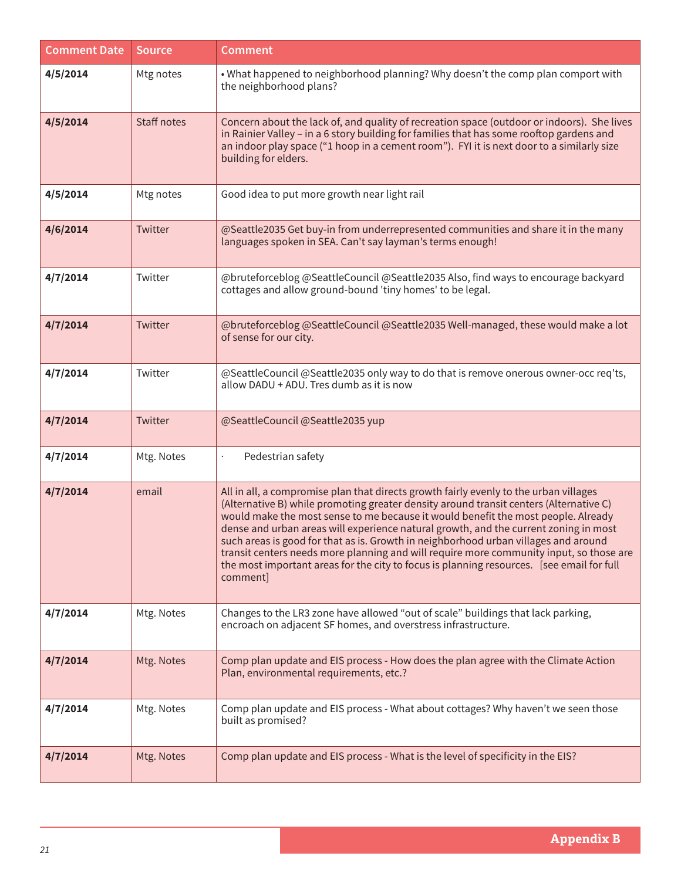| Comment Date | Source | Comment |
|---|---|---|
| **4/5/2014** | Mtg notes | • What happened to neighborhood planning? Why doesn't the comp plan comport with the neighborhood plans? |
| **4/5/2014** | Staff notes | Concern about the lack of, and quality of recreation space (outdoor or indoors). She lives in Rainier Valley – in a 6 story building for families that has some rooftop gardens and an indoor play space ("1 hoop in a cement room"). FYI it is next door to a similarly size building for elders. |
| **4/5/2014** | Mtg notes | Good idea to put more growth near light rail |
| **4/6/2014** | Twitter | @Seattle2035 Get buy-in from underrepresented communities and share it in the many languages spoken in SEA. Can't say layman's terms enough! |
| **4/7/2014** | Twitter | @bruteforceblog @SeattleCouncil @Seattle2035 Also, find ways to encourage backyard cottages and allow ground-bound 'tiny homes' to be legal. |
| **4/7/2014** | Twitter | @bruteforceblog @SeattleCouncil @Seattle2035 Well-managed, these would make a lot of sense for our city. |
| **4/7/2014** | Twitter | @SeattleCouncil @Seattle2035 only way to do that is remove onerous owner-occ req'ts, allow DADU + ADU. Tres dumb as it is now |
| **4/7/2014** | Twitter | @SeattleCouncil @Seattle2035 yup |
| **4/7/2014** | Mtg. Notes | · Pedestrian safety |
| **4/7/2014** | email | All in all, a compromise plan that directs growth fairly evenly to the urban villages (Alternative B) while promoting greater density around transit centers (Alternative C) would make the most sense to me because it would benefit the most people. Already dense and urban areas will experience natural growth, and the current zoning in most such areas is good for that as is. Growth in neighborhood urban villages and around transit centers needs more planning and will require more community input, so those are the most important areas for the city to focus is planning resources. [see email for full comment] |
| **4/7/2014** | Mtg. Notes | Changes to the LR3 zone have allowed "out of scale" buildings that lack parking, encroach on adjacent SF homes, and overstress infrastructure. |
| **4/7/2014** | Mtg. Notes | Comp plan update and EIS process - How does the plan agree with the Climate Action Plan, environmental requirements, etc.? |
| **4/7/2014** | Mtg. Notes | Comp plan update and EIS process - What about cottages? Why haven't we seen those built as promised? |
| **4/7/2014** | Mtg. Notes | Comp plan update and EIS process - What is the level of specificity in the EIS? |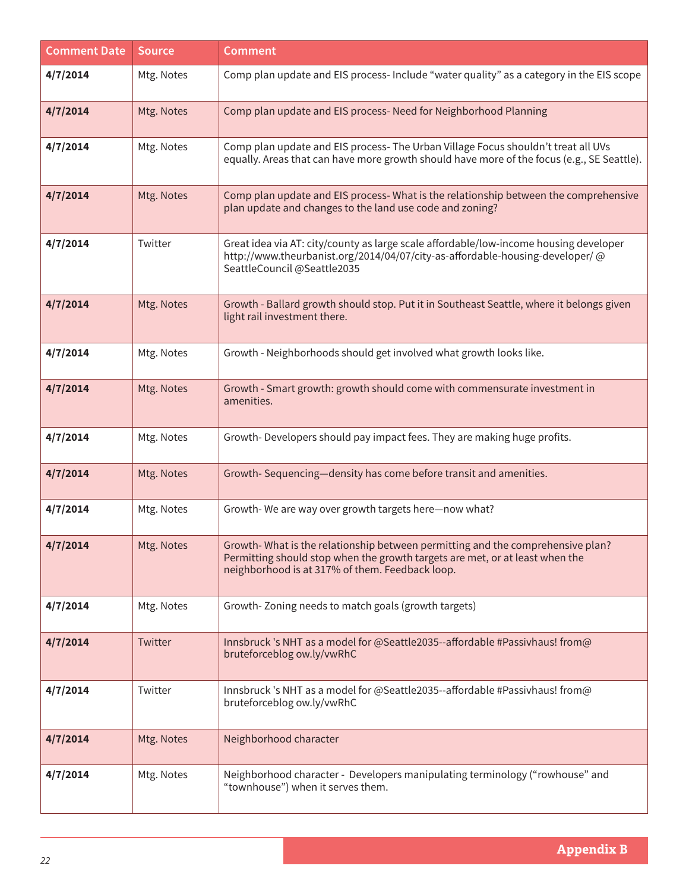| Comment Date | Source | Comment |
|---|---|---|
| **4/7/2014** | Mtg. Notes | Comp plan update and EIS process- Include “water quality” as a category in the EIS scope |
| **4/7/2014** | Mtg. Notes | Comp plan update and EIS process- Need for Neighborhood Planning |
| **4/7/2014** | Mtg. Notes | Comp plan update and EIS process- The Urban Village Focus shouldn’t treat all UVs equally. Areas that can have more growth should have more of the focus (e.g., SE Seattle). |
| **4/7/2014** | Mtg. Notes | Comp plan update and EIS process- What is the relationship between the comprehensive plan update and changes to the land use code and zoning? |
| **4/7/2014** | Twitter | Great idea via AT: city/county as large scale affordable/low-income housing developer http://www.theurbanist.org/2014/04/07/city-as-affordable-housing-developer/ @ SeattleCouncil @Seattle2035 |
| **4/7/2014** | Mtg. Notes | Growth - Ballard growth should stop. Put it in Southeast Seattle, where it belongs given light rail investment there. |
| **4/7/2014** | Mtg. Notes | Growth - Neighborhoods should get involved what growth looks like. |
| **4/7/2014** | Mtg. Notes | Growth - Smart growth: growth should come with commensurate investment in amenities. |
| **4/7/2014** | Mtg. Notes | Growth- Developers should pay impact fees. They are making huge profits. |
| **4/7/2014** | Mtg. Notes | Growth- Sequencing—density has come before transit and amenities. |
| **4/7/2014** | Mtg. Notes | Growth- We are way over growth targets here—now what? |
| **4/7/2014** | Mtg. Notes | Growth- What is the relationship between permitting and the comprehensive plan? Permitting should stop when the growth targets are met, or at least when the neighborhood is at 317% of them. Feedback loop. |
| **4/7/2014** | Mtg. Notes | Growth- Zoning needs to match goals (growth targets) |
| **4/7/2014** | Twitter | Innsbruck 's NHT as a model for @Seattle2035--affordable #Passivhaus! from@ bruteforceblog ow.ly/vwRhC |
| **4/7/2014** | Twitter | Innsbruck 's NHT as a model for @Seattle2035--affordable #Passivhaus! from@ bruteforceblog ow.ly/vwRhC |
| **4/7/2014** | Mtg. Notes | Neighborhood character |
| **4/7/2014** | Mtg. Notes | Neighborhood character - Developers manipulating terminology (“rowhouse” and “townhouse”) when it serves them. |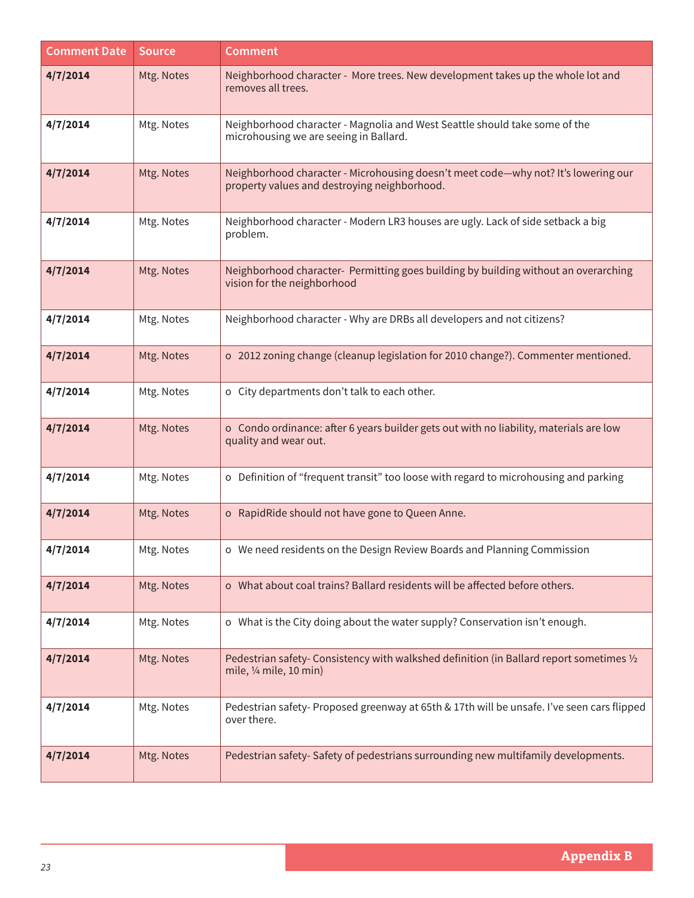| Comment Date | Source | Comment |
|---|---|---|
| **4/7/2014** | Mtg. Notes | Neighborhood character - More trees. New development takes up the whole lot and removes all trees. |
| **4/7/2014** | Mtg. Notes | Neighborhood character - Magnolia and West Seattle should take some of the microhousing we are seeing in Ballard. |
| **4/7/2014** | Mtg. Notes | Neighborhood character - Microhousing doesn't meet code—why not? It's lowering our property values and destroying neighborhood. |
| **4/7/2014** | Mtg. Notes | Neighborhood character - Modern LR3 houses are ugly. Lack of side setback a big problem. |
| **4/7/2014** | Mtg. Notes | Neighborhood character- Permitting goes building by building without an overarching vision for the neighborhood |
| **4/7/2014** | Mtg. Notes | Neighborhood character - Why are DRBs all developers and not citizens? |
| **4/7/2014** | Mtg. Notes | o 2012 zoning change (cleanup legislation for 2010 change?). Commenter mentioned. |
| **4/7/2014** | Mtg. Notes | o City departments don't talk to each other. |
| **4/7/2014** | Mtg. Notes | o Condo ordinance: after 6 years builder gets out with no liability, materials are low quality and wear out. |
| **4/7/2014** | Mtg. Notes | o Definition of "frequent transit" too loose with regard to microhousing and parking |
| **4/7/2014** | Mtg. Notes | o RapidRide should not have gone to Queen Anne. |
| **4/7/2014** | Mtg. Notes | o We need residents on the Design Review Boards and Planning Commission |
| **4/7/2014** | Mtg. Notes | o What about coal trains? Ballard residents will be affected before others. |
| **4/7/2014** | Mtg. Notes | o What is the City doing about the water supply? Conservation isn't enough. |
| **4/7/2014** | Mtg. Notes | Pedestrian safety- Consistency with walkshed definition (in Ballard report sometimes ½ mile, ¼ mile, 10 min) |
| **4/7/2014** | Mtg. Notes | Pedestrian safety- Proposed greenway at 65th & 17th will be unsafe. I've seen cars flipped over there. |
| **4/7/2014** | Mtg. Notes | Pedestrian safety- Safety of pedestrians surrounding new multifamily developments. |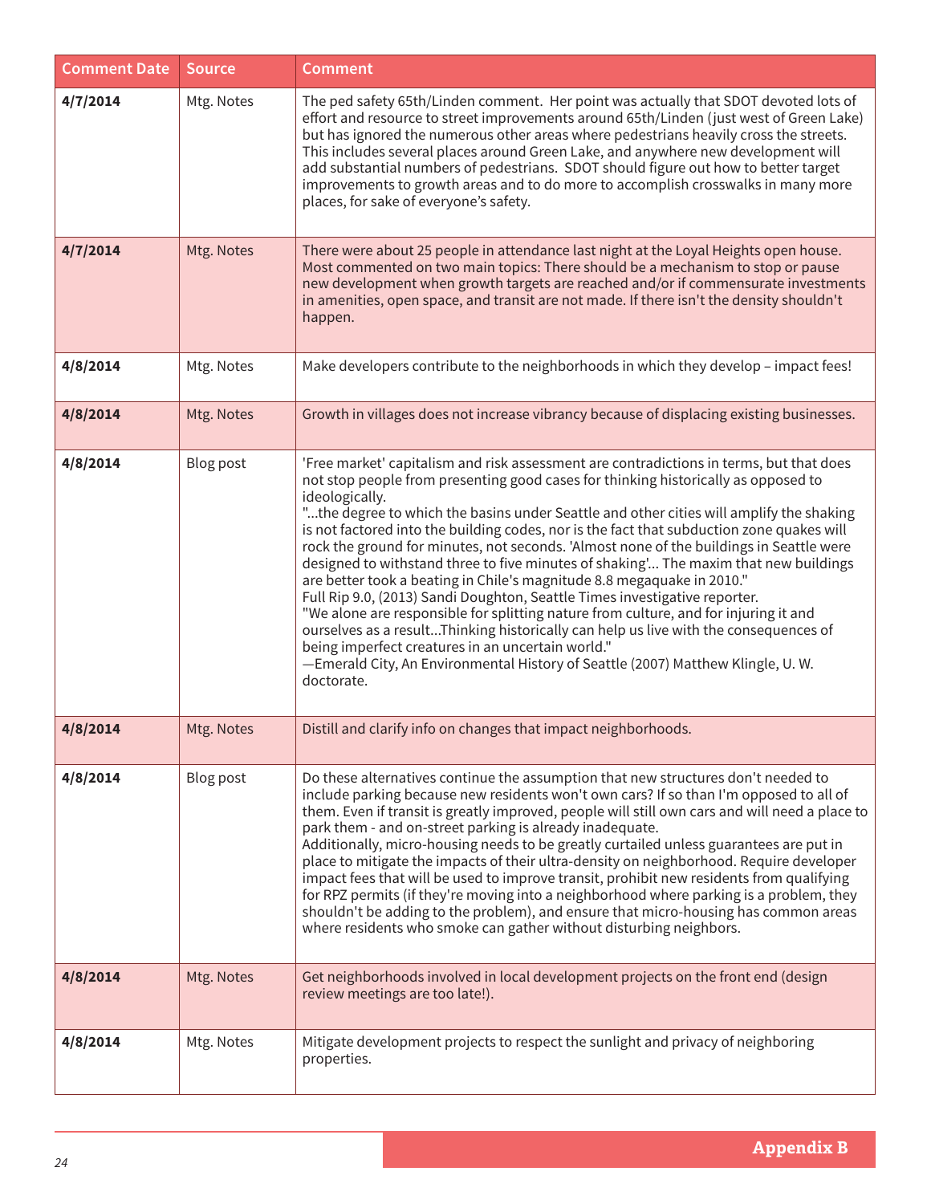| Comment Date | Source | Comment |
|---|---|---|
| **4/7/2014** | Mtg. Notes | The ped safety 65th/Linden comment. Her point was actually that SDOT devoted lots of effort and resource to street improvements around 65th/Linden (just west of Green Lake) but has ignored the numerous other areas where pedestrians heavily cross the streets. This includes several places around Green Lake, and anywhere new development will add substantial numbers of pedestrians. SDOT should figure out how to better target improvements to growth areas and to do more to accomplish crosswalks in many more places, for sake of everyone's safety. |
| **4/7/2014** | Mtg. Notes | There were about 25 people in attendance last night at the Loyal Heights open house. Most commented on two main topics: There should be a mechanism to stop or pause new development when growth targets are reached and/or if commensurate investments in amenities, open space, and transit are not made. If there isn't the density shouldn't happen. |
| **4/8/2014** | Mtg. Notes | Make developers contribute to the neighborhoods in which they develop – impact fees! |
| **4/8/2014** | Mtg. Notes | Growth in villages does not increase vibrancy because of displacing existing businesses. |
| **4/8/2014** | Blog post | 'Free market' capitalism and risk assessment are contradictions in terms, but that does not stop people from presenting good cases for thinking historically as opposed to ideologically.<br>"...the degree to which the basins under Seattle and other cities will amplify the shaking is not factored into the building codes, nor is the fact that subduction zone quakes will rock the ground for minutes, not seconds. 'Almost none of the buildings in Seattle were designed to withstand three to five minutes of shaking'... The maxim that new buildings are better took a beating in Chile's magnitude 8.8 megaquake in 2010."<br>Full Rip 9.0, (2013) Sandi Doughton, Seattle Times investigative reporter.<br>"We alone are responsible for splitting nature from culture, and for injuring it and ourselves as a result...Thinking historically can help us live with the consequences of being imperfect creatures in an uncertain world."<br>—Emerald City, An Environmental History of Seattle (2007) Matthew Klingle, U. W. doctorate. |
| **4/8/2014** | Mtg. Notes | Distill and clarify info on changes that impact neighborhoods. |
| **4/8/2014** | Blog post | Do these alternatives continue the assumption that new structures don't needed to include parking because new residents won't own cars? If so than I'm opposed to all of them. Even if transit is greatly improved, people will still own cars and will need a place to park them - and on-street parking is already inadequate.<br>Additionally, micro-housing needs to be greatly curtailed unless guarantees are put in place to mitigate the impacts of their ultra-density on neighborhood. Require developer impact fees that will be used to improve transit, prohibit new residents from qualifying for RPZ permits (if they're moving into a neighborhood where parking is a problem, they shouldn't be adding to the problem), and ensure that micro-housing has common areas where residents who smoke can gather without disturbing neighbors. |
| **4/8/2014** | Mtg. Notes | Get neighborhoods involved in local development projects on the front end (design review meetings are too late!). |
| **4/8/2014** | Mtg. Notes | Mitigate development projects to respect the sunlight and privacy of neighboring properties. |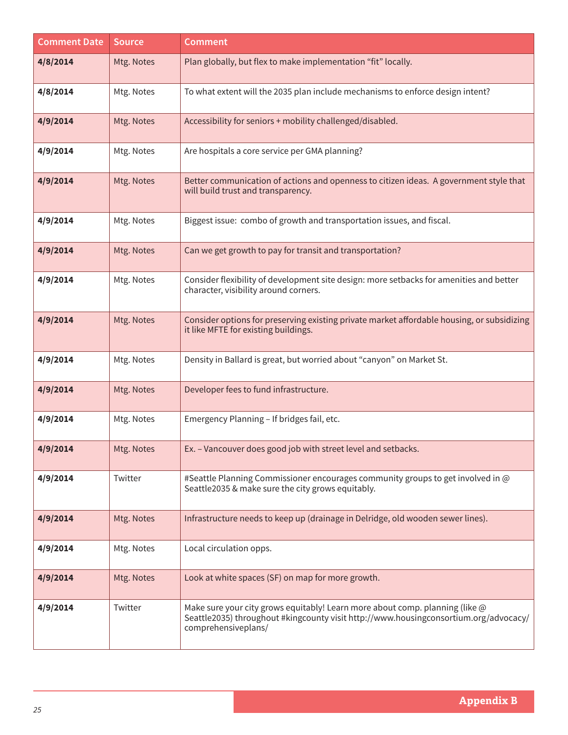| Comment Date | Source | Comment |
|---|---|---|
| **4/8/2014** | Mtg. Notes | Plan globally, but flex to make implementation "fit" locally. |
| **4/8/2014** | Mtg. Notes | To what extent will the 2035 plan include mechanisms to enforce design intent? |
| **4/9/2014** | Mtg. Notes | Accessibility for seniors + mobility challenged/disabled. |
| **4/9/2014** | Mtg. Notes | Are hospitals a core service per GMA planning? |
| **4/9/2014** | Mtg. Notes | Better communication of actions and openness to citizen ideas. A government style that will build trust and transparency. |
| **4/9/2014** | Mtg. Notes | Biggest issue: combo of growth and transportation issues, and fiscal. |
| **4/9/2014** | Mtg. Notes | Can we get growth to pay for transit and transportation? |
| **4/9/2014** | Mtg. Notes | Consider flexibility of development site design: more setbacks for amenities and better character, visibility around corners. |
| **4/9/2014** | Mtg. Notes | Consider options for preserving existing private market affordable housing, or subsidizing it like MFTE for existing buildings. |
| **4/9/2014** | Mtg. Notes | Density in Ballard is great, but worried about "canyon" on Market St. |
| **4/9/2014** | Mtg. Notes | Developer fees to fund infrastructure. |
| **4/9/2014** | Mtg. Notes | Emergency Planning – If bridges fail, etc. |
| **4/9/2014** | Mtg. Notes | Ex. – Vancouver does good job with street level and setbacks. |
| **4/9/2014** | Twitter | #Seattle Planning Commissioner encourages community groups to get involved in @ Seattle2035 & make sure the city grows equitably. |
| **4/9/2014** | Mtg. Notes | Infrastructure needs to keep up (drainage in Delridge, old wooden sewer lines). |
| **4/9/2014** | Mtg. Notes | Local circulation opps. |
| **4/9/2014** | Mtg. Notes | Look at white spaces (SF) on map for more growth. |
| **4/9/2014** | Twitter | Make sure your city grows equitably! Learn more about comp. planning (like @ Seattle2035) throughout #kingcounty visit http://www.housingconsortium.org/advocacy/comprehensiveplans/ |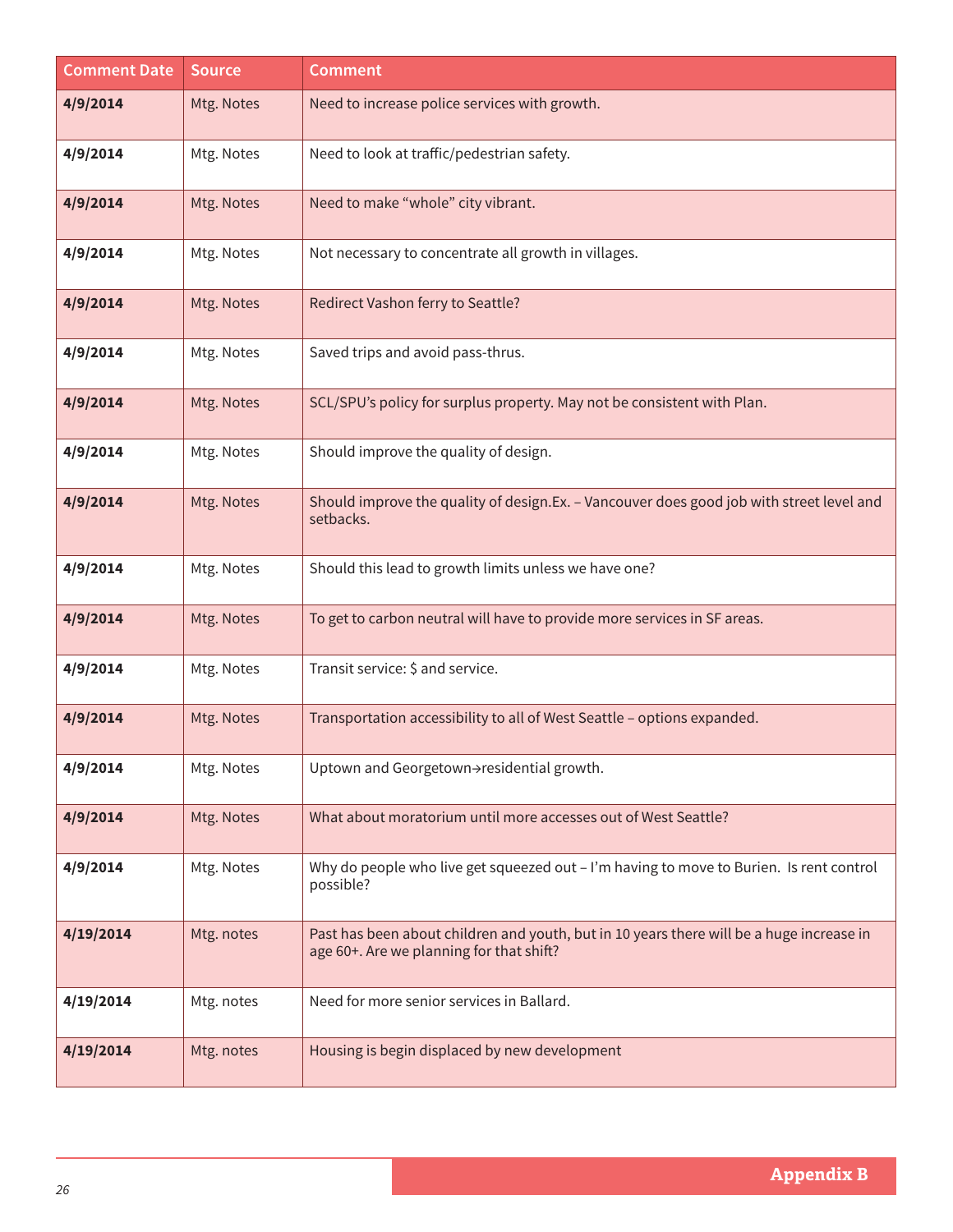| Comment Date | Source | Comment |
|---|---|---|
| **4/9/2014** | Mtg. Notes | Need to increase police services with growth. |
| **4/9/2014** | Mtg. Notes | Need to look at traffic/pedestrian safety. |
| **4/9/2014** | Mtg. Notes | Need to make “whole” city vibrant. |
| **4/9/2014** | Mtg. Notes | Not necessary to concentrate all growth in villages. |
| **4/9/2014** | Mtg. Notes | Redirect Vashon ferry to Seattle? |
| **4/9/2014** | Mtg. Notes | Saved trips and avoid pass-thrus. |
| **4/9/2014** | Mtg. Notes | SCL/SPU’s policy for surplus property. May not be consistent with Plan. |
| **4/9/2014** | Mtg. Notes | Should improve the quality of design. |
| **4/9/2014** | Mtg. Notes | Should improve the quality of design.Ex. – Vancouver does good job with street level and setbacks. |
| **4/9/2014** | Mtg. Notes | Should this lead to growth limits unless we have one? |
| **4/9/2014** | Mtg. Notes | To get to carbon neutral will have to provide more services in SF areas. |
| **4/9/2014** | Mtg. Notes | Transit service: $ and service. |
| **4/9/2014** | Mtg. Notes | Transportation accessibility to all of West Seattle – options expanded. |
| **4/9/2014** | Mtg. Notes | Uptown and Georgetown→residential growth. |
| **4/9/2014** | Mtg. Notes | What about moratorium until more accesses out of West Seattle? |
| **4/9/2014** | Mtg. Notes | Why do people who live get squeezed out – I’m having to move to Burien. Is rent control possible? |
| **4/19/2014** | Mtg. notes | Past has been about children and youth, but in 10 years there will be a huge increase in age 60+. Are we planning for that shift? |
| **4/19/2014** | Mtg. notes | Need for more senior services in Ballard. |
| **4/19/2014** | Mtg. notes | Housing is begin displaced by new development |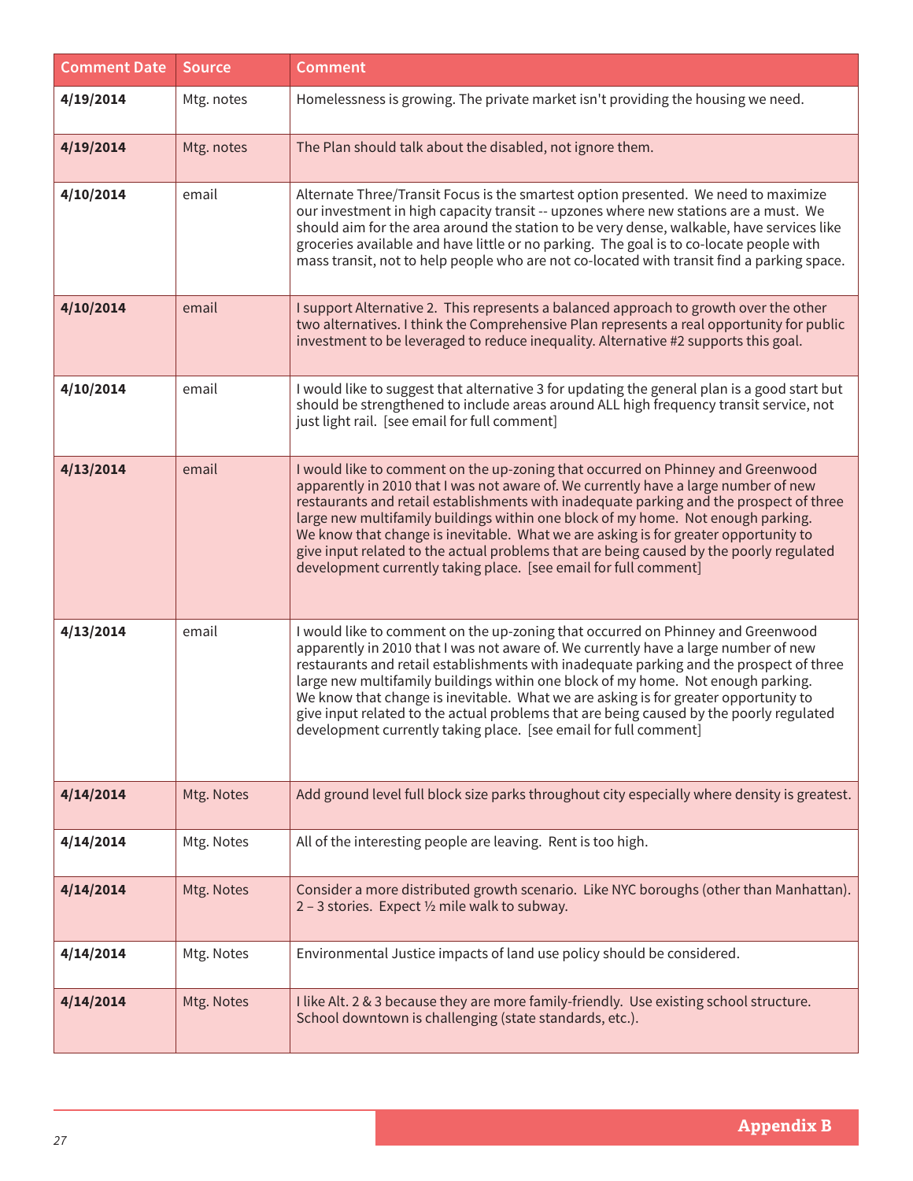| Comment Date | Source | Comment |
|---|---|---|
| **4/19/2014** | Mtg. notes | Homelessness is growing. The private market isn't providing the housing we need. |
| **4/19/2014** | Mtg. notes | The Plan should talk about the disabled, not ignore them. |
| **4/10/2014** | email | Alternate Three/Transit Focus is the smartest option presented. We need to maximize our investment in high capacity transit -- upzones where new stations are a must. We should aim for the area around the station to be very dense, walkable, have services like groceries available and have little or no parking. The goal is to co-locate people with mass transit, not to help people who are not co-located with transit find a parking space. |
| **4/10/2014** | email | I support Alternative 2. This represents a balanced approach to growth over the other two alternatives. I think the Comprehensive Plan represents a real opportunity for public investment to be leveraged to reduce inequality. Alternative #2 supports this goal. |
| **4/10/2014** | email | I would like to suggest that alternative 3 for updating the general plan is a good start but should be strengthened to include areas around ALL high frequency transit service, not just light rail. [see email for full comment] |
| **4/13/2014** | email | I would like to comment on the up-zoning that occurred on Phinney and Greenwood apparently in 2010 that I was not aware of. We currently have a large number of new restaurants and retail establishments with inadequate parking and the prospect of three large new multifamily buildings within one block of my home. Not enough parking. We know that change is inevitable. What we are asking is for greater opportunity to give input related to the actual problems that are being caused by the poorly regulated development currently taking place. [see email for full comment] |
| **4/13/2014** | email | I would like to comment on the up-zoning that occurred on Phinney and Greenwood apparently in 2010 that I was not aware of. We currently have a large number of new restaurants and retail establishments with inadequate parking and the prospect of three large new multifamily buildings within one block of my home. Not enough parking. We know that change is inevitable. What we are asking is for greater opportunity to give input related to the actual problems that are being caused by the poorly regulated development currently taking place. [see email for full comment] |
| **4/14/2014** | Mtg. Notes | Add ground level full block size parks throughout city especially where density is greatest. |
| **4/14/2014** | Mtg. Notes | All of the interesting people are leaving. Rent is too high. |
| **4/14/2014** | Mtg. Notes | Consider a more distributed growth scenario. Like NYC boroughs (other than Manhattan). 2 – 3 stories. Expect ½ mile walk to subway. |
| **4/14/2014** | Mtg. Notes | Environmental Justice impacts of land use policy should be considered. |
| **4/14/2014** | Mtg. Notes | I like Alt. 2 & 3 because they are more family-friendly. Use existing school structure. School downtown is challenging (state standards, etc.). |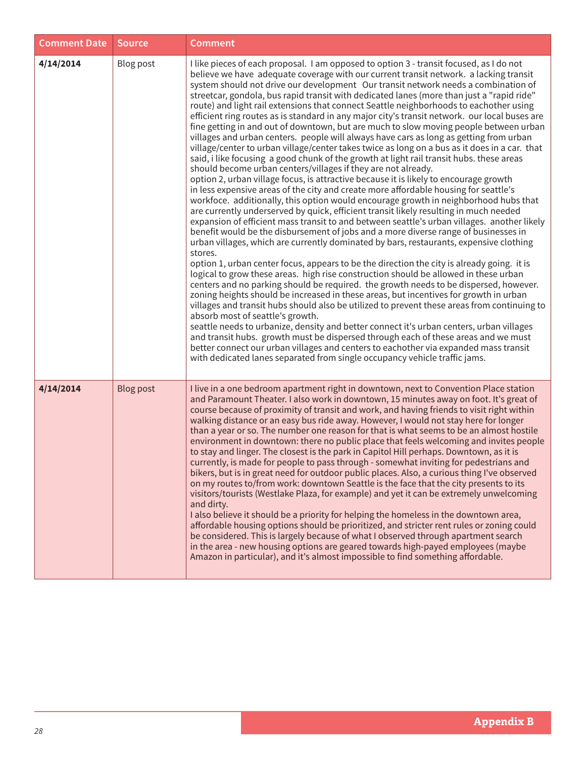| Comment Date | Source | Comment |
|---|---|---|
| **4/14/2014** | Blog post | I like pieces of each proposal. I am opposed to option 3 - transit focused, as I do not believe we have adequate coverage with our current transit network. a lacking transit system should not drive our development Our transit network needs a combination of streetcar, gondola, bus rapid transit with dedicated lanes (more than just a "rapid ride" route) and light rail extensions that connect Seattle neighborhoods to eachother using efficient ring routes as is standard in any major city's transit network. our local buses are fine getting in and out of downtown, but are much to slow moving people between urban villages and urban centers. people will always have cars as long as getting from urban village/center to urban village/center takes twice as long on a bus as it does in a car. that said, i like focusing a good chunk of the growth at light rail transit hubs. these areas should become urban centers/villages if they are not already.<br>option 2, urban village focus, is attractive because it is likely to encourage growth in less expensive areas of the city and create more affordable housing for seattle's workfoce. additionally, this option would encourage growth in neighborhood hubs that are currently underserved by quick, efficient transit likely resulting in much needed expansion of efficient mass transit to and between seattle's urban villages. another likely benefit would be the disbursement of jobs and a more diverse range of businesses in urban villages, which are currently dominated by bars, restaurants, expensive clothing stores.<br>option 1, urban center focus, appears to be the direction the city is already going. it is logical to grow these areas. high rise construction should be allowed in these urban centers and no parking should be required. the growth needs to be dispersed, however. zoning heights should be increased in these areas, but incentives for growth in urban villages and transit hubs should also be utilized to prevent these areas from continuing to absorb most of seattle's growth.<br>seattle needs to urbanize, density and better connect it's urban centers, urban villages and transit hubs. growth must be dispersed through each of these areas and we must better connect our urban villages and centers to eachother via expanded mass transit with dedicated lanes separated from single occupancy vehicle traffic jams. |
| **4/14/2014** | Blog post | I live in a one bedroom apartment right in downtown, next to Convention Place station and Paramount Theater. I also work in downtown, 15 minutes away on foot. It's great of course because of proximity of transit and work, and having friends to visit right within walking distance or an easy bus ride away. However, I would not stay here for longer than a year or so. The number one reason for that is what seems to be an almost hostile environment in downtown: there no public place that feels welcoming and invites people to stay and linger. The closest is the park in Capitol Hill perhaps. Downtown, as it is currently, is made for people to pass through - somewhat inviting for pedestrians and bikers, but is in great need for outdoor public places. Also, a curious thing I've observed on my routes to/from work: downtown Seattle is the face that the city presents to its visitors/tourists (Westlake Plaza, for example) and yet it can be extremely unwelcoming and dirty.<br>I also believe it should be a priority for helping the homeless in the downtown area, affordable housing options should be prioritized, and stricter rent rules or zoning could be considered. This is largely because of what I observed through apartment search in the area - new housing options are geared towards high-payed employees (maybe Amazon in particular), and it's almost impossible to find something affordable. |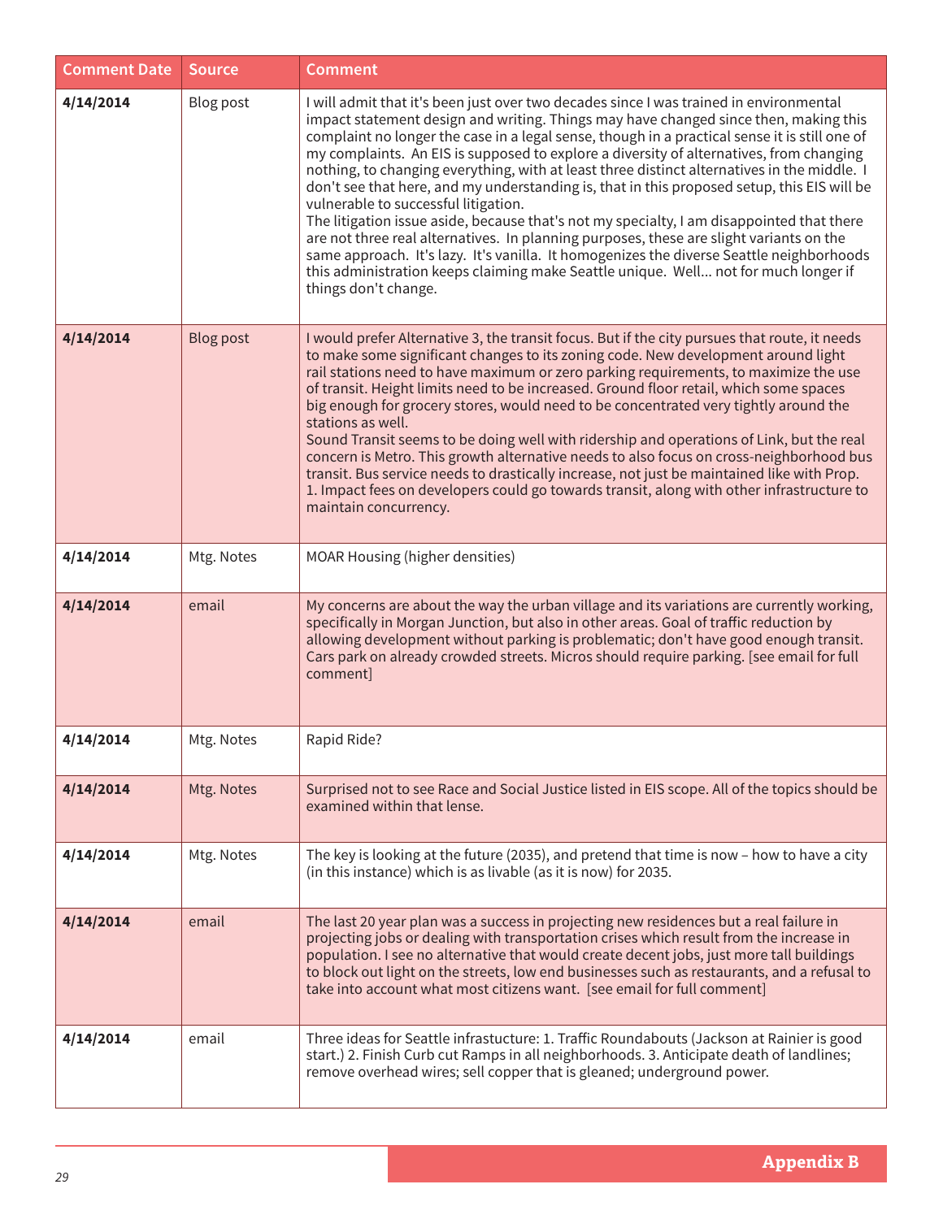| Comment Date | Source | Comment |
|---|---|---|
| **4/14/2014** | Blog post | I will admit that it's been just over two decades since I was trained in environmental impact statement design and writing. Things may have changed since then, making this complaint no longer the case in a legal sense, though in a practical sense it is still one of my complaints. An EIS is supposed to explore a diversity of alternatives, from changing nothing, to changing everything, with at least three distinct alternatives in the middle. I don't see that here, and my understanding is, that in this proposed setup, this EIS will be vulnerable to successful litigation.<br>The litigation issue aside, because that's not my specialty, I am disappointed that there are not three real alternatives. In planning purposes, these are slight variants on the same approach. It's lazy. It's vanilla. It homogenizes the diverse Seattle neighborhoods this administration keeps claiming make Seattle unique. Well... not for much longer if things don't change. |
| **4/14/2014** | Blog post | I would prefer Alternative 3, the transit focus. But if the city pursues that route, it needs to make some significant changes to its zoning code. New development around light rail stations need to have maximum or zero parking requirements, to maximize the use of transit. Height limits need to be increased. Ground floor retail, which some spaces big enough for grocery stores, would need to be concentrated very tightly around the stations as well.<br>Sound Transit seems to be doing well with ridership and operations of Link, but the real concern is Metro. This growth alternative needs to also focus on cross-neighborhood bus transit. Bus service needs to drastically increase, not just be maintained like with Prop. 1. Impact fees on developers could go towards transit, along with other infrastructure to maintain concurrency. |
| **4/14/2014** | Mtg. Notes | MOAR Housing (higher densities) |
| **4/14/2014** | email | My concerns are about the way the urban village and its variations are currently working, specifically in Morgan Junction, but also in other areas. Goal of traffic reduction by allowing development without parking is problematic; don't have good enough transit. Cars park on already crowded streets. Micros should require parking. [see email for full comment] |
| **4/14/2014** | Mtg. Notes | Rapid Ride? |
| **4/14/2014** | Mtg. Notes | Surprised not to see Race and Social Justice listed in EIS scope. All of the topics should be examined within that lense. |
| **4/14/2014** | Mtg. Notes | The key is looking at the future (2035), and pretend that time is now – how to have a city (in this instance) which is as livable (as it is now) for 2035. |
| **4/14/2014** | email | The last 20 year plan was a success in projecting new residences but a real failure in projecting jobs or dealing with transportation crises which result from the increase in population. I see no alternative that would create decent jobs, just more tall buildings to block out light on the streets, low end businesses such as restaurants, and a refusal to take into account what most citizens want. [see email for full comment] |
| **4/14/2014** | email | Three ideas for Seattle infrastucture: 1. Traffic Roundabouts (Jackson at Rainier is good start.) 2. Finish Curb cut Ramps in all neighborhoods. 3. Anticipate death of landlines; remove overhead wires; sell copper that is gleaned; underground power. |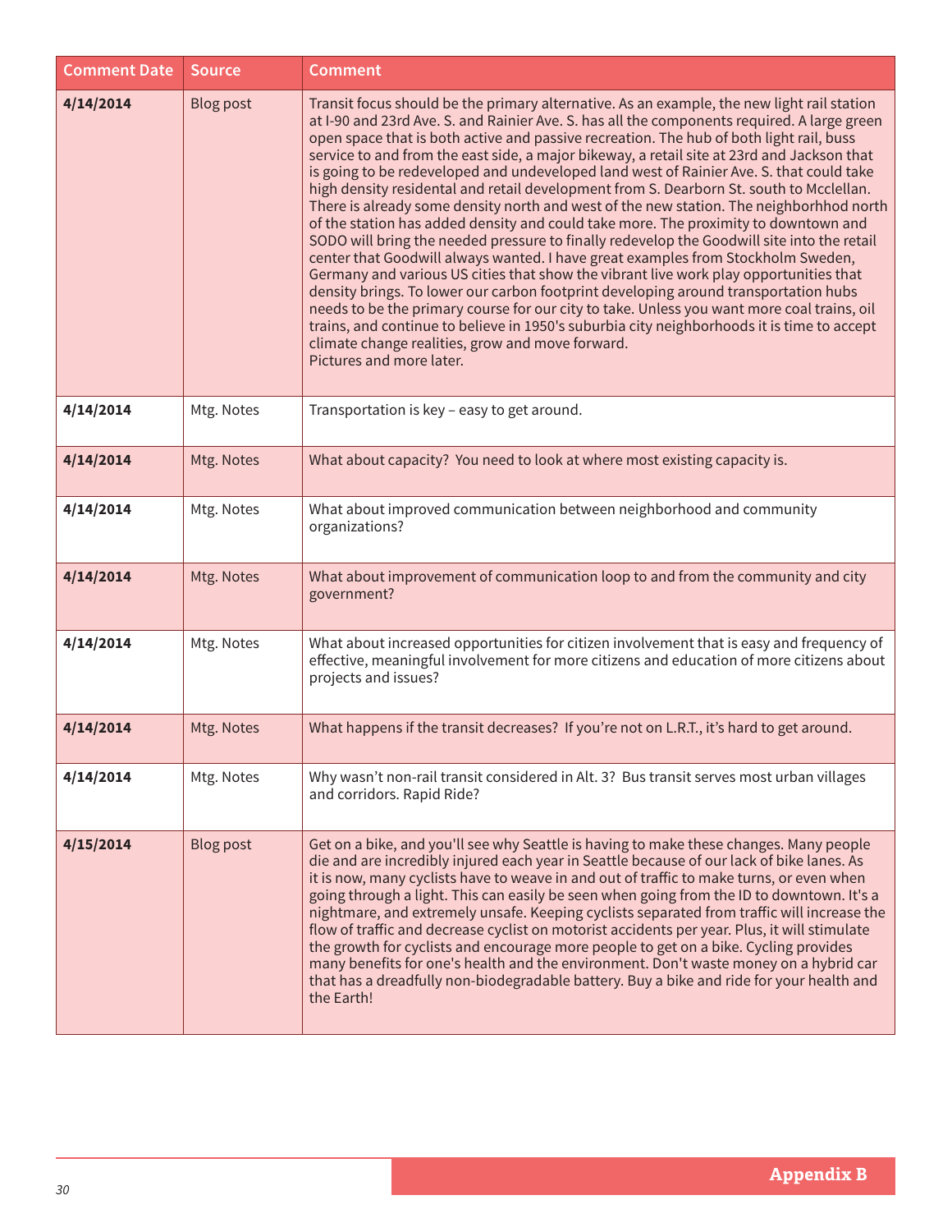| Comment Date | Source | Comment |
|---|---|---|
| **4/14/2014** | Blog post | Transit focus should be the primary alternative. As an example, the new light rail station at I-90 and 23rd Ave. S. and Rainier Ave. S. has all the components required. A large green open space that is both active and passive recreation. The hub of both light rail, buss service to and from the east side, a major bikeway, a retail site at 23rd and Jackson that is going to be redeveloped and undeveloped land west of Rainier Ave. S. that could take high density residental and retail development from S. Dearborn St. south to Mcclellan. There is already some density north and west of the new station. The neighborhhod north of the station has added density and could take more. The proximity to downtown and SODO will bring the needed pressure to finally redevelop the Goodwill site into the retail center that Goodwill always wanted. I have great examples from Stockholm Sweden, Germany and various US cities that show the vibrant live work play opportunities that density brings. To lower our carbon footprint developing around transportation hubs needs to be the primary course for our city to take. Unless you want more coal trains, oil trains, and continue to believe in 1950's suburbia city neighborhoods it is time to accept climate change realities, grow and move forward. Pictures and more later. |
| **4/14/2014** | Mtg. Notes | Transportation is key – easy to get around. |
| **4/14/2014** | Mtg. Notes | What about capacity? You need to look at where most existing capacity is. |
| **4/14/2014** | Mtg. Notes | What about improved communication between neighborhood and community organizations? |
| **4/14/2014** | Mtg. Notes | What about improvement of communication loop to and from the community and city government? |
| **4/14/2014** | Mtg. Notes | What about increased opportunities for citizen involvement that is easy and frequency of effective, meaningful involvement for more citizens and education of more citizens about projects and issues? |
| **4/14/2014** | Mtg. Notes | What happens if the transit decreases? If you're not on L.R.T., it's hard to get around. |
| **4/14/2014** | Mtg. Notes | Why wasn't non-rail transit considered in Alt. 3? Bus transit serves most urban villages and corridors. Rapid Ride? |
| **4/15/2014** | Blog post | Get on a bike, and you'll see why Seattle is having to make these changes. Many people die and are incredibly injured each year in Seattle because of our lack of bike lanes. As it is now, many cyclists have to weave in and out of traffic to make turns, or even when going through a light. This can easily be seen when going from the ID to downtown. It's a nightmare, and extremely unsafe. Keeping cyclists separated from traffic will increase the flow of traffic and decrease cyclist on motorist accidents per year. Plus, it will stimulate the growth for cyclists and encourage more people to get on a bike. Cycling provides many benefits for one's health and the environment. Don't waste money on a hybrid car that has a dreadfully non-biodegradable battery. Buy a bike and ride for your health and the Earth! |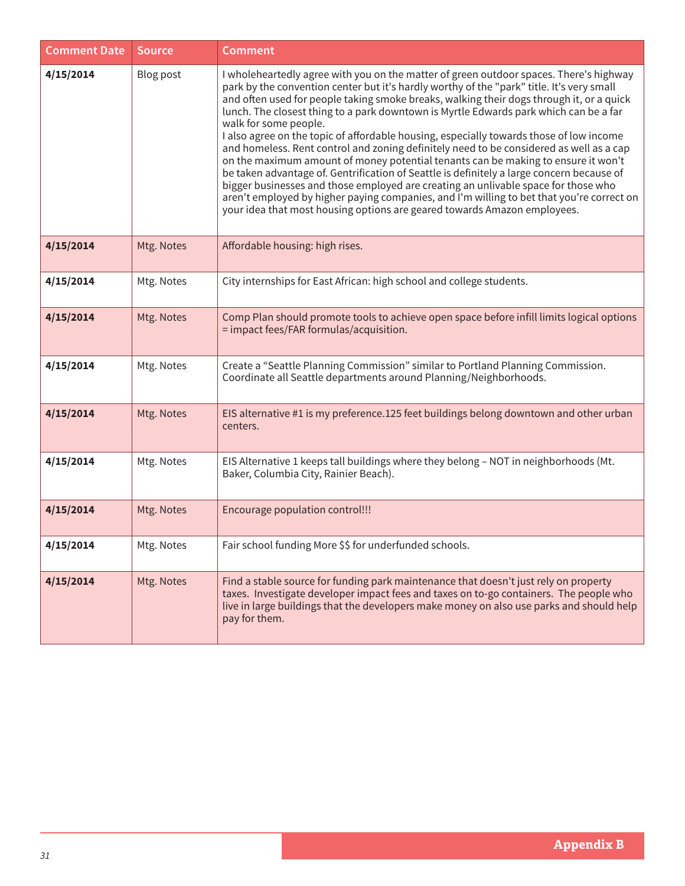| Comment Date | Source | Comment |
|---|---|---|
| **4/15/2014** | Blog post | I wholeheartedly agree with you on the matter of green outdoor spaces. There's highway park by the convention center but it's hardly worthy of the "park" title. It's very small and often used for people taking smoke breaks, walking their dogs through it, or a quick lunch. The closest thing to a park downtown is Myrtle Edwards park which can be a far walk for some people.<br>I also agree on the topic of affordable housing, especially towards those of low income and homeless. Rent control and zoning definitely need to be considered as well as a cap on the maximum amount of money potential tenants can be making to ensure it won't be taken advantage of. Gentrification of Seattle is definitely a large concern because of bigger businesses and those employed are creating an unlivable space for those who aren't employed by higher paying companies, and I'm willing to bet that you're correct on your idea that most housing options are geared towards Amazon employees. |
| **4/15/2014** | Mtg. Notes | Affordable housing: high rises. |
| **4/15/2014** | Mtg. Notes | City internships for East African: high school and college students. |
| **4/15/2014** | Mtg. Notes | Comp Plan should promote tools to achieve open space before infill limits logical options = impact fees/FAR formulas/acquisition. |
| **4/15/2014** | Mtg. Notes | Create a "Seattle Planning Commission" similar to Portland Planning Commission. Coordinate all Seattle departments around Planning/Neighborhoods. |
| **4/15/2014** | Mtg. Notes | EIS alternative #1 is my preference.125 feet buildings belong downtown and other urban centers. |
| **4/15/2014** | Mtg. Notes | EIS Alternative 1 keeps tall buildings where they belong – NOT in neighborhoods (Mt. Baker, Columbia City, Rainier Beach). |
| **4/15/2014** | Mtg. Notes | Encourage population control!!! |
| **4/15/2014** | Mtg. Notes | Fair school funding More $$ for underfunded schools. |
| **4/15/2014** | Mtg. Notes | Find a stable source for funding park maintenance that doesn't just rely on property taxes. Investigate developer impact fees and taxes on to-go containers. The people who live in large buildings that the developers make money on also use parks and should help pay for them. |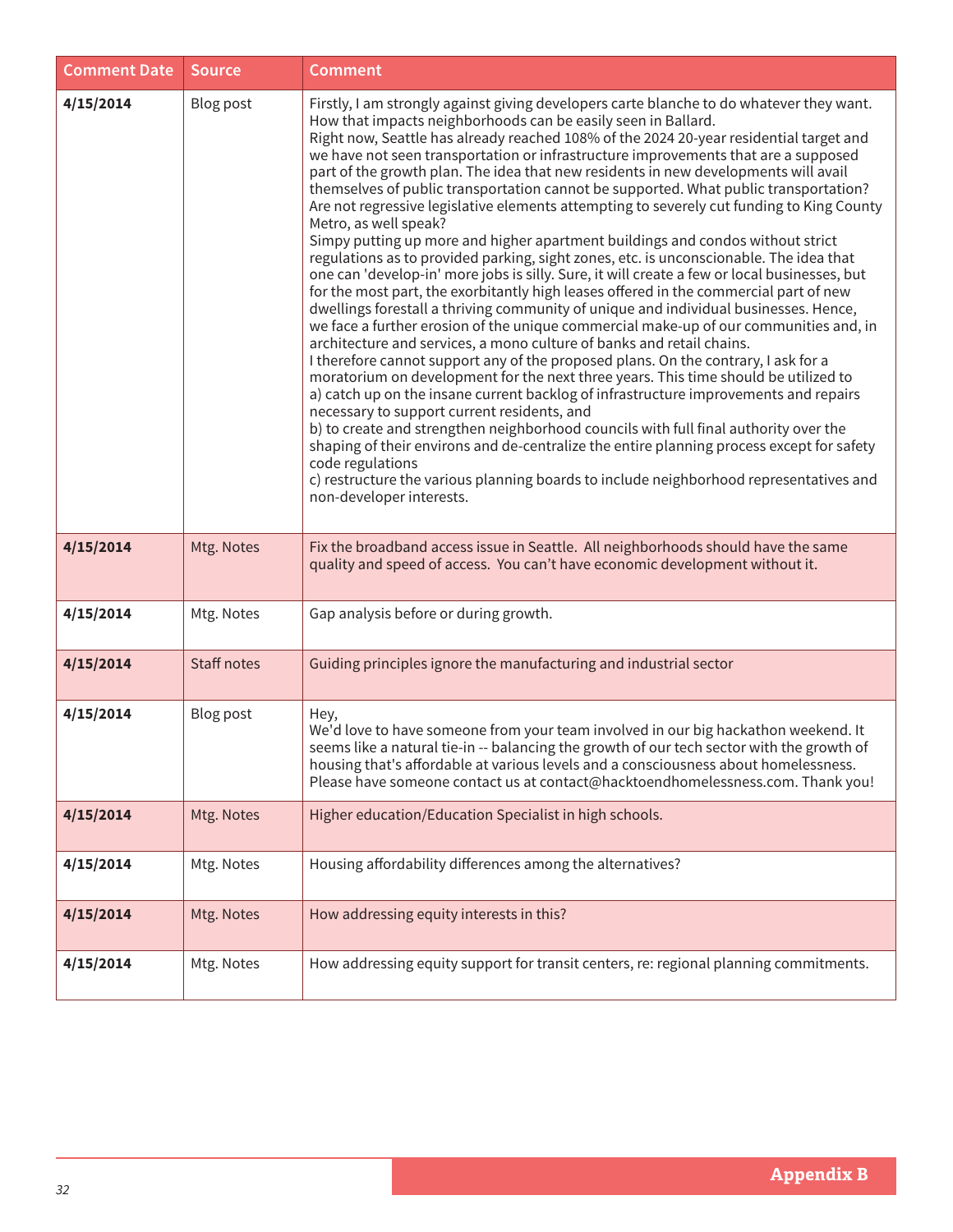| Comment Date | Source | Comment |
|---|---|---|
| **4/15/2014** | Blog post | Firstly, I am strongly against giving developers carte blanche to do whatever they want. How that impacts neighborhoods can be easily seen in Ballard.<br>Right now, Seattle has already reached 108% of the 2024 20-year residential target and we have not seen transportation or infrastructure improvements that are a supposed part of the growth plan. The idea that new residents in new developments will avail themselves of public transportation cannot be supported. What public transportation? Are not regressive legislative elements attempting to severely cut funding to King County Metro, as well speak?<br>Simpy putting up more and higher apartment buildings and condos without strict regulations as to provided parking, sight zones, etc. is unconscionable. The idea that one can 'develop-in' more jobs is silly. Sure, it will create a few or local businesses, but for the most part, the exorbitantly high leases offered in the commercial part of new dwellings forestall a thriving community of unique and individual businesses. Hence, we face a further erosion of the unique commercial make-up of our communities and, in architecture and services, a mono culture of banks and retail chains.<br>I therefore cannot support any of the proposed plans. On the contrary, I ask for a moratorium on development for the next three years. This time should be utilized to<br>a) catch up on the insane current backlog of infrastructure improvements and repairs necessary to support current residents, and<br>b) to create and strengthen neighborhood councils with full final authority over the shaping of their environs and de-centralize the entire planning process except for safety code regulations<br>c) restructure the various planning boards to include neighborhood representatives and non-developer interests. |
| **4/15/2014** | Mtg. Notes | Fix the broadband access issue in Seattle. All neighborhoods should have the same quality and speed of access. You can't have economic development without it. |
| **4/15/2014** | Mtg. Notes | Gap analysis before or during growth. |
| **4/15/2014** | Staff notes | Guiding principles ignore the manufacturing and industrial sector |
| **4/15/2014** | Blog post | Hey,<br>We'd love to have someone from your team involved in our big hackathon weekend. It seems like a natural tie-in -- balancing the growth of our tech sector with the growth of housing that's affordable at various levels and a consciousness about homelessness. Please have someone contact us at contact@hacktoendhomelessness.com. Thank you! |
| **4/15/2014** | Mtg. Notes | Higher education/Education Specialist in high schools. |
| **4/15/2014** | Mtg. Notes | Housing affordability differences among the alternatives? |
| **4/15/2014** | Mtg. Notes | How addressing equity interests in this? |
| **4/15/2014** | Mtg. Notes | How addressing equity support for transit centers, re: regional planning commitments. |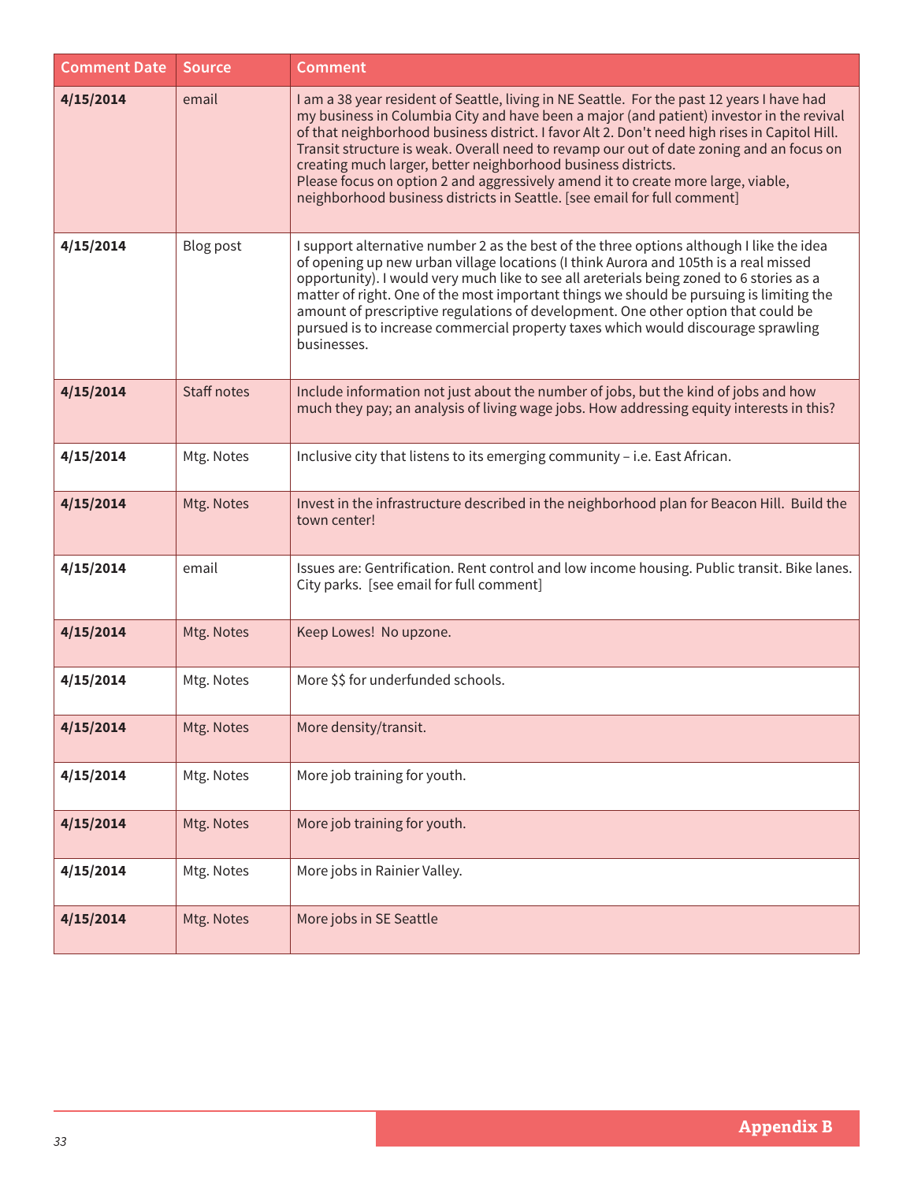| Comment Date | Source | Comment |
| --- | --- | --- |
| **4/15/2014** | email | I am a 38 year resident of Seattle, living in NE Seattle. For the past 12 years I have had my business in Columbia City and have been a major (and patient) investor in the revival of that neighborhood business district. I favor Alt 2. Don't need high rises in Capitol Hill. Transit structure is weak. Overall need to revamp our out of date zoning and an focus on creating much larger, better neighborhood business districts. Please focus on option 2 and aggressively amend it to create more large, viable, neighborhood business districts in Seattle. [see email for full comment] |
| **4/15/2014** | Blog post | I support alternative number 2 as the best of the three options although I like the idea of opening up new urban village locations (I think Aurora and 105th is a real missed opportunity). I would very much like to see all areterials being zoned to 6 stories as a matter of right. One of the most important things we should be pursuing is limiting the amount of prescriptive regulations of development. One other option that could be pursued is to increase commercial property taxes which would discourage sprawling businesses. |
| **4/15/2014** | Staff notes | Include information not just about the number of jobs, but the kind of jobs and how much they pay; an analysis of living wage jobs. How addressing equity interests in this? |
| **4/15/2014** | Mtg. Notes | Inclusive city that listens to its emerging community – i.e. East African. |
| **4/15/2014** | Mtg. Notes | Invest in the infrastructure described in the neighborhood plan for Beacon Hill. Build the town center! |
| **4/15/2014** | email | Issues are: Gentrification. Rent control and low income housing. Public transit. Bike lanes. City parks. [see email for full comment] |
| **4/15/2014** | Mtg. Notes | Keep Lowes! No upzone. |
| **4/15/2014** | Mtg. Notes | More $$ for underfunded schools. |
| **4/15/2014** | Mtg. Notes | More density/transit. |
| **4/15/2014** | Mtg. Notes | More job training for youth. |
| **4/15/2014** | Mtg. Notes | More job training for youth. |
| **4/15/2014** | Mtg. Notes | More jobs in Rainier Valley. |
| **4/15/2014** | Mtg. Notes | More jobs in SE Seattle |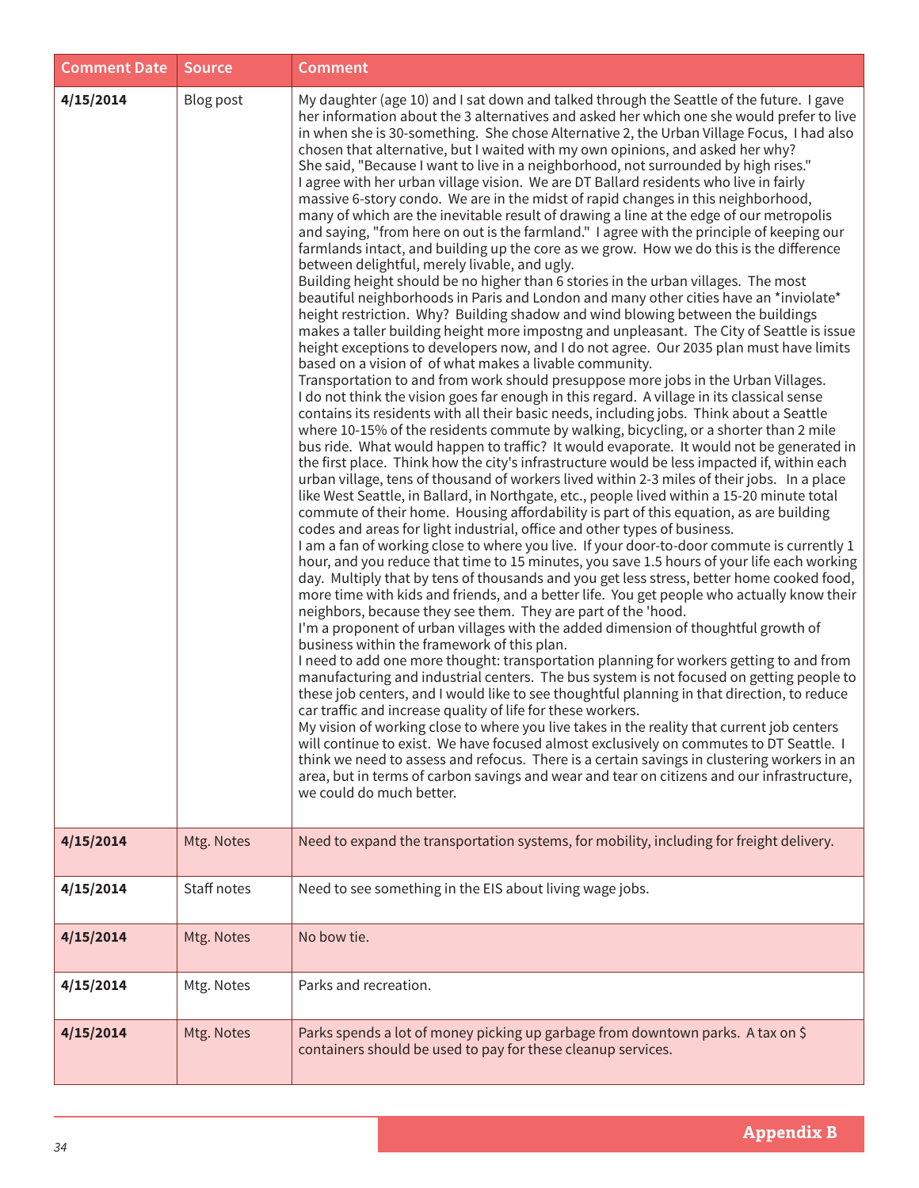| Comment Date | Source | Comment |
|---|---|---|
| **4/15/2014** | Blog post | My daughter (age 10) and I sat down and talked through the Seattle of the future. I gave her information about the 3 alternatives and asked her which one she would prefer to live in when she is 30-something. She chose Alternative 2, the Urban Village Focus, I had also chosen that alternative, but I waited with my own opinions, and asked her why? She said, "Because I want to live in a neighborhood, not surrounded by high rises." I agree with her urban village vision. We are DT Ballard residents who live in fairly massive 6-story condo. We are in the midst of rapid changes in this neighborhood, many of which are the inevitable result of drawing a line at the edge of our metropolis and saying, "from here on out is the farmland." I agree with the principle of keeping our farmlands intact, and building up the core as we grow. How we do this is the difference between delightful, merely livable, and ugly. Building height should be no higher than 6 stories in the urban villages. The most beautiful neighborhoods in Paris and London and many other cities have an *inviolate* height restriction. Why? Building shadow and wind blowing between the buildings makes a taller building height more impostng and unpleasant. The City of Seattle is issue height exceptions to developers now, and I do not agree. Our 2035 plan must have limits based on a vision of of what makes a livable community. Transportation to and from work should presuppose more jobs in the Urban Villages. I do not think the vision goes far enough in this regard. A village in its classical sense contains its residents with all their basic needs, including jobs. Think about a Seattle where 10-15% of the residents commute by walking, bicycling, or a shorter than 2 mile bus ride. What would happen to traffic? It would evaporate. It would not be generated in the first place. Think how the city's infrastructure would be less impacted if, within each urban village, tens of thousand of workers lived within 2-3 miles of their jobs. In a place like West Seattle, in Ballard, in Northgate, etc., people lived within a 15-20 minute total commute of their home. Housing affordability is part of this equation, as are building codes and areas for light industrial, office and other types of business. I am a fan of working close to where you live. If your door-to-door commute is currently 1 hour, and you reduce that time to 15 minutes, you save 1.5 hours of your life each working day. Multiply that by tens of thousands and you get less stress, better home cooked food, more time with kids and friends, and a better life. You get people who actually know their neighbors, because they see them. They are part of the 'hood. I'm a proponent of urban villages with the added dimension of thoughtful growth of business within the framework of this plan. I need to add one more thought: transportation planning for workers getting to and from manufacturing and industrial centers. The bus system is not focused on getting people to these job centers, and I would like to see thoughtful planning in that direction, to reduce car traffic and increase quality of life for these workers. My vision of working close to where you live takes in the reality that current job centers will continue to exist. We have focused almost exclusively on commutes to DT Seattle. I think we need to assess and refocus. There is a certain savings in clustering workers in an area, but in terms of carbon savings and wear and tear on citizens and our infrastructure, we could do much better. |
| **4/15/2014** | Mtg. Notes | Need to expand the transportation systems, for mobility, including for freight delivery. |
| **4/15/2014** | Staff notes | Need to see something in the EIS about living wage jobs. |
| **4/15/2014** | Mtg. Notes | No bow tie. |
| **4/15/2014** | Mtg. Notes | Parks and recreation. |
| **4/15/2014** | Mtg. Notes | Parks spends a lot of money picking up garbage from downtown parks. A tax on $ containers should be used to pay for these cleanup services. |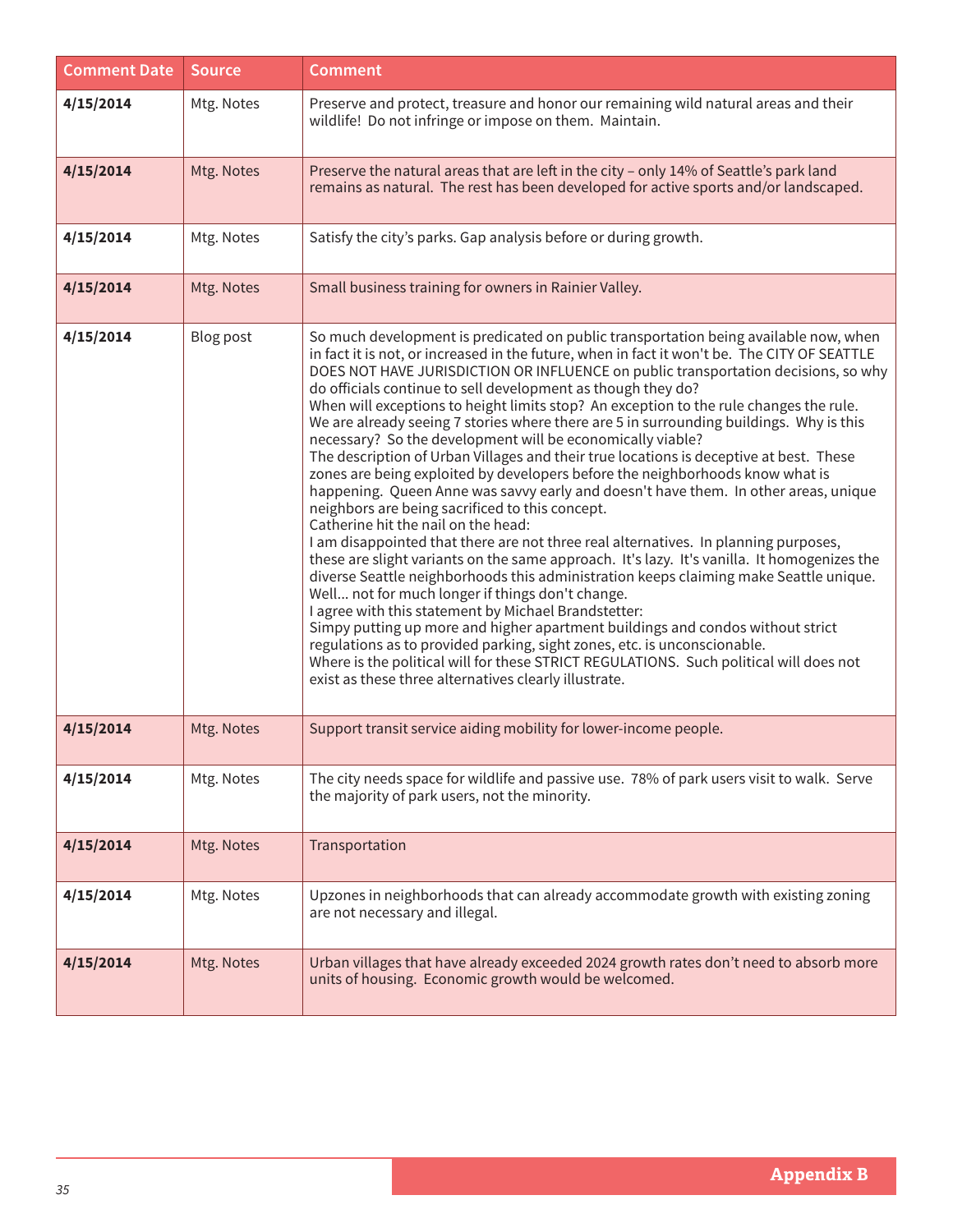| Comment Date | Source | Comment |
|---|---|---|
| **4/15/2014** | Mtg. Notes | Preserve and protect, treasure and honor our remaining wild natural areas and their wildlife! Do not infringe or impose on them. Maintain. |
| **4/15/2014** | Mtg. Notes | Preserve the natural areas that are left in the city – only 14% of Seattle's park land remains as natural. The rest has been developed for active sports and/or landscaped. |
| **4/15/2014** | Mtg. Notes | Satisfy the city's parks. Gap analysis before or during growth. |
| **4/15/2014** | Mtg. Notes | Small business training for owners in Rainier Valley. |
| **4/15/2014** | Blog post | So much development is predicated on public transportation being available now, when in fact it is not, or increased in the future, when in fact it won't be. The CITY OF SEATTLE DOES NOT HAVE JURISDICTION OR INFLUENCE on public transportation decisions, so why do officials continue to sell development as though they do? When will exceptions to height limits stop? An exception to the rule changes the rule. We are already seeing 7 stories where there are 5 in surrounding buildings. Why is this necessary? So the development will be economically viable? The description of Urban Villages and their true locations is deceptive at best. These zones are being exploited by developers before the neighborhoods know what is happening. Queen Anne was savvy early and doesn't have them. In other areas, unique neighbors are being sacrificed to this concept. Catherine hit the nail on the head: I am disappointed that there are not three real alternatives. In planning purposes, these are slight variants on the same approach. It's lazy. It's vanilla. It homogenizes the diverse Seattle neighborhoods this administration keeps claiming make Seattle unique. Well... not for much longer if things don't change. I agree with this statement by Michael Brandstetter: Simpy putting up more and higher apartment buildings and condos without strict regulations as to provided parking, sight zones, etc. is unconscionable. Where is the political will for these STRICT REGULATIONS. Such political will does not exist as these three alternatives clearly illustrate. |
| **4/15/2014** | Mtg. Notes | Support transit service aiding mobility for lower-income people. |
| **4/15/2014** | Mtg. Notes | The city needs space for wildlife and passive use. 78% of park users visit to walk. Serve the majority of park users, not the minority. |
| **4/15/2014** | Mtg. Notes | Transportation |
| **4/15/2014** | Mtg. Notes | Upzones in neighborhoods that can already accommodate growth with existing zoning are not necessary and illegal. |
| **4/15/2014** | Mtg. Notes | Urban villages that have already exceeded 2024 growth rates don't need to absorb more units of housing. Economic growth would be welcomed. |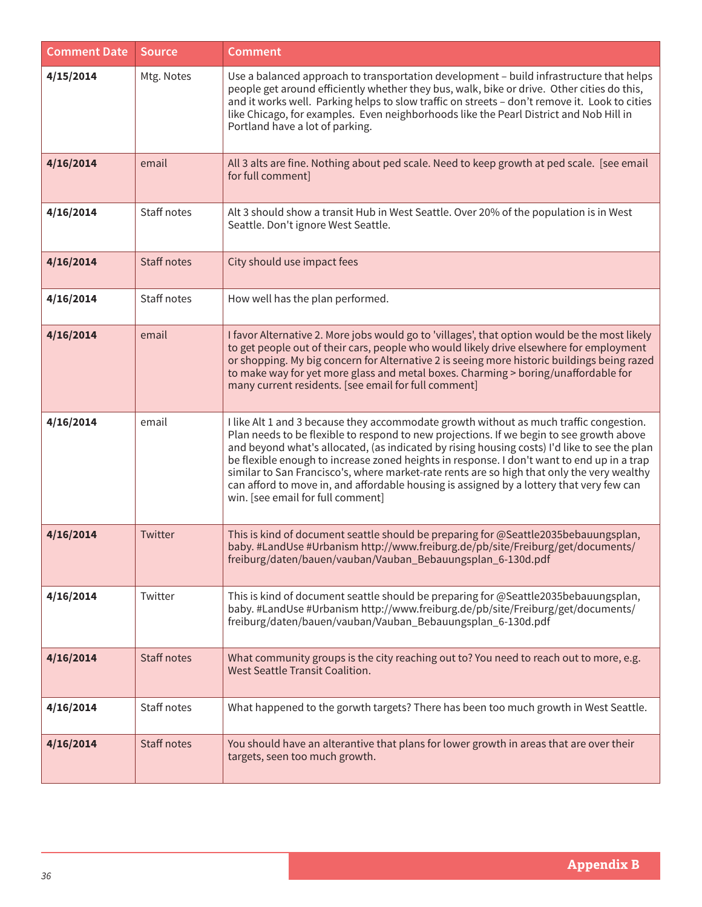| Comment Date | Source | Comment |
|---|---|---|
| **4/15/2014** | Mtg. Notes | Use a balanced approach to transportation development – build infrastructure that helps people get around efficiently whether they bus, walk, bike or drive. Other cities do this, and it works well. Parking helps to slow traffic on streets – don't remove it. Look to cities like Chicago, for examples. Even neighborhoods like the Pearl District and Nob Hill in Portland have a lot of parking. |
| **4/16/2014** | email | All 3 alts are fine. Nothing about ped scale. Need to keep growth at ped scale. [see email for full comment] |
| **4/16/2014** | Staff notes | Alt 3 should show a transit Hub in West Seattle. Over 20% of the population is in West Seattle. Don't ignore West Seattle. |
| **4/16/2014** | Staff notes | City should use impact fees |
| **4/16/2014** | Staff notes | How well has the plan performed. |
| **4/16/2014** | email | I favor Alternative 2. More jobs would go to 'villages', that option would be the most likely to get people out of their cars, people who would likely drive elsewhere for employment or shopping. My big concern for Alternative 2 is seeing more historic buildings being razed to make way for yet more glass and metal boxes. Charming > boring/unaffordable for many current residents. [see email for full comment] |
| **4/16/2014** | email | I like Alt 1 and 3 because they accommodate growth without as much traffic congestion. Plan needs to be flexible to respond to new projections. If we begin to see growth above and beyond what's allocated, (as indicated by rising housing costs) I'd like to see the plan be flexible enough to increase zoned heights in response. I don't want to end up in a trap similar to San Francisco's, where market-rate rents are so high that only the very wealthy can afford to move in, and affordable housing is assigned by a lottery that very few can win. [see email for full comment] |
| **4/16/2014** | Twitter | This is kind of document seattle should be preparing for @Seattle2035bebauungsplan, baby. #LandUse #Urbanism http://www.freiburg.de/pb/site/Freiburg/get/documents/freiburg/daten/bauen/vauban/Vauban_Bebauungsplan_6-130d.pdf |
| **4/16/2014** | Twitter | This is kind of document seattle should be preparing for @Seattle2035bebauungsplan, baby. #LandUse #Urbanism http://www.freiburg.de/pb/site/Freiburg/get/documents/freiburg/daten/bauen/vauban/Vauban_Bebauungsplan_6-130d.pdf |
| **4/16/2014** | Staff notes | What community groups is the city reaching out to? You need to reach out to more, e.g. West Seattle Transit Coalition. |
| **4/16/2014** | Staff notes | What happened to the gorwth targets? There has been too much growth in West Seattle. |
| **4/16/2014** | Staff notes | You should have an alterantive that plans for lower growth in areas that are over their targets, seen too much growth. |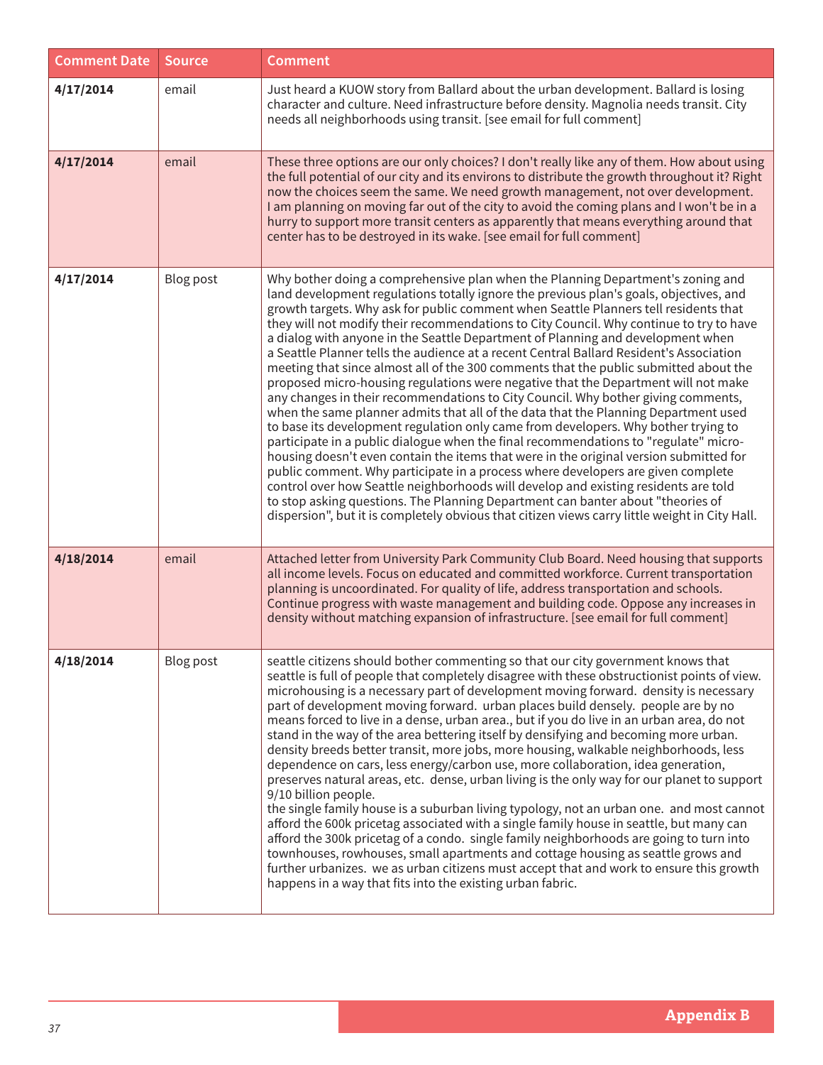| Comment Date | Source | Comment |
|---|---|---|
| **4/17/2014** | email | Just heard a KUOW story from Ballard about the urban development. Ballard is losing character and culture. Need infrastructure before density. Magnolia needs transit. City needs all neighborhoods using transit. [see email for full comment] |
| **4/17/2014** | email | These three options are our only choices? I don't really like any of them. How about using the full potential of our city and its environs to distribute the growth throughout it? Right now the choices seem the same. We need growth management, not over development. I am planning on moving far out of the city to avoid the coming plans and I won't be in a hurry to support more transit centers as apparently that means everything around that center has to be destroyed in its wake. [see email for full comment] |
| **4/17/2014** | Blog post | Why bother doing a comprehensive plan when the Planning Department's zoning and land development regulations totally ignore the previous plan's goals, objectives, and growth targets. Why ask for public comment when Seattle Planners tell residents that they will not modify their recommendations to City Council. Why continue to try to have a dialog with anyone in the Seattle Department of Planning and development when a Seattle Planner tells the audience at a recent Central Ballard Resident's Association meeting that since almost all of the 300 comments that the public submitted about the proposed micro-housing regulations were negative that the Department will not make any changes in their recommendations to City Council. Why bother giving comments, when the same planner admits that all of the data that the Planning Department used to base its development regulation only came from developers. Why bother trying to participate in a public dialogue when the final recommendations to "regulate" micro-housing doesn't even contain the items that were in the original version submitted for public comment. Why participate in a process where developers are given complete control over how Seattle neighborhoods will develop and existing residents are told to stop asking questions. The Planning Department can banter about "theories of dispersion", but it is completely obvious that citizen views carry little weight in City Hall. |
| **4/18/2014** | email | Attached letter from University Park Community Club Board. Need housing that supports all income levels. Focus on educated and committed workforce. Current transportation planning is uncoordinated. For quality of life, address transportation and schools. Continue progress with waste management and building code. Oppose any increases in density without matching expansion of infrastructure. [see email for full comment] |
| **4/18/2014** | Blog post | seattle citizens should bother commenting so that our city government knows that seattle is full of people that completely disagree with these obstructionist points of view. microhousing is a necessary part of development moving forward. density is necessary part of development moving forward. urban places build densely. people are by no means forced to live in a dense, urban area., but if you do live in an urban area, do not stand in the way of the area bettering itself by densifying and becoming more urban. density breeds better transit, more jobs, more housing, walkable neighborhoods, less dependence on cars, less energy/carbon use, more collaboration, idea generation, preserves natural areas, etc. dense, urban living is the only way for our planet to support 9/10 billion people.<br>the single family house is a suburban living typology, not an urban one. and most cannot afford the 600k pricetag associated with a single family house in seattle, but many can afford the 300k pricetag of a condo. single family neighborhoods are going to turn into townhouses, rowhouses, small apartments and cottage housing as seattle grows and further urbanizes. we as urban citizens must accept that and work to ensure this growth happens in a way that fits into the existing urban fabric. |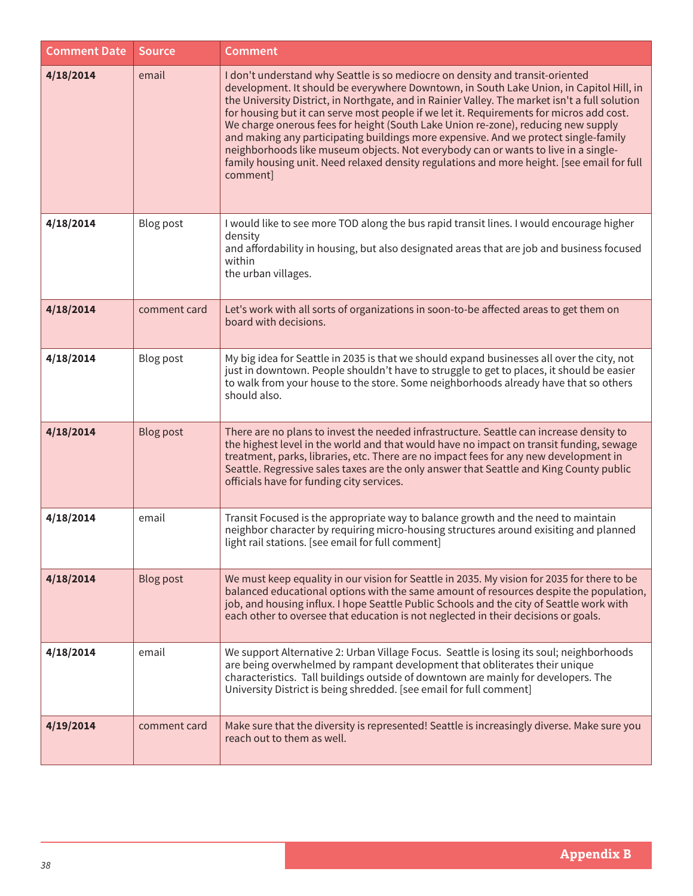| Comment Date | Source | Comment |
|---|---|---|
| **4/18/2014** | email | I don't understand why Seattle is so mediocre on density and transit-oriented development. It should be everywhere Downtown, in South Lake Union, in Capitol Hill, in the University District, in Northgate, and in Rainier Valley. The market isn't a full solution for housing but it can serve most people if we let it. Requirements for micros add cost. We charge onerous fees for height (South Lake Union re-zone), reducing new supply and making any participating buildings more expensive. And we protect single-family neighborhoods like museum objects. Not everybody can or wants to live in a single-family housing unit. Need relaxed density regulations and more height. [see email for full comment] |
| **4/18/2014** | Blog post | I would like to see more TOD along the bus rapid transit lines. I would encourage higher density and affordability in housing, but also designated areas that are job and business focused within the urban villages. |
| **4/18/2014** | comment card | Let's work with all sorts of organizations in soon-to-be affected areas to get them on board with decisions. |
| **4/18/2014** | Blog post | My big idea for Seattle in 2035 is that we should expand businesses all over the city, not just in downtown. People shouldn't have to struggle to get to places, it should be easier to walk from your house to the store. Some neighborhoods already have that so others should also. |
| **4/18/2014** | Blog post | There are no plans to invest the needed infrastructure. Seattle can increase density to the highest level in the world and that would have no impact on transit funding, sewage treatment, parks, libraries, etc. There are no impact fees for any new development in Seattle. Regressive sales taxes are the only answer that Seattle and King County public officials have for funding city services. |
| **4/18/2014** | email | Transit Focused is the appropriate way to balance growth and the need to maintain neighbor character by requiring micro-housing structures around exisiting and planned light rail stations. [see email for full comment] |
| **4/18/2014** | Blog post | We must keep equality in our vision for Seattle in 2035. My vision for 2035 for there to be balanced educational options with the same amount of resources despite the population, job, and housing influx. I hope Seattle Public Schools and the city of Seattle work with each other to oversee that education is not neglected in their decisions or goals. |
| **4/18/2014** | email | We support Alternative 2: Urban Village Focus. Seattle is losing its soul; neighborhoods are being overwhelmed by rampant development that obliterates their unique characteristics. Tall buildings outside of downtown are mainly for developers. The University District is being shredded. [see email for full comment] |
| **4/19/2014** | comment card | Make sure that the diversity is represented! Seattle is increasingly diverse. Make sure you reach out to them as well. |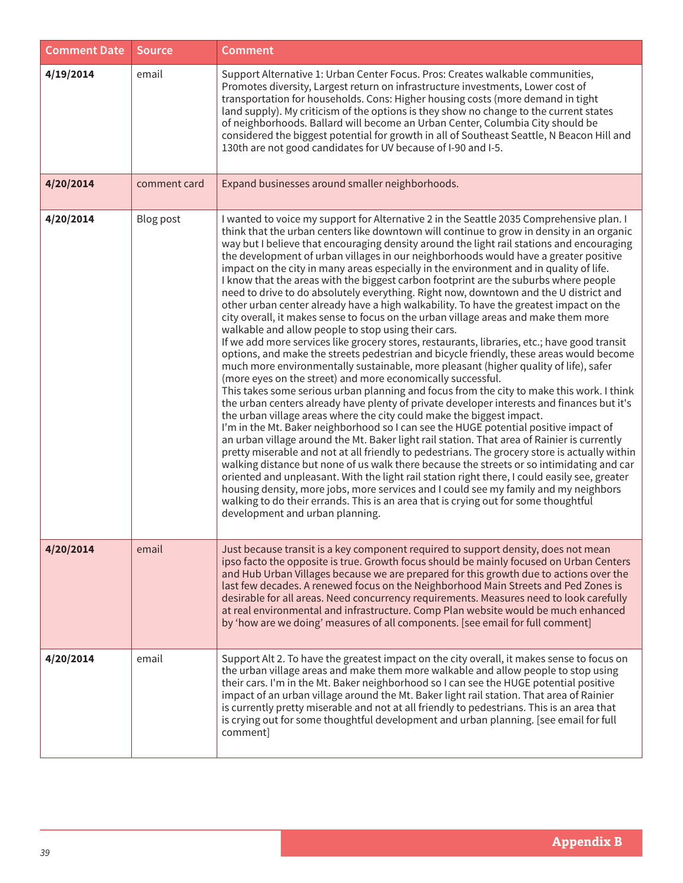| Comment Date | Source | Comment |
|---|---|---|
| **4/19/2014** | email | Support Alternative 1: Urban Center Focus. Pros: Creates walkable communities, Promotes diversity, Largest return on infrastructure investments, Lower cost of transportation for households. Cons: Higher housing costs (more demand in tight land supply). My criticism of the options is they show no change to the current states of neighborhoods. Ballard will become an Urban Center, Columbia City should be considered the biggest potential for growth in all of Southeast Seattle, N Beacon Hill and 130th are not good candidates for UV because of I-90 and I-5. |
| **4/20/2014** | comment card | Expand businesses around smaller neighborhoods. |
| **4/20/2014** | Blog post | I wanted to voice my support for Alternative 2 in the Seattle 2035 Comprehensive plan. I think that the urban centers like downtown will continue to grow in density in an organic way but I believe that encouraging density around the light rail stations and encouraging the development of urban villages in our neighborhoods would have a greater positive impact on the city in many areas especially in the environment and in quality of life.<br>I know that the areas with the biggest carbon footprint are the suburbs where people need to drive to do absolutely everything. Right now, downtown and the U district and other urban center already have a high walkability. To have the greatest impact on the city overall, it makes sense to focus on the urban village areas and make them more walkable and allow people to stop using their cars.<br>If we add more services like grocery stores, restaurants, libraries, etc.; have good transit options, and make the streets pedestrian and bicycle friendly, these areas would become much more environmentally sustainable, more pleasant (higher quality of life), safer (more eyes on the street) and more economically successful.<br>This takes some serious urban planning and focus from the city to make this work. I think the urban centers already have plenty of private developer interests and finances but it's the urban village areas where the city could make the biggest impact.<br>I'm in the Mt. Baker neighborhood so I can see the HUGE potential positive impact of an urban village around the Mt. Baker light rail station. That area of Rainier is currently pretty miserable and not at all friendly to pedestrians. The grocery store is actually within walking distance but none of us walk there because the streets or so intimidating and car oriented and unpleasant. With the light rail station right there, I could easily see, greater housing density, more jobs, more services and I could see my family and my neighbors walking to do their errands. This is an area that is crying out for some thoughtful development and urban planning. |
| **4/20/2014** | email | Just because transit is a key component required to support density, does not mean ipso facto the opposite is true. Growth focus should be mainly focused on Urban Centers and Hub Urban Villages because we are prepared for this growth due to actions over the last few decades. A renewed focus on the Neighborhood Main Streets and Ped Zones is desirable for all areas. Need concurrency requirements. Measures need to look carefully at real environmental and infrastructure. Comp Plan website would be much enhanced by 'how are we doing' measures of all components. [see email for full comment] |
| **4/20/2014** | email | Support Alt 2. To have the greatest impact on the city overall, it makes sense to focus on the urban village areas and make them more walkable and allow people to stop using their cars. I'm in the Mt. Baker neighborhood so I can see the HUGE potential positive impact of an urban village around the Mt. Baker light rail station. That area of Rainier is currently pretty miserable and not at all friendly to pedestrians. This is an area that is crying out for some thoughtful development and urban planning. [see email for full comment] |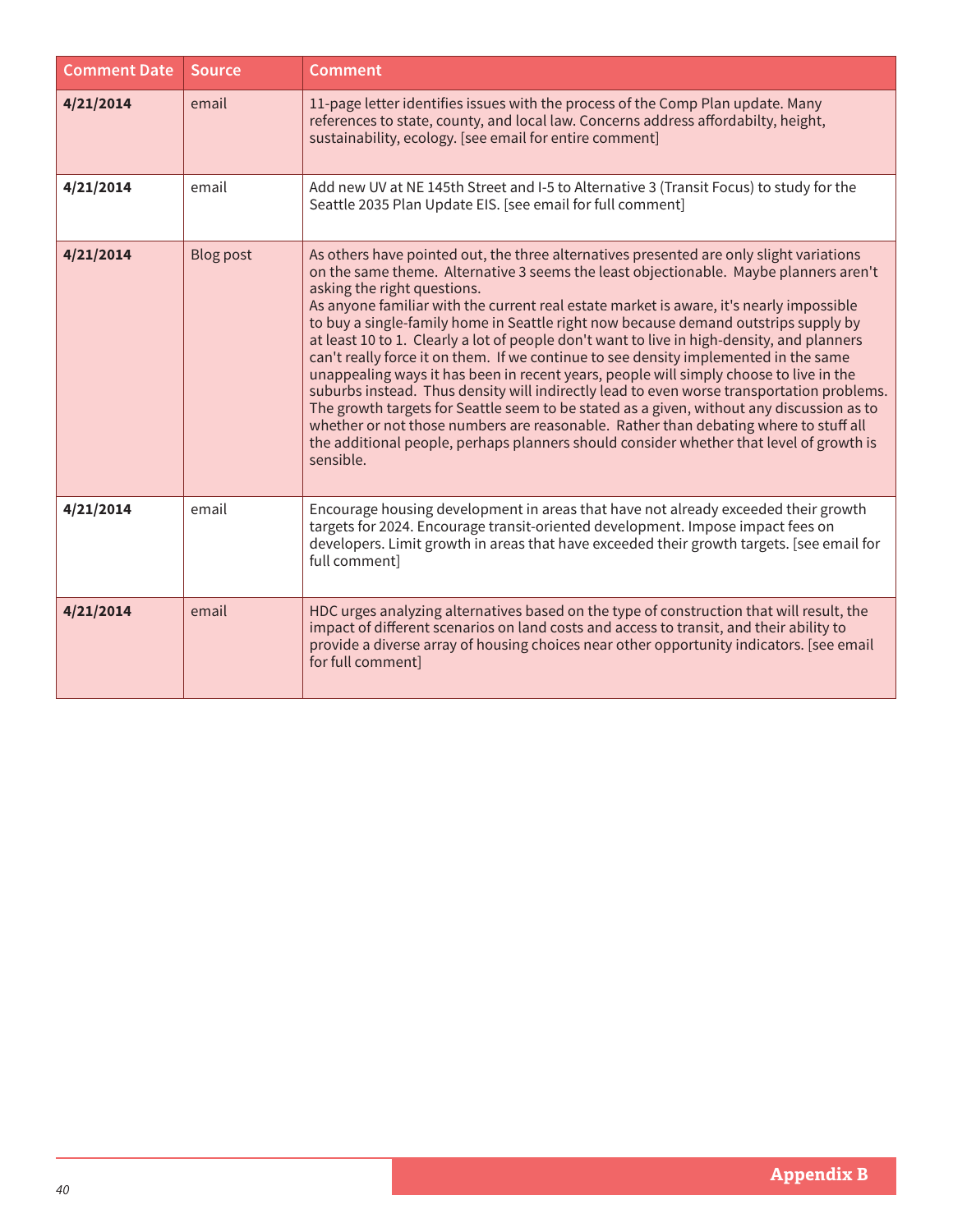| Comment Date | Source | Comment |
|---|---|---|
| **4/21/2014** | email | 11-page letter identifies issues with the process of the Comp Plan update. Many references to state, county, and local law. Concerns address affordabilty, height, sustainability, ecology. [see email for entire comment] |
| **4/21/2014** | email | Add new UV at NE 145th Street and I-5 to Alternative 3 (Transit Focus) to study for the Seattle 2035 Plan Update EIS. [see email for full comment] |
| **4/21/2014** | Blog post | As others have pointed out, the three alternatives presented are only slight variations on the same theme. Alternative 3 seems the least objectionable. Maybe planners aren't asking the right questions. As anyone familiar with the current real estate market is aware, it's nearly impossible to buy a single-family home in Seattle right now because demand outstrips supply by at least 10 to 1. Clearly a lot of people don't want to live in high-density, and planners can't really force it on them. If we continue to see density implemented in the same unappealing ways it has been in recent years, people will simply choose to live in the suburbs instead. Thus density will indirectly lead to even worse transportation problems. The growth targets for Seattle seem to be stated as a given, without any discussion as to whether or not those numbers are reasonable. Rather than debating where to stuff all the additional people, perhaps planners should consider whether that level of growth is sensible. |
| **4/21/2014** | email | Encourage housing development in areas that have not already exceeded their growth targets for 2024. Encourage transit-oriented development. Impose impact fees on developers. Limit growth in areas that have exceeded their growth targets. [see email for full comment] |
| **4/21/2014** | email | HDC urges analyzing alternatives based on the type of construction that will result, the impact of different scenarios on land costs and access to transit, and their ability to provide a diverse array of housing choices near other opportunity indicators. [see email for full comment] |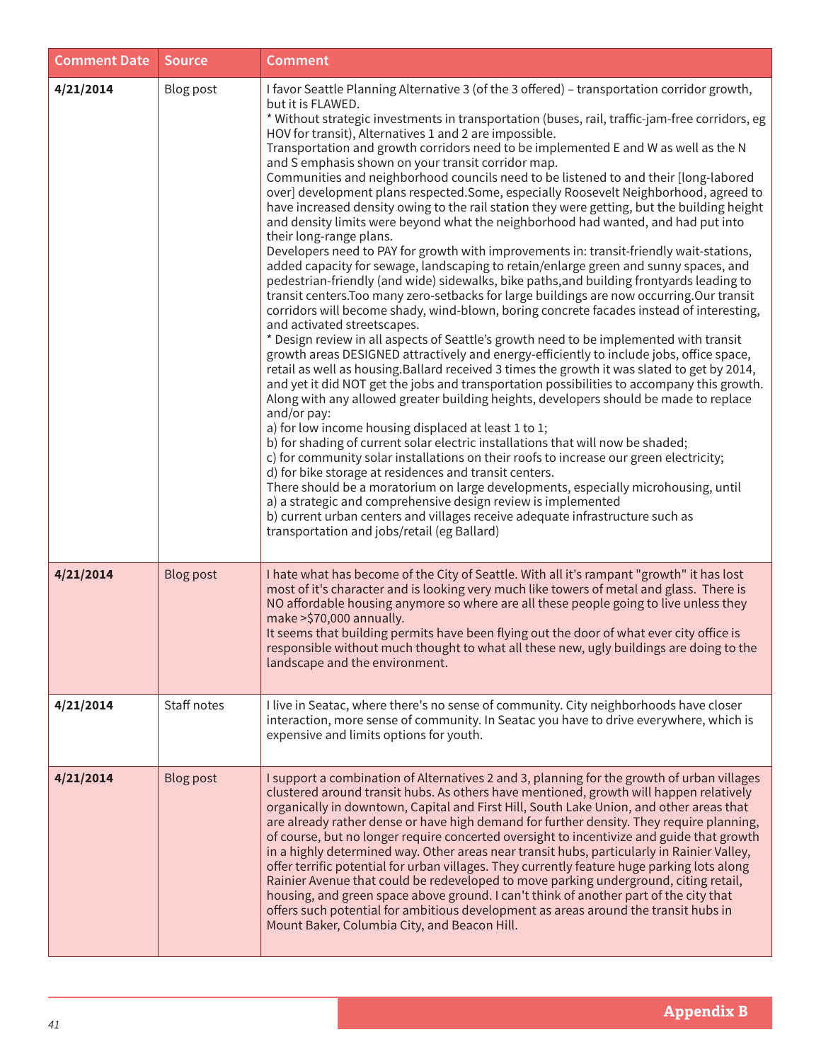| Comment Date | Source | Comment |
|---|---|---|
| **4/21/2014** | Blog post | I favor Seattle Planning Alternative 3 (of the 3 offered) – transportation corridor growth, but it is FLAWED.<br>* Without strategic investments in transportation (buses, rail, traffic-jam-free corridors, eg HOV for transit), Alternatives 1 and 2 are impossible.<br>Transportation and growth corridors need to be implemented E and W as well as the N and S emphasis shown on your transit corridor map.<br>Communities and neighborhood councils need to be listened to and their [long-labored over] development plans respected.Some, especially Roosevelt Neighborhood, agreed to have increased density owing to the rail station they were getting, but the building height and density limits were beyond what the neighborhood had wanted, and had put into their long-range plans.<br>Developers need to PAY for growth with improvements in: transit-friendly wait-stations, added capacity for sewage, landscaping to retain/enlarge green and sunny spaces, and pedestrian-friendly (and wide) sidewalks, bike paths,and building frontyards leading to transit centers.Too many zero-setbacks for large buildings are now occurring.Our transit corridors will become shady, wind-blown, boring concrete facades instead of interesting, and activated streetscapes.<br>* Design review in all aspects of Seattle's growth need to be implemented with transit growth areas DESIGNED attractively and energy-efficiently to include jobs, office space, retail as well as housing.Ballard received 3 times the growth it was slated to get by 2014, and yet it did NOT get the jobs and transportation possibilities to accompany this growth.<br>Along with any allowed greater building heights, developers should be made to replace and/or pay:<br>a) for low income housing displaced at least 1 to 1;<br>b) for shading of current solar electric installations that will now be shaded;<br>c) for community solar installations on their roofs to increase our green electricity;<br>d) for bike storage at residences and transit centers.<br>There should be a moratorium on large developments, especially microhousing, until<br>a) a strategic and comprehensive design review is implemented<br>b) current urban centers and villages receive adequate infrastructure such as transportation and jobs/retail (eg Ballard) |
| **4/21/2014** | Blog post | I hate what has become of the City of Seattle. With all it's rampant "growth" it has lost most of it's character and is looking very much like towers of metal and glass. There is NO affordable housing anymore so where are all these people going to live unless they make >$70,000 annually.<br>It seems that building permits have been flying out the door of what ever city office is responsible without much thought to what all these new, ugly buildings are doing to the landscape and the environment. |
| **4/21/2014** | Staff notes | I live in Seatac, where there's no sense of community. City neighborhoods have closer interaction, more sense of community. In Seatac you have to drive everywhere, which is expensive and limits options for youth. |
| **4/21/2014** | Blog post | I support a combination of Alternatives 2 and 3, planning for the growth of urban villages clustered around transit hubs. As others have mentioned, growth will happen relatively organically in downtown, Capital and First Hill, South Lake Union, and other areas that are already rather dense or have high demand for further density. They require planning, of course, but no longer require concerted oversight to incentivize and guide that growth in a highly determined way. Other areas near transit hubs, particularly in Rainier Valley, offer terrific potential for urban villages. They currently feature huge parking lots along Rainier Avenue that could be redeveloped to move parking underground, citing retail, housing, and green space above ground. I can't think of another part of the city that offers such potential for ambitious development as areas around the transit hubs in Mount Baker, Columbia City, and Beacon Hill. |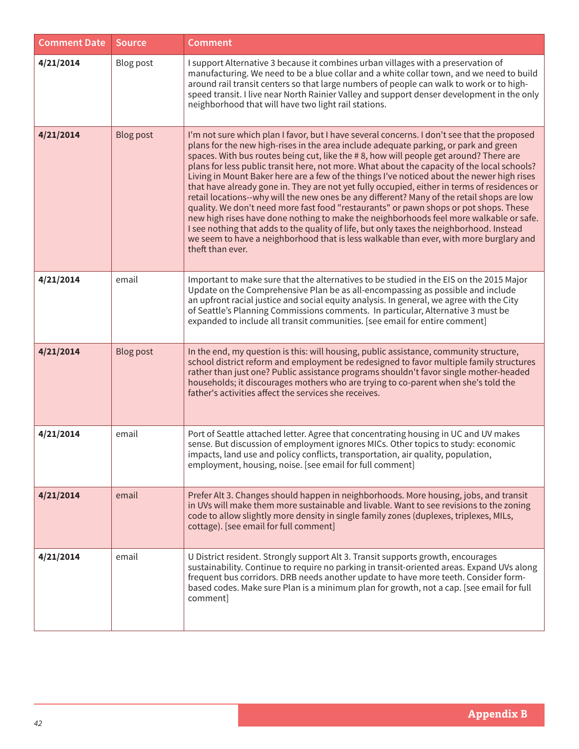| Comment Date | Source | Comment |
|---|---|---|
| **4/21/2014** | Blog post | I support Alternative 3 because it combines urban villages with a preservation of manufacturing. We need to be a blue collar and a white collar town, and we need to build around rail transit centers so that large numbers of people can walk to work or to high-speed transit. I live near North Rainier Valley and support denser development in the only neighborhood that will have two light rail stations. |
| **4/21/2014** | Blog post | I'm not sure which plan I favor, but I have several concerns. I don't see that the proposed plans for the new high-rises in the area include adequate parking, or park and green spaces. With bus routes being cut, like the # 8, how will people get around? There are plans for less public transit here, not more. What about the capacity of the local schools? Living in Mount Baker here are a few of the things I've noticed about the newer high rises that have already gone in. They are not yet fully occupied, either in terms of residences or retail locations--why will the new ones be any different? Many of the retail shops are low quality. We don't need more fast food "restaurants" or pawn shops or pot shops. These new high rises have done nothing to make the neighborhoods feel more walkable or safe. I see nothing that adds to the quality of life, but only taxes the neighborhood. Instead we seem to have a neighborhood that is less walkable than ever, with more burglary and theft than ever. |
| **4/21/2014** | email | Important to make sure that the alternatives to be studied in the EIS on the 2015 Major Update on the Comprehensive Plan be as all-encompassing as possible and include an upfront racial justice and social equity analysis. In general, we agree with the City of Seattle's Planning Commissions comments. In particular, Alternative 3 must be expanded to include all transit communities. [see email for entire comment] |
| **4/21/2014** | Blog post | In the end, my question is this: will housing, public assistance, community structure, school district reform and employment be redesigned to favor multiple family structures rather than just one? Public assistance programs shouldn't favor single mother-headed households; it discourages mothers who are trying to co-parent when she's told the father's activities affect the services she receives. |
| **4/21/2014** | email | Port of Seattle attached letter. Agree that concentrating housing in UC and UV makes sense. But discussion of employment ignores MICs. Other topics to study: economic impacts, land use and policy conflicts, transportation, air quality, population, employment, housing, noise. [see email for full comment] |
| **4/21/2014** | email | Prefer Alt 3. Changes should happen in neighborhoods. More housing, jobs, and transit in UVs will make them more sustainable and livable. Want to see revisions to the zoning code to allow slightly more density in single family zones (duplexes, triplexes, MILs, cottage). [see email for full comment] |
| **4/21/2014** | email | U District resident. Strongly support Alt 3. Transit supports growth, encourages sustainability. Continue to require no parking in transit-oriented areas. Expand UVs along frequent bus corridors. DRB needs another update to have more teeth. Consider form-based codes. Make sure Plan is a minimum plan for growth, not a cap. [see email for full comment] |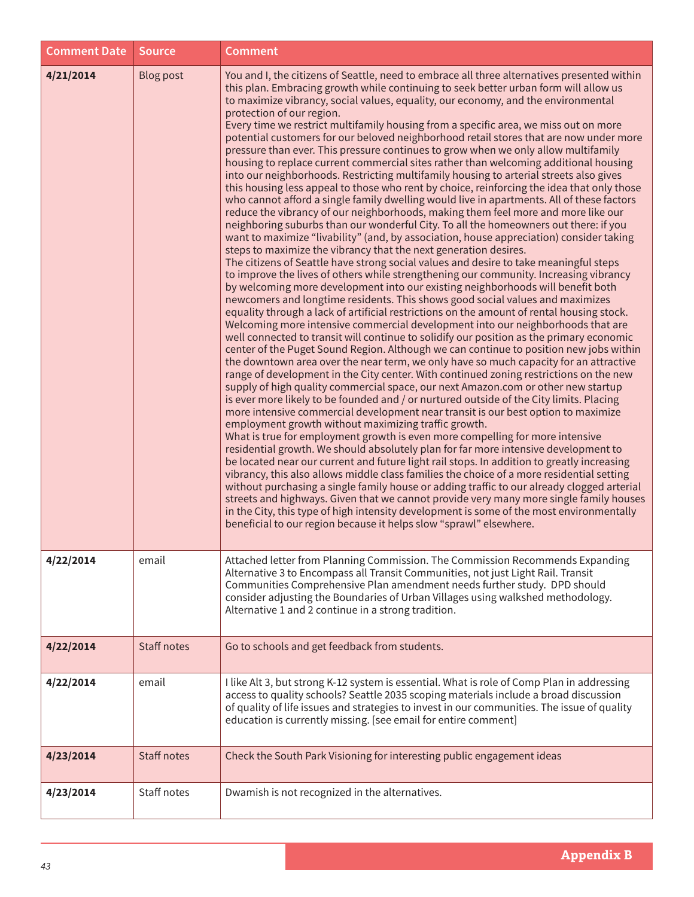| Comment Date | Source | Comment |
|---|---|---|
| **4/21/2014** | Blog post | You and I, the citizens of Seattle, need to embrace all three alternatives presented within this plan. Embracing growth while continuing to seek better urban form will allow us to maximize vibrancy, social values, equality, our economy, and the environmental protection of our region.<br>Every time we restrict multifamily housing from a specific area, we miss out on more potential customers for our beloved neighborhood retail stores that are now under more pressure than ever. This pressure continues to grow when we only allow multifamily housing to replace current commercial sites rather than welcoming additional housing into our neighborhoods. Restricting multifamily housing to arterial streets also gives this housing less appeal to those who rent by choice, reinforcing the idea that only those who cannot afford a single family dwelling would live in apartments. All of these factors reduce the vibrancy of our neighborhoods, making them feel more and more like our neighboring suburbs than our wonderful City. To all the homeowners out there: if you want to maximize "livability" (and, by association, house appreciation) consider taking steps to maximize the vibrancy that the next generation desires.<br>The citizens of Seattle have strong social values and desire to take meaningful steps to improve the lives of others while strengthening our community. Increasing vibrancy by welcoming more development into our existing neighborhoods will benefit both newcomers and longtime residents. This shows good social values and maximizes equality through a lack of artificial restrictions on the amount of rental housing stock.<br>Welcoming more intensive commercial development into our neighborhoods that are well connected to transit will continue to solidify our position as the primary economic center of the Puget Sound Region. Although we can continue to position new jobs within the downtown area over the near term, we only have so much capacity for an attractive range of development in the City center. With continued zoning restrictions on the new supply of high quality commercial space, our next Amazon.com or other new startup is ever more likely to be founded and / or nurtured outside of the City limits. Placing more intensive commercial development near transit is our best option to maximize employment growth without maximizing traffic growth.<br>What is true for employment growth is even more compelling for more intensive residential growth. We should absolutely plan for far more intensive development to be located near our current and future light rail stops. In addition to greatly increasing vibrancy, this also allows middle class families the choice of a more residential setting without purchasing a single family house or adding traffic to our already clogged arterial streets and highways. Given that we cannot provide very many more single family houses in the City, this type of high intensity development is some of the most environmentally beneficial to our region because it helps slow "sprawl" elsewhere. |
| **4/22/2014** | email | Attached letter from Planning Commission. The Commission Recommends Expanding Alternative 3 to Encompass all Transit Communities, not just Light Rail. Transit Communities Comprehensive Plan amendment needs further study. DPD should consider adjusting the Boundaries of Urban Villages using walkshed methodology. Alternative 1 and 2 continue in a strong tradition. |
| **4/22/2014** | Staff notes | Go to schools and get feedback from students. |
| **4/22/2014** | email | I like Alt 3, but strong K-12 system is essential. What is role of Comp Plan in addressing access to quality schools? Seattle 2035 scoping materials include a broad discussion of quality of life issues and strategies to invest in our communities. The issue of quality education is currently missing. [see email for entire comment] |
| **4/23/2014** | Staff notes | Check the South Park Visioning for interesting public engagement ideas |
| **4/23/2014** | Staff notes | Dwamish is not recognized in the alternatives. |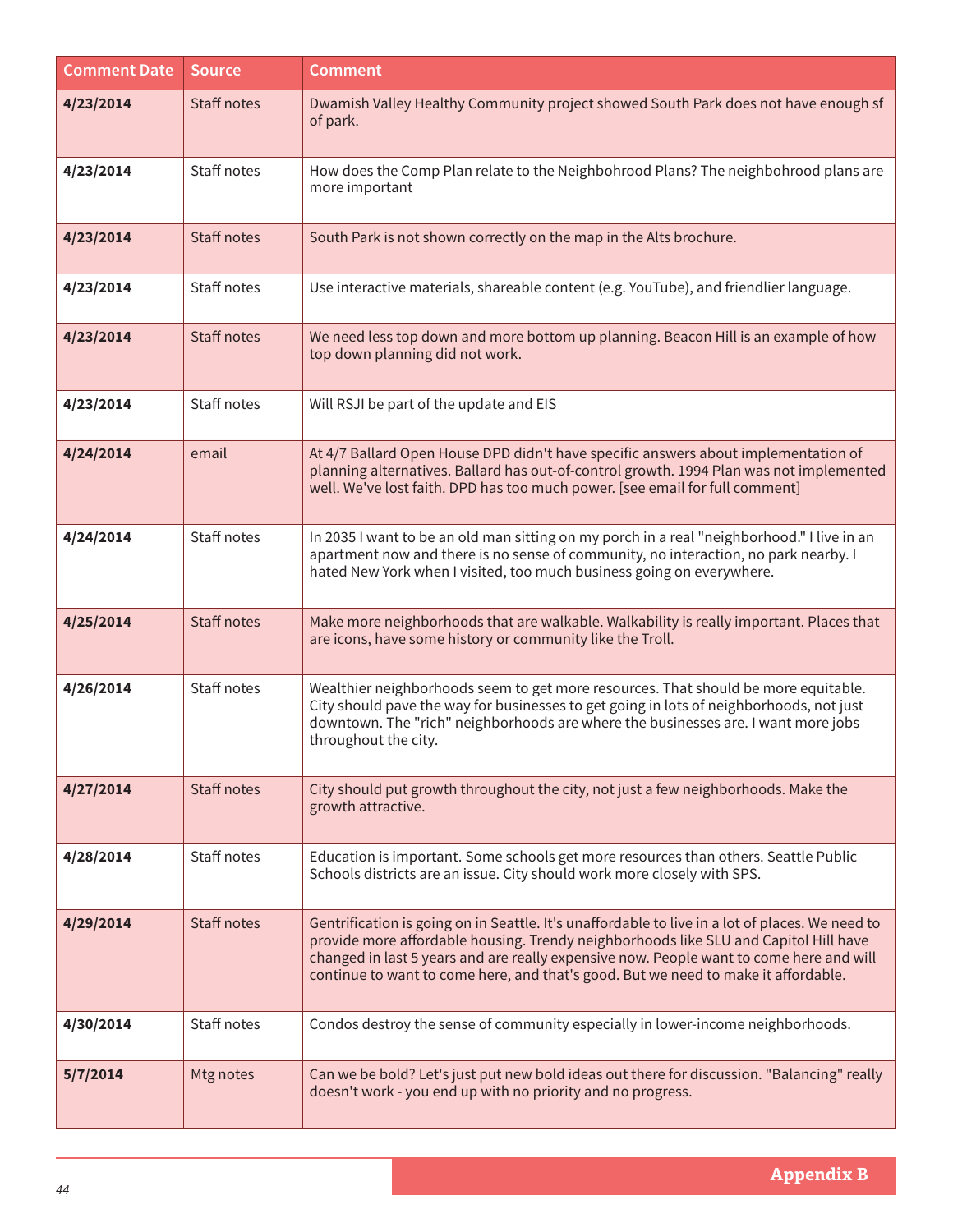| Comment Date | Source | Comment |
|---|---|---|
| **4/23/2014** | Staff notes | Dwamish Valley Healthy Community project showed South Park does not have enough sf of park. |
| **4/23/2014** | Staff notes | How does the Comp Plan relate to the Neighbohrood Plans? The neighbohrood plans are more important |
| **4/23/2014** | Staff notes | South Park is not shown correctly on the map in the Alts brochure. |
| **4/23/2014** | Staff notes | Use interactive materials, shareable content (e.g. YouTube), and friendlier language. |
| **4/23/2014** | Staff notes | We need less top down and more bottom up planning. Beacon Hill is an example of how top down planning did not work. |
| **4/23/2014** | Staff notes | Will RSJI be part of the update and EIS |
| **4/24/2014** | email | At 4/7 Ballard Open House DPD didn't have specific answers about implementation of planning alternatives. Ballard has out-of-control growth. 1994 Plan was not implemented well. We've lost faith. DPD has too much power. [see email for full comment] |
| **4/24/2014** | Staff notes | In 2035 I want to be an old man sitting on my porch in a real "neighborhood." I live in an apartment now and there is no sense of community, no interaction, no park nearby. I hated New York when I visited, too much business going on everywhere. |
| **4/25/2014** | Staff notes | Make more neighborhoods that are walkable. Walkability is really important. Places that are icons, have some history or community like the Troll. |
| **4/26/2014** | Staff notes | Wealthier neighborhoods seem to get more resources. That should be more equitable. City should pave the way for businesses to get going in lots of neighborhoods, not just downtown. The "rich" neighborhoods are where the businesses are. I want more jobs throughout the city. |
| **4/27/2014** | Staff notes | City should put growth throughout the city, not just a few neighborhoods. Make the growth attractive. |
| **4/28/2014** | Staff notes | Education is important. Some schools get more resources than others. Seattle Public Schools districts are an issue. City should work more closely with SPS. |
| **4/29/2014** | Staff notes | Gentrification is going on in Seattle. It's unaffordable to live in a lot of places. We need to provide more affordable housing. Trendy neighborhoods like SLU and Capitol Hill have changed in last 5 years and are really expensive now. People want to come here and will continue to want to come here, and that's good. But we need to make it affordable. |
| **4/30/2014** | Staff notes | Condos destroy the sense of community especially in lower-income neighborhoods. |
| **5/7/2014** | Mtg notes | Can we be bold? Let's just put new bold ideas out there for discussion. "Balancing" really doesn't work - you end up with no priority and no progress. |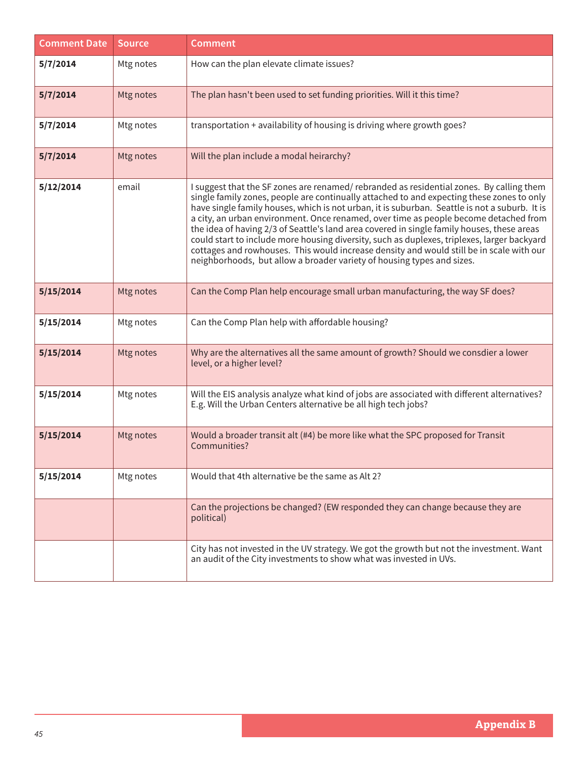| Comment Date | Source | Comment |
|---|---|---|
| **5/7/2014** | Mtg notes | How can the plan elevate climate issues? |
| **5/7/2014** | Mtg notes | The plan hasn't been used to set funding priorities. Will it this time? |
| **5/7/2014** | Mtg notes | transportation + availability of housing is driving where growth goes? |
| **5/7/2014** | Mtg notes | Will the plan include a modal heirarchy? |
| **5/12/2014** | email | I suggest that the SF zones are renamed/ rebranded as residential zones. By calling them single family zones, people are continually attached to and expecting these zones to only have single family houses, which is not urban, it is suburban. Seattle is not a suburb. It is a city, an urban environment. Once renamed, over time as people become detached from the idea of having 2/3 of Seattle's land area covered in single family houses, these areas could start to include more housing diversity, such as duplexes, triplexes, larger backyard cottages and rowhouses. This would increase density and would still be in scale with our neighborhoods, but allow a broader variety of housing types and sizes. |
| **5/15/2014** | Mtg notes | Can the Comp Plan help encourage small urban manufacturing, the way SF does? |
| **5/15/2014** | Mtg notes | Can the Comp Plan help with affordable housing? |
| **5/15/2014** | Mtg notes | Why are the alternatives all the same amount of growth? Should we consdier a lower level, or a higher level? |
| **5/15/2014** | Mtg notes | Will the EIS analysis analyze what kind of jobs are associated with different alternatives? E.g. Will the Urban Centers alternative be all high tech jobs? |
| **5/15/2014** | Mtg notes | Would a broader transit alt (#4) be more like what the SPC proposed for Transit Communities? |
| **5/15/2014** | Mtg notes | Would that 4th alternative be the same as Alt 2? |
| | | Can the projections be changed? (EW responded they can change because they are political) |
| | | City has not invested in the UV strategy. We got the growth but not the investment. Want an audit of the City investments to show what was invested in UVs. |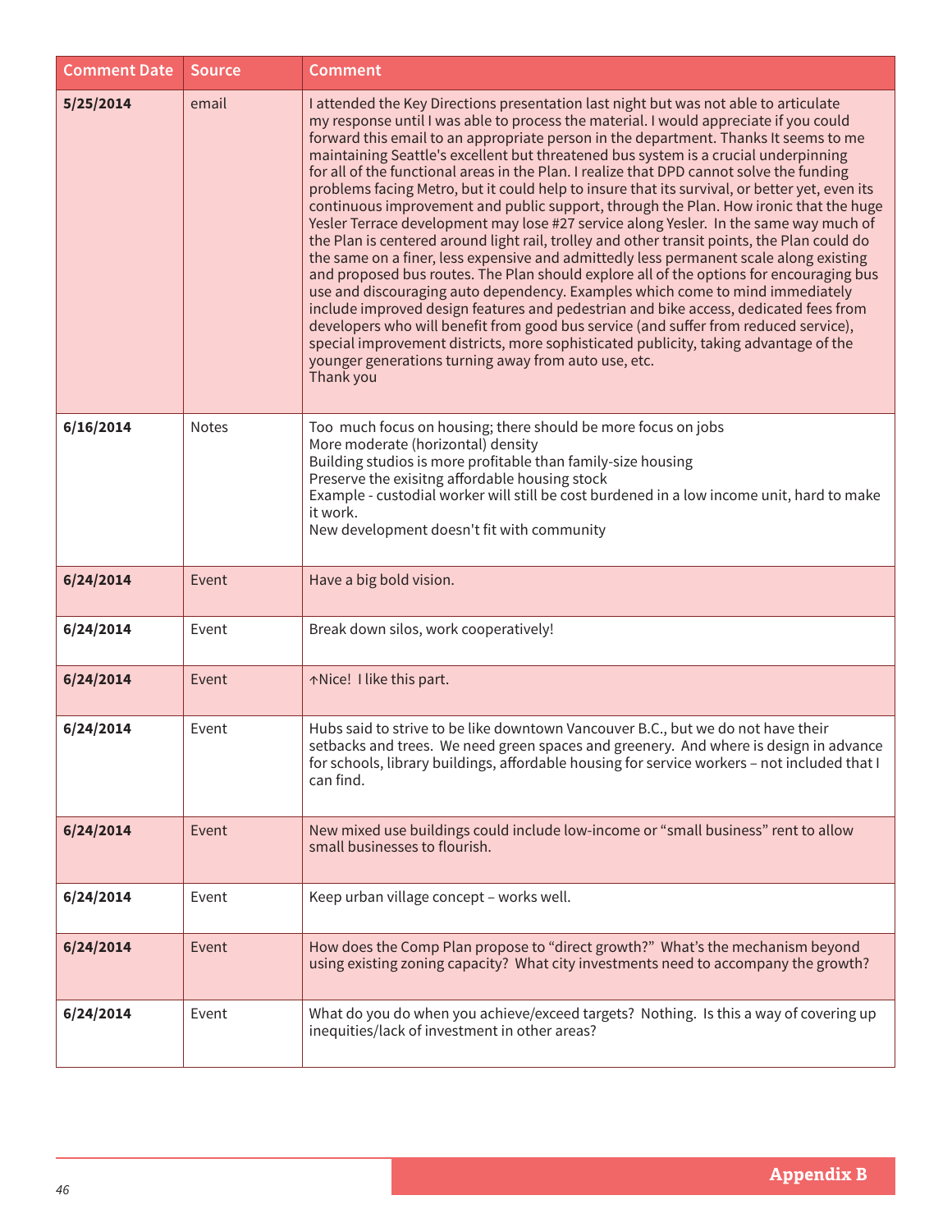| Comment Date | Source | Comment |
|---|---|---|
| **5/25/2014** | email | I attended the Key Directions presentation last night but was not able to articulate my response until I was able to process the material. I would appreciate if you could forward this email to an appropriate person in the department. Thanks It seems to me maintaining Seattle's excellent but threatened bus system is a crucial underpinning for all of the functional areas in the Plan. I realize that DPD cannot solve the funding problems facing Metro, but it could help to insure that its survival, or better yet, even its continuous improvement and public support, through the Plan. How ironic that the huge Yesler Terrace development may lose #27 service along Yesler. In the same way much of the Plan is centered around light rail, trolley and other transit points, the Plan could do the same on a finer, less expensive and admittedly less permanent scale along existing and proposed bus routes. The Plan should explore all of the options for encouraging bus use and discouraging auto dependency. Examples which come to mind immediately include improved design features and pedestrian and bike access, dedicated fees from developers who will benefit from good bus service (and suffer from reduced service), special improvement districts, more sophisticated publicity, taking advantage of the younger generations turning away from auto use, etc.<br>Thank you |
| **6/16/2014** | Notes | Too much focus on housing; there should be more focus on jobs<br>More moderate (horizontal) density<br>Building studios is more profitable than family-size housing<br>Preserve the exisitng affordable housing stock<br>Example - custodial worker will still be cost burdened in a low income unit, hard to make it work.<br>New development doesn't fit with community |
| **6/24/2014** | Event | Have a big bold vision. |
| **6/24/2014** | Event | Break down silos, work cooperatively! |
| **6/24/2014** | Event | ↑Nice! I like this part. |
| **6/24/2014** | Event | Hubs said to strive to be like downtown Vancouver B.C., but we do not have their setbacks and trees. We need green spaces and greenery. And where is design in advance for schools, library buildings, affordable housing for service workers – not included that I can find. |
| **6/24/2014** | Event | New mixed use buildings could include low-income or “small business” rent to allow small businesses to flourish. |
| **6/24/2014** | Event | Keep urban village concept – works well. |
| **6/24/2014** | Event | How does the Comp Plan propose to “direct growth?” What’s the mechanism beyond using existing zoning capacity? What city investments need to accompany the growth? |
| **6/24/2014** | Event | What do you do when you achieve/exceed targets? Nothing. Is this a way of covering up inequities/lack of investment in other areas? |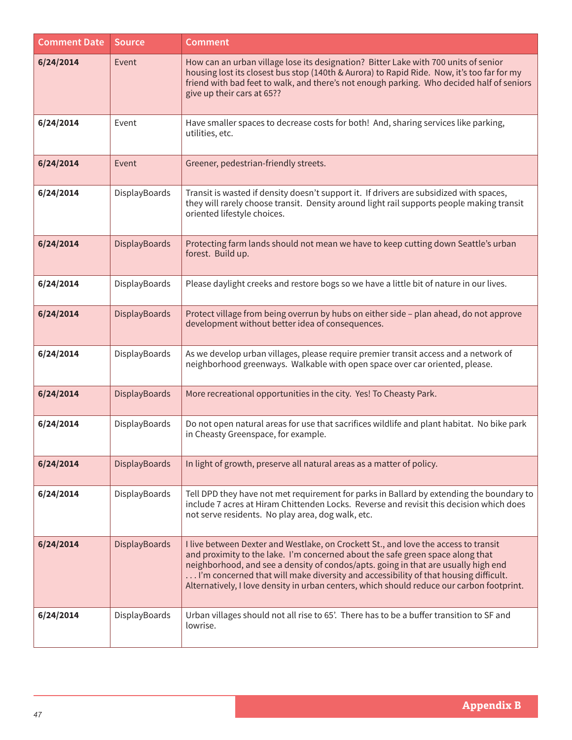| Comment Date | Source | Comment |
|---|---|---|
| **6/24/2014** | Event | How can an urban village lose its designation? Bitter Lake with 700 units of senior housing lost its closest bus stop (140th & Aurora) to Rapid Ride. Now, it's too far for my friend with bad feet to walk, and there's not enough parking. Who decided half of seniors give up their cars at 65?? |
| **6/24/2014** | Event | Have smaller spaces to decrease costs for both! And, sharing services like parking, utilities, etc. |
| **6/24/2014** | Event | Greener, pedestrian-friendly streets. |
| **6/24/2014** | DisplayBoards | Transit is wasted if density doesn't support it. If drivers are subsidized with spaces, they will rarely choose transit. Density around light rail supports people making transit oriented lifestyle choices. |
| **6/24/2014** | DisplayBoards | Protecting farm lands should not mean we have to keep cutting down Seattle's urban forest. Build up. |
| **6/24/2014** | DisplayBoards | Please daylight creeks and restore bogs so we have a little bit of nature in our lives. |
| **6/24/2014** | DisplayBoards | Protect village from being overrun by hubs on either side – plan ahead, do not approve development without better idea of consequences. |
| **6/24/2014** | DisplayBoards | As we develop urban villages, please require premier transit access and a network of neighborhood greenways. Walkable with open space over car oriented, please. |
| **6/24/2014** | DisplayBoards | More recreational opportunities in the city. Yes! To Cheasty Park. |
| **6/24/2014** | DisplayBoards | Do not open natural areas for use that sacrifices wildlife and plant habitat. No bike park in Cheasty Greenspace, for example. |
| **6/24/2014** | DisplayBoards | In light of growth, preserve all natural areas as a matter of policy. |
| **6/24/2014** | DisplayBoards | Tell DPD they have not met requirement for parks in Ballard by extending the boundary to include 7 acres at Hiram Chittenden Locks. Reverse and revisit this decision which does not serve residents. No play area, dog walk, etc. |
| **6/24/2014** | DisplayBoards | I live between Dexter and Westlake, on Crockett St., and love the access to transit and proximity to the lake. I'm concerned about the safe green space along that neighborhood, and see a density of condos/apts. going in that are usually high end . . . I'm concerned that will make diversity and accessibility of that housing difficult. Alternatively, I love density in urban centers, which should reduce our carbon footprint. |
| **6/24/2014** | DisplayBoards | Urban villages should not all rise to 65'. There has to be a buffer transition to SF and lowrise. |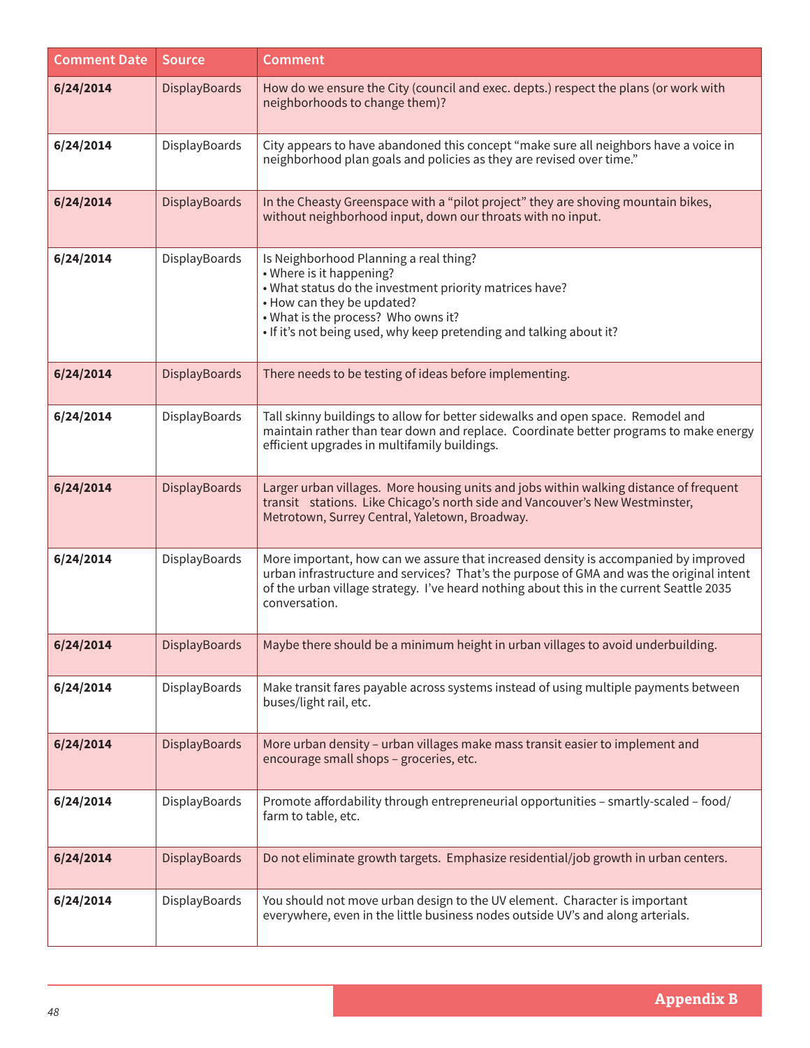| Comment Date | Source | Comment |
|---|---|---|
| **6/24/2014** | DisplayBoards | How do we ensure the City (council and exec. depts.) respect the plans (or work with neighborhoods to change them)? |
| **6/24/2014** | DisplayBoards | City appears to have abandoned this concept “make sure all neighbors have a voice in neighborhood plan goals and policies as they are revised over time.” |
| **6/24/2014** | DisplayBoards | In the Cheasty Greenspace with a “pilot project” they are shoving mountain bikes, without neighborhood input, down our throats with no input. |
| **6/24/2014** | DisplayBoards | Is Neighborhood Planning a real thing?<br>• Where is it happening?<br>• What status do the investment priority matrices have?<br>• How can they be updated?<br>• What is the process? Who owns it?<br>• If it’s not being used, why keep pretending and talking about it? |
| **6/24/2014** | DisplayBoards | There needs to be testing of ideas before implementing. |
| **6/24/2014** | DisplayBoards | Tall skinny buildings to allow for better sidewalks and open space. Remodel and maintain rather than tear down and replace. Coordinate better programs to make energy efficient upgrades in multifamily buildings. |
| **6/24/2014** | DisplayBoards | Larger urban villages. More housing units and jobs within walking distance of frequent transit stations. Like Chicago’s north side and Vancouver’s New Westminster, Metrotown, Surrey Central, Yaletown, Broadway. |
| **6/24/2014** | DisplayBoards | More important, how can we assure that increased density is accompanied by improved urban infrastructure and services? That’s the purpose of GMA and was the original intent of the urban village strategy. I’ve heard nothing about this in the current Seattle 2035 conversation. |
| **6/24/2014** | DisplayBoards | Maybe there should be a minimum height in urban villages to avoid underbuilding. |
| **6/24/2014** | DisplayBoards | Make transit fares payable across systems instead of using multiple payments between buses/light rail, etc. |
| **6/24/2014** | DisplayBoards | More urban density – urban villages make mass transit easier to implement and encourage small shops – groceries, etc. |
| **6/24/2014** | DisplayBoards | Promote affordability through entrepreneurial opportunities – smartly-scaled – food/ farm to table, etc. |
| **6/24/2014** | DisplayBoards | Do not eliminate growth targets. Emphasize residential/job growth in urban centers. |
| **6/24/2014** | DisplayBoards | You should not move urban design to the UV element. Character is important everywhere, even in the little business nodes outside UV’s and along arterials. |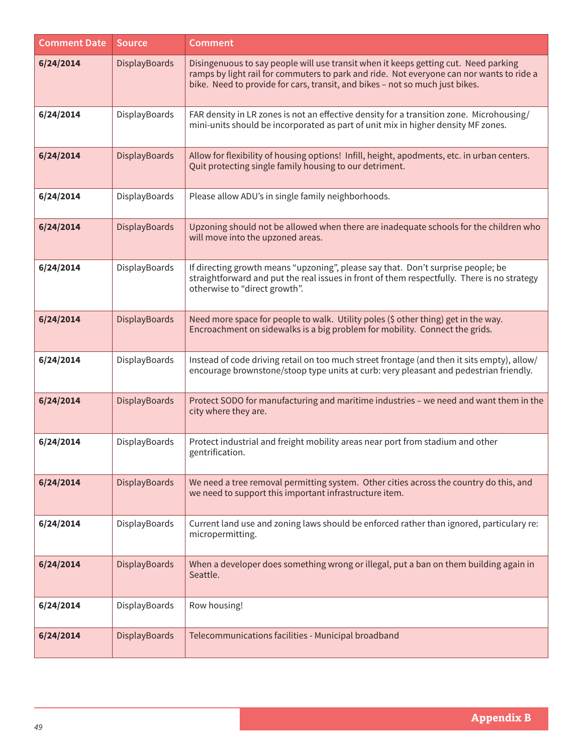| Comment Date | Source | Comment |
|---|---|---|
| **6/24/2014** | DisplayBoards | Disingenuous to say people will use transit when it keeps getting cut. Need parking ramps by light rail for commuters to park and ride. Not everyone can nor wants to ride a bike. Need to provide for cars, transit, and bikes – not so much just bikes. |
| **6/24/2014** | DisplayBoards | FAR density in LR zones is not an effective density for a transition zone. Microhousing/mini-units should be incorporated as part of unit mix in higher density MF zones. |
| **6/24/2014** | DisplayBoards | Allow for flexibility of housing options! Infill, height, apodments, etc. in urban centers. Quit protecting single family housing to our detriment. |
| **6/24/2014** | DisplayBoards | Please allow ADU's in single family neighborhoods. |
| **6/24/2014** | DisplayBoards | Upzoning should not be allowed when there are inadequate schools for the children who will move into the upzoned areas. |
| **6/24/2014** | DisplayBoards | If directing growth means "upzoning", please say that. Don't surprise people; be straightforward and put the real issues in front of them respectfully. There is no strategy otherwise to "direct growth". |
| **6/24/2014** | DisplayBoards | Need more space for people to walk. Utility poles ($ other thing) get in the way. Encroachment on sidewalks is a big problem for mobility. Connect the grids. |
| **6/24/2014** | DisplayBoards | Instead of code driving retail on too much street frontage (and then it sits empty), allow/encourage brownstone/stoop type units at curb: very pleasant and pedestrian friendly. |
| **6/24/2014** | DisplayBoards | Protect SODO for manufacturing and maritime industries – we need and want them in the city where they are. |
| **6/24/2014** | DisplayBoards | Protect industrial and freight mobility areas near port from stadium and other gentrification. |
| **6/24/2014** | DisplayBoards | We need a tree removal permitting system. Other cities across the country do this, and we need to support this important infrastructure item. |
| **6/24/2014** | DisplayBoards | Current land use and zoning laws should be enforced rather than ignored, particulary re: micropermitting. |
| **6/24/2014** | DisplayBoards | When a developer does something wrong or illegal, put a ban on them building again in Seattle. |
| **6/24/2014** | DisplayBoards | Row housing! |
| **6/24/2014** | DisplayBoards | Telecommunications facilities - Municipal broadband |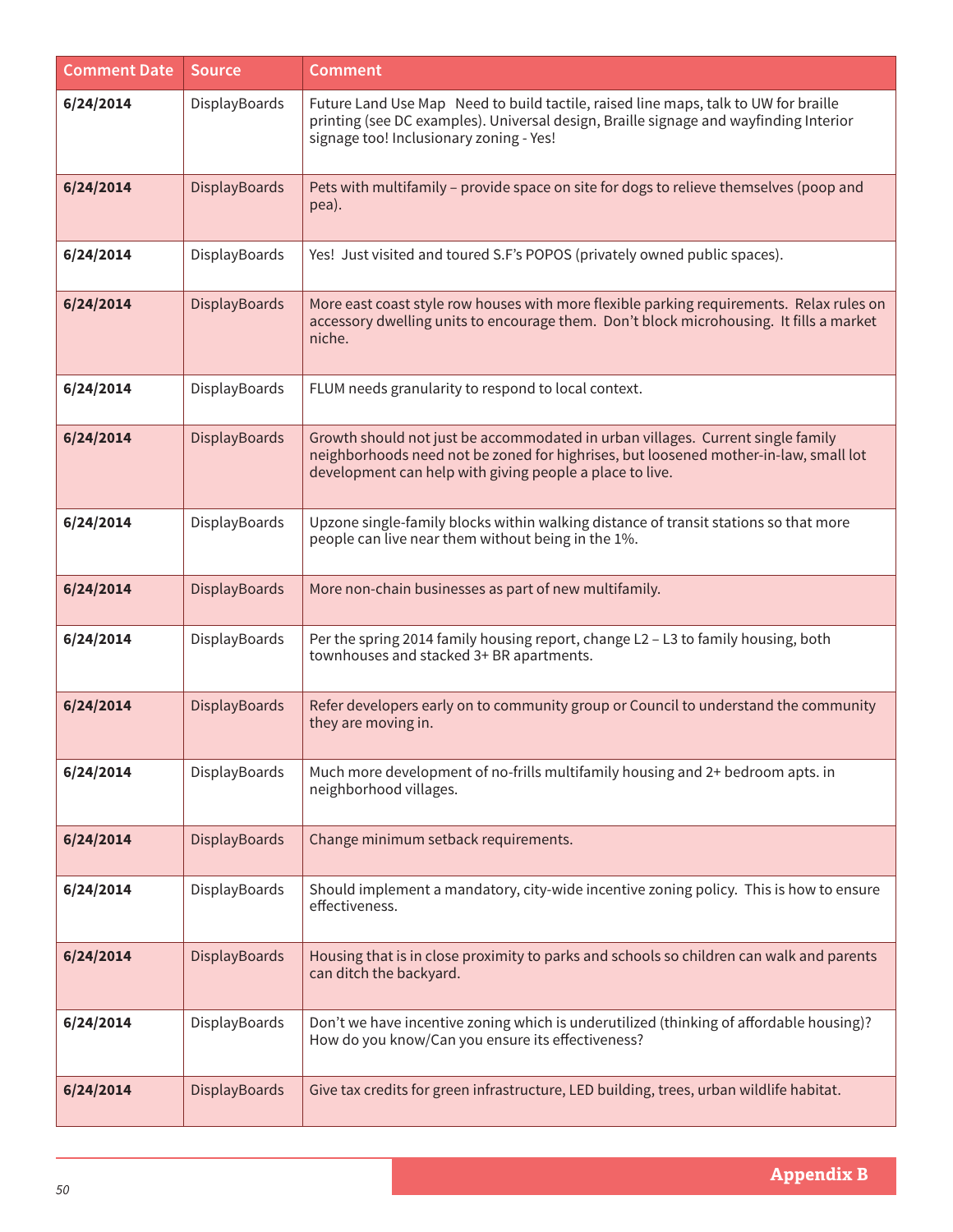| Comment Date | Source | Comment |
|---|---|---|
| **6/24/2014** | DisplayBoards | Future Land Use Map   Need to build tactile, raised line maps, talk to UW for braille printing (see DC examples). Universal design, Braille signage and wayfinding Interior signage too! Inclusionary zoning - Yes! |
| **6/24/2014** | DisplayBoards | Pets with multifamily – provide space on site for dogs to relieve themselves (poop and pea). |
| **6/24/2014** | DisplayBoards | Yes!  Just visited and toured S.F's POPOS (privately owned public spaces). |
| **6/24/2014** | DisplayBoards | More east coast style row houses with more flexible parking requirements.  Relax rules on accessory dwelling units to encourage them.  Don't block microhousing.  It fills a market niche. |
| **6/24/2014** | DisplayBoards | FLUM needs granularity to respond to local context. |
| **6/24/2014** | DisplayBoards | Growth should not just be accommodated in urban villages.  Current single family neighborhoods need not be zoned for highrises, but loosened mother-in-law, small lot development can help with giving people a place to live. |
| **6/24/2014** | DisplayBoards | Upzone single-family blocks within walking distance of transit stations so that more people can live near them without being in the 1%. |
| **6/24/2014** | DisplayBoards | More non-chain businesses as part of new multifamily. |
| **6/24/2014** | DisplayBoards | Per the spring 2014 family housing report, change L2 – L3 to family housing, both townhouses and stacked 3+ BR apartments. |
| **6/24/2014** | DisplayBoards | Refer developers early on to community group or Council to understand the community they are moving in. |
| **6/24/2014** | DisplayBoards | Much more development of no-frills multifamily housing and 2+ bedroom apts. in neighborhood villages. |
| **6/24/2014** | DisplayBoards | Change minimum setback requirements. |
| **6/24/2014** | DisplayBoards | Should implement a mandatory, city-wide incentive zoning policy.  This is how to ensure effectiveness. |
| **6/24/2014** | DisplayBoards | Housing that is in close proximity to parks and schools so children can walk and parents can ditch the backyard. |
| **6/24/2014** | DisplayBoards | Don't we have incentive zoning which is underutilized (thinking of affordable housing)? How do you know/Can you ensure its effectiveness? |
| **6/24/2014** | DisplayBoards | Give tax credits for green infrastructure, LED building, trees, urban wildlife habitat. |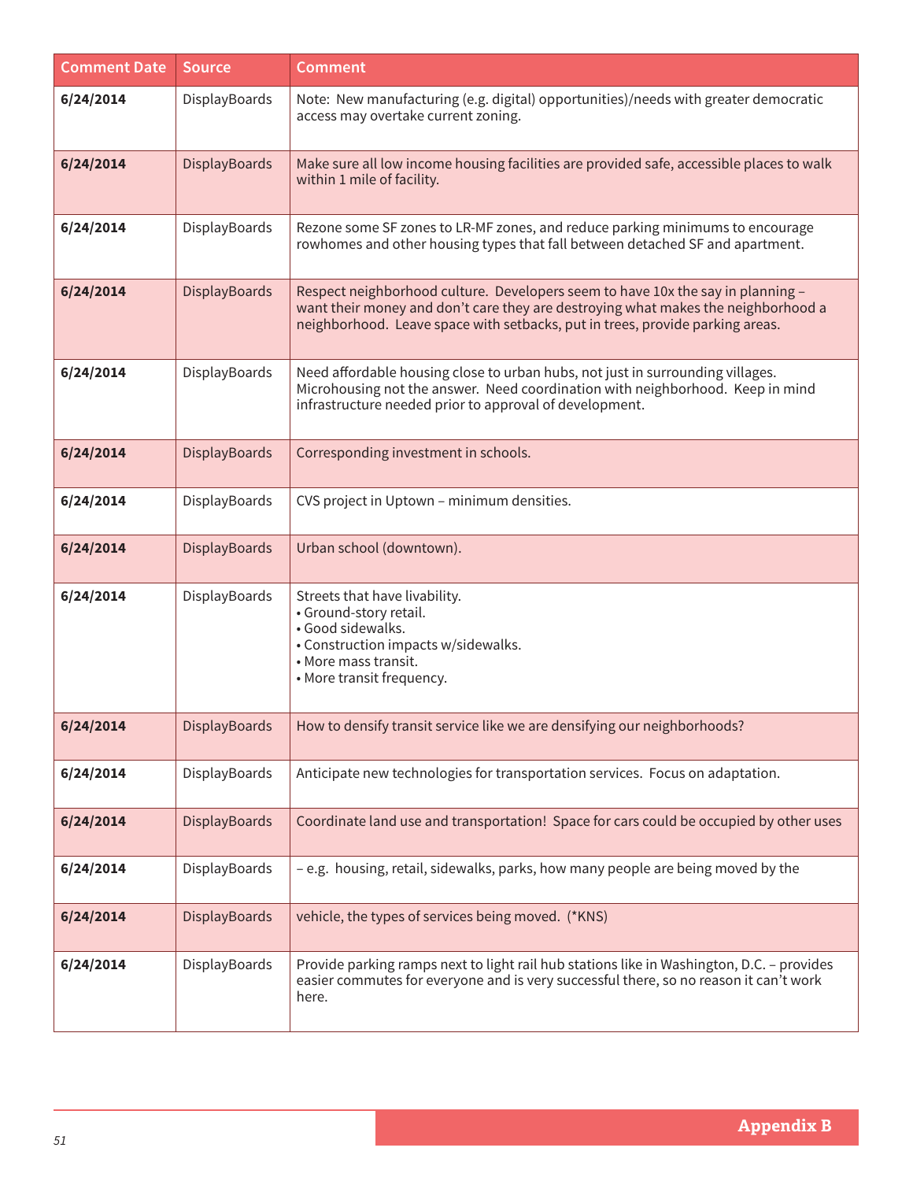| Comment Date | Source | Comment |
|---|---|---|
| **6/24/2014** | DisplayBoards | Note: New manufacturing (e.g. digital) opportunities)/needs with greater democratic access may overtake current zoning. |
| **6/24/2014** | DisplayBoards | Make sure all low income housing facilities are provided safe, accessible places to walk within 1 mile of facility. |
| **6/24/2014** | DisplayBoards | Rezone some SF zones to LR-MF zones, and reduce parking minimums to encourage rowhomes and other housing types that fall between detached SF and apartment. |
| **6/24/2014** | DisplayBoards | Respect neighborhood culture. Developers seem to have 10x the say in planning – want their money and don't care they are destroying what makes the neighborhood a neighborhood. Leave space with setbacks, put in trees, provide parking areas. |
| **6/24/2014** | DisplayBoards | Need affordable housing close to urban hubs, not just in surrounding villages. Microhousing not the answer. Need coordination with neighborhood. Keep in mind infrastructure needed prior to approval of development. |
| **6/24/2014** | DisplayBoards | Corresponding investment in schools. |
| **6/24/2014** | DisplayBoards | CVS project in Uptown – minimum densities. |
| **6/24/2014** | DisplayBoards | Urban school (downtown). |
| **6/24/2014** | DisplayBoards | Streets that have livability.<br>• Ground-story retail.<br>• Good sidewalks.<br>• Construction impacts w/sidewalks.<br>• More mass transit.<br>• More transit frequency. |
| **6/24/2014** | DisplayBoards | How to densify transit service like we are densifying our neighborhoods? |
| **6/24/2014** | DisplayBoards | Anticipate new technologies for transportation services. Focus on adaptation. |
| **6/24/2014** | DisplayBoards | Coordinate land use and transportation! Space for cars could be occupied by other uses |
| **6/24/2014** | DisplayBoards | – e.g. housing, retail, sidewalks, parks, how many people are being moved by the |
| **6/24/2014** | DisplayBoards | vehicle, the types of services being moved. (*KNS) |
| **6/24/2014** | DisplayBoards | Provide parking ramps next to light rail hub stations like in Washington, D.C. – provides easier commutes for everyone and is very successful there, so no reason it can't work here. |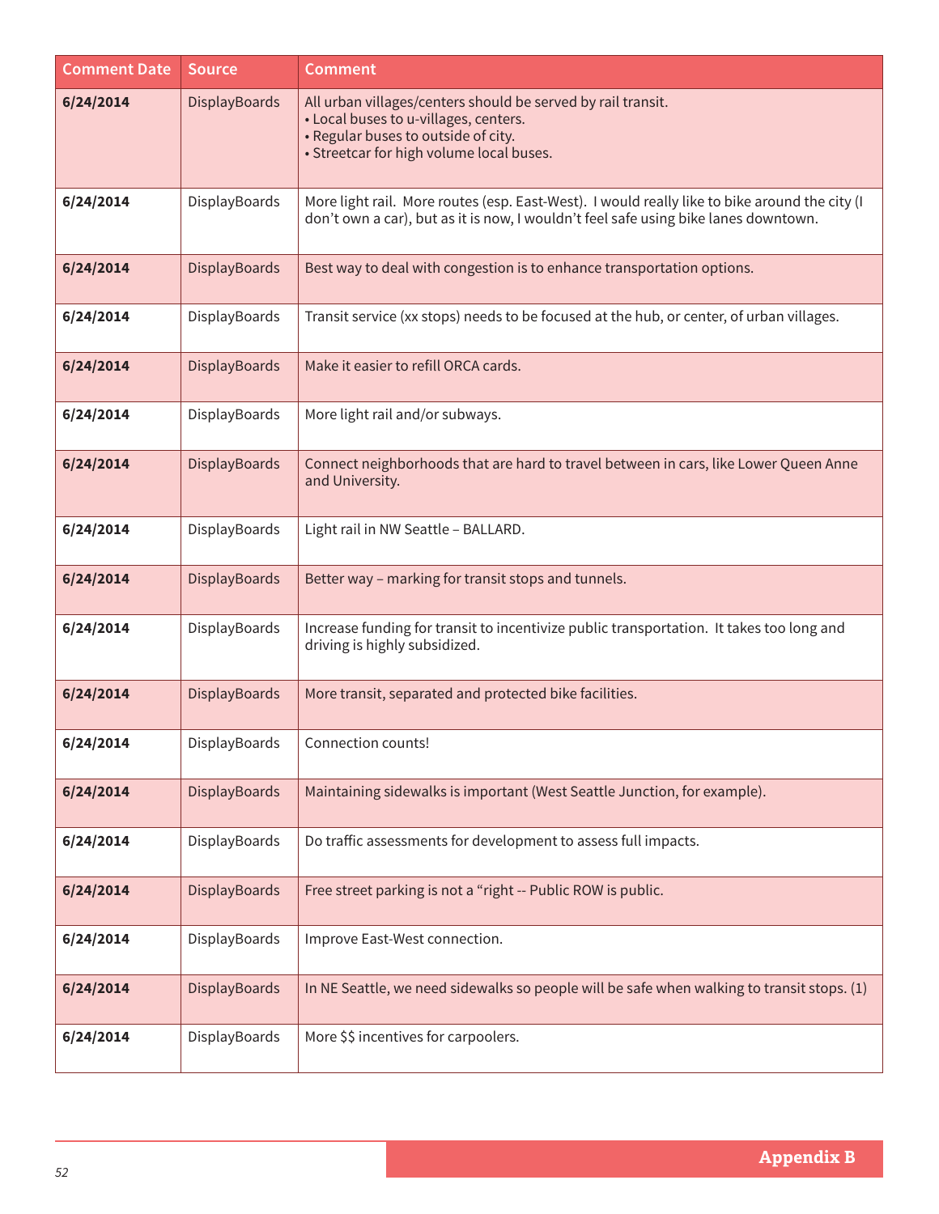| Comment Date | Source | Comment |
|---|---|---|
| **6/24/2014** | DisplayBoards | All urban villages/centers should be served by rail transit.<br>• Local buses to u-villages, centers.<br>• Regular buses to outside of city.<br>• Streetcar for high volume local buses. |
| **6/24/2014** | DisplayBoards | More light rail. More routes (esp. East-West). I would really like to bike around the city (I don't own a car), but as it is now, I wouldn't feel safe using bike lanes downtown. |
| **6/24/2014** | DisplayBoards | Best way to deal with congestion is to enhance transportation options. |
| **6/24/2014** | DisplayBoards | Transit service (xx stops) needs to be focused at the hub, or center, of urban villages. |
| **6/24/2014** | DisplayBoards | Make it easier to refill ORCA cards. |
| **6/24/2014** | DisplayBoards | More light rail and/or subways. |
| **6/24/2014** | DisplayBoards | Connect neighborhoods that are hard to travel between in cars, like Lower Queen Anne and University. |
| **6/24/2014** | DisplayBoards | Light rail in NW Seattle – BALLARD. |
| **6/24/2014** | DisplayBoards | Better way – marking for transit stops and tunnels. |
| **6/24/2014** | DisplayBoards | Increase funding for transit to incentivize public transportation. It takes too long and driving is highly subsidized. |
| **6/24/2014** | DisplayBoards | More transit, separated and protected bike facilities. |
| **6/24/2014** | DisplayBoards | Connection counts! |
| **6/24/2014** | DisplayBoards | Maintaining sidewalks is important (West Seattle Junction, for example). |
| **6/24/2014** | DisplayBoards | Do traffic assessments for development to assess full impacts. |
| **6/24/2014** | DisplayBoards | Free street parking is not a "right -- Public ROW is public. |
| **6/24/2014** | DisplayBoards | Improve East-West connection. |
| **6/24/2014** | DisplayBoards | In NE Seattle, we need sidewalks so people will be safe when walking to transit stops. (1) |
| **6/24/2014** | DisplayBoards | More $$ incentives for carpoolers. |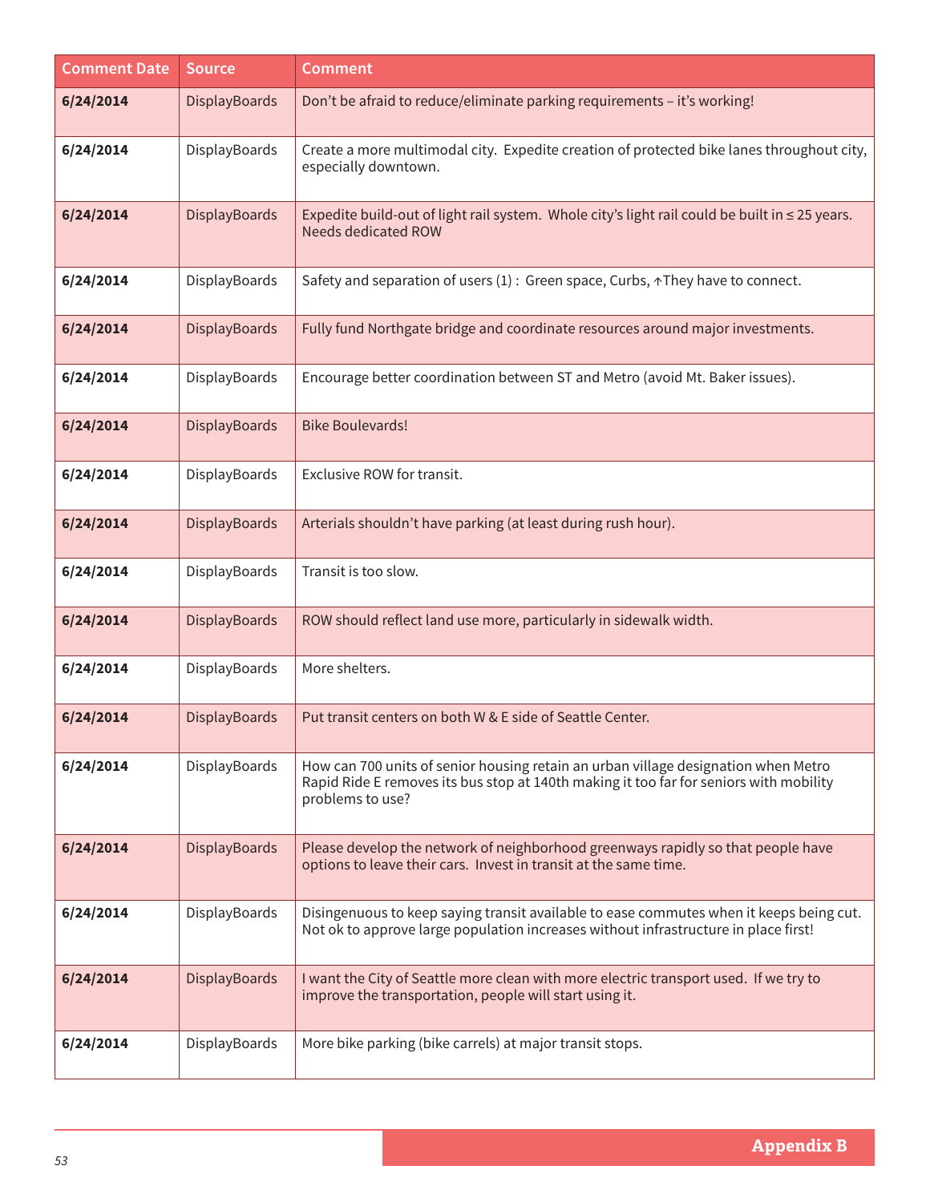| Comment Date | Source | Comment |
|---|---|---|
| **6/24/2014** | DisplayBoards | Don't be afraid to reduce/eliminate parking requirements – it's working! |
| **6/24/2014** | DisplayBoards | Create a more multimodal city. Expedite creation of protected bike lanes throughout city, especially downtown. |
| **6/24/2014** | DisplayBoards | Expedite build-out of light rail system. Whole city's light rail could be built in ≤ 25 years. Needs dedicated ROW |
| **6/24/2014** | DisplayBoards | Safety and separation of users (1) : Green space, Curbs, ↑They have to connect. |
| **6/24/2014** | DisplayBoards | Fully fund Northgate bridge and coordinate resources around major investments. |
| **6/24/2014** | DisplayBoards | Encourage better coordination between ST and Metro (avoid Mt. Baker issues). |
| **6/24/2014** | DisplayBoards | Bike Boulevards! |
| **6/24/2014** | DisplayBoards | Exclusive ROW for transit. |
| **6/24/2014** | DisplayBoards | Arterials shouldn't have parking (at least during rush hour). |
| **6/24/2014** | DisplayBoards | Transit is too slow. |
| **6/24/2014** | DisplayBoards | ROW should reflect land use more, particularly in sidewalk width. |
| **6/24/2014** | DisplayBoards | More shelters. |
| **6/24/2014** | DisplayBoards | Put transit centers on both W & E side of Seattle Center. |
| **6/24/2014** | DisplayBoards | How can 700 units of senior housing retain an urban village designation when Metro Rapid Ride E removes its bus stop at 140th making it too far for seniors with mobility problems to use? |
| **6/24/2014** | DisplayBoards | Please develop the network of neighborhood greenways rapidly so that people have options to leave their cars. Invest in transit at the same time. |
| **6/24/2014** | DisplayBoards | Disingenuous to keep saying transit available to ease commutes when it keeps being cut. Not ok to approve large population increases without infrastructure in place first! |
| **6/24/2014** | DisplayBoards | I want the City of Seattle more clean with more electric transport used. If we try to improve the transportation, people will start using it. |
| **6/24/2014** | DisplayBoards | More bike parking (bike carrels) at major transit stops. |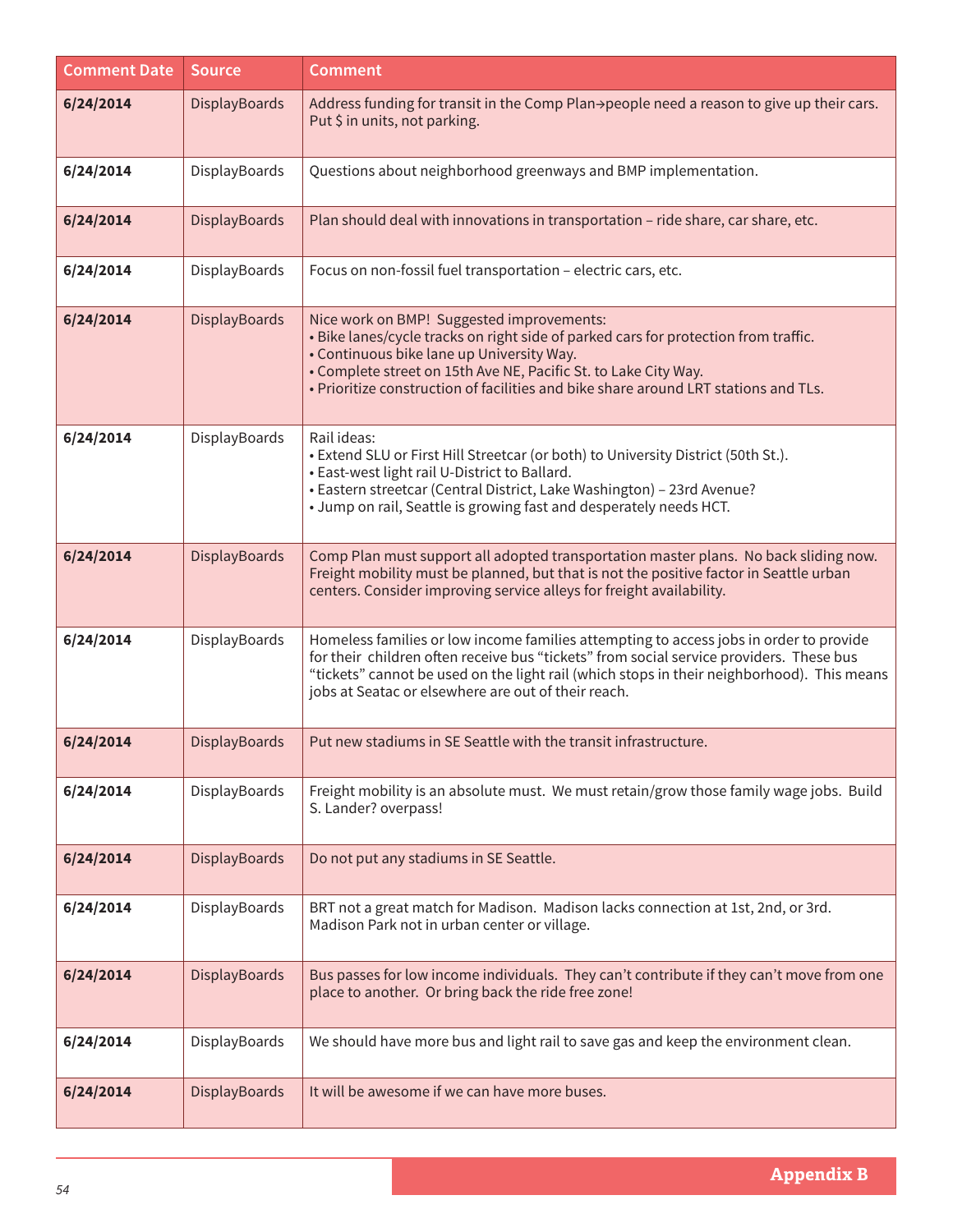| Comment Date | Source | Comment |
|---|---|---|
| **6/24/2014** | DisplayBoards | Address funding for transit in the Comp Plan→people need a reason to give up their cars. Put $ in units, not parking. |
| **6/24/2014** | DisplayBoards | Questions about neighborhood greenways and BMP implementation. |
| **6/24/2014** | DisplayBoards | Plan should deal with innovations in transportation – ride share, car share, etc. |
| **6/24/2014** | DisplayBoards | Focus on non-fossil fuel transportation – electric cars, etc. |
| **6/24/2014** | DisplayBoards | Nice work on BMP! Suggested improvements:<br>• Bike lanes/cycle tracks on right side of parked cars for protection from traffic.<br>• Continuous bike lane up University Way.<br>• Complete street on 15th Ave NE, Pacific St. to Lake City Way.<br>• Prioritize construction of facilities and bike share around LRT stations and TLs. |
| **6/24/2014** | DisplayBoards | Rail ideas:<br>• Extend SLU or First Hill Streetcar (or both) to University District (50th St.).<br>• East-west light rail U-District to Ballard.<br>• Eastern streetcar (Central District, Lake Washington) – 23rd Avenue?<br>• Jump on rail, Seattle is growing fast and desperately needs HCT. |
| **6/24/2014** | DisplayBoards | Comp Plan must support all adopted transportation master plans. No back sliding now. Freight mobility must be planned, but that is not the positive factor in Seattle urban centers. Consider improving service alleys for freight availability. |
| **6/24/2014** | DisplayBoards | Homeless families or low income families attempting to access jobs in order to provide for their children often receive bus "tickets" from social service providers. These bus "tickets" cannot be used on the light rail (which stops in their neighborhood). This means jobs at Seatac or elsewhere are out of their reach. |
| **6/24/2014** | DisplayBoards | Put new stadiums in SE Seattle with the transit infrastructure. |
| **6/24/2014** | DisplayBoards | Freight mobility is an absolute must. We must retain/grow those family wage jobs. Build S. Lander? overpass! |
| **6/24/2014** | DisplayBoards | Do not put any stadiums in SE Seattle. |
| **6/24/2014** | DisplayBoards | BRT not a great match for Madison. Madison lacks connection at 1st, 2nd, or 3rd. Madison Park not in urban center or village. |
| **6/24/2014** | DisplayBoards | Bus passes for low income individuals. They can't contribute if they can't move from one place to another. Or bring back the ride free zone! |
| **6/24/2014** | DisplayBoards | We should have more bus and light rail to save gas and keep the environment clean. |
| **6/24/2014** | DisplayBoards | It will be awesome if we can have more buses. |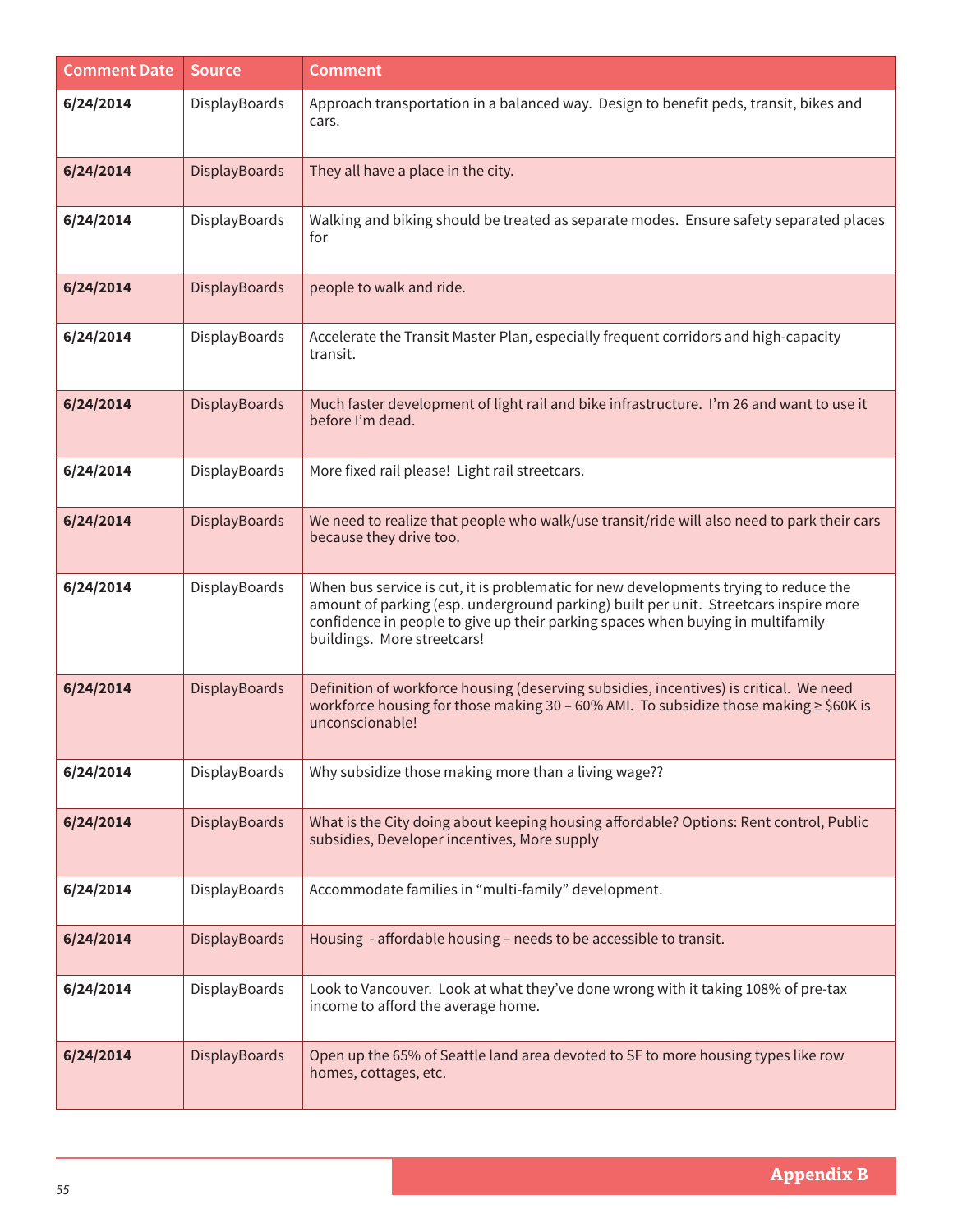| Comment Date | Source | Comment |
|---|---|---|
| **6/24/2014** | DisplayBoards | Approach transportation in a balanced way. Design to benefit peds, transit, bikes and cars. |
| **6/24/2014** | DisplayBoards | They all have a place in the city. |
| **6/24/2014** | DisplayBoards | Walking and biking should be treated as separate modes. Ensure safety separated places for |
| **6/24/2014** | DisplayBoards | people to walk and ride. |
| **6/24/2014** | DisplayBoards | Accelerate the Transit Master Plan, especially frequent corridors and high-capacity transit. |
| **6/24/2014** | DisplayBoards | Much faster development of light rail and bike infrastructure. I'm 26 and want to use it before I'm dead. |
| **6/24/2014** | DisplayBoards | More fixed rail please! Light rail streetcars. |
| **6/24/2014** | DisplayBoards | We need to realize that people who walk/use transit/ride will also need to park their cars because they drive too. |
| **6/24/2014** | DisplayBoards | When bus service is cut, it is problematic for new developments trying to reduce the amount of parking (esp. underground parking) built per unit. Streetcars inspire more confidence in people to give up their parking spaces when buying in multifamily buildings. More streetcars! |
| **6/24/2014** | DisplayBoards | Definition of workforce housing (deserving subsidies, incentives) is critical. We need workforce housing for those making 30 – 60% AMI. To subsidize those making ≥ $60K is unconscionable! |
| **6/24/2014** | DisplayBoards | Why subsidize those making more than a living wage?? |
| **6/24/2014** | DisplayBoards | What is the City doing about keeping housing affordable? Options: Rent control, Public subsidies, Developer incentives, More supply |
| **6/24/2014** | DisplayBoards | Accommodate families in "multi-family" development. |
| **6/24/2014** | DisplayBoards | Housing - affordable housing – needs to be accessible to transit. |
| **6/24/2014** | DisplayBoards | Look to Vancouver. Look at what they've done wrong with it taking 108% of pre-tax income to afford the average home. |
| **6/24/2014** | DisplayBoards | Open up the 65% of Seattle land area devoted to SF to more housing types like row homes, cottages, etc. |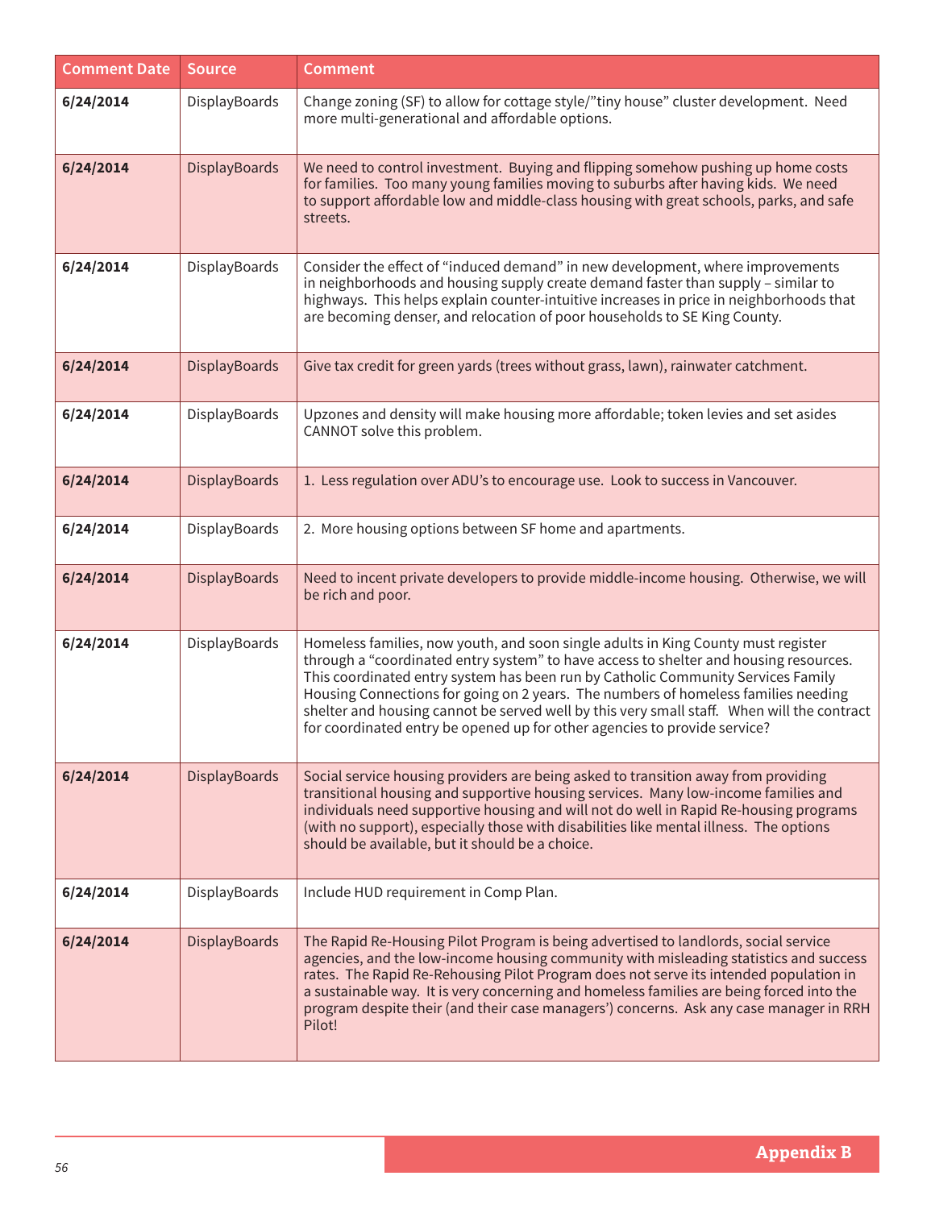| Comment Date | Source | Comment |
|---|---|---|
| **6/24/2014** | DisplayBoards | Change zoning (SF) to allow for cottage style/"tiny house" cluster development. Need more multi-generational and affordable options. |
| **6/24/2014** | DisplayBoards | We need to control investment. Buying and flipping somehow pushing up home costs for families. Too many young families moving to suburbs after having kids. We need to support affordable low and middle-class housing with great schools, parks, and safe streets. |
| **6/24/2014** | DisplayBoards | Consider the effect of "induced demand" in new development, where improvements in neighborhoods and housing supply create demand faster than supply – similar to highways. This helps explain counter-intuitive increases in price in neighborhoods that are becoming denser, and relocation of poor households to SE King County. |
| **6/24/2014** | DisplayBoards | Give tax credit for green yards (trees without grass, lawn), rainwater catchment. |
| **6/24/2014** | DisplayBoards | Upzones and density will make housing more affordable; token levies and set asides CANNOT solve this problem. |
| **6/24/2014** | DisplayBoards | 1. Less regulation over ADU's to encourage use. Look to success in Vancouver. |
| **6/24/2014** | DisplayBoards | 2. More housing options between SF home and apartments. |
| **6/24/2014** | DisplayBoards | Need to incent private developers to provide middle-income housing. Otherwise, we will be rich and poor. |
| **6/24/2014** | DisplayBoards | Homeless families, now youth, and soon single adults in King County must register through a "coordinated entry system" to have access to shelter and housing resources. This coordinated entry system has been run by Catholic Community Services Family Housing Connections for going on 2 years. The numbers of homeless families needing shelter and housing cannot be served well by this very small staff. When will the contract for coordinated entry be opened up for other agencies to provide service? |
| **6/24/2014** | DisplayBoards | Social service housing providers are being asked to transition away from providing transitional housing and supportive housing services. Many low-income families and individuals need supportive housing and will not do well in Rapid Re-housing programs (with no support), especially those with disabilities like mental illness. The options should be available, but it should be a choice. |
| **6/24/2014** | DisplayBoards | Include HUD requirement in Comp Plan. |
| **6/24/2014** | DisplayBoards | The Rapid Re-Housing Pilot Program is being advertised to landlords, social service agencies, and the low-income housing community with misleading statistics and success rates. The Rapid Re-Rehousing Pilot Program does not serve its intended population in a sustainable way. It is very concerning and homeless families are being forced into the program despite their (and their case managers') concerns. Ask any case manager in RRH Pilot! |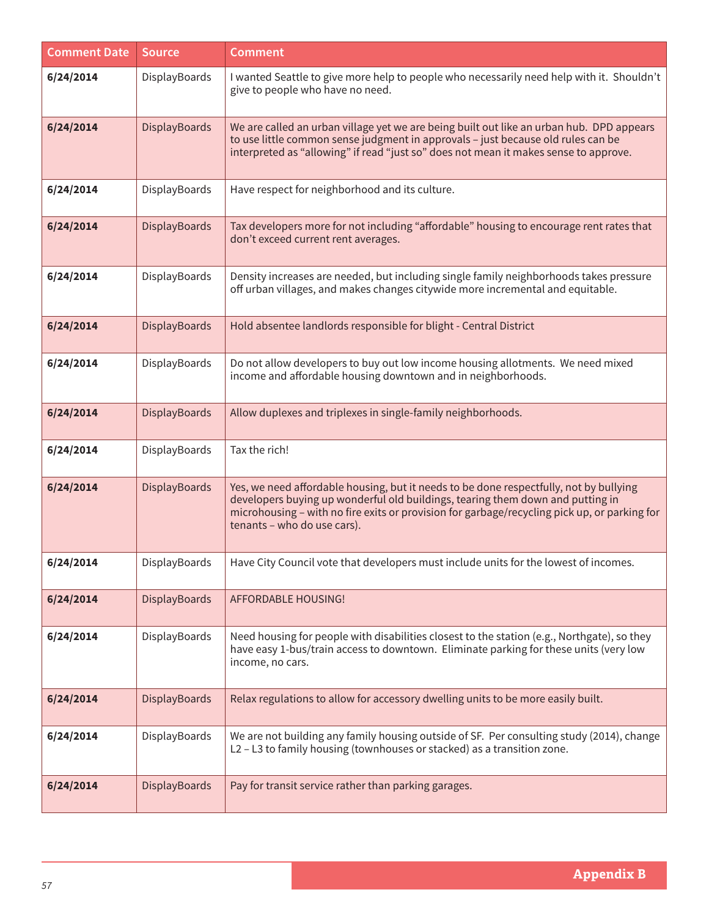| Comment Date | Source | Comment |
|---|---|---|
| **6/24/2014** | DisplayBoards | I wanted Seattle to give more help to people who necessarily need help with it. Shouldn't give to people who have no need. |
| **6/24/2014** | DisplayBoards | We are called an urban village yet we are being built out like an urban hub. DPD appears to use little common sense judgment in approvals – just because old rules can be interpreted as "allowing" if read "just so" does not mean it makes sense to approve. |
| **6/24/2014** | DisplayBoards | Have respect for neighborhood and its culture. |
| **6/24/2014** | DisplayBoards | Tax developers more for not including "affordable" housing to encourage rent rates that don't exceed current rent averages. |
| **6/24/2014** | DisplayBoards | Density increases are needed, but including single family neighborhoods takes pressure off urban villages, and makes changes citywide more incremental and equitable. |
| **6/24/2014** | DisplayBoards | Hold absentee landlords responsible for blight - Central District |
| **6/24/2014** | DisplayBoards | Do not allow developers to buy out low income housing allotments. We need mixed income and affordable housing downtown and in neighborhoods. |
| **6/24/2014** | DisplayBoards | Allow duplexes and triplexes in single-family neighborhoods. |
| **6/24/2014** | DisplayBoards | Tax the rich! |
| **6/24/2014** | DisplayBoards | Yes, we need affordable housing, but it needs to be done respectfully, not by bullying developers buying up wonderful old buildings, tearing them down and putting in microhousing – with no fire exits or provision for garbage/recycling pick up, or parking for tenants – who do use cars). |
| **6/24/2014** | DisplayBoards | Have City Council vote that developers must include units for the lowest of incomes. |
| **6/24/2014** | DisplayBoards | AFFORDABLE HOUSING! |
| **6/24/2014** | DisplayBoards | Need housing for people with disabilities closest to the station (e.g., Northgate), so they have easy 1-bus/train access to downtown. Eliminate parking for these units (very low income, no cars. |
| **6/24/2014** | DisplayBoards | Relax regulations to allow for accessory dwelling units to be more easily built. |
| **6/24/2014** | DisplayBoards | We are not building any family housing outside of SF. Per consulting study (2014), change L2 – L3 to family housing (townhouses or stacked) as a transition zone. |
| **6/24/2014** | DisplayBoards | Pay for transit service rather than parking garages. |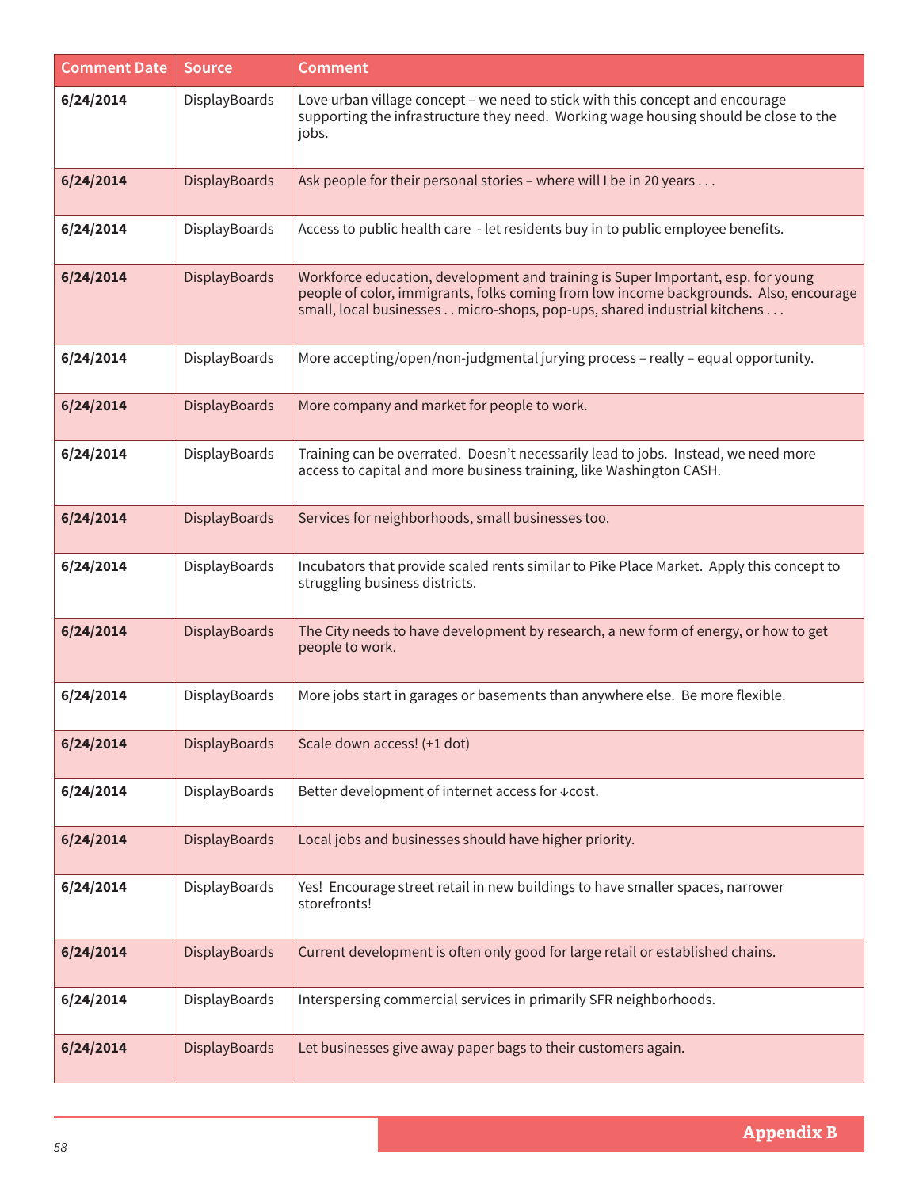| Comment Date | Source | Comment |
|---|---|---|
| **6/24/2014** | DisplayBoards | Love urban village concept – we need to stick with this concept and encourage supporting the infrastructure they need. Working wage housing should be close to the jobs. |
| **6/24/2014** | DisplayBoards | Ask people for their personal stories – where will I be in 20 years . . . |
| **6/24/2014** | DisplayBoards | Access to public health care - let residents buy in to public employee benefits. |
| **6/24/2014** | DisplayBoards | Workforce education, development and training is Super Important, esp. for young people of color, immigrants, folks coming from low income backgrounds. Also, encourage small, local businesses . . micro-shops, pop-ups, shared industrial kitchens . . . |
| **6/24/2014** | DisplayBoards | More accepting/open/non-judgmental jurying process – really – equal opportunity. |
| **6/24/2014** | DisplayBoards | More company and market for people to work. |
| **6/24/2014** | DisplayBoards | Training can be overrated. Doesn't necessarily lead to jobs. Instead, we need more access to capital and more business training, like Washington CASH. |
| **6/24/2014** | DisplayBoards | Services for neighborhoods, small businesses too. |
| **6/24/2014** | DisplayBoards | Incubators that provide scaled rents similar to Pike Place Market. Apply this concept to struggling business districts. |
| **6/24/2014** | DisplayBoards | The City needs to have development by research, a new form of energy, or how to get people to work. |
| **6/24/2014** | DisplayBoards | More jobs start in garages or basements than anywhere else. Be more flexible. |
| **6/24/2014** | DisplayBoards | Scale down access! (+1 dot) |
| **6/24/2014** | DisplayBoards | Better development of internet access for ↓cost. |
| **6/24/2014** | DisplayBoards | Local jobs and businesses should have higher priority. |
| **6/24/2014** | DisplayBoards | Yes! Encourage street retail in new buildings to have smaller spaces, narrower storefronts! |
| **6/24/2014** | DisplayBoards | Current development is often only good for large retail or established chains. |
| **6/24/2014** | DisplayBoards | Interspersing commercial services in primarily SFR neighborhoods. |
| **6/24/2014** | DisplayBoards | Let businesses give away paper bags to their customers again. |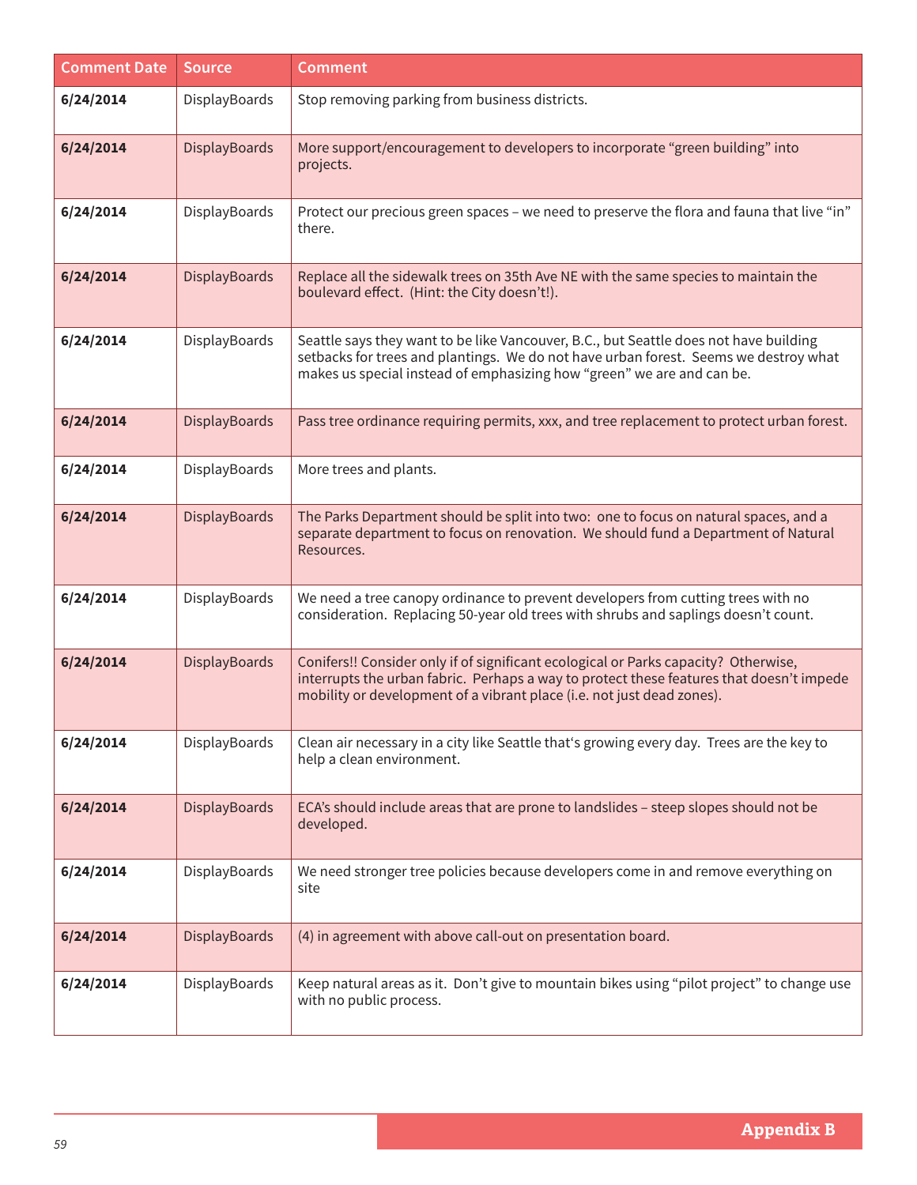| Comment Date | Source | Comment |
|---|---|---|
| **6/24/2014** | DisplayBoards | Stop removing parking from business districts. |
| **6/24/2014** | DisplayBoards | More support/encouragement to developers to incorporate “green building” into projects. |
| **6/24/2014** | DisplayBoards | Protect our precious green spaces – we need to preserve the flora and fauna that live “in” there. |
| **6/24/2014** | DisplayBoards | Replace all the sidewalk trees on 35th Ave NE with the same species to maintain the boulevard effect. (Hint: the City doesn’t!). |
| **6/24/2014** | DisplayBoards | Seattle says they want to be like Vancouver, B.C., but Seattle does not have building setbacks for trees and plantings. We do not have urban forest. Seems we destroy what makes us special instead of emphasizing how “green” we are and can be. |
| **6/24/2014** | DisplayBoards | Pass tree ordinance requiring permits, xxx, and tree replacement to protect urban forest. |
| **6/24/2014** | DisplayBoards | More trees and plants. |
| **6/24/2014** | DisplayBoards | The Parks Department should be split into two: one to focus on natural spaces, and a separate department to focus on renovation. We should fund a Department of Natural Resources. |
| **6/24/2014** | DisplayBoards | We need a tree canopy ordinance to prevent developers from cutting trees with no consideration. Replacing 50-year old trees with shrubs and saplings doesn’t count. |
| **6/24/2014** | DisplayBoards | Conifers!! Consider only if of significant ecological or Parks capacity? Otherwise, interrupts the urban fabric. Perhaps a way to protect these features that doesn’t impede mobility or development of a vibrant place (i.e. not just dead zones). |
| **6/24/2014** | DisplayBoards | Clean air necessary in a city like Seattle that‘s growing every day. Trees are the key to help a clean environment. |
| **6/24/2014** | DisplayBoards | ECA’s should include areas that are prone to landslides – steep slopes should not be developed. |
| **6/24/2014** | DisplayBoards | We need stronger tree policies because developers come in and remove everything on site |
| **6/24/2014** | DisplayBoards | (4) in agreement with above call-out on presentation board. |
| **6/24/2014** | DisplayBoards | Keep natural areas as it. Don’t give to mountain bikes using “pilot project” to change use with no public process. |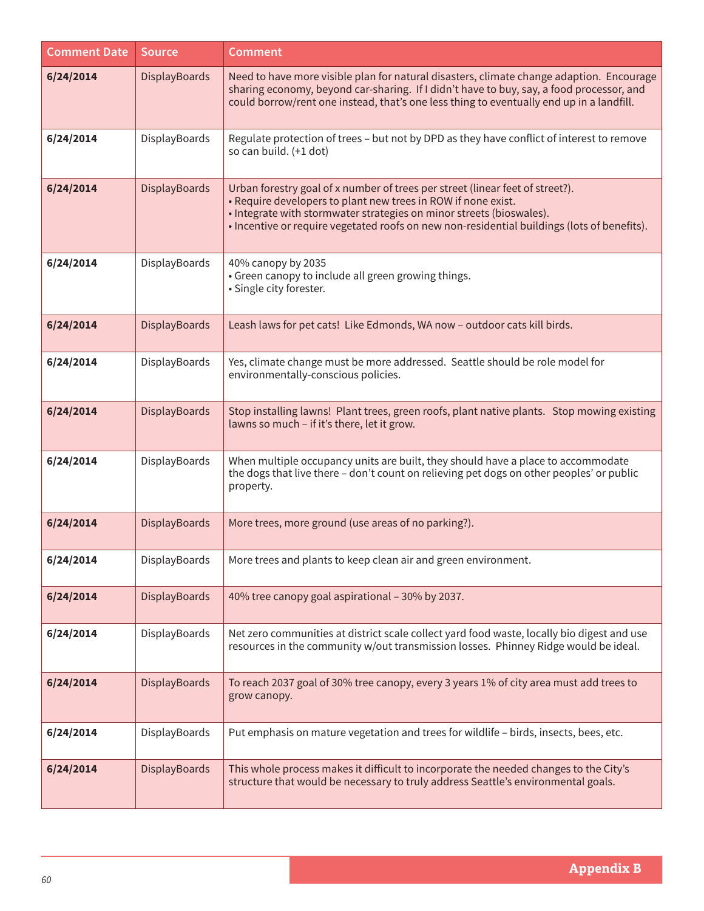| Comment Date | Source | Comment |
|---|---|---|
| **6/24/2014** | DisplayBoards | Need to have more visible plan for natural disasters, climate change adaption. Encourage sharing economy, beyond car-sharing. If I didn't have to buy, say, a food processor, and could borrow/rent one instead, that's one less thing to eventually end up in a landfill. |
| **6/24/2014** | DisplayBoards | Regulate protection of trees – but not by DPD as they have conflict of interest to remove so can build. (+1 dot) |
| **6/24/2014** | DisplayBoards | Urban forestry goal of x number of trees per street (linear feet of street?). • Require developers to plant new trees in ROW if none exist. • Integrate with stormwater strategies on minor streets (bioswales). • Incentive or require vegetated roofs on new non-residential buildings (lots of benefits). |
| **6/24/2014** | DisplayBoards | 40% canopy by 2035 • Green canopy to include all green growing things. • Single city forester. |
| **6/24/2014** | DisplayBoards | Leash laws for pet cats! Like Edmonds, WA now – outdoor cats kill birds. |
| **6/24/2014** | DisplayBoards | Yes, climate change must be more addressed. Seattle should be role model for environmentally-conscious policies. |
| **6/24/2014** | DisplayBoards | Stop installing lawns! Plant trees, green roofs, plant native plants. Stop mowing existing lawns so much – if it's there, let it grow. |
| **6/24/2014** | DisplayBoards | When multiple occupancy units are built, they should have a place to accommodate the dogs that live there – don't count on relieving pet dogs on other peoples' or public property. |
| **6/24/2014** | DisplayBoards | More trees, more ground (use areas of no parking?). |
| **6/24/2014** | DisplayBoards | More trees and plants to keep clean air and green environment. |
| **6/24/2014** | DisplayBoards | 40% tree canopy goal aspirational – 30% by 2037. |
| **6/24/2014** | DisplayBoards | Net zero communities at district scale collect yard food waste, locally bio digest and use resources in the community w/out transmission losses. Phinney Ridge would be ideal. |
| **6/24/2014** | DisplayBoards | To reach 2037 goal of 30% tree canopy, every 3 years 1% of city area must add trees to grow canopy. |
| **6/24/2014** | DisplayBoards | Put emphasis on mature vegetation and trees for wildlife – birds, insects, bees, etc. |
| **6/24/2014** | DisplayBoards | This whole process makes it difficult to incorporate the needed changes to the City's structure that would be necessary to truly address Seattle's environmental goals. |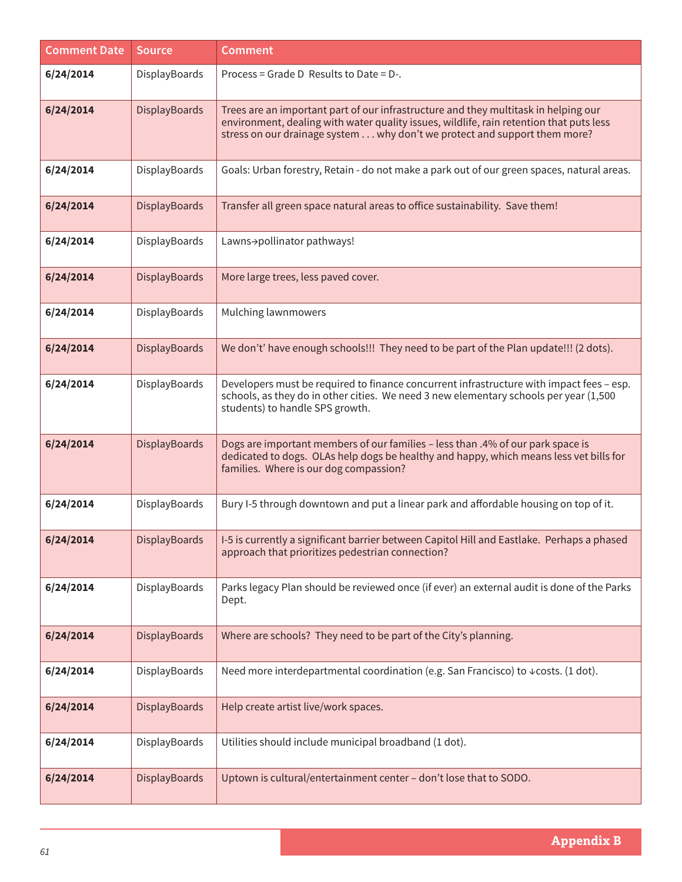| Comment Date | Source | Comment |
|---|---|---|
| 6/24/2014 | DisplayBoards | Process = Grade D  Results to Date = D-. |
| 6/24/2014 | DisplayBoards | Trees are an important part of our infrastructure and they multitask in helping our environment, dealing with water quality issues, wildlife, rain retention that puts less stress on our drainage system . . . why don't we protect and support them more? |
| 6/24/2014 | DisplayBoards | Goals: Urban forestry, Retain - do not make a park out of our green spaces, natural areas. |
| 6/24/2014 | DisplayBoards | Transfer all green space natural areas to office sustainability.  Save them! |
| 6/24/2014 | DisplayBoards | Lawns→pollinator pathways! |
| 6/24/2014 | DisplayBoards | More large trees, less paved cover. |
| 6/24/2014 | DisplayBoards | Mulching lawnmowers |
| 6/24/2014 | DisplayBoards | We don't' have enough schools!!!  They need to be part of the Plan update!!! (2 dots). |
| 6/24/2014 | DisplayBoards | Developers must be required to finance concurrent infrastructure with impact fees – esp. schools, as they do in other cities.  We need 3 new elementary schools per year (1,500 students) to handle SPS growth. |
| 6/24/2014 | DisplayBoards | Dogs are important members of our families – less than .4% of our park space is dedicated to dogs.  OLAs help dogs be healthy and happy, which means less vet bills for families.  Where is our dog compassion? |
| 6/24/2014 | DisplayBoards | Bury I-5 through downtown and put a linear park and affordable housing on top of it. |
| 6/24/2014 | DisplayBoards | I-5 is currently a significant barrier between Capitol Hill and Eastlake.  Perhaps a phased approach that prioritizes pedestrian connection? |
| 6/24/2014 | DisplayBoards | Parks legacy Plan should be reviewed once (if ever) an external audit is done of the Parks Dept. |
| 6/24/2014 | DisplayBoards | Where are schools?  They need to be part of the City's planning. |
| 6/24/2014 | DisplayBoards | Need more interdepartmental coordination (e.g. San Francisco) to ↓costs. (1 dot). |
| 6/24/2014 | DisplayBoards | Help create artist live/work spaces. |
| 6/24/2014 | DisplayBoards | Utilities should include municipal broadband (1 dot). |
| 6/24/2014 | DisplayBoards | Uptown is cultural/entertainment center – don't lose that to SODO. |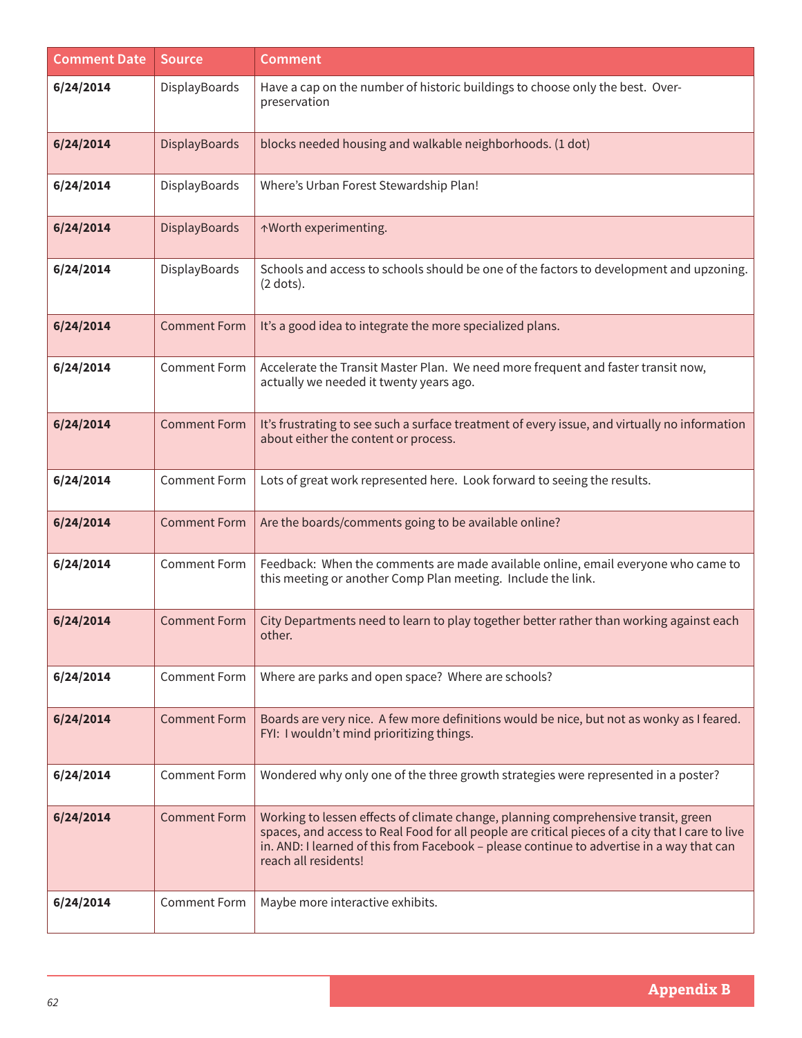| Comment Date | Source | Comment |
|---|---|---|
| **6/24/2014** | DisplayBoards | Have a cap on the number of historic buildings to choose only the best. Over-preservation |
| **6/24/2014** | DisplayBoards | blocks needed housing and walkable neighborhoods. (1 dot) |
| **6/24/2014** | DisplayBoards | Where's Urban Forest Stewardship Plan! |
| **6/24/2014** | DisplayBoards | ↑Worth experimenting. |
| **6/24/2014** | DisplayBoards | Schools and access to schools should be one of the factors to development and upzoning. (2 dots). |
| **6/24/2014** | Comment Form | It's a good idea to integrate the more specialized plans. |
| **6/24/2014** | Comment Form | Accelerate the Transit Master Plan. We need more frequent and faster transit now, actually we needed it twenty years ago. |
| **6/24/2014** | Comment Form | It's frustrating to see such a surface treatment of every issue, and virtually no information about either the content or process. |
| **6/24/2014** | Comment Form | Lots of great work represented here. Look forward to seeing the results. |
| **6/24/2014** | Comment Form | Are the boards/comments going to be available online? |
| **6/24/2014** | Comment Form | Feedback: When the comments are made available online, email everyone who came to this meeting or another Comp Plan meeting. Include the link. |
| **6/24/2014** | Comment Form | City Departments need to learn to play together better rather than working against each other. |
| **6/24/2014** | Comment Form | Where are parks and open space? Where are schools? |
| **6/24/2014** | Comment Form | Boards are very nice. A few more definitions would be nice, but not as wonky as I feared. FYI: I wouldn't mind prioritizing things. |
| **6/24/2014** | Comment Form | Wondered why only one of the three growth strategies were represented in a poster? |
| **6/24/2014** | Comment Form | Working to lessen effects of climate change, planning comprehensive transit, green spaces, and access to Real Food for all people are critical pieces of a city that I care to live in. AND: I learned of this from Facebook – please continue to advertise in a way that can reach all residents! |
| **6/24/2014** | Comment Form | Maybe more interactive exhibits. |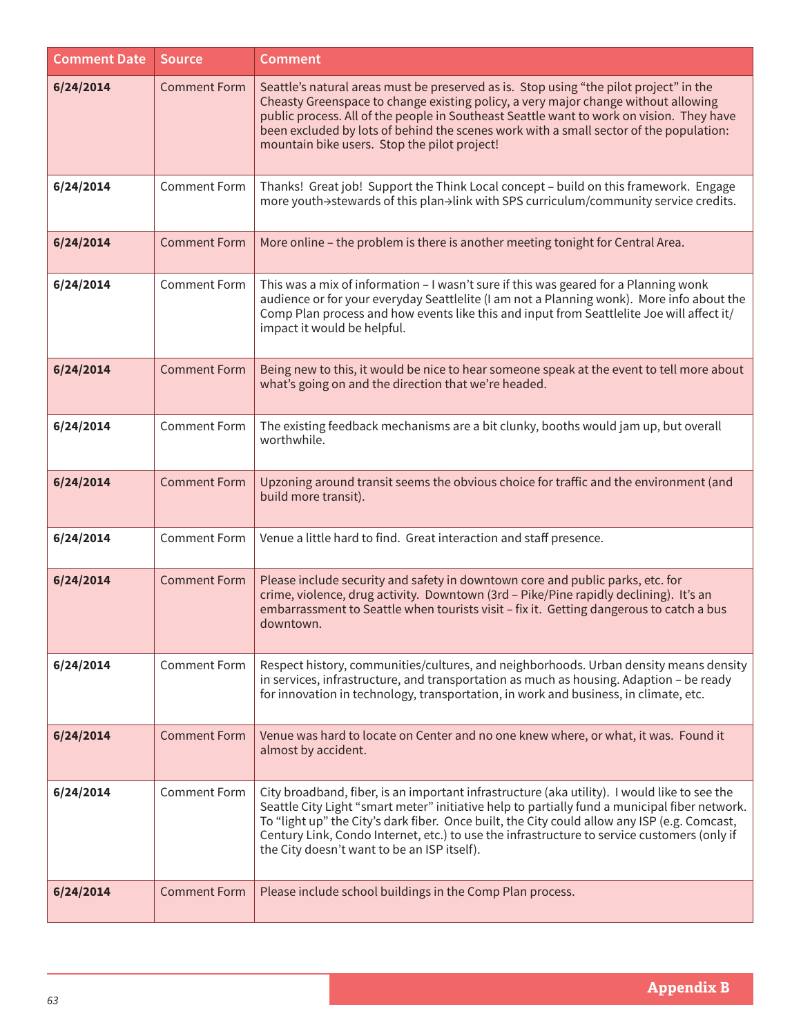| Comment Date | Source | Comment |
|---|---|---|
| **6/24/2014** | Comment Form | Seattle's natural areas must be preserved as is. Stop using "the pilot project" in the Cheasty Greenspace to change existing policy, a very major change without allowing public process. All of the people in Southeast Seattle want to work on vision. They have been excluded by lots of behind the scenes work with a small sector of the population: mountain bike users. Stop the pilot project! |
| **6/24/2014** | Comment Form | Thanks! Great job! Support the Think Local concept – build on this framework. Engage more youth→stewards of this plan→link with SPS curriculum/community service credits. |
| **6/24/2014** | Comment Form | More online – the problem is there is another meeting tonight for Central Area. |
| **6/24/2014** | Comment Form | This was a mix of information – I wasn't sure if this was geared for a Planning wonk audience or for your everyday Seattlelite (I am not a Planning wonk). More info about the Comp Plan process and how events like this and input from Seattlelite Joe will affect it/ impact it would be helpful. |
| **6/24/2014** | Comment Form | Being new to this, it would be nice to hear someone speak at the event to tell more about what's going on and the direction that we're headed. |
| **6/24/2014** | Comment Form | The existing feedback mechanisms are a bit clunky, booths would jam up, but overall worthwhile. |
| **6/24/2014** | Comment Form | Upzoning around transit seems the obvious choice for traffic and the environment (and build more transit). |
| **6/24/2014** | Comment Form | Venue a little hard to find. Great interaction and staff presence. |
| **6/24/2014** | Comment Form | Please include security and safety in downtown core and public parks, etc. for crime, violence, drug activity. Downtown (3rd – Pike/Pine rapidly declining). It's an embarrassment to Seattle when tourists visit – fix it. Getting dangerous to catch a bus downtown. |
| **6/24/2014** | Comment Form | Respect history, communities/cultures, and neighborhoods. Urban density means density in services, infrastructure, and transportation as much as housing. Adaption – be ready for innovation in technology, transportation, in work and business, in climate, etc. |
| **6/24/2014** | Comment Form | Venue was hard to locate on Center and no one knew where, or what, it was. Found it almost by accident. |
| **6/24/2014** | Comment Form | City broadband, fiber, is an important infrastructure (aka utility). I would like to see the Seattle City Light "smart meter" initiative help to partially fund a municipal fiber network. To "light up" the City's dark fiber. Once built, the City could allow any ISP (e.g. Comcast, Century Link, Condo Internet, etc.) to use the infrastructure to service customers (only if the City doesn't want to be an ISP itself). |
| **6/24/2014** | Comment Form | Please include school buildings in the Comp Plan process. |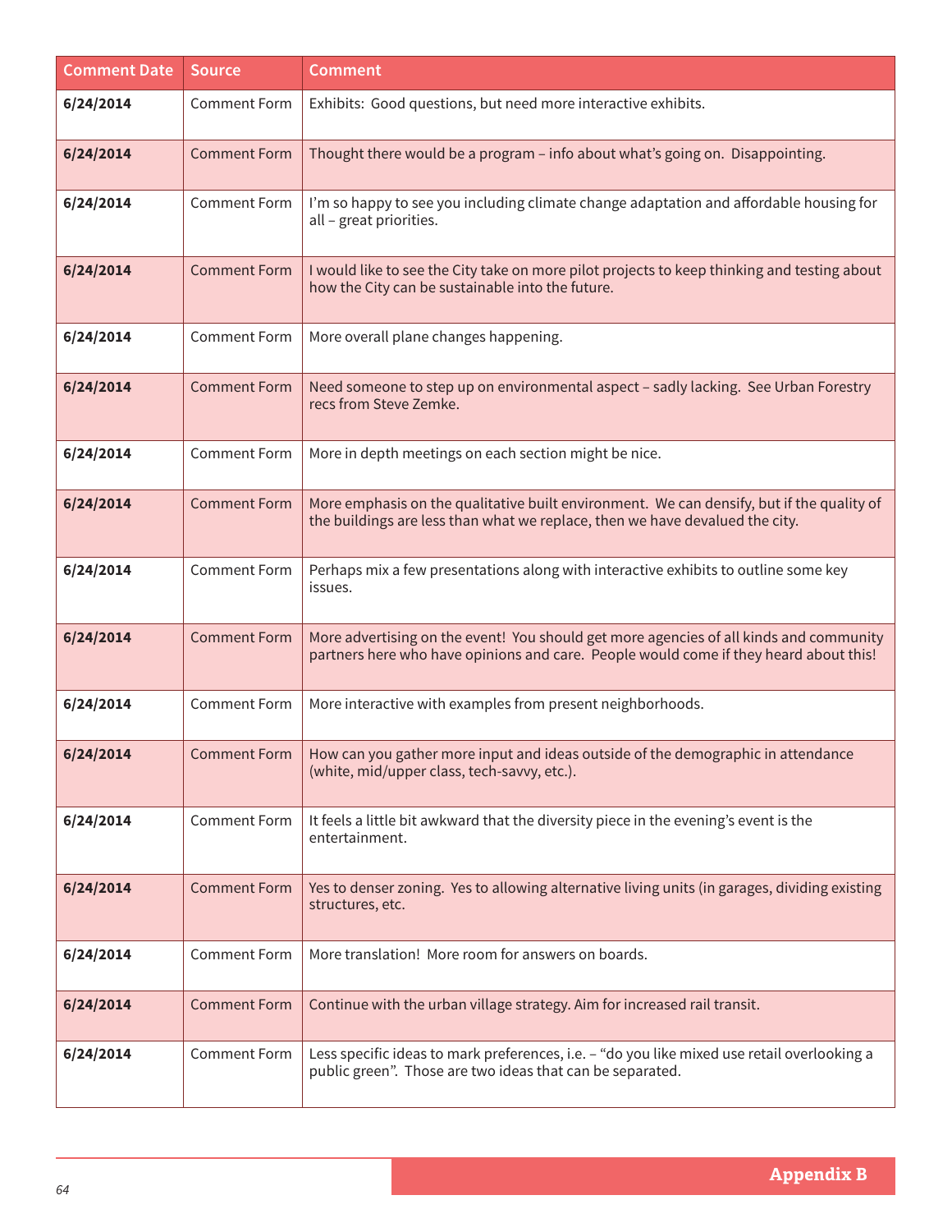| Comment Date | Source | Comment |
|---|---|---|
| **6/24/2014** | Comment Form | Exhibits: Good questions, but need more interactive exhibits. |
| **6/24/2014** | Comment Form | Thought there would be a program – info about what's going on. Disappointing. |
| **6/24/2014** | Comment Form | I'm so happy to see you including climate change adaptation and affordable housing for all – great priorities. |
| **6/24/2014** | Comment Form | I would like to see the City take on more pilot projects to keep thinking and testing about how the City can be sustainable into the future. |
| **6/24/2014** | Comment Form | More overall plane changes happening. |
| **6/24/2014** | Comment Form | Need someone to step up on environmental aspect – sadly lacking. See Urban Forestry recs from Steve Zemke. |
| **6/24/2014** | Comment Form | More in depth meetings on each section might be nice. |
| **6/24/2014** | Comment Form | More emphasis on the qualitative built environment. We can densify, but if the quality of the buildings are less than what we replace, then we have devalued the city. |
| **6/24/2014** | Comment Form | Perhaps mix a few presentations along with interactive exhibits to outline some key issues. |
| **6/24/2014** | Comment Form | More advertising on the event! You should get more agencies of all kinds and community partners here who have opinions and care. People would come if they heard about this! |
| **6/24/2014** | Comment Form | More interactive with examples from present neighborhoods. |
| **6/24/2014** | Comment Form | How can you gather more input and ideas outside of the demographic in attendance (white, mid/upper class, tech-savvy, etc.). |
| **6/24/2014** | Comment Form | It feels a little bit awkward that the diversity piece in the evening's event is the entertainment. |
| **6/24/2014** | Comment Form | Yes to denser zoning. Yes to allowing alternative living units (in garages, dividing existing structures, etc. |
| **6/24/2014** | Comment Form | More translation! More room for answers on boards. |
| **6/24/2014** | Comment Form | Continue with the urban village strategy. Aim for increased rail transit. |
| **6/24/2014** | Comment Form | Less specific ideas to mark preferences, i.e. – "do you like mixed use retail overlooking a public green". Those are two ideas that can be separated. |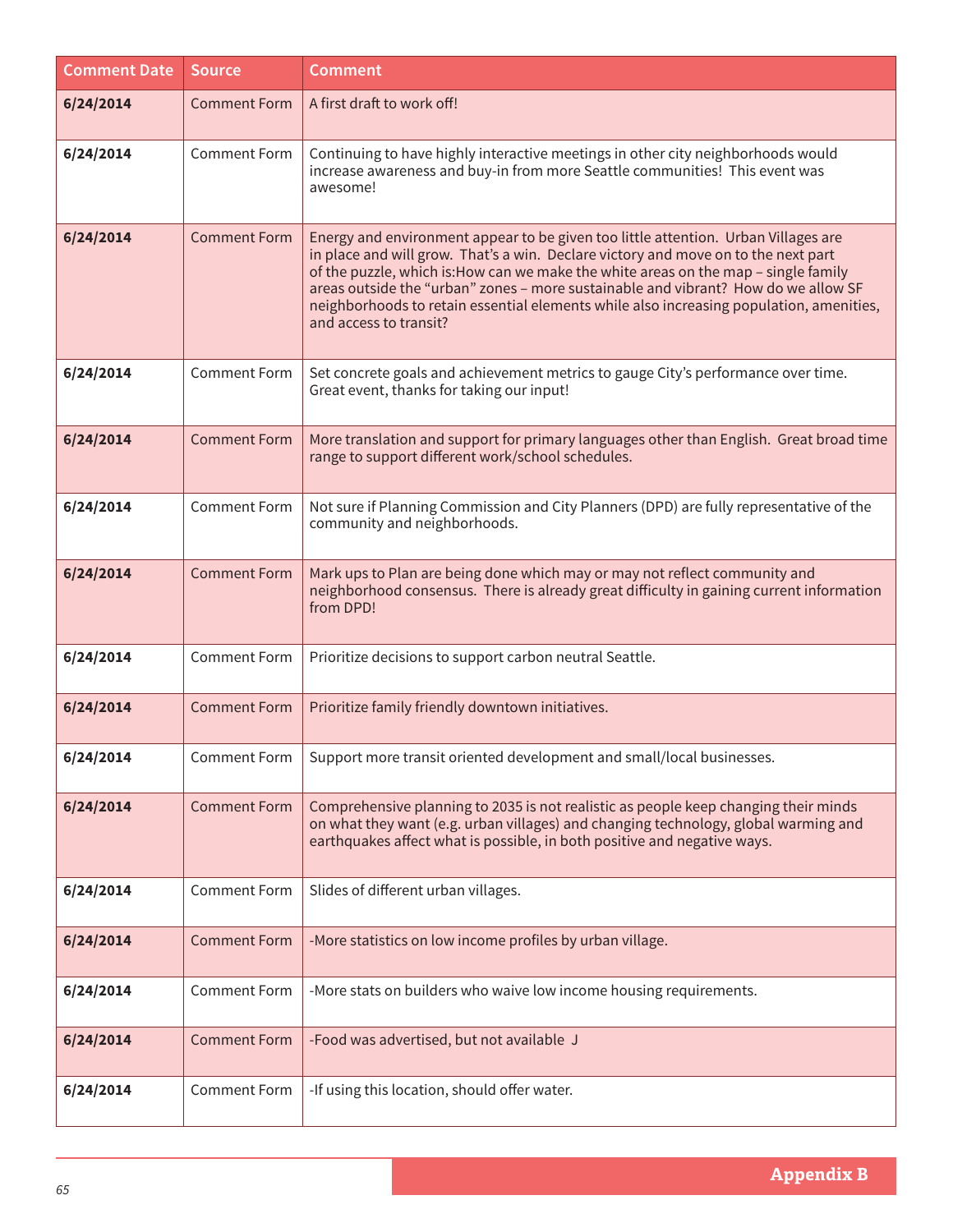| Comment Date | Source | Comment |
|---|---|---|
| **6/24/2014** | Comment Form | A first draft to work off! |
| **6/24/2014** | Comment Form | Continuing to have highly interactive meetings in other city neighborhoods would increase awareness and buy-in from more Seattle communities! This event was awesome! |
| **6/24/2014** | Comment Form | Energy and environment appear to be given too little attention. Urban Villages are in place and will grow. That's a win. Declare victory and move on to the next part of the puzzle, which is:How can we make the white areas on the map – single family areas outside the "urban" zones – more sustainable and vibrant? How do we allow SF neighborhoods to retain essential elements while also increasing population, amenities, and access to transit? |
| **6/24/2014** | Comment Form | Set concrete goals and achievement metrics to gauge City's performance over time. Great event, thanks for taking our input! |
| **6/24/2014** | Comment Form | More translation and support for primary languages other than English. Great broad time range to support different work/school schedules. |
| **6/24/2014** | Comment Form | Not sure if Planning Commission and City Planners (DPD) are fully representative of the community and neighborhoods. |
| **6/24/2014** | Comment Form | Mark ups to Plan are being done which may or may not reflect community and neighborhood consensus. There is already great difficulty in gaining current information from DPD! |
| **6/24/2014** | Comment Form | Prioritize decisions to support carbon neutral Seattle. |
| **6/24/2014** | Comment Form | Prioritize family friendly downtown initiatives. |
| **6/24/2014** | Comment Form | Support more transit oriented development and small/local businesses. |
| **6/24/2014** | Comment Form | Comprehensive planning to 2035 is not realistic as people keep changing their minds on what they want (e.g. urban villages) and changing technology, global warming and earthquakes affect what is possible, in both positive and negative ways. |
| **6/24/2014** | Comment Form | Slides of different urban villages. |
| **6/24/2014** | Comment Form | -More statistics on low income profiles by urban village. |
| **6/24/2014** | Comment Form | -More stats on builders who waive low income housing requirements. |
| **6/24/2014** | Comment Form | -Food was advertised, but not available J |
| **6/24/2014** | Comment Form | -If using this location, should offer water. |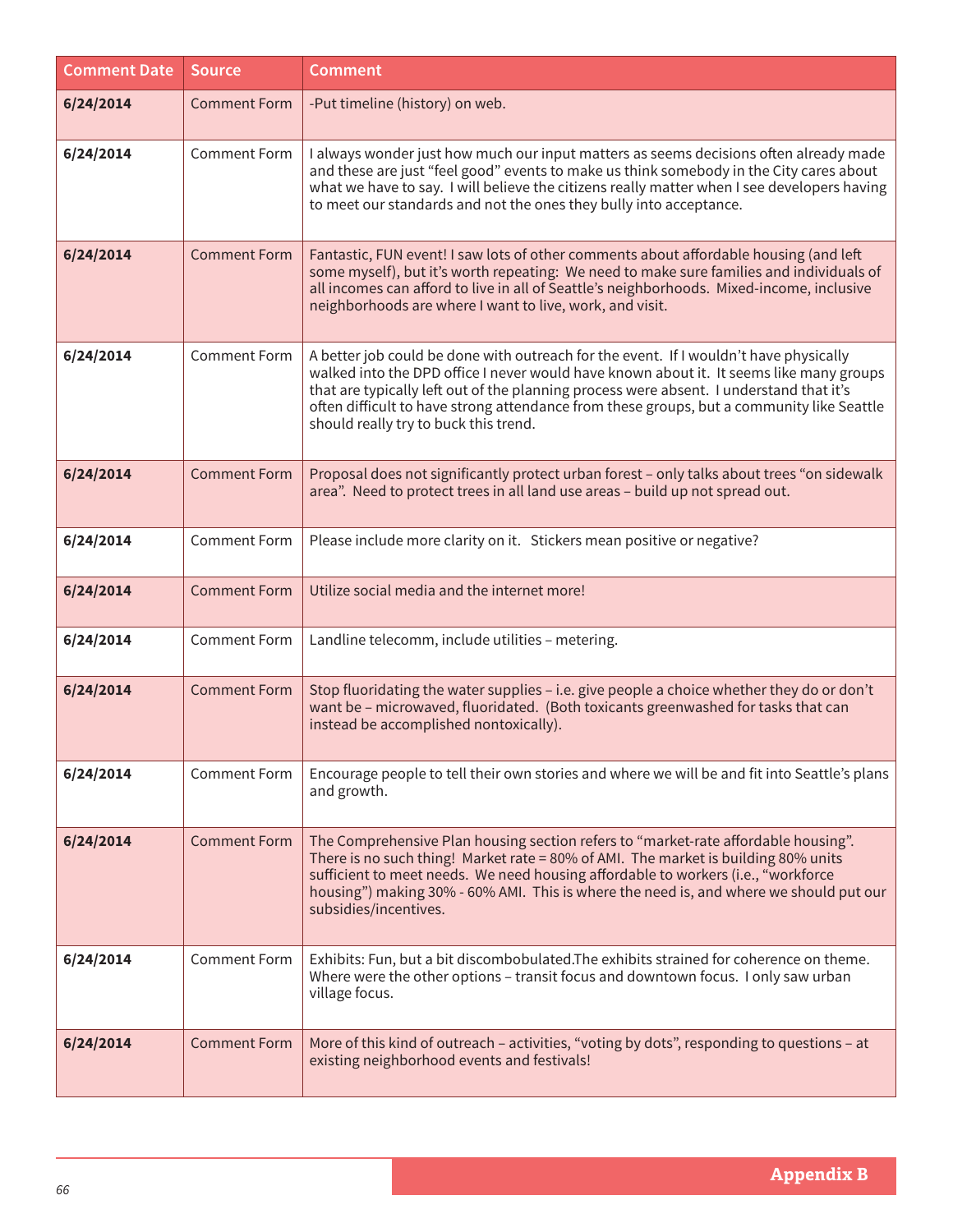| Comment Date | Source | Comment |
|---|---|---|
| **6/24/2014** | Comment Form | -Put timeline (history) on web. |
| **6/24/2014** | Comment Form | I always wonder just how much our input matters as seems decisions often already made and these are just “feel good” events to make us think somebody in the City cares about what we have to say. I will believe the citizens really matter when I see developers having to meet our standards and not the ones they bully into acceptance. |
| **6/24/2014** | Comment Form | Fantastic, FUN event! I saw lots of other comments about affordable housing (and left some myself), but it’s worth repeating: We need to make sure families and individuals of all incomes can afford to live in all of Seattle’s neighborhoods. Mixed-income, inclusive neighborhoods are where I want to live, work, and visit. |
| **6/24/2014** | Comment Form | A better job could be done with outreach for the event. If I wouldn’t have physically walked into the DPD office I never would have known about it. It seems like many groups that are typically left out of the planning process were absent. I understand that it’s often difficult to have strong attendance from these groups, but a community like Seattle should really try to buck this trend. |
| **6/24/2014** | Comment Form | Proposal does not significantly protect urban forest – only talks about trees “on sidewalk area”. Need to protect trees in all land use areas – build up not spread out. |
| **6/24/2014** | Comment Form | Please include more clarity on it. Stickers mean positive or negative? |
| **6/24/2014** | Comment Form | Utilize social media and the internet more! |
| **6/24/2014** | Comment Form | Landline telecomm, include utilities – metering. |
| **6/24/2014** | Comment Form | Stop fluoridating the water supplies – i.e. give people a choice whether they do or don’t want be – microwaved, fluoridated. (Both toxicants greenwashed for tasks that can instead be accomplished nontoxically). |
| **6/24/2014** | Comment Form | Encourage people to tell their own stories and where we will be and fit into Seattle’s plans and growth. |
| **6/24/2014** | Comment Form | The Comprehensive Plan housing section refers to “market-rate affordable housing”. There is no such thing! Market rate = 80% of AMI. The market is building 80% units sufficient to meet needs. We need housing affordable to workers (i.e., “workforce housing”) making 30% - 60% AMI. This is where the need is, and where we should put our subsidies/incentives. |
| **6/24/2014** | Comment Form | Exhibits: Fun, but a bit discombobulated.The exhibits strained for coherence on theme. Where were the other options – transit focus and downtown focus. I only saw urban village focus. |
| **6/24/2014** | Comment Form | More of this kind of outreach – activities, “voting by dots”, responding to questions – at existing neighborhood events and festivals! |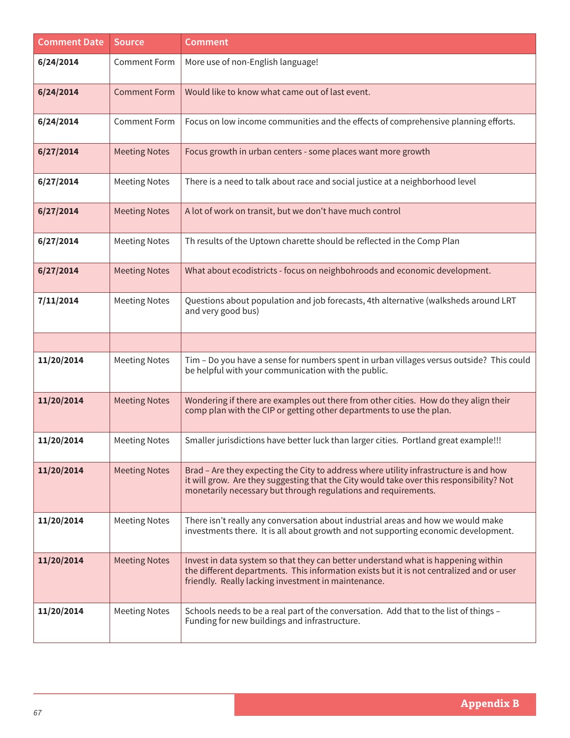| Comment Date | Source | Comment |
|---|---|---|
| **6/24/2014** | Comment Form | More use of non-English language! |
| **6/24/2014** | Comment Form | Would like to know what came out of last event. |
| **6/24/2014** | Comment Form | Focus on low income communities and the effects of comprehensive planning efforts. |
| **6/27/2014** | Meeting Notes | Focus growth in urban centers - some places want more growth |
| **6/27/2014** | Meeting Notes | There is a need to talk about race and social justice at a neighborhood level |
| **6/27/2014** | Meeting Notes | A lot of work on transit, but we don't have much control |
| **6/27/2014** | Meeting Notes | Th results of the Uptown charette should be reflected in the Comp Plan |
| **6/27/2014** | Meeting Notes | What about ecodistricts - focus on neighbohroods and economic development. |
| **7/11/2014** | Meeting Notes | Questions about population and job forecasts, 4th alternative (walksheds around LRT and very good bus) |
| | | |
| **11/20/2014** | Meeting Notes | Tim – Do you have a sense for numbers spent in urban villages versus outside? This could be helpful with your communication with the public. |
| **11/20/2014** | Meeting Notes | Wondering if there are examples out there from other cities. How do they align their comp plan with the CIP or getting other departments to use the plan. |
| **11/20/2014** | Meeting Notes | Smaller jurisdictions have better luck than larger cities. Portland great example!!! |
| **11/20/2014** | Meeting Notes | Brad – Are they expecting the City to address where utility infrastructure is and how it will grow. Are they suggesting that the City would take over this responsibility? Not monetarily necessary but through regulations and requirements. |
| **11/20/2014** | Meeting Notes | There isn't really any conversation about industrial areas and how we would make investments there. It is all about growth and not supporting economic development. |
| **11/20/2014** | Meeting Notes | Invest in data system so that they can better understand what is happening within the different departments. This information exists but it is not centralized and or user friendly. Really lacking investment in maintenance. |
| **11/20/2014** | Meeting Notes | Schools needs to be a real part of the conversation. Add that to the list of things – Funding for new buildings and infrastructure. |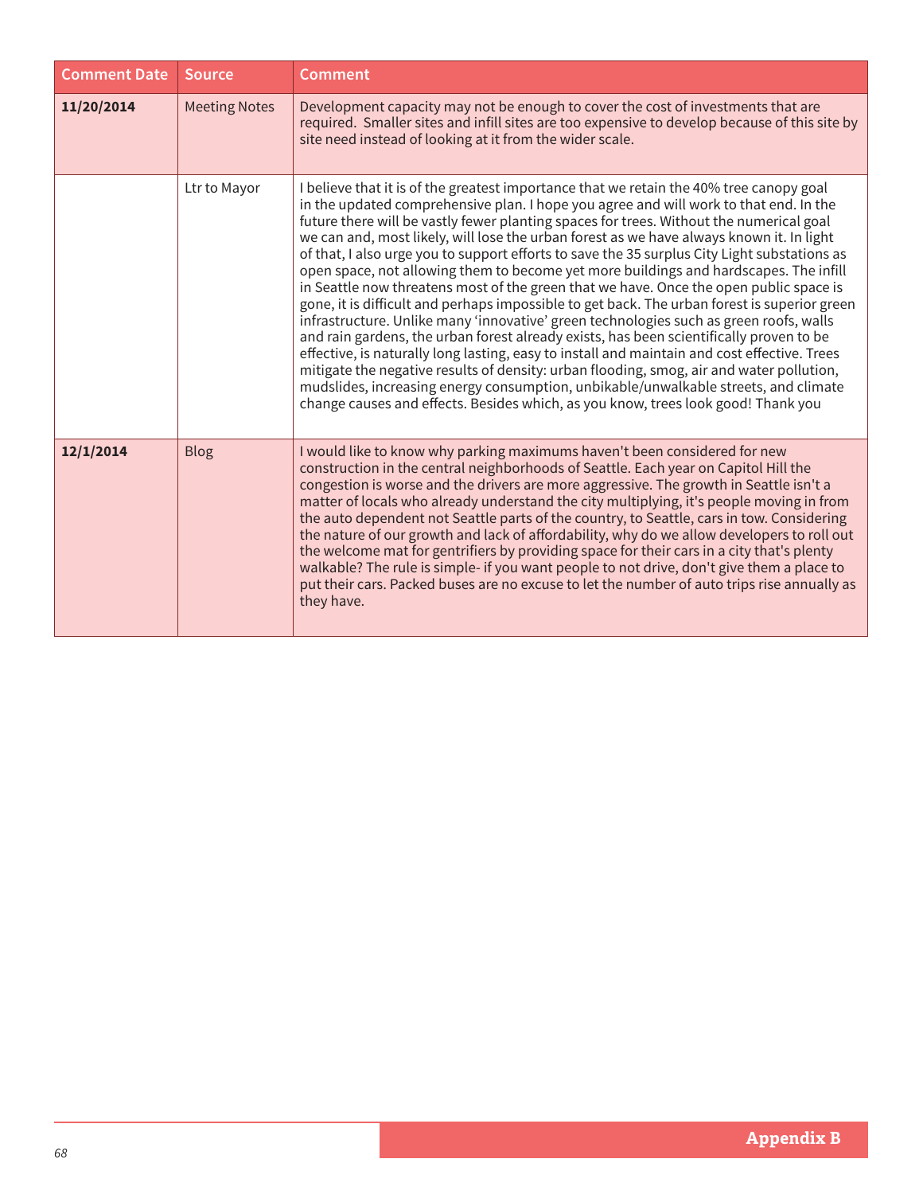| Comment Date | Source | Comment |
|---|---|---|
| **11/20/2014** | Meeting Notes | Development capacity may not be enough to cover the cost of investments that are required. Smaller sites and infill sites are too expensive to develop because of this site by site need instead of looking at it from the wider scale. |
| | Ltr to Mayor | I believe that it is of the greatest importance that we retain the 40% tree canopy goal in the updated comprehensive plan. I hope you agree and will work to that end. In the future there will be vastly fewer planting spaces for trees. Without the numerical goal we can and, most likely, will lose the urban forest as we have always known it. In light of that, I also urge you to support efforts to save the 35 surplus City Light substations as open space, not allowing them to become yet more buildings and hardscapes. The infill in Seattle now threatens most of the green that we have. Once the open public space is gone, it is difficult and perhaps impossible to get back. The urban forest is superior green infrastructure. Unlike many 'innovative' green technologies such as green roofs, walls and rain gardens, the urban forest already exists, has been scientifically proven to be effective, is naturally long lasting, easy to install and maintain and cost effective. Trees mitigate the negative results of density: urban flooding, smog, air and water pollution, mudslides, increasing energy consumption, unbikable/unwalkable streets, and climate change causes and effects. Besides which, as you know, trees look good! Thank you |
| **12/1/2014** | Blog | I would like to know why parking maximums haven't been considered for new construction in the central neighborhoods of Seattle. Each year on Capitol Hill the congestion is worse and the drivers are more aggressive. The growth in Seattle isn't a matter of locals who already understand the city multiplying, it's people moving in from the auto dependent not Seattle parts of the country, to Seattle, cars in tow. Considering the nature of our growth and lack of affordability, why do we allow developers to roll out the welcome mat for gentrifiers by providing space for their cars in a city that's plenty walkable? The rule is simple- if you want people to not drive, don't give them a place to put their cars. Packed buses are no excuse to let the number of auto trips rise annually as they have. |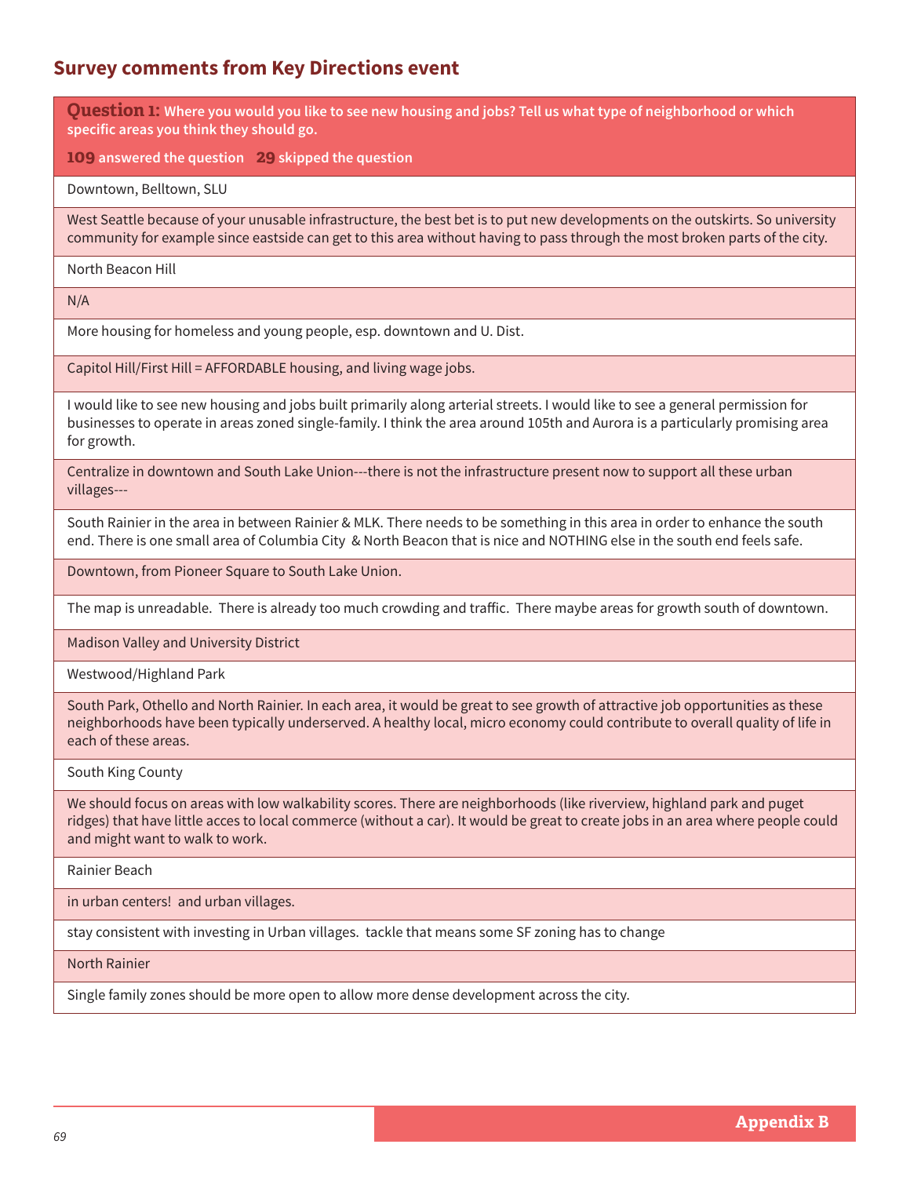## Survey comments from Key Directions event

**Question 1:** **Where you would you like to see new housing and jobs? Tell us what type of neighborhood or which specific areas you think they should go.**

**109** **answered the question** **29** **skipped the question**

| |
|---|
| Downtown, Belltown, SLU |
| West Seattle because of your unusable infrastructure, the best bet is to put new developments on the outskirts. So university community for example since eastside can get to this area without having to pass through the most broken parts of the city. |
| North Beacon Hill |
| N/A |
| More housing for homeless and young people, esp. downtown and U. Dist. |
| Capitol Hill/First Hill = AFFORDABLE housing, and living wage jobs. |
| I would like to see new housing and jobs built primarily along arterial streets. I would like to see a general permission for businesses to operate in areas zoned single-family. I think the area around 105th and Aurora is a particularly promising area for growth. |
| Centralize in downtown and South Lake Union---there is not the infrastructure present now to support all these urban villages--- |
| South Rainier in the area in between Rainier & MLK. There needs to be something in this area in order to enhance the south end. There is one small area of Columbia City & North Beacon that is nice and NOTHING else in the south end feels safe. |
| Downtown, from Pioneer Square to South Lake Union. |
| The map is unreadable. There is already too much crowding and traffic. There maybe areas for growth south of downtown. |
| Madison Valley and University District |
| Westwood/Highland Park |
| South Park, Othello and North Rainier. In each area, it would be great to see growth of attractive job opportunities as these neighborhoods have been typically underserved. A healthy local, micro economy could contribute to overall quality of life in each of these areas. |
| South King County |
| We should focus on areas with low walkability scores. There are neighborhoods (like riverview, highland park and puget ridges) that have little acces to local commerce (without a car). It would be great to create jobs in an area where people could and might want to walk to work. |
| Rainier Beach |
| in urban centers! and urban villages. |
| stay consistent with investing in Urban villages. tackle that means some SF zoning has to change |
| North Rainier |
| Single family zones should be more open to allow more dense development across the city. |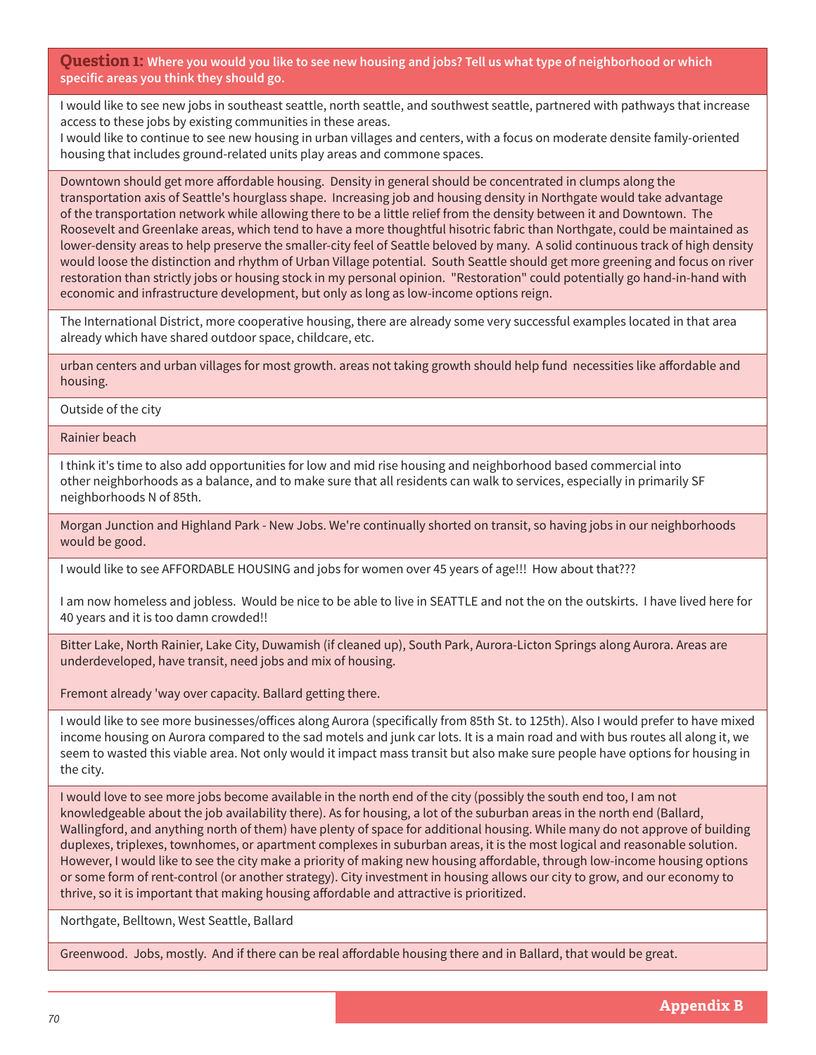**Question 1:** **Where you would you like to see new housing and jobs? Tell us what type of neighborhood or which specific areas you think they should go.**

I would like to see new jobs in southeast seattle, north seattle, and southwest seattle, partnered with pathways that increase access to these jobs by existing communities in these areas.
I would like to continue to see new housing in urban villages and centers, with a focus on moderate densite family-oriented housing that includes ground-related units play areas and commone spaces.

---

Downtown should get more affordable housing. Density in general should be concentrated in clumps along the transportation axis of Seattle's hourglass shape. Increasing job and housing density in Northgate would take advantage of the transportation network while allowing there to be a little relief from the density between it and Downtown. The Roosevelt and Greenlake areas, which tend to have a more thoughtful hisotric fabric than Northgate, could be maintained as lower-density areas to help preserve the smaller-city feel of Seattle beloved by many. A solid continuous track of high density would loose the distinction and rhythm of Urban Village potential. South Seattle should get more greening and focus on river restoration than strictly jobs or housing stock in my personal opinion. "Restoration" could potentially go hand-in-hand with economic and infrastructure development, but only as long as low-income options reign.

---

The International District, more cooperative housing, there are already some very successful examples located in that area already which have shared outdoor space, childcare, etc.

---

urban centers and urban villages for most growth. areas not taking growth should help fund necessities like affordable and housing.

---

Outside of the city

---

Rainier beach

---

I think it's time to also add opportunities for low and mid rise housing and neighborhood based commercial into other neighborhoods as a balance, and to make sure that all residents can walk to services, especially in primarily SF neighborhoods N of 85th.

---

Morgan Junction and Highland Park - New Jobs. We're continually shorted on transit, so having jobs in our neighborhoods would be good.

---

I would like to see AFFORDABLE HOUSING and jobs for women over 45 years of age!!! How about that???

I am now homeless and jobless. Would be nice to be able to live in SEATTLE and not the on the outskirts. I have lived here for 40 years and it is too damn crowded!!

---

Bitter Lake, North Rainier, Lake City, Duwamish (if cleaned up), South Park, Aurora-Licton Springs along Aurora. Areas are underdeveloped, have transit, need jobs and mix of housing.

Fremont already 'way over capacity. Ballard getting there.

---

I would like to see more businesses/offices along Aurora (specifically from 85th St. to 125th). Also I would prefer to have mixed income housing on Aurora compared to the sad motels and junk car lots. It is a main road and with bus routes all along it, we seem to wasted this viable area. Not only would it impact mass transit but also make sure people have options for housing in the city.

---

I would love to see more jobs become available in the north end of the city (possibly the south end too, I am not knowledgeable about the job availability there). As for housing, a lot of the suburban areas in the north end (Ballard, Wallingford, and anything north of them) have plenty of space for additional housing. While many do not approve of building duplexes, triplexes, townhomes, or apartment complexes in suburban areas, it is the most logical and reasonable solution. However, I would like to see the city make a priority of making new housing affordable, through low-income housing options or some form of rent-control (or another strategy). City investment in housing allows our city to grow, and our economy to thrive, so it is important that making housing affordable and attractive is prioritized.

---

Northgate, Belltown, West Seattle, Ballard

---

Greenwood. Jobs, mostly. And if there can be real affordable housing there and in Ballard, that would be great.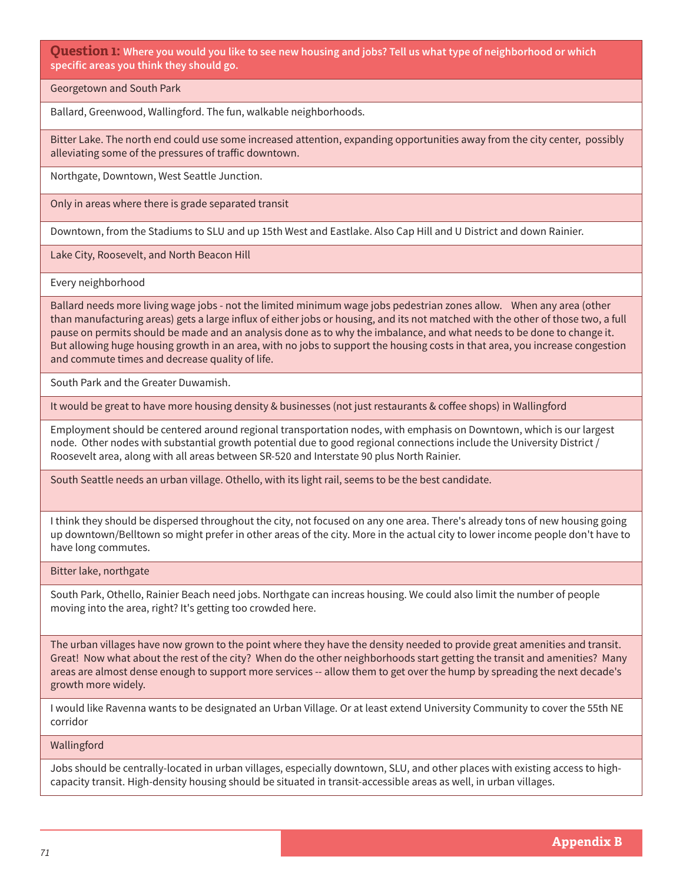**Question 1:** **Where you would you like to see new housing and jobs? Tell us what type of neighborhood or which specific areas you think they should go.**

Georgetown and South Park

Ballard, Greenwood, Wallingford. The fun, walkable neighborhoods.

Bitter Lake. The north end could use some increased attention, expanding opportunities away from the city center, possibly alleviating some of the pressures of traffic downtown.

Northgate, Downtown, West Seattle Junction.

Only in areas where there is grade separated transit

Downtown, from the Stadiums to SLU and up 15th West and Eastlake. Also Cap Hill and U District and down Rainier.

Lake City, Roosevelt, and North Beacon Hill

Every neighborhood

Ballard needs more living wage jobs - not the limited minimum wage jobs pedestrian zones allow. When any area (other than manufacturing areas) gets a large influx of either jobs or housing, and its not matched with the other of those two, a full pause on permits should be made and an analysis done as to why the imbalance, and what needs to be done to change it. But allowing huge housing growth in an area, with no jobs to support the housing costs in that area, you increase congestion and commute times and decrease quality of life.

South Park and the Greater Duwamish.

It would be great to have more housing density & businesses (not just restaurants & coffee shops) in Wallingford

Employment should be centered around regional transportation nodes, with emphasis on Downtown, which is our largest node. Other nodes with substantial growth potential due to good regional connections include the University District / Roosevelt area, along with all areas between SR-520 and Interstate 90 plus North Rainier.

South Seattle needs an urban village. Othello, with its light rail, seems to be the best candidate.

I think they should be dispersed throughout the city, not focused on any one area. There's already tons of new housing going up downtown/Belltown so might prefer in other areas of the city. More in the actual city to lower income people don't have to have long commutes.

Bitter lake, northgate

South Park, Othello, Rainier Beach need jobs. Northgate can increas housing. We could also limit the number of people moving into the area, right? It's getting too crowded here.

The urban villages have now grown to the point where they have the density needed to provide great amenities and transit. Great! Now what about the rest of the city? When do the other neighborhoods start getting the transit and amenities? Many areas are almost dense enough to support more services -- allow them to get over the hump by spreading the next decade's growth more widely.

I would like Ravenna wants to be designated an Urban Village. Or at least extend University Community to cover the 55th NE corridor

Wallingford

Jobs should be centrally-located in urban villages, especially downtown, SLU, and other places with existing access to high-capacity transit. High-density housing should be situated in transit-accessible areas as well, in urban villages.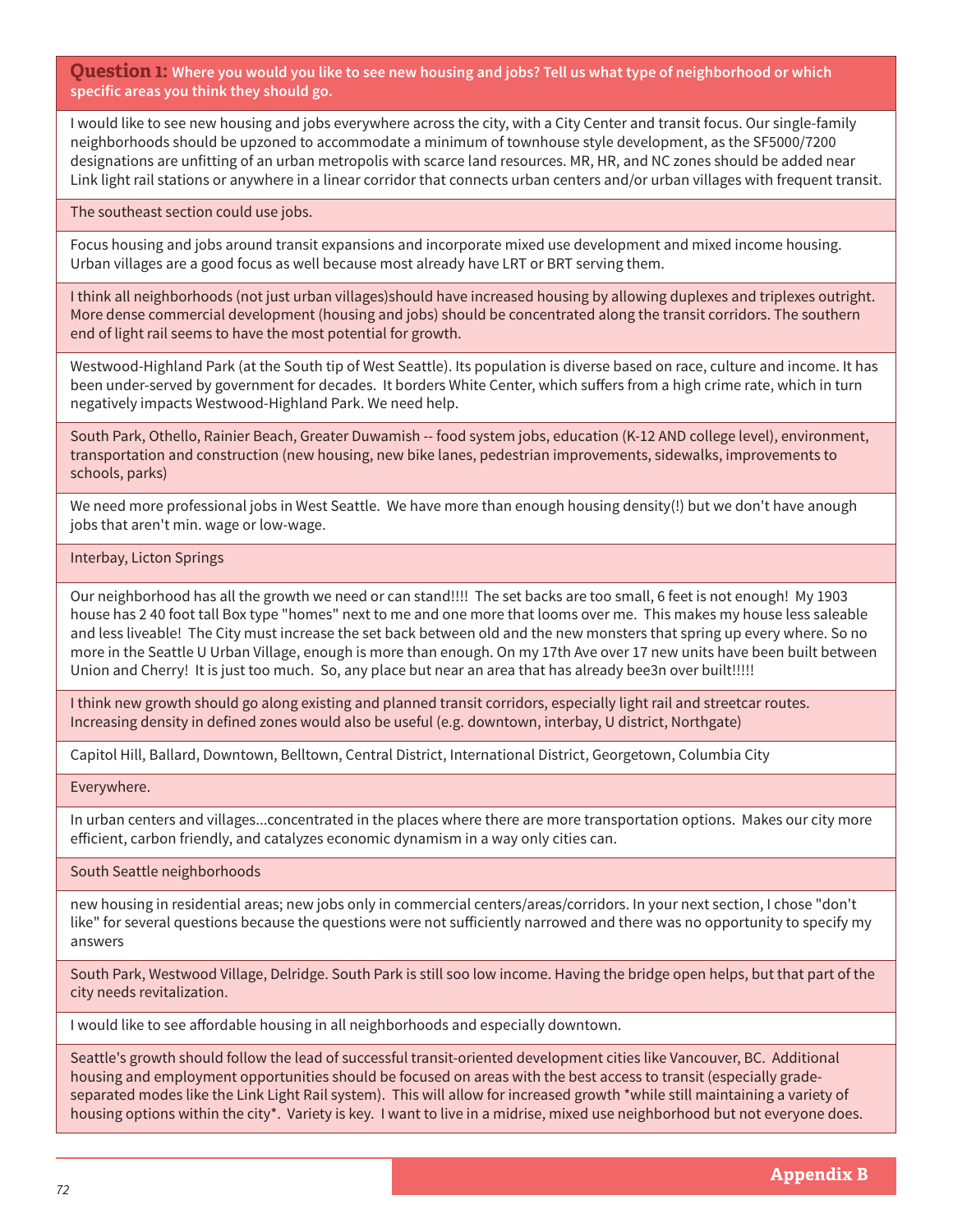**Question 1:** **Where you would you like to see new housing and jobs? Tell us what type of neighborhood or which specific areas you think they should go.**

I would like to see new housing and jobs everywhere across the city, with a City Center and transit focus. Our single-family neighborhoods should be upzoned to accommodate a minimum of townhouse style development, as the SF5000/7200 designations are unfitting of an urban metropolis with scarce land resources. MR, HR, and NC zones should be added near Link light rail stations or anywhere in a linear corridor that connects urban centers and/or urban villages with frequent transit.

The southeast section could use jobs.

Focus housing and jobs around transit expansions and incorporate mixed use development and mixed income housing. Urban villages are a good focus as well because most already have LRT or BRT serving them.

I think all neighborhoods (not just urban villages)should have increased housing by allowing duplexes and triplexes outright. More dense commercial development (housing and jobs) should be concentrated along the transit corridors. The southern end of light rail seems to have the most potential for growth.

Westwood-Highland Park (at the South tip of West Seattle). Its population is diverse based on race, culture and income. It has been under-served by government for decades. It borders White Center, which suffers from a high crime rate, which in turn negatively impacts Westwood-Highland Park. We need help.

South Park, Othello, Rainier Beach, Greater Duwamish -- food system jobs, education (K-12 AND college level), environment, transportation and construction (new housing, new bike lanes, pedestrian improvements, sidewalks, improvements to schools, parks)

We need more professional jobs in West Seattle. We have more than enough housing density(!) but we don't have anough jobs that aren't min. wage or low-wage.

Interbay, Licton Springs

Our neighborhood has all the growth we need or can stand!!!! The set backs are too small, 6 feet is not enough! My 1903 house has 2 40 foot tall Box type "homes" next to me and one more that looms over me. This makes my house less saleable and less liveable! The City must increase the set back between old and the new monsters that spring up every where. So no more in the Seattle U Urban Village, enough is more than enough. On my 17th Ave over 17 new units have been built between Union and Cherry! It is just too much. So, any place but near an area that has already bee3n over built!!!!!

I think new growth should go along existing and planned transit corridors, especially light rail and streetcar routes. Increasing density in defined zones would also be useful (e.g. downtown, interbay, U district, Northgate)

Capitol Hill, Ballard, Downtown, Belltown, Central District, International District, Georgetown, Columbia City

Everywhere.

In urban centers and villages...concentrated in the places where there are more transportation options. Makes our city more efficient, carbon friendly, and catalyzes economic dynamism in a way only cities can.

South Seattle neighborhoods

new housing in residential areas; new jobs only in commercial centers/areas/corridors. In your next section, I chose "don't like" for several questions because the questions were not sufficiently narrowed and there was no opportunity to specify my answers

South Park, Westwood Village, Delridge. South Park is still soo low income. Having the bridge open helps, but that part of the city needs revitalization.

I would like to see affordable housing in all neighborhoods and especially downtown.

Seattle's growth should follow the lead of successful transit-oriented development cities like Vancouver, BC. Additional housing and employment opportunities should be focused on areas with the best access to transit (especially grade-separated modes like the Link Light Rail system). This will allow for increased growth *while still maintaining a variety of housing options within the city*. Variety is key. I want to live in a midrise, mixed use neighborhood but not everyone does.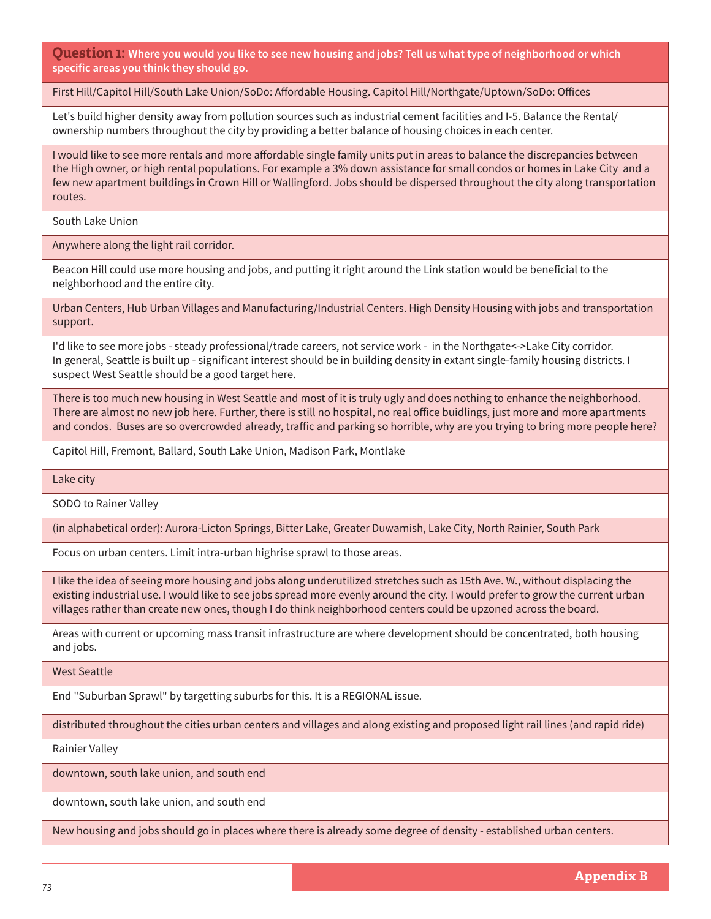| **Question 1:** Where you would you like to see new housing and jobs? Tell us what type of neighborhood or which specific areas you think they should go. |
|---|
| First Hill/Capitol Hill/South Lake Union/SoDo: Affordable Housing. Capitol Hill/Northgate/Uptown/SoDo: Offices |
| Let's build higher density away from pollution sources such as industrial cement facilities and I-5. Balance the Rental/ ownership numbers throughout the city by providing a better balance of housing choices in each center. |
| I would like to see more rentals and more affordable single family units put in areas to balance the discrepancies between the High owner, or high rental populations. For example a 3% down assistance for small condos or homes in Lake City and a few new apartment buildings in Crown Hill or Wallingford. Jobs should be dispersed throughout the city along transportation routes. |
| South Lake Union |
| Anywhere along the light rail corridor. |
| Beacon Hill could use more housing and jobs, and putting it right around the Link station would be beneficial to the neighborhood and the entire city. |
| Urban Centers, Hub Urban Villages and Manufacturing/Industrial Centers. High Density Housing with jobs and transportation support. |
| I'd like to see more jobs - steady professional/trade careers, not service work - in the Northgate<->Lake City corridor. In general, Seattle is built up - significant interest should be in building density in extant single-family housing districts. I suspect West Seattle should be a good target here. |
| There is too much new housing in West Seattle and most of it is truly ugly and does nothing to enhance the neighborhood. There are almost no new job here. Further, there is still no hospital, no real office buidlings, just more and more apartments and condos. Buses are so overcrowded already, traffic and parking so horrible, why are you trying to bring more people here? |
| Capitol Hill, Fremont, Ballard, South Lake Union, Madison Park, Montlake |
| Lake city |
| SODO to Rainer Valley |
| (in alphabetical order): Aurora-Licton Springs, Bitter Lake, Greater Duwamish, Lake City, North Rainier, South Park |
| Focus on urban centers. Limit intra-urban highrise sprawl to those areas. |
| I like the idea of seeing more housing and jobs along underutilized stretches such as 15th Ave. W., without displacing the existing industrial use. I would like to see jobs spread more evenly around the city. I would prefer to grow the current urban villages rather than create new ones, though I do think neighborhood centers could be upzoned across the board. |
| Areas with current or upcoming mass transit infrastructure are where development should be concentrated, both housing and jobs. |
| West Seattle |
| End "Suburban Sprawl" by targetting suburbs for this. It is a REGIONAL issue. |
| distributed throughout the cities urban centers and villages and along existing and proposed light rail lines (and rapid ride) |
| Rainier Valley |
| downtown, south lake union, and south end |
| downtown, south lake union, and south end |
| New housing and jobs should go in places where there is already some degree of density - established urban centers. |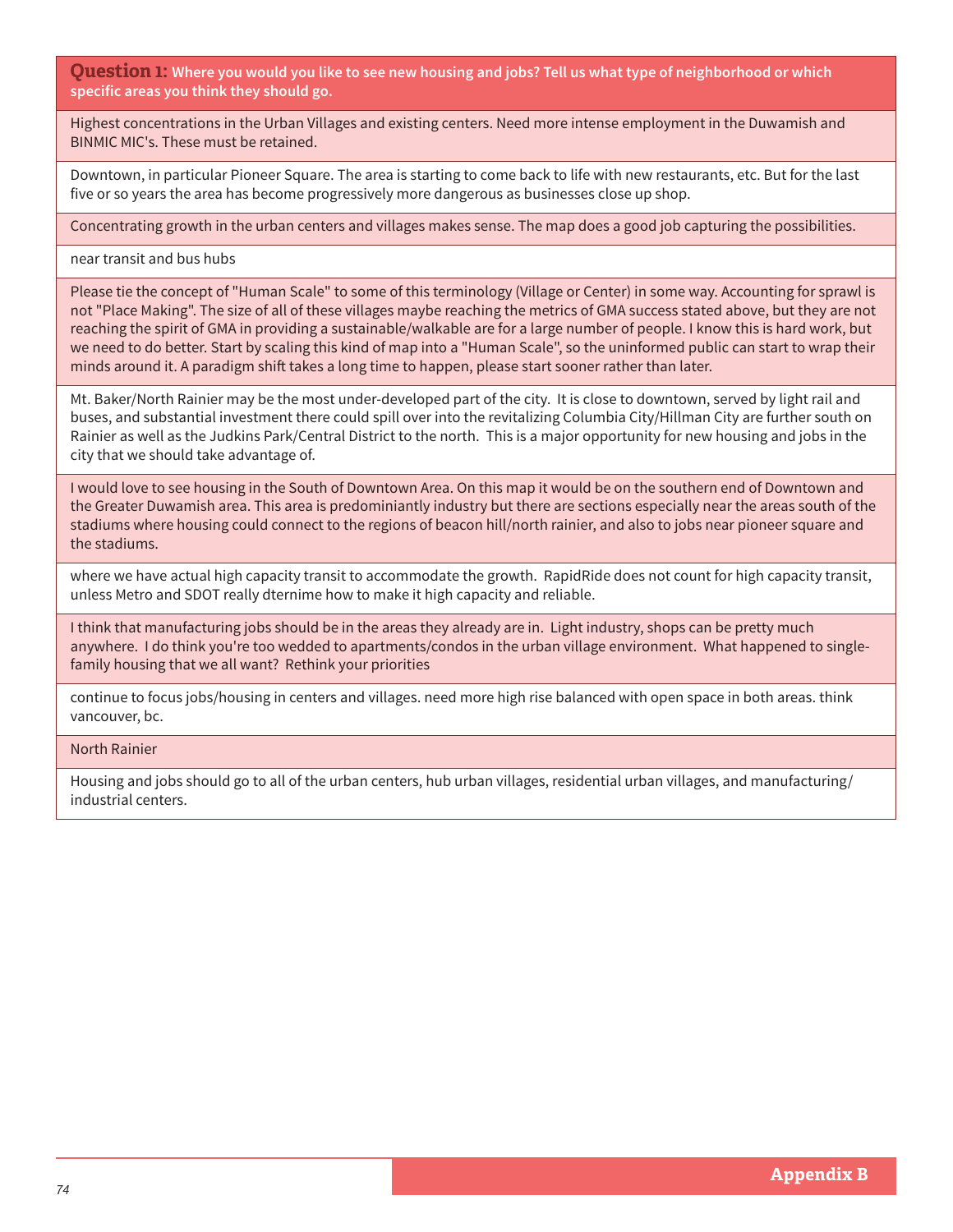**Question 1:** **Where you would you like to see new housing and jobs? Tell us what type of neighborhood or which specific areas you think they should go.**

Highest concentrations in the Urban Villages and existing centers. Need more intense employment in the Duwamish and BINMIC MIC's. These must be retained.

Downtown, in particular Pioneer Square. The area is starting to come back to life with new restaurants, etc. But for the last five or so years the area has become progressively more dangerous as businesses close up shop.

Concentrating growth in the urban centers and villages makes sense. The map does a good job capturing the possibilities.

near transit and bus hubs

Please tie the concept of "Human Scale" to some of this terminology (Village or Center) in some way. Accounting for sprawl is not "Place Making". The size of all of these villages maybe reaching the metrics of GMA success stated above, but they are not reaching the spirit of GMA in providing a sustainable/walkable are for a large number of people. I know this is hard work, but we need to do better. Start by scaling this kind of map into a "Human Scale", so the uninformed public can start to wrap their minds around it. A paradigm shift takes a long time to happen, please start sooner rather than later.

Mt. Baker/North Rainier may be the most under-developed part of the city. It is close to downtown, served by light rail and buses, and substantial investment there could spill over into the revitalizing Columbia City/Hillman City are further south on Rainier as well as the Judkins Park/Central District to the north. This is a major opportunity for new housing and jobs in the city that we should take advantage of.

I would love to see housing in the South of Downtown Area. On this map it would be on the southern end of Downtown and the Greater Duwamish area. This area is predominiantly industry but there are sections especially near the areas south of the stadiums where housing could connect to the regions of beacon hill/north rainier, and also to jobs near pioneer square and the stadiums.

where we have actual high capacity transit to accommodate the growth. RapidRide does not count for high capacity transit, unless Metro and SDOT really dternime how to make it high capacity and reliable.

I think that manufacturing jobs should be in the areas they already are in. Light industry, shops can be pretty much anywhere. I do think you're too wedded to apartments/condos in the urban village environment. What happened to single-family housing that we all want? Rethink your priorities

continue to focus jobs/housing in centers and villages. need more high rise balanced with open space in both areas. think vancouver, bc.

North Rainier

Housing and jobs should go to all of the urban centers, hub urban villages, residential urban villages, and manufacturing/industrial centers.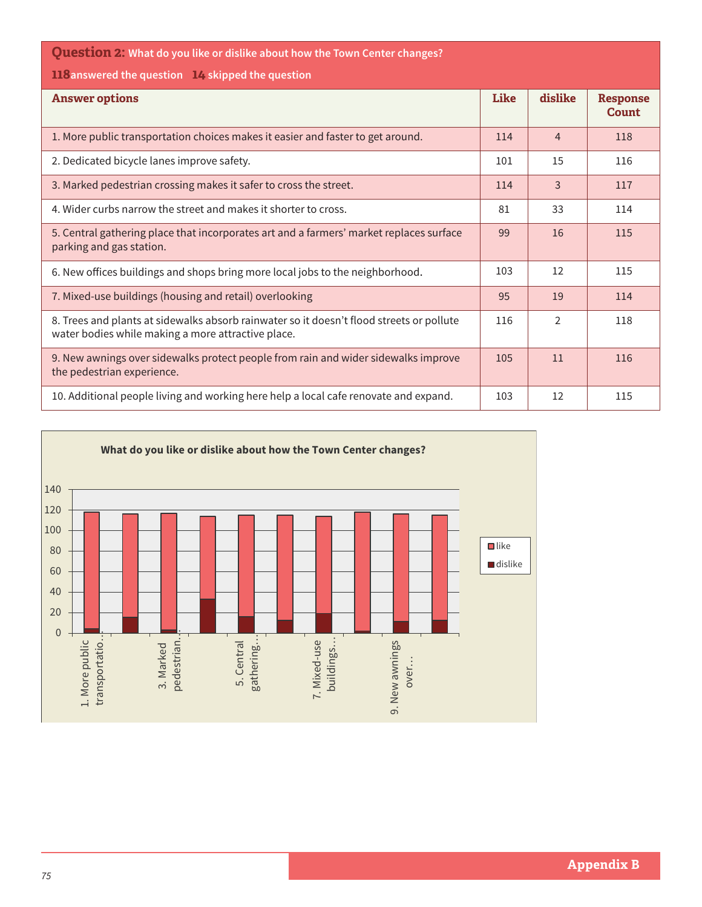**Question 2:** What do you like or dislike about how the Town Center changes?

**118** answered the question **14** skipped the question

| Answer options | Like | dislike | Response Count |
|---|---|---|---|
| 1. More public transportation choices makes it easier and faster to get around. | 114 | 4 | 118 |
| 2. Dedicated bicycle lanes improve safety. | 101 | 15 | 116 |
| 3. Marked pedestrian crossing makes it safer to cross the street. | 114 | 3 | 117 |
| 4. Wider curbs narrow the street and makes it shorter to cross. | 81 | 33 | 114 |
| 5. Central gathering place that incorporates art and a farmers' market replaces surface parking and gas station. | 99 | 16 | 115 |
| 6. New offices buildings and shops bring more local jobs to the neighborhood. | 103 | 12 | 115 |
| 7. Mixed-use buildings (housing and retail) overlooking | 95 | 19 | 114 |
| 8. Trees and plants at sidewalks absorb rainwater so it doesn't flood streets or pollute water bodies while making a more attractive place. | 116 | 2 | 118 |
| 9. New awnings over sidewalks protect people from rain and wider sidewalks improve the pedestrian experience. | 105 | 11 | 116 |
| 10. Additional people living and working here help a local cafe renovate and expand. | 103 | 12 | 115 |

What do you like or dislike about how the Town Center changes?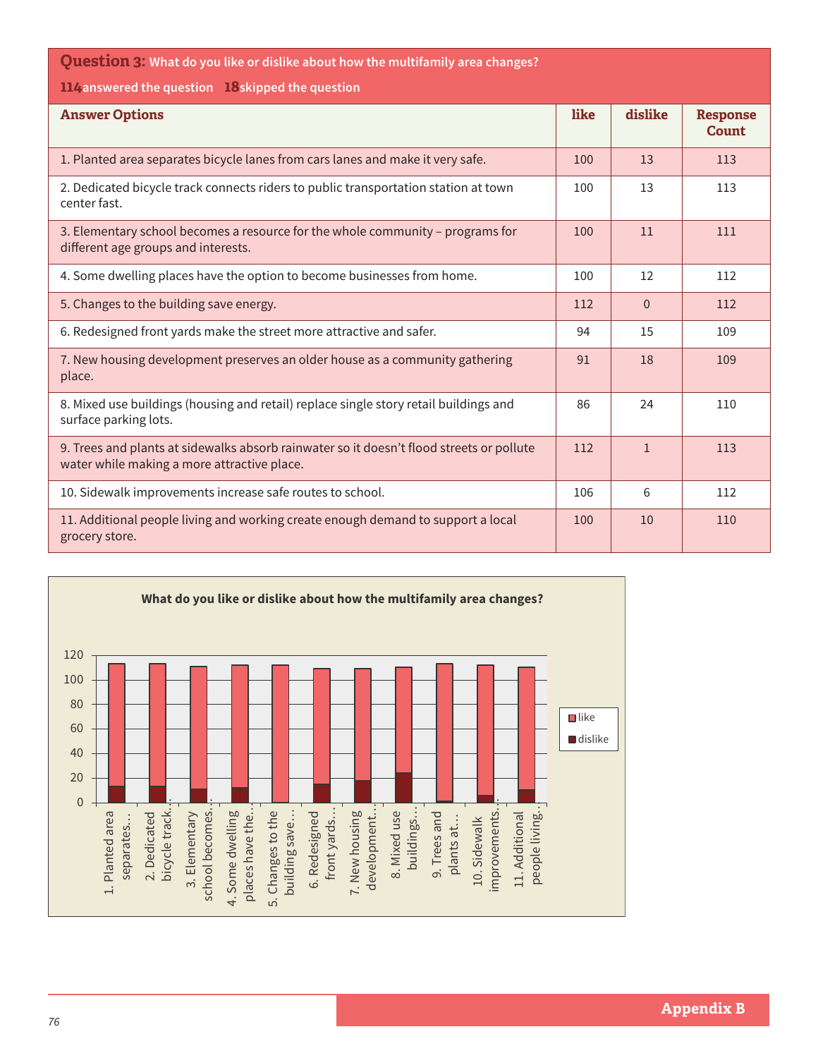## Question 3: What do you like or dislike about how the multifamily area changes?

**114** answered the question **18** skipped the question

| Answer Options | like | dislike | Response Count |
|---|---|---|---|
| 1. Planted area separates bicycle lanes from cars lanes and make it very safe. | 100 | 13 | 113 |
| 2. Dedicated bicycle track connects riders to public transportation station at town center fast. | 100 | 13 | 113 |
| 3. Elementary school becomes a resource for the whole community – programs for different age groups and interests. | 100 | 11 | 111 |
| 4. Some dwelling places have the option to become businesses from home. | 100 | 12 | 112 |
| 5. Changes to the building save energy. | 112 | 0 | 112 |
| 6. Redesigned front yards make the street more attractive and safer. | 94 | 15 | 109 |
| 7. New housing development preserves an older house as a community gathering place. | 91 | 18 | 109 |
| 8. Mixed use buildings (housing and retail) replace single story retail buildings and surface parking lots. | 86 | 24 | 110 |
| 9. Trees and plants at sidewalks absorb rainwater so it doesn't flood streets or pollute water while making a more attractive place. | 112 | 1 | 113 |
| 10. Sidewalk improvements increase safe routes to school. | 106 | 6 | 112 |
| 11. Additional people living and working create enough demand to support a local grocery store. | 100 | 10 | 110 |

**What do you like or dislike about how the multifamily area changes?**

| | like | dislike |
|---|---|---|
| 1. Planted area separates… | 100 | 13 |
| 2. Dedicated bicycle track… | 100 | 13 |
| 3. Elementary school becomes… | 100 | 11 |
| 4. Some dwelling places have the… | 100 | 12 |
| 5. Changes to the building save… | 112 | 0 |
| 6. Redesigned front yards… | 94 | 15 |
| 7. New housing development… | 91 | 18 |
| 8. Mixed use buildings… | 86 | 24 |
| 9. Trees and plants at… | 112 | 1 |
| 10. Sidewalk improvements… | 106 | 6 |
| 11. Additional people living… | 100 | 10 |

Appendix B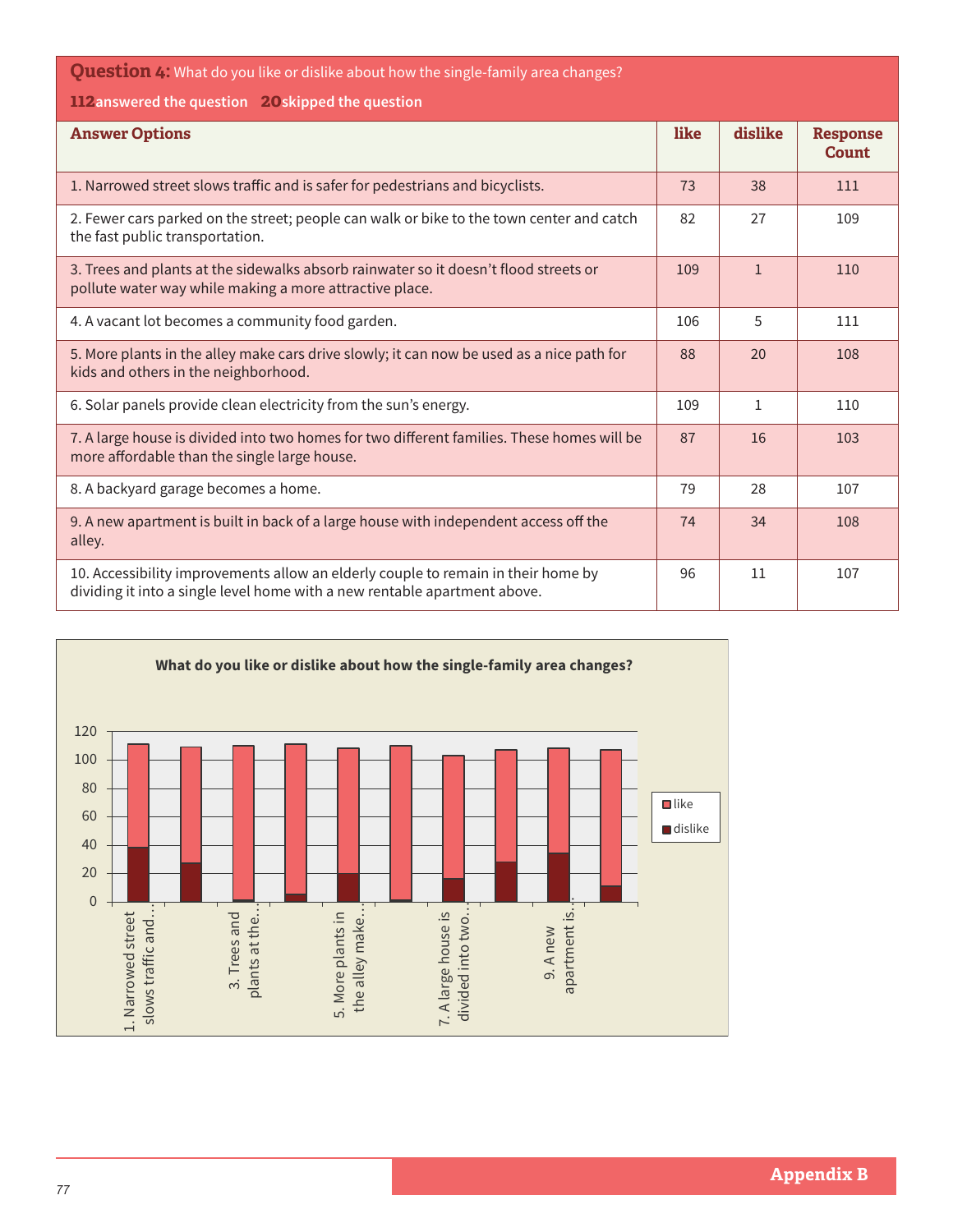**Question 4:** What do you like or dislike about how the single-family area changes?

**112** answered the question **20** skipped the question

| Answer Options | like | dislike | Response Count |
|---|---|---|---|
| 1. Narrowed street slows traffic and is safer for pedestrians and bicyclists. | 73 | 38 | 111 |
| 2. Fewer cars parked on the street; people can walk or bike to the town center and catch the fast public transportation. | 82 | 27 | 109 |
| 3. Trees and plants at the sidewalks absorb rainwater so it doesn't flood streets or pollute water way while making a more attractive place. | 109 | 1 | 110 |
| 4. A vacant lot becomes a community food garden. | 106 | 5 | 111 |
| 5. More plants in the alley make cars drive slowly; it can now be used as a nice path for kids and others in the neighborhood. | 88 | 20 | 108 |
| 6. Solar panels provide clean electricity from the sun's energy. | 109 | 1 | 110 |
| 7. A large house is divided into two homes for two different families. These homes will be more affordable than the single large house. | 87 | 16 | 103 |
| 8. A backyard garage becomes a home. | 79 | 28 | 107 |
| 9. A new apartment is built in back of a large house with independent access off the alley. | 74 | 34 | 108 |
| 10. Accessibility improvements allow an elderly couple to remain in their home by dividing it into a single level home with a new rentable apartment above. | 96 | 11 | 107 |

**What do you like or dislike about how the single-family area changes?**

Chart data (stacked bars: like, dislike):

| Answer Option | like | dislike |
|---|---|---|
| 1. Narrowed street slows traffic and... | 73 | 38 |
| 2. | 82 | 27 |
| 3. Trees and plants at the... | 109 | 1 |
| 4. | 106 | 5 |
| 5. More plants in the alley make... | 88 | 20 |
| 6. | 109 | 1 |
| 7. A large house is divided into two... | 87 | 16 |
| 8. | 79 | 28 |
| 9. A new apartment is... | 74 | 34 |
| 10. | 96 | 11 |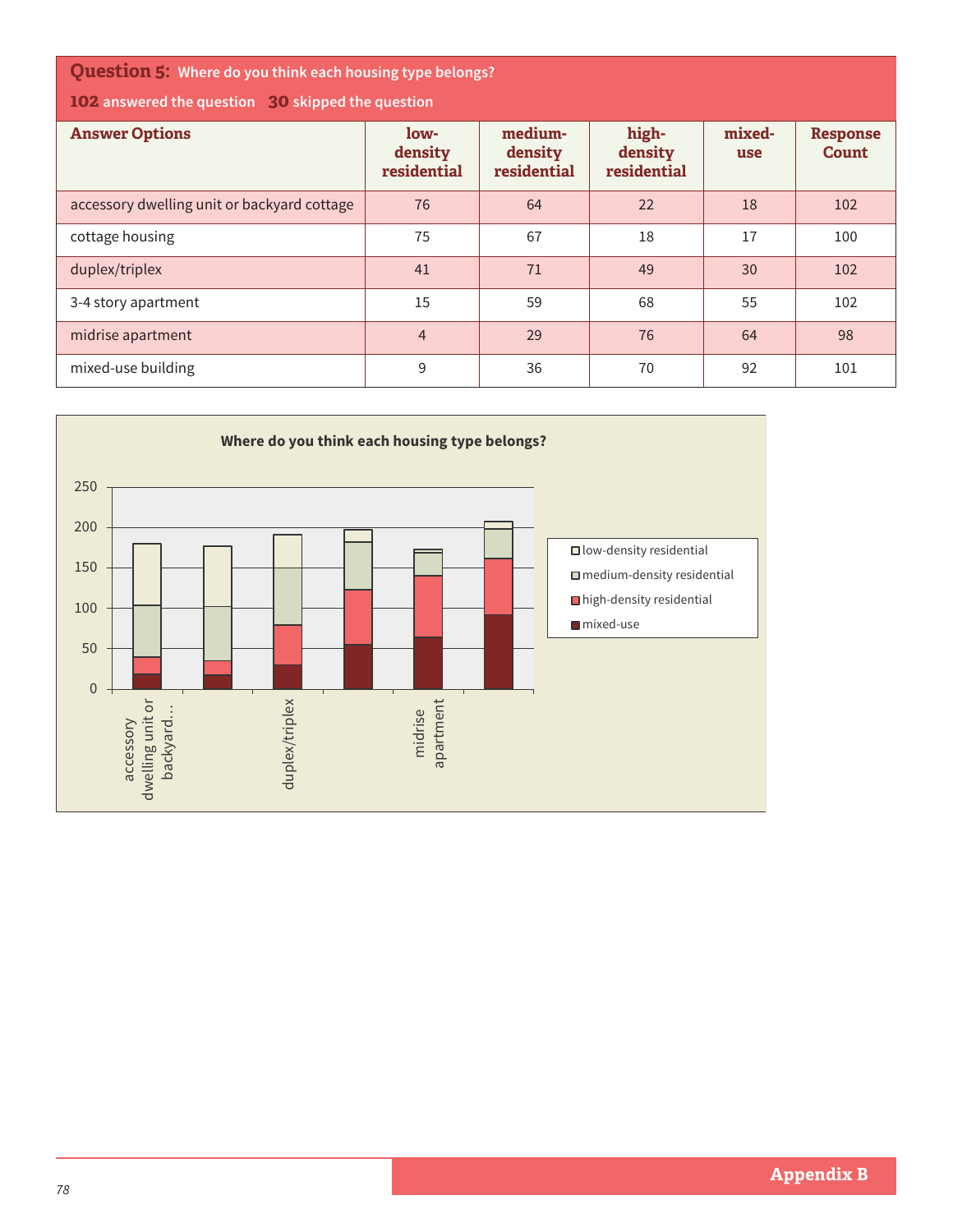## Question 5: Where do you think each housing type belongs?

**102** answered the question **30** skipped the question

| Answer Options | low-density residential | medium-density residential | high-density residential | mixed-use | Response Count |
|---|---|---|---|---|---|
| accessory dwelling unit or backyard cottage | 76 | 64 | 22 | 18 | 102 |
| cottage housing | 75 | 67 | 18 | 17 | 100 |
| duplex/triplex | 41 | 71 | 49 | 30 | 102 |
| 3-4 story apartment | 15 | 59 | 68 | 55 | 102 |
| midrise apartment | 4 | 29 | 76 | 64 | 98 |
| mixed-use building | 9 | 36 | 70 | 92 | 101 |

**Where do you think each housing type belongs?**

(Stacked bar chart; y-axis 0–250; categories: accessory dwelling unit or backyard…, duplex/triplex, midrise apartment (labels shown); legend: low-density residential, medium-density residential, high-density residential, mixed-use)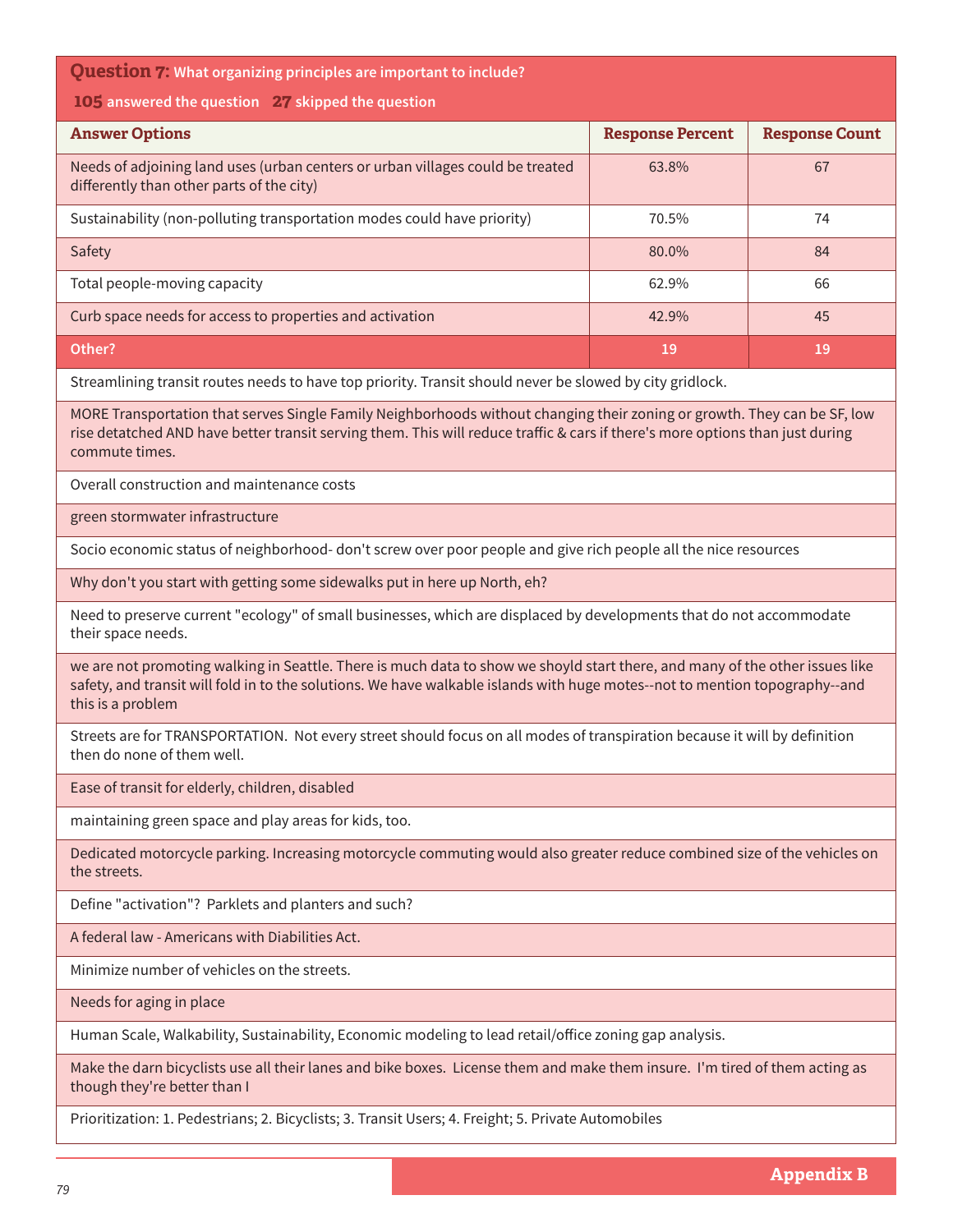## Question 7: What organizing principles are important to include?

**105** answered the question **27** skipped the question

| Answer Options | Response Percent | Response Count |
|---|---|---|
| Needs of adjoining land uses (urban centers or urban villages could be treated differently than other parts of the city) | 63.8% | 67 |
| Sustainability (non-polluting transportation modes could have priority) | 70.5% | 74 |
| Safety | 80.0% | 84 |
| Total people-moving capacity | 62.9% | 66 |
| Curb space needs for access to properties and activation | 42.9% | 45 |
| **Other?** | **19** | **19** |

- Streamlining transit routes needs to have top priority. Transit should never be slowed by city gridlock.
- MORE Transportation that serves Single Family Neighborhoods without changing their zoning or growth. They can be SF, low rise detatched AND have better transit serving them. This will reduce traffic & cars if there's more options than just during commute times.
- Overall construction and maintenance costs
- green stormwater infrastructure
- Socio economic status of neighborhood- don't screw over poor people and give rich people all the nice resources
- Why don't you start with getting some sidewalks put in here up North, eh?
- Need to preserve current "ecology" of small businesses, which are displaced by developments that do not accommodate their space needs.
- we are not promoting walking in Seattle. There is much data to show we shoyld start there, and many of the other issues like safety, and transit will fold in to the solutions. We have walkable islands with huge motes--not to mention topography--and this is a problem
- Streets are for TRANSPORTATION. Not every street should focus on all modes of transpiration because it will by definition then do none of them well.
- Ease of transit for elderly, children, disabled
- maintaining green space and play areas for kids, too.
- Dedicated motorcycle parking. Increasing motorcycle commuting would also greater reduce combined size of the vehicles on the streets.
- Define "activation"? Parklets and planters and such?
- A federal law - Americans with Diabilities Act.
- Minimize number of vehicles on the streets.
- Needs for aging in place
- Human Scale, Walkability, Sustainability, Economic modeling to lead retail/office zoning gap analysis.
- Make the darn bicyclists use all their lanes and bike boxes. License them and make them insure. I'm tired of them acting as though they're better than I
- Prioritization: 1. Pedestrians; 2. Bicyclists; 3. Transit Users; 4. Freight; 5. Private Automobiles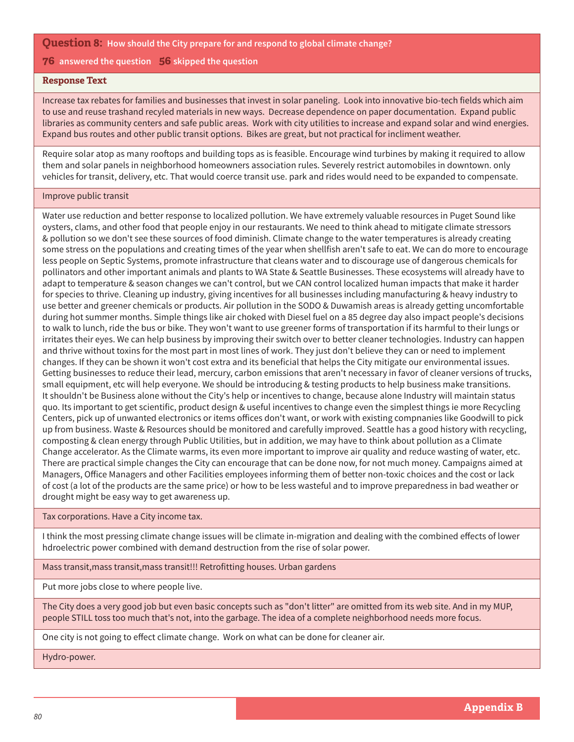## Question 8: How should the City prepare for and respond to global climate change?

**76** answered the question **56** skipped the question

| Response Text |
|---|
| Increase tax rebates for families and businesses that invest in solar paneling. Look into innovative bio-tech fields which aim to use and reuse trashand recyled materials in new ways. Decrease dependence on paper documentation. Expand public libraries as community centers and safe public areas. Work with city utilities to increase and expand solar and wind energies. Expand bus routes and other public transit options. Bikes are great, but not practical for incliment weather. |
| Require solar atop as many rooftops and building tops as is feasible. Encourage wind turbines by making it required to allow them and solar panels in neighborhood homeowners association rules. Severely restrict automobiles in downtown. only vehicles for transit, delivery, etc. That would coerce transit use. park and rides would need to be expanded to compensate. |
| Improve public transit |
| Water use reduction and better response to localized pollution. We have extremely valuable resources in Puget Sound like oysters, clams, and other food that people enjoy in our restaurants. We need to think ahead to mitigate climate stressors & pollution so we don't see these sources of food diminish. Climate change to the water temperatures is already creating some stress on the populations and creating times of the year when shellfish aren't safe to eat. We can do more to encourage less people on Septic Systems, promote infrastructure that cleans water and to discourage use of dangerous chemicals for pollinators and other important animals and plants to WA State & Seattle Businesses. These ecosystems will already have to adapt to temperature & season changes we can't control, but we CAN control localized human impacts that make it harder for species to thrive. Cleaning up industry, giving incentives for all businesses including manufacturing & heavy industry to use better and greener chemicals or products. Air pollution in the SODO & Duwamish areas is already getting uncomfortable during hot summer months. Simple things like air choked with Diesel fuel on a 85 degree day also impact people's decisions to walk to lunch, ride the bus or bike. They won't want to use greener forms of transportation if its harmful to their lungs or irritates their eyes. We can help business by improving their switch over to better cleaner technologies. Industry can happen and thrive without toxins for the most part in most lines of work. They just don't believe they can or need to implement changes. If they can be shown it won't cost extra and its beneficial that helps the City mitigate our environmental issues. Getting businesses to reduce their lead, mercury, carbon emissions that aren't necessary in favor of cleaner versions of trucks, small equipment, etc will help everyone. We should be introducing & testing products to help business make transitions. It shouldn't be Business alone without the City's help or incentives to change, because alone Industry will maintain status quo. Its important to get scientific, product design & useful incentives to change even the simplest things ie more Recycling Centers, pick up of unwanted electronics or items offices don't want, or work with existing compnanies like Goodwill to pick up from business. Waste & Resources should be monitored and carefully improved. Seattle has a good history with recycling, composting & clean energy through Public Utilities, but in addition, we may have to think about pollution as a Climate Change accelerator. As the Climate warms, its even more important to improve air quality and reduce wasting of water, etc. There are practical simple changes the City can encourage that can be done now, for not much money. Campaigns aimed at Managers, Office Managers and other Facilities employees informing them of better non-toxic choices and the cost or lack of cost (a lot of the products are the same price) or how to be less wasteful and to improve preparedness in bad weather or drought might be easy way to get awareness up. |
| Tax corporations. Have a City income tax. |
| I think the most pressing climate change issues will be climate in-migration and dealing with the combined effects of lower hdroelectric power combined with demand destruction from the rise of solar power. |
| Mass transit,mass transit,mass transit!!! Retrofitting houses. Urban gardens |
| Put more jobs close to where people live. |
| The City does a very good job but even basic concepts such as "don't litter" are omitted from its web site. And in my MUP, people STILL toss too much that's not, into the garbage. The idea of a complete neighborhood needs more focus. |
| One city is not going to effect climate change. Work on what can be done for cleaner air. |
| Hydro-power. |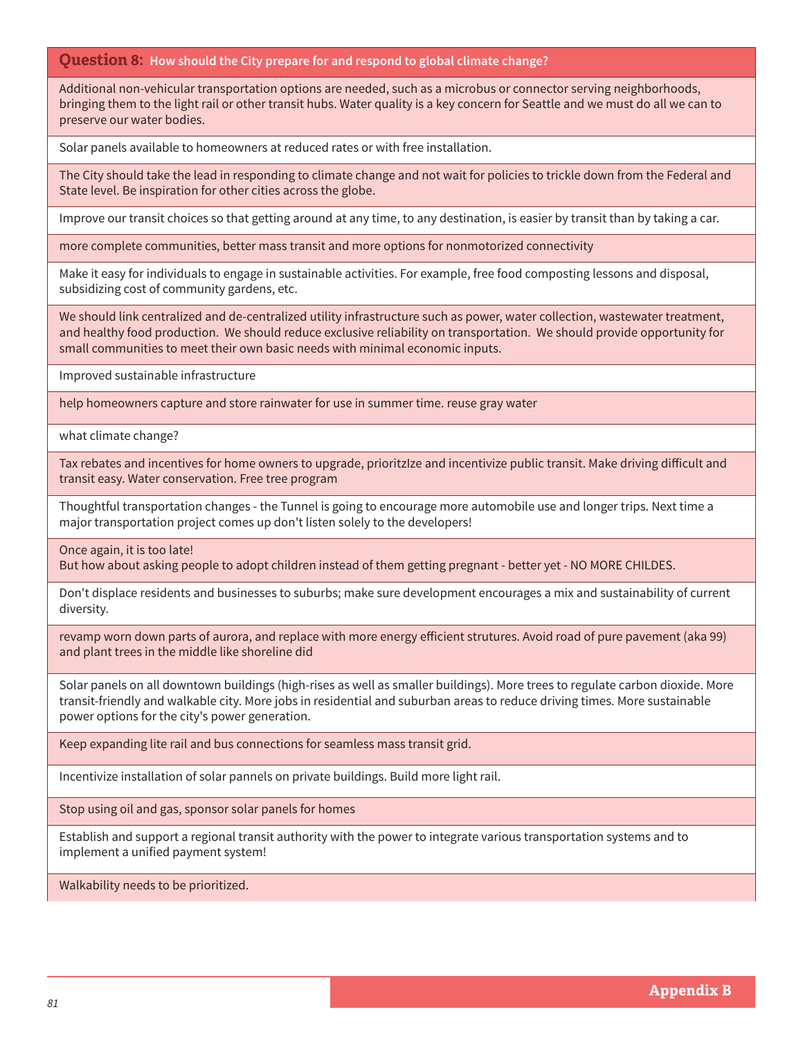**Question 8:** How should the City prepare for and respond to global climate change?

Additional non-vehicular transportation options are needed, such as a microbus or connector serving neighborhoods, bringing them to the light rail or other transit hubs. Water quality is a key concern for Seattle and we must do all we can to preserve our water bodies.

Solar panels available to homeowners at reduced rates or with free installation.

The City should take the lead in responding to climate change and not wait for policies to trickle down from the Federal and State level. Be inspiration for other cities across the globe.

Improve our transit choices so that getting around at any time, to any destination, is easier by transit than by taking a car.

more complete communities, better mass transit and more options for nonmotorized connectivity

Make it easy for individuals to engage in sustainable activities. For example, free food composting lessons and disposal, subsidizing cost of community gardens, etc.

We should link centralized and de-centralized utility infrastructure such as power, water collection, wastewater treatment, and healthy food production. We should reduce exclusive reliability on transportation. We should provide opportunity for small communities to meet their own basic needs with minimal economic inputs.

Improved sustainable infrastructure

help homeowners capture and store rainwater for use in summer time. reuse gray water

what climate change?

Tax rebates and incentives for home owners to upgrade, prioritzIze and incentivize public transit. Make driving difficult and transit easy. Water conservation. Free tree program

Thoughtful transportation changes - the Tunnel is going to encourage more automobile use and longer trips. Next time a major transportation project comes up don't listen solely to the developers!

Once again, it is too late!
But how about asking people to adopt children instead of them getting pregnant - better yet - NO MORE CHILDES.

Don't displace residents and businesses to suburbs; make sure development encourages a mix and sustainability of current diversity.

revamp worn down parts of aurora, and replace with more energy efficient strutures. Avoid road of pure pavement (aka 99) and plant trees in the middle like shoreline did

Solar panels on all downtown buildings (high-rises as well as smaller buildings). More trees to regulate carbon dioxide. More transit-friendly and walkable city. More jobs in residential and suburban areas to reduce driving times. More sustainable power options for the city's power generation.

Keep expanding lite rail and bus connections for seamless mass transit grid.

Incentivize installation of solar pannels on private buildings. Build more light rail.

Stop using oil and gas, sponsor solar panels for homes

Establish and support a regional transit authority with the power to integrate various transportation systems and to implement a unified payment system!

Walkability needs to be prioritized.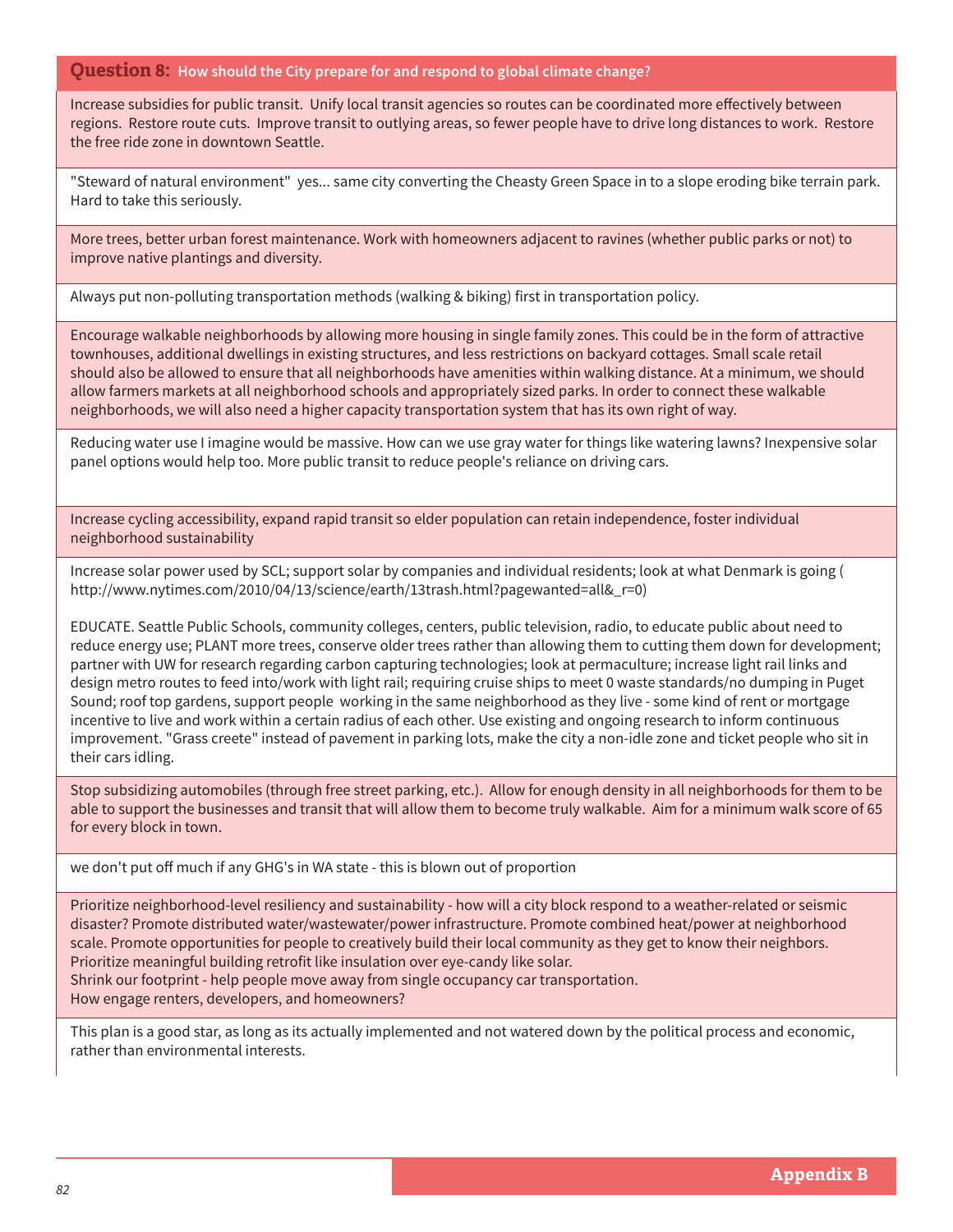## Question 8: How should the City prepare for and respond to global climate change?

Increase subsidies for public transit. Unify local transit agencies so routes can be coordinated more effectively between regions. Restore route cuts. Improve transit to outlying areas, so fewer people have to drive long distances to work. Restore the free ride zone in downtown Seattle.

"Steward of natural environment" yes... same city converting the Cheasty Green Space in to a slope eroding bike terrain park. Hard to take this seriously.

More trees, better urban forest maintenance. Work with homeowners adjacent to ravines (whether public parks or not) to improve native plantings and diversity.

Always put non-polluting transportation methods (walking & biking) first in transportation policy.

Encourage walkable neighborhoods by allowing more housing in single family zones. This could be in the form of attractive townhouses, additional dwellings in existing structures, and less restrictions on backyard cottages. Small scale retail should also be allowed to ensure that all neighborhoods have amenities within walking distance. At a minimum, we should allow farmers markets at all neighborhood schools and appropriately sized parks. In order to connect these walkable neighborhoods, we will also need a higher capacity transportation system that has its own right of way.

Reducing water use I imagine would be massive. How can we use gray water for things like watering lawns? Inexpensive solar panel options would help too. More public transit to reduce people's reliance on driving cars.

Increase cycling accessibility, expand rapid transit so elder population can retain independence, foster individual neighborhood sustainability

Increase solar power used by SCL; support solar by companies and individual residents; look at what Denmark is going ( http://www.nytimes.com/2010/04/13/science/earth/13trash.html?pagewanted=all&_r=0)

EDUCATE. Seattle Public Schools, community colleges, centers, public television, radio, to educate public about need to reduce energy use; PLANT more trees, conserve older trees rather than allowing them to cutting them down for development; partner with UW for research regarding carbon capturing technologies; look at permaculture; increase light rail links and design metro routes to feed into/work with light rail; requiring cruise ships to meet 0 waste standards/no dumping in Puget Sound; roof top gardens, support people working in the same neighborhood as they live - some kind of rent or mortgage incentive to live and work within a certain radius of each other. Use existing and ongoing research to inform continuous improvement. "Grass creete" instead of pavement in parking lots, make the city a non-idle zone and ticket people who sit in their cars idling.

Stop subsidizing automobiles (through free street parking, etc.). Allow for enough density in all neighborhoods for them to be able to support the businesses and transit that will allow them to become truly walkable. Aim for a minimum walk score of 65 for every block in town.

we don't put off much if any GHG's in WA state - this is blown out of proportion

Prioritize neighborhood-level resiliency and sustainability - how will a city block respond to a weather-related or seismic disaster? Promote distributed water/wastewater/power infrastructure. Promote combined heat/power at neighborhood scale. Promote opportunities for people to creatively build their local community as they get to know their neighbors. Prioritize meaningful building retrofit like insulation over eye-candy like solar.
Shrink our footprint - help people move away from single occupancy car transportation.
How engage renters, developers, and homeowners?

This plan is a good star, as long as its actually implemented and not watered down by the political process and economic, rather than environmental interests.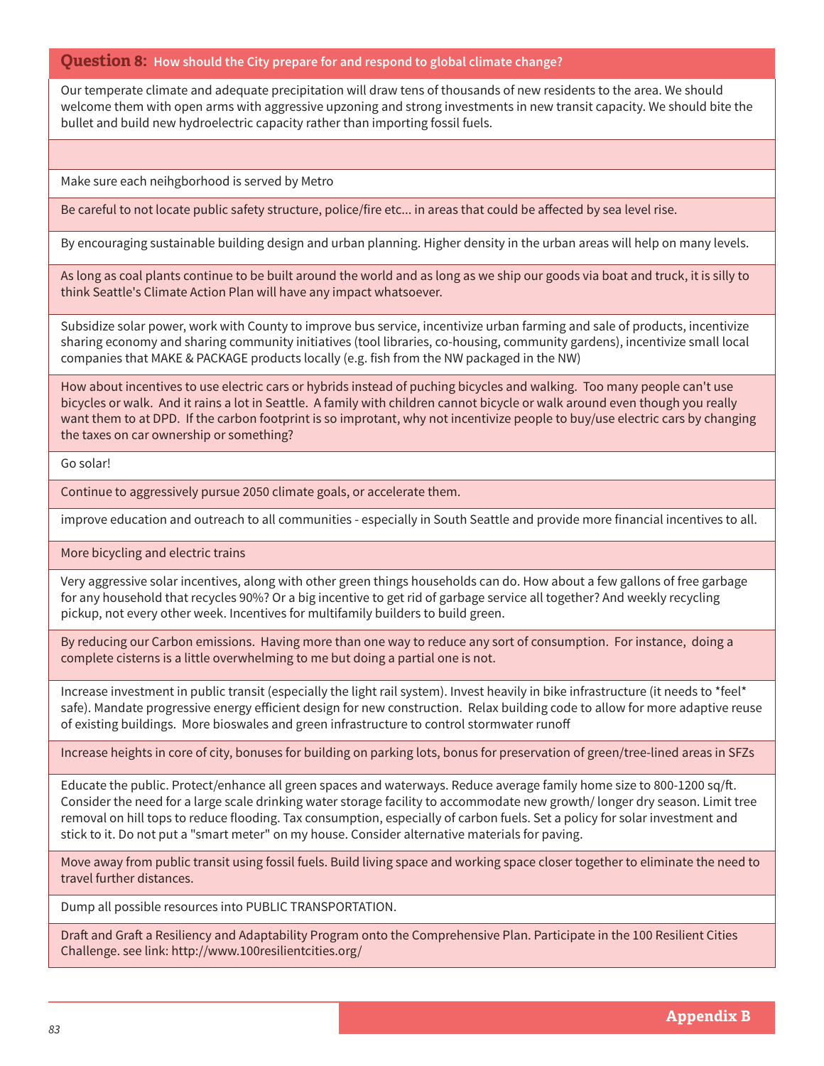## Question 8: How should the City prepare for and respond to global climate change?

| |
|---|
| Our temperate climate and adequate precipitation will draw tens of thousands of new residents to the area. We should welcome them with open arms with aggressive upzoning and strong investments in new transit capacity. We should bite the bullet and build new hydroelectric capacity rather than importing fossil fuels. |
| |
| Make sure each neihgborhood is served by Metro |
| Be careful to not locate public safety structure, police/fire etc... in areas that could be affected by sea level rise. |
| By encouraging sustainable building design and urban planning. Higher density in the urban areas will help on many levels. |
| As long as coal plants continue to be built around the world and as long as we ship our goods via boat and truck, it is silly to think Seattle's Climate Action Plan will have any impact whatsoever. |
| Subsidize solar power, work with County to improve bus service, incentivize urban farming and sale of products, incentivize sharing economy and sharing community initiatives (tool libraries, co-housing, community gardens), incentivize small local companies that MAKE & PACKAGE products locally (e.g. fish from the NW packaged in the NW) |
| How about incentives to use electric cars or hybrids instead of puching bicycles and walking. Too many people can't use bicycles or walk. And it rains a lot in Seattle. A family with children cannot bicycle or walk around even though you really want them to at DPD. If the carbon footprint is so improtant, why not incentivize people to buy/use electric cars by changing the taxes on car ownership or something? |
| Go solar! |
| Continue to aggressively pursue 2050 climate goals, or accelerate them. |
| improve education and outreach to all communities - especially in South Seattle and provide more financial incentives to all. |
| More bicycling and electric trains |
| Very aggressive solar incentives, along with other green things households can do. How about a few gallons of free garbage for any household that recycles 90%? Or a big incentive to get rid of garbage service all together? And weekly recycling pickup, not every other week. Incentives for multifamily builders to build green. |
| By reducing our Carbon emissions. Having more than one way to reduce any sort of consumption. For instance, doing a complete cisterns is a little overwhelming to me but doing a partial one is not. |
| Increase investment in public transit (especially the light rail system). Invest heavily in bike infrastructure (it needs to *feel* safe). Mandate progressive energy efficient design for new construction. Relax building code to allow for more adaptive reuse of existing buildings. More bioswales and green infrastructure to control stormwater runoff |
| Increase heights in core of city, bonuses for building on parking lots, bonus for preservation of green/tree-lined areas in SFZs |
| Educate the public. Protect/enhance all green spaces and waterways. Reduce average family home size to 800-1200 sq/ft. Consider the need for a large scale drinking water storage facility to accommodate new growth/ longer dry season. Limit tree removal on hill tops to reduce flooding. Tax consumption, especially of carbon fuels. Set a policy for solar investment and stick to it. Do not put a "smart meter" on my house. Consider alternative materials for paving. |
| Move away from public transit using fossil fuels. Build living space and working space closer together to eliminate the need to travel further distances. |
| Dump all possible resources into PUBLIC TRANSPORTATION. |
| Draft and Graft a Resiliency and Adaptability Program onto the Comprehensive Plan. Participate in the 100 Resilient Cities Challenge. see link: http://www.100resilientcities.org/ |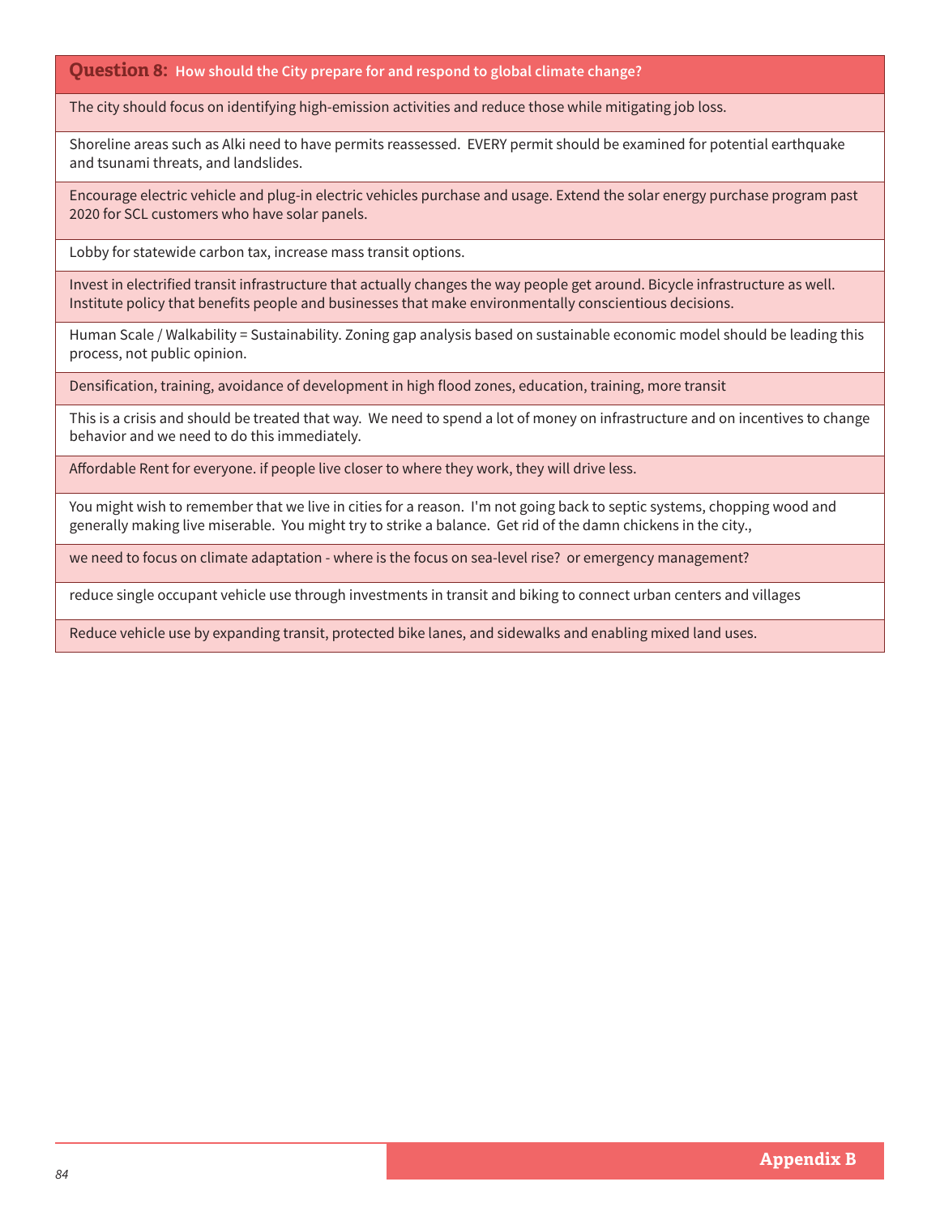| **Question 8:** How should the City prepare for and respond to global climate change? |
|---|
| The city should focus on identifying high-emission activities and reduce those while mitigating job loss. |
| Shoreline areas such as Alki need to have permits reassessed. EVERY permit should be examined for potential earthquake and tsunami threats, and landslides. |
| Encourage electric vehicle and plug-in electric vehicles purchase and usage. Extend the solar energy purchase program past 2020 for SCL customers who have solar panels. |
| Lobby for statewide carbon tax, increase mass transit options. |
| Invest in electrified transit infrastructure that actually changes the way people get around. Bicycle infrastructure as well. Institute policy that benefits people and businesses that make environmentally conscientious decisions. |
| Human Scale / Walkability = Sustainability. Zoning gap analysis based on sustainable economic model should be leading this process, not public opinion. |
| Densification, training, avoidance of development in high flood zones, education, training, more transit |
| This is a crisis and should be treated that way. We need to spend a lot of money on infrastructure and on incentives to change behavior and we need to do this immediately. |
| Affordable Rent for everyone. if people live closer to where they work, they will drive less. |
| You might wish to remember that we live in cities for a reason. I'm not going back to septic systems, chopping wood and generally making live miserable. You might try to strike a balance. Get rid of the damn chickens in the city., |
| we need to focus on climate adaptation - where is the focus on sea-level rise? or emergency management? |
| reduce single occupant vehicle use through investments in transit and biking to connect urban centers and villages |
| Reduce vehicle use by expanding transit, protected bike lanes, and sidewalks and enabling mixed land uses. |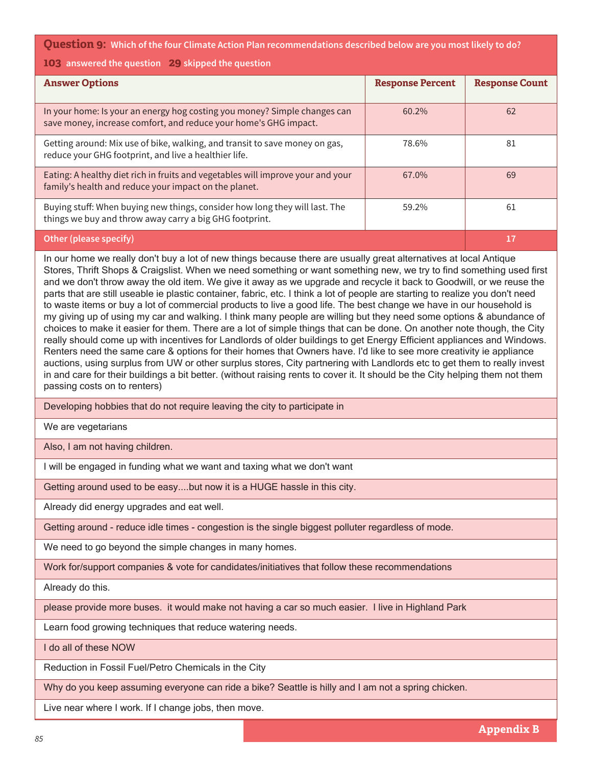**Question 9:** **Which of the four Climate Action Plan recommendations described below are you most likely to do?**

**103** answered the question **29** skipped the question

| Answer Options | Response Percent | Response Count |
|---|---|---|
| In your home: Is your an energy hog costing you money? Simple changes can save money, increase comfort, and reduce your home's GHG impact. | 60.2% | 62 |
| Getting around: Mix use of bike, walking, and transit to save money on gas, reduce your GHG footprint, and live a healthier life. | 78.6% | 81 |
| Eating: A healthy diet rich in fruits and vegetables will improve your and your family's health and reduce your impact on the planet. | 67.0% | 69 |
| Buying stuff: When buying new things, consider how long they will last. The things we buy and throw away carry a big GHG footprint. | 59.2% | 61 |
| **Other (please specify)** | | **17** |

| Other (please specify) |
|---|
| In our home we really don't buy a lot of new things because there are usually great alternatives at local Antique Stores, Thrift Shops & Craigslist. When we need something or want something new, we try to find something used first and we don't throw away the old item. We give it away as we upgrade and recycle it back to Goodwill, or we reuse the parts that are still useable ie plastic container, fabric, etc. I think a lot of people are starting to realize you don't need to waste items or buy a lot of commercial products to live a good life. The best change we have in our household is my giving up of using my car and walking. I think many people are willing but they need some options & abundance of choices to make it easier for them. There are a lot of simple things that can be done. On another note though, the City really should come up with incentives for Landlords of older buildings to get Energy Efficient appliances and Windows. Renters need the same care & options for their homes that Owners have. I'd like to see more creativity ie appliance auctions, using surplus from UW or other surplus stores, City partnering with Landlords etc to get them to really invest in and care for their buildings a bit better. (without raising rents to cover it. It should be the City helping them not them passing costs on to renters) |
| Developing hobbies that do not require leaving the city to participate in |
| We are vegetarians |
| Also, I am not having children. |
| I will be engaged in funding what we want and taxing what we don't want |
| Getting around used to be easy....but now it is a HUGE hassle in this city. |
| Already did energy upgrades and eat well. |
| Getting around - reduce idle times - congestion is the single biggest polluter regardless of mode. |
| We need to go beyond the simple changes in many homes. |
| Work for/support companies & vote for candidates/initiatives that follow these recommendations |
| Already do this. |
| please provide more buses. it would make not having a car so much easier. I live in Highland Park |
| Learn food growing techniques that reduce watering needs. |
| I do all of these NOW |
| Reduction in Fossil Fuel/Petro Chemicals in the City |
| Why do you keep assuming everyone can ride a bike? Seattle is hilly and I am not a spring chicken. |
| Live near where I work. If I change jobs, then move. |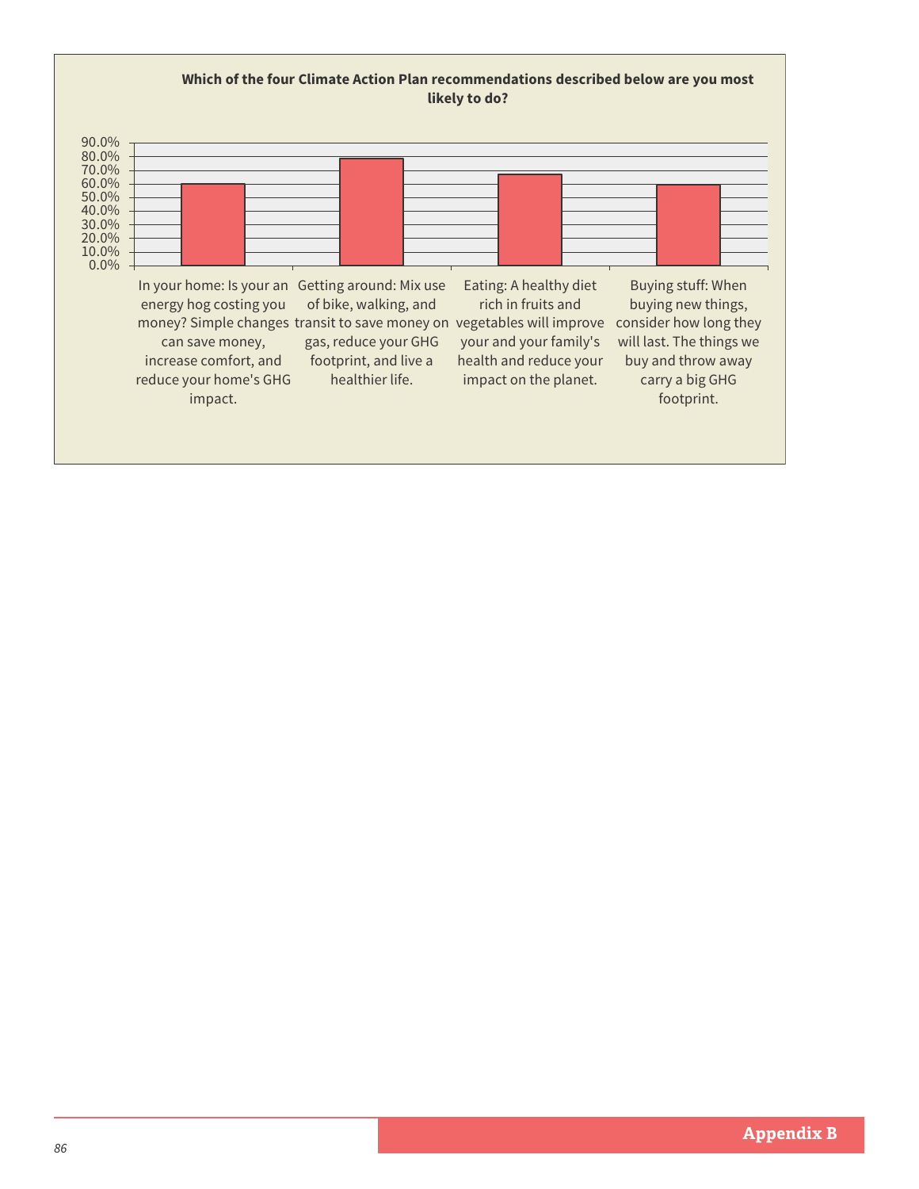**Which of the four Climate Action Plan recommendations described below are you most likely to do?**

90.0%
80.0%
70.0%
60.0%
50.0%
40.0%
30.0%
20.0%
10.0%
0.0%

In your home: Is your an energy hog costing you money? Simple changes can save money, increase comfort, and reduce your home's GHG impact.

Getting around: Mix use of bike, walking, and transit to save money on gas, reduce your GHG footprint, and live a healthier life.

Eating: A healthy diet rich in fruits and vegetables will improve your and your family's health and reduce your impact on the planet.

Buying stuff: When buying new things, consider how long they will last. The things we buy and throw away carry a big GHG footprint.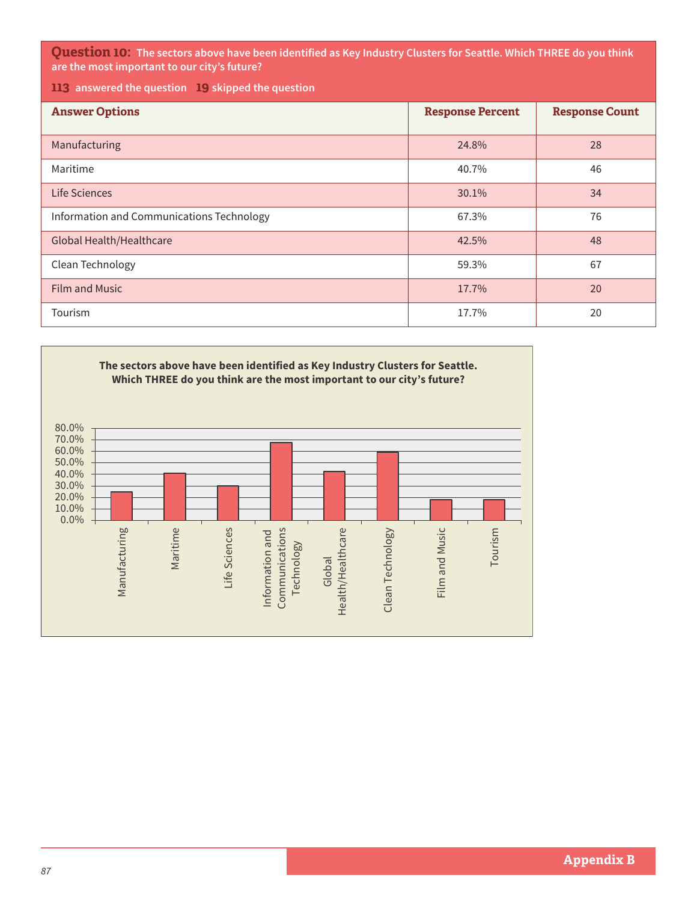**Question 10:** **The sectors above have been identified as Key Industry Clusters for Seattle. Which THREE do you think are the most important to our city's future?**

**113** answered the question **19** skipped the question

| Answer Options | Response Percent | Response Count |
|---|---|---|
| Manufacturing | 24.8% | 28 |
| Maritime | 40.7% | 46 |
| Life Sciences | 30.1% | 34 |
| Information and Communications Technology | 67.3% | 76 |
| Global Health/Healthcare | 42.5% | 48 |
| Clean Technology | 59.3% | 67 |
| Film and Music | 17.7% | 20 |
| Tourism | 17.7% | 20 |

**The sectors above have been identified as Key Industry Clusters for Seattle. Which THREE do you think are the most important to our city's future?**

| Sector | Percent |
|---|---|
| Manufacturing | 24.8% |
| Maritime | 40.7% |
| Life Sciences | 30.1% |
| Information and Communications Technology | 67.3% |
| Global Health/Healthcare | 42.5% |
| Clean Technology | 59.3% |
| Film and Music | 17.7% |
| Tourism | 17.7% |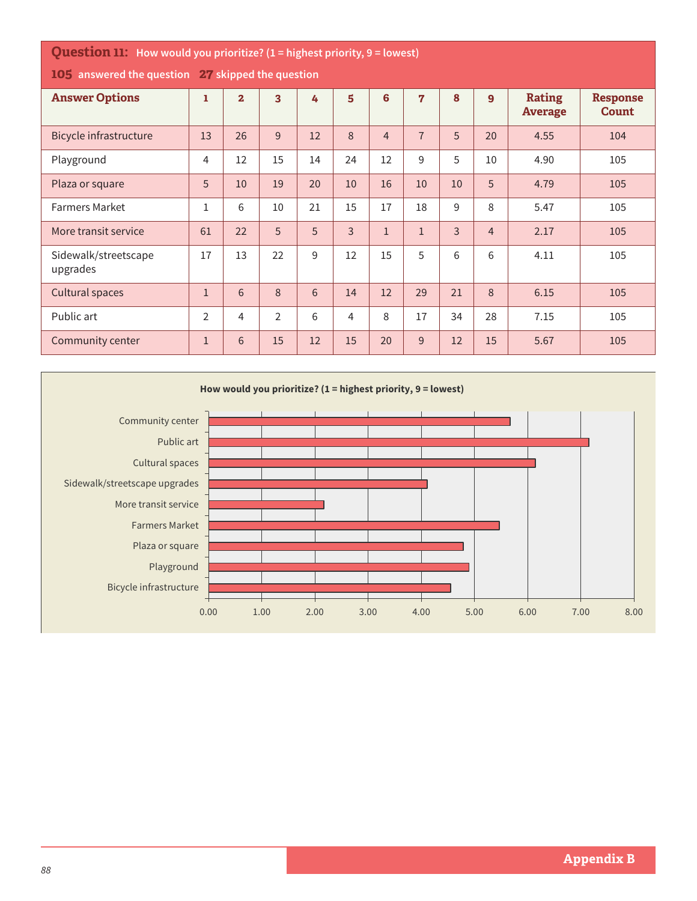### Question 11: How would you prioritize? (1 = highest priority, 9 = lowest)

**105** answered the question **27** skipped the question

| Answer Options | 1 | 2 | 3 | 4 | 5 | 6 | 7 | 8 | 9 | Rating Average | Response Count |
|---|---|---|---|---|---|---|---|---|---|---|---|
| Bicycle infrastructure | 13 | 26 | 9 | 12 | 8 | 4 | 7 | 5 | 20 | 4.55 | 104 |
| Playground | 4 | 12 | 15 | 14 | 24 | 12 | 9 | 5 | 10 | 4.90 | 105 |
| Plaza or square | 5 | 10 | 19 | 20 | 10 | 16 | 10 | 10 | 5 | 4.79 | 105 |
| Farmers Market | 1 | 6 | 10 | 21 | 15 | 17 | 18 | 9 | 8 | 5.47 | 105 |
| More transit service | 61 | 22 | 5 | 5 | 3 | 1 | 1 | 3 | 4 | 2.17 | 105 |
| Sidewalk/streetscape upgrades | 17 | 13 | 22 | 9 | 12 | 15 | 5 | 6 | 6 | 4.11 | 105 |
| Cultural spaces | 1 | 6 | 8 | 6 | 14 | 12 | 29 | 21 | 8 | 6.15 | 105 |
| Public art | 2 | 4 | 2 | 6 | 4 | 8 | 17 | 34 | 28 | 7.15 | 105 |
| Community center | 1 | 6 | 15 | 12 | 15 | 20 | 9 | 12 | 15 | 5.67 | 105 |

**How would you prioritize? (1 = highest priority, 9 = lowest)**

| Answer Options | Rating Average |
|---|---|
| Community center | 5.67 |
| Public art | 7.15 |
| Cultural spaces | 6.15 |
| Sidewalk/streetscape upgrades | 4.11 |
| More transit service | 2.17 |
| Farmers Market | 5.47 |
| Plaza or square | 4.79 |
| Playground | 4.90 |
| Bicycle infrastructure | 4.55 |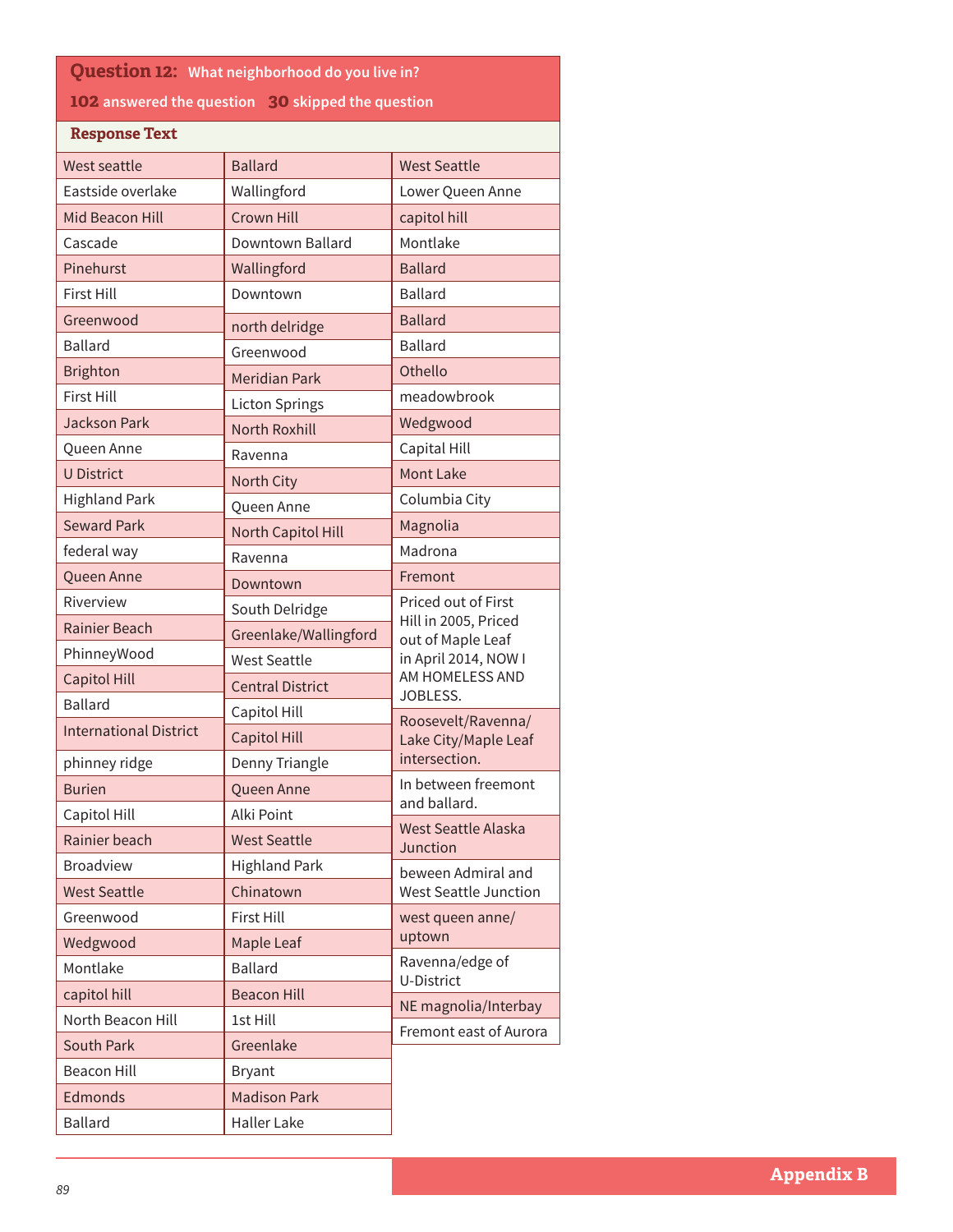## Question 12: What neighborhood do you live in?

**102** answered the question **30** skipped the question

| Response Text | | |
|---|---|---|
| West seattle | Ballard | West Seattle |
| Eastside overlake | Wallingford | Lower Queen Anne |
| Mid Beacon Hill | Crown Hill | capitol hill |
| Cascade | Downtown Ballard | Montlake |
| Pinehurst | Wallingford | Ballard |
| First Hill | Downtown | Ballard |
| Greenwood | north delridge | Ballard |
| Ballard | Greenwood | Ballard |
| Brighton | Meridian Park | Othello |
| First Hill | Licton Springs | meadowbrook |
| Jackson Park | North Roxhill | Wedgwood |
| Queen Anne | Ravenna | Capital Hill |
| U District | North City | Mont Lake |
| Highland Park | Queen Anne | Columbia City |
| Seward Park | North Capitol Hill | Magnolia |
| federal way | Ravenna | Madrona |
| Queen Anne | Downtown | Fremont |
| Riverview | South Delridge | Priced out of First Hill in 2005, Priced out of Maple Leaf in April 2014, NOW I AM HOMELESS AND JOBLESS. |
| Rainier Beach | Greenlake/Wallingford | Roosevelt/Ravenna/Lake City/Maple Leaf intersection. |
| PhinneyWood | West Seattle | In between freemont and ballard. |
| Capitol Hill | Central District | West Seattle Alaska Junction |
| Ballard | Capitol Hill | beween Admiral and West Seattle Junction |
| International District | Capitol Hill | west queen anne/uptown |
| phinney ridge | Denny Triangle | Ravenna/edge of U-District |
| Burien | Queen Anne | NE magnolia/Interbay |
| Capitol Hill | Alki Point | Fremont east of Aurora |
| Rainier beach | West Seattle | |
| Broadview | Highland Park | |
| West Seattle | Chinatown | |
| Greenwood | First Hill | |
| Wedgwood | Maple Leaf | |
| Montlake | Ballard | |
| capitol hill | Beacon Hill | |
| North Beacon Hill | 1st Hill | |
| South Park | Greenlake | |
| Beacon Hill | Bryant | |
| Edmonds | Madison Park | |
| Ballard | Haller Lake | |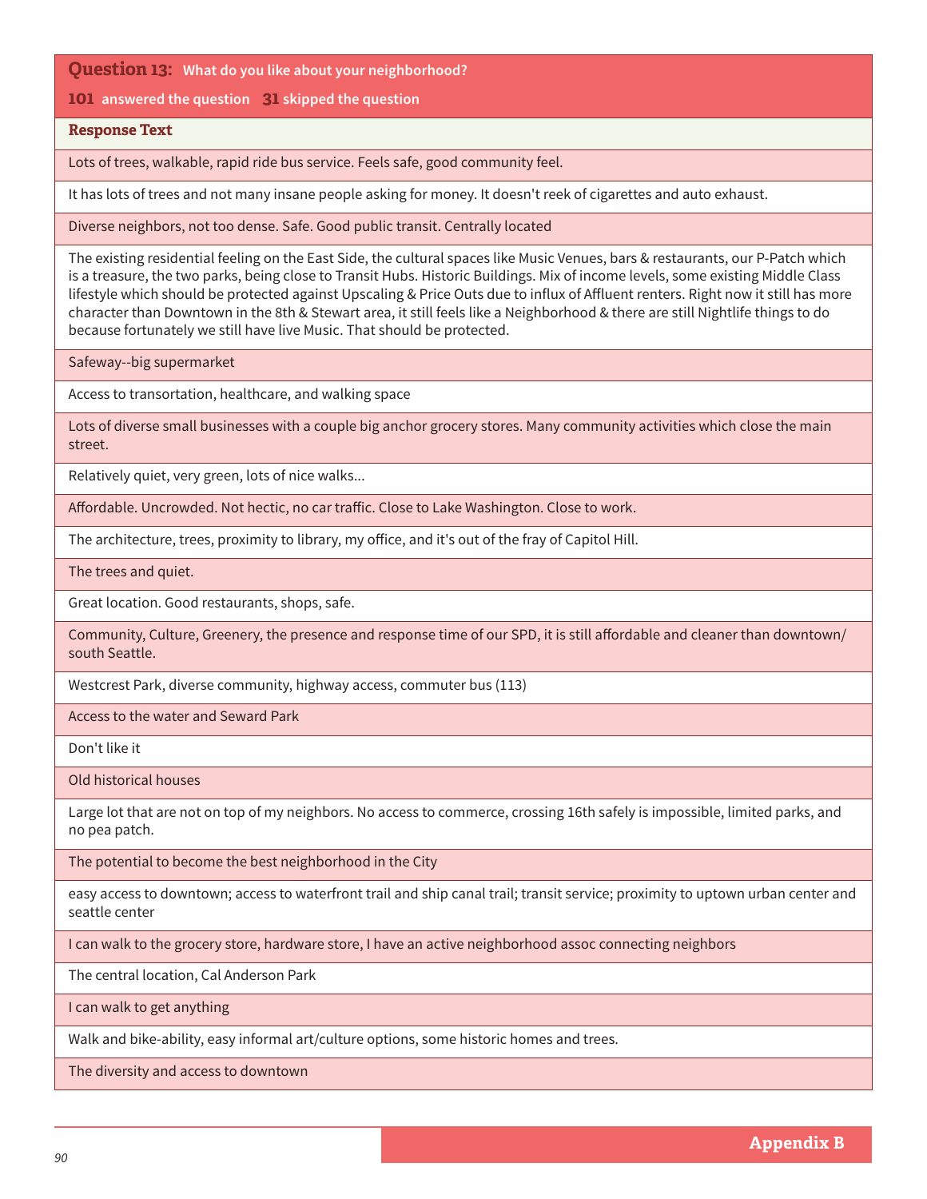**Question 13:** **What do you like about your neighborhood?**

**101** answered the question **31** skipped the question

| Response Text |
|---|
| Lots of trees, walkable, rapid ride bus service. Feels safe, good community feel. |
| It has lots of trees and not many insane people asking for money. It doesn't reek of cigarettes and auto exhaust. |
| Diverse neighbors, not too dense. Safe. Good public transit. Centrally located |
| The existing residential feeling on the East Side, the cultural spaces like Music Venues, bars & restaurants, our P-Patch which is a treasure, the two parks, being close to Transit Hubs. Historic Buildings. Mix of income levels, some existing Middle Class lifestyle which should be protected against Upscaling & Price Outs due to influx of Affluent renters. Right now it still has more character than Downtown in the 8th & Stewart area, it still feels like a Neighborhood & there are still Nightlife things to do because fortunately we still have live Music. That should be protected. |
| Safeway--big supermarket |
| Access to transortation, healthcare, and walking space |
| Lots of diverse small businesses with a couple big anchor grocery stores. Many community activities which close the main street. |
| Relatively quiet, very green, lots of nice walks... |
| Affordable. Uncrowded. Not hectic, no car traffic. Close to Lake Washington. Close to work. |
| The architecture, trees, proximity to library, my office, and it's out of the fray of Capitol Hill. |
| The trees and quiet. |
| Great location. Good restaurants, shops, safe. |
| Community, Culture, Greenery, the presence and response time of our SPD, it is still affordable and cleaner than downtown/ south Seattle. |
| Westcrest Park, diverse community, highway access, commuter bus (113) |
| Access to the water and Seward Park |
| Don't like it |
| Old historical houses |
| Large lot that are not on top of my neighbors. No access to commerce, crossing 16th safely is impossible, limited parks, and no pea patch. |
| The potential to become the best neighborhood in the City |
| easy access to downtown; access to waterfront trail and ship canal trail; transit service; proximity to uptown urban center and seattle center |
| I can walk to the grocery store, hardware store, I have an active neighborhood assoc connecting neighbors |
| The central location, Cal Anderson Park |
| I can walk to get anything |
| Walk and bike-ability, easy informal art/culture options, some historic homes and trees. |
| The diversity and access to downtown |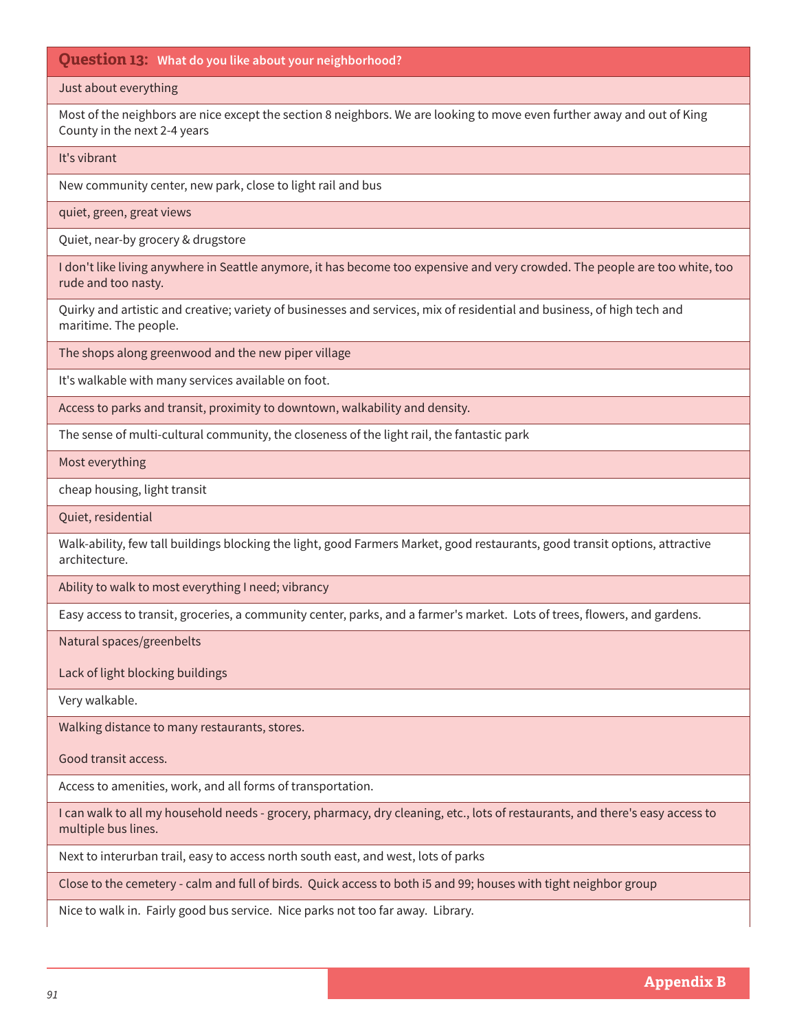| **Question 13:** What do you like about your neighborhood? |
|---|
| Just about everything |
| Most of the neighbors are nice except the section 8 neighbors. We are looking to move even further away and out of King County in the next 2-4 years |
| It's vibrant |
| New community center, new park, close to light rail and bus |
| quiet, green, great views |
| Quiet, near-by grocery & drugstore |
| I don't like living anywhere in Seattle anymore, it has become too expensive and very crowded. The people are too white, too rude and too nasty. |
| Quirky and artistic and creative; variety of businesses and services, mix of residential and business, of high tech and maritime. The people. |
| The shops along greenwood and the new piper village |
| It's walkable with many services available on foot. |
| Access to parks and transit, proximity to downtown, walkability and density. |
| The sense of multi-cultural community, the closeness of the light rail, the fantastic park |
| Most everything |
| cheap housing, light transit |
| Quiet, residential |
| Walk-ability, few tall buildings blocking the light, good Farmers Market, good restaurants, good transit options, attractive architecture. |
| Ability to walk to most everything I need; vibrancy |
| Easy access to transit, groceries, a community center, parks, and a farmer's market. Lots of trees, flowers, and gardens. |
| Natural spaces/greenbelts<br><br>Lack of light blocking buildings |
| Very walkable. |
| Walking distance to many restaurants, stores.<br><br>Good transit access. |
| Access to amenities, work, and all forms of transportation. |
| I can walk to all my household needs - grocery, pharmacy, dry cleaning, etc., lots of restaurants, and there's easy access to multiple bus lines. |
| Next to interurban trail, easy to access north south east, and west, lots of parks |
| Close to the cemetery - calm and full of birds. Quick access to both i5 and 99; houses with tight neighbor group |
| Nice to walk in. Fairly good bus service. Nice parks not too far away. Library. |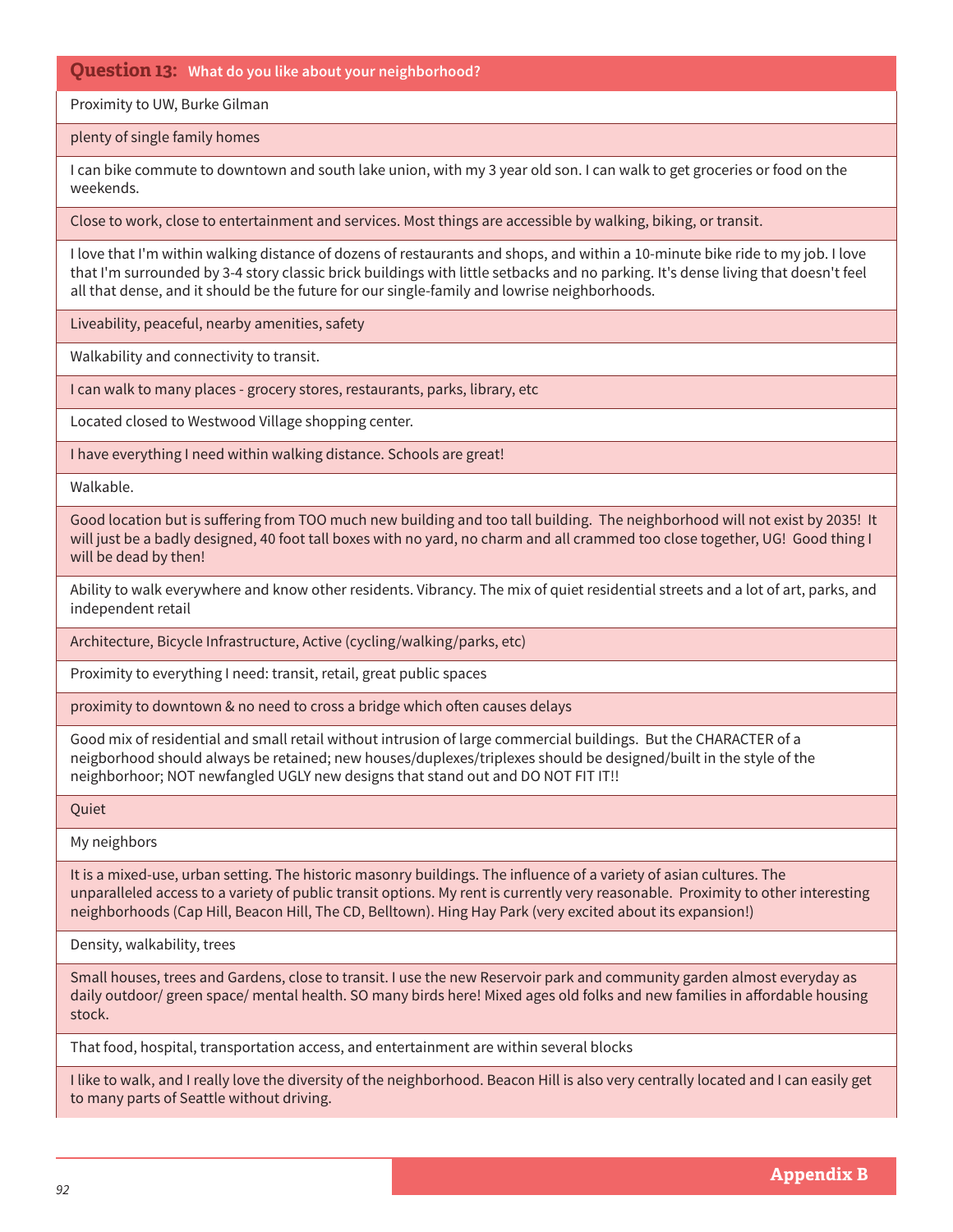| **Question 13:** What do you like about your neighborhood? |
|---|
| Proximity to UW, Burke Gilman |
| plenty of single family homes |
| I can bike commute to downtown and south lake union, with my 3 year old son. I can walk to get groceries or food on the weekends. |
| Close to work, close to entertainment and services. Most things are accessible by walking, biking, or transit. |
| I love that I'm within walking distance of dozens of restaurants and shops, and within a 10-minute bike ride to my job. I love that I'm surrounded by 3-4 story classic brick buildings with little setbacks and no parking. It's dense living that doesn't feel all that dense, and it should be the future for our single-family and lowrise neighborhoods. |
| Liveability, peaceful, nearby amenities, safety |
| Walkability and connectivity to transit. |
| I can walk to many places - grocery stores, restaurants, parks, library, etc |
| Located closed to Westwood Village shopping center. |
| I have everything I need within walking distance. Schools are great! |
| Walkable. |
| Good location but is suffering from TOO much new building and too tall building. The neighborhood will not exist by 2035! It will just be a badly designed, 40 foot tall boxes with no yard, no charm and all crammed too close together, UG! Good thing I will be dead by then! |
| Ability to walk everywhere and know other residents. Vibrancy. The mix of quiet residential streets and a lot of art, parks, and independent retail |
| Architecture, Bicycle Infrastructure, Active (cycling/walking/parks, etc) |
| Proximity to everything I need: transit, retail, great public spaces |
| proximity to downtown & no need to cross a bridge which often causes delays |
| Good mix of residential and small retail without intrusion of large commercial buildings. But the CHARACTER of a neigborhood should always be retained; new houses/duplexes/triplexes should be designed/built in the style of the neighborhoor; NOT newfangled UGLY new designs that stand out and DO NOT FIT IT!! |
| Quiet |
| My neighbors |
| It is a mixed-use, urban setting. The historic masonry buildings. The influence of a variety of asian cultures. The unparalleled access to a variety of public transit options. My rent is currently very reasonable. Proximity to other interesting neighborhoods (Cap Hill, Beacon Hill, The CD, Belltown). Hing Hay Park (very excited about its expansion!) |
| Density, walkability, trees |
| Small houses, trees and Gardens, close to transit. I use the new Reservoir park and community garden almost everyday as daily outdoor/ green space/ mental health. SO many birds here! Mixed ages old folks and new families in affordable housing stock. |
| That food, hospital, transportation access, and entertainment are within several blocks |
| I like to walk, and I really love the diversity of the neighborhood. Beacon Hill is also very centrally located and I can easily get to many parts of Seattle without driving. |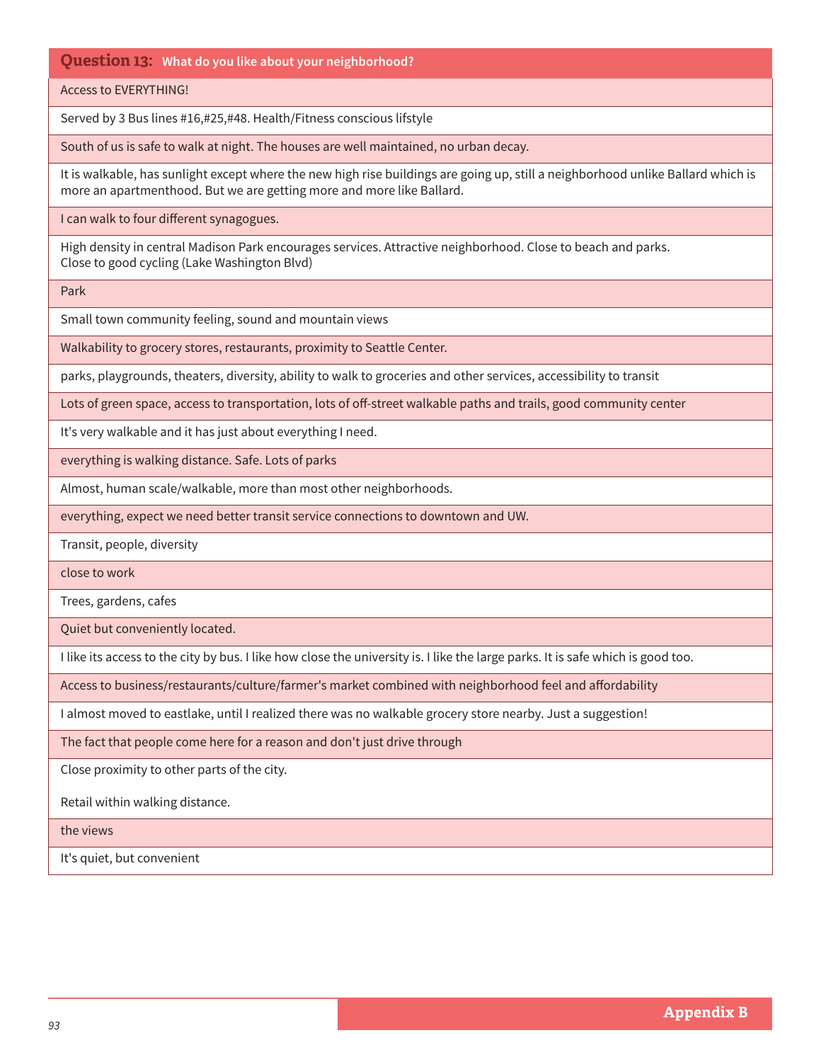| Question 13: What do you like about your neighborhood? |
|---|
| Access to EVERYTHING! |
| Served by 3 Bus lines #16,#25,#48. Health/Fitness conscious lifstyle |
| South of us is safe to walk at night. The houses are well maintained, no urban decay. |
| It is walkable, has sunlight except where the new high rise buildings are going up, still a neighborhood unlike Ballard which is more an apartmenthood. But we are getting more and more like Ballard. |
| I can walk to four different synagogues. |
| High density in central Madison Park encourages services. Attractive neighborhood. Close to beach and parks. Close to good cycling (Lake Washington Blvd) |
| Park |
| Small town community feeling, sound and mountain views |
| Walkability to grocery stores, restaurants, proximity to Seattle Center. |
| parks, playgrounds, theaters, diversity, ability to walk to groceries and other services, accessibility to transit |
| Lots of green space, access to transportation, lots of off-street walkable paths and trails, good community center |
| It's very walkable and it has just about everything I need. |
| everything is walking distance. Safe. Lots of parks |
| Almost, human scale/walkable, more than most other neighborhoods. |
| everything, expect we need better transit service connections to downtown and UW. |
| Transit, people, diversity |
| close to work |
| Trees, gardens, cafes |
| Quiet but conveniently located. |
| I like its access to the city by bus. I like how close the university is. I like the large parks. It is safe which is good too. |
| Access to business/restaurants/culture/farmer's market combined with neighborhood feel and affordability |
| I almost moved to eastlake, until I realized there was no walkable grocery store nearby. Just a suggestion! |
| The fact that people come here for a reason and don't just drive through |
| Close proximity to other parts of the city. Retail within walking distance. |
| the views |
| It's quiet, but convenient |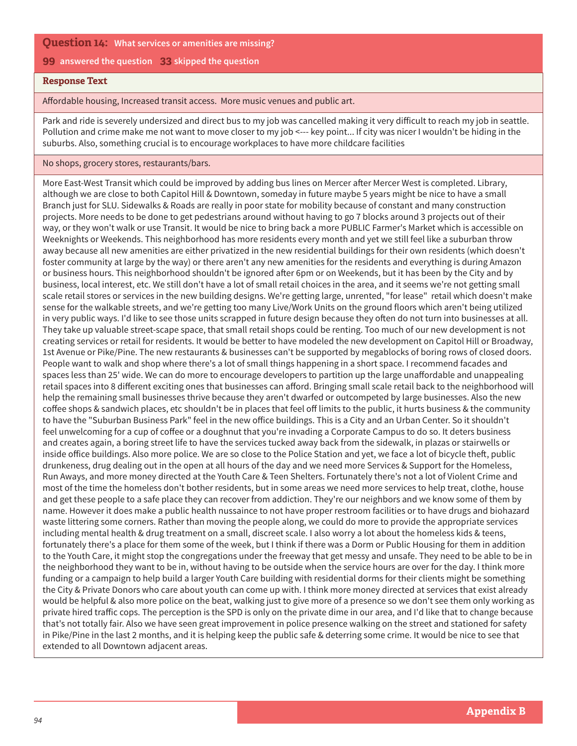**Question 14:** **What services or amenities are missing?**

**99** answered the question **33** skipped the question

| Response Text |
| --- |
| Affordable housing, Increased transit access. More music venues and public art. |
| Park and ride is severely undersized and direct bus to my job was cancelled making it very difficult to reach my job in seattle. Pollution and crime make me not want to move closer to my job <--- key point... If city was nicer I wouldn't be hiding in the suburbs. Also, something crucial is to encourage workplaces to have more childcare facilities |
| No shops, grocery stores, restaurants/bars. |
| More East-West Transit which could be improved by adding bus lines on Mercer after Mercer West is completed. Library, although we are close to both Capitol Hill & Downtown, someday in future maybe 5 years might be nice to have a small Branch just for SLU. Sidewalks & Roads are really in poor state for mobility because of constant and many construction projects. More needs to be done to get pedestrians around without having to go 7 blocks around 3 projects out of their way, or they won't walk or use Transit. It would be nice to bring back a more PUBLIC Farmer's Market which is accessible on Weeknights or Weekends. This neighborhood has more residents every month and yet we still feel like a suburban throw away because all new amenities are either privatized in the new residential buildings for their own residents (which doesn't foster community at large by the way) or there aren't any new amenities for the residents and everything is during Amazon or business hours. This neighborhood shouldn't be ignored after 6pm or on Weekends, but it has been by the City and by business, local interest, etc. We still don't have a lot of small retail choices in the area, and it seems we're not getting small scale retail stores or services in the new building designs. We're getting large, unrented, "for lease" retail which doesn't make sense for the walkable streets, and we're getting too many Live/Work Units on the ground floors which aren't being utilized in very public ways. I'd like to see those units scrapped in future design because they often do not turn into businesses at all. They take up valuable street-scape space, that small retail shops could be renting. Too much of our new development is not creating services or retail for residents. It would be better to have modeled the new development on Capitol Hill or Broadway, 1st Avenue or Pike/Pine. The new restaurants & businesses can't be supported by megablocks of boring rows of closed doors. People want to walk and shop where there's a lot of small things happening in a short space. I recommend facades and spaces less than 25' wide. We can do more to encourage developers to partition up the large unaffordable and unappealing retail spaces into 8 different exciting ones that businesses can afford. Bringing small scale retail back to the neighborhood will help the remaining small businesses thrive because they aren't dwarfed or outcompeted by large businesses. Also the new coffee shops & sandwich places, etc shouldn't be in places that feel off limits to the public, it hurts business & the community to have the "Suburban Business Park" feel in the new office buildings. This is a City and an Urban Center. So it shouldn't feel unwelcoming for a cup of coffee or a doughnut that you're invading a Corporate Campus to do so. It deters business and creates again, a boring street life to have the services tucked away back from the sidewalk, in plazas or stairwells or inside office buildings. Also more police. We are so close to the Police Station and yet, we face a lot of bicycle theft, public drunkeness, drug dealing out in the open at all hours of the day and we need more Services & Support for the Homeless, Run Aways, and more money directed at the Youth Care & Teen Shelters. Fortunately there's not a lot of Violent Crime and most of the time the homeless don't bother residents, but in some areas we need more services to help treat, clothe, house and get these people to a safe place they can recover from addiction. They're our neighbors and we know some of them by name. However it does make a public health nussaince to not have proper restroom facilities or to have drugs and biohazard waste littering some corners. Rather than moving the people along, we could do more to provide the appropriate services including mental health & drug treatment on a small, discreet scale. I also worry a lot about the homeless kids & teens, fortunately there's a place for them some of the week, but I think if there was a Dorm or Public Housing for them in addition to the Youth Care, it might stop the congregations under the freeway that get messy and unsafe. They need to be able to be in the neighborhood they want to be in, without having to be outside when the service hours are over for the day. I think more funding or a campaign to help build a larger Youth Care building with residential dorms for their clients might be something the City & Private Donors who care about youth can come up with. I think more money directed at services that exist already would be helpful & also more police on the beat, walking just to give more of a presence so we don't see them only working as private hired traffic cops. The perception is the SPD is only on the private dime in our area, and I'd like that to change because that's not totally fair. Also we have seen great improvement in police presence walking on the street and stationed for safety in Pike/Pine in the last 2 months, and it is helping keep the public safe & deterring some crime. It would be nice to see that extended to all Downtown adjacent areas. |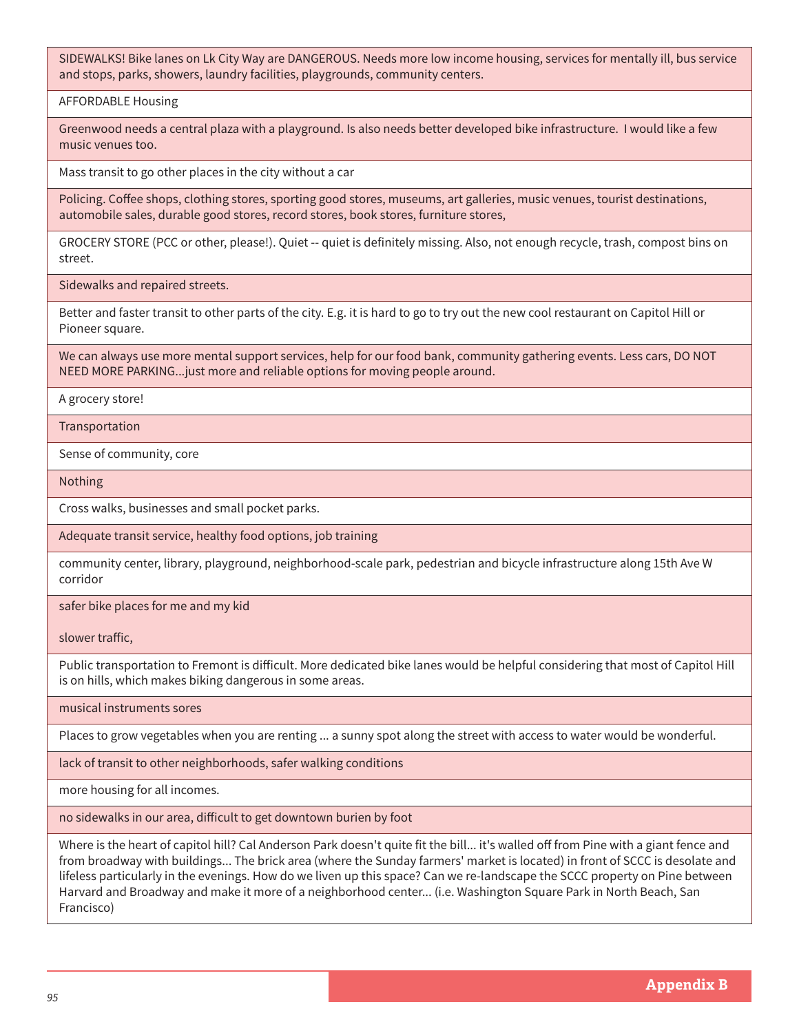| |
|---|
| SIDEWALKS! Bike lanes on Lk City Way are DANGEROUS. Needs more low income housing, services for mentally ill, bus service and stops, parks, showers, laundry facilities, playgrounds, community centers. |
| AFFORDABLE Housing |
| Greenwood needs a central plaza with a playground. Is also needs better developed bike infrastructure. I would like a few music venues too. |
| Mass transit to go other places in the city without a car |
| Policing. Coffee shops, clothing stores, sporting good stores, museums, art galleries, music venues, tourist destinations, automobile sales, durable good stores, record stores, book stores, furniture stores, |
| GROCERY STORE (PCC or other, please!). Quiet -- quiet is definitely missing. Also, not enough recycle, trash, compost bins on street. |
| Sidewalks and repaired streets. |
| Better and faster transit to other parts of the city. E.g. it is hard to go to try out the new cool restaurant on Capitol Hill or Pioneer square. |
| We can always use more mental support services, help for our food bank, community gathering events. Less cars, DO NOT NEED MORE PARKING...just more and reliable options for moving people around. |
| A grocery store! |
| Transportation |
| Sense of community, core |
| Nothing |
| Cross walks, businesses and small pocket parks. |
| Adequate transit service, healthy food options, job training |
| community center, library, playground, neighborhood-scale park, pedestrian and bicycle infrastructure along 15th Ave W corridor |
| safer bike places for me and my kid<br><br>slower traffic, |
| Public transportation to Fremont is difficult. More dedicated bike lanes would be helpful considering that most of Capitol Hill is on hills, which makes biking dangerous in some areas. |
| musical instruments sores |
| Places to grow vegetables when you are renting ... a sunny spot along the street with access to water would be wonderful. |
| lack of transit to other neighborhoods, safer walking conditions |
| more housing for all incomes. |
| no sidewalks in our area, difficult to get downtown burien by foot |
| Where is the heart of capitol hill? Cal Anderson Park doesn't quite fit the bill... it's walled off from Pine with a giant fence and from broadway with buildings... The brick area (where the Sunday farmers' market is located) in front of SCCC is desolate and lifeless particularly in the evenings. How do we liven up this space? Can we re-landscape the SCCC property on Pine between Harvard and Broadway and make it more of a neighborhood center... (i.e. Washington Square Park in North Beach, San Francisco) |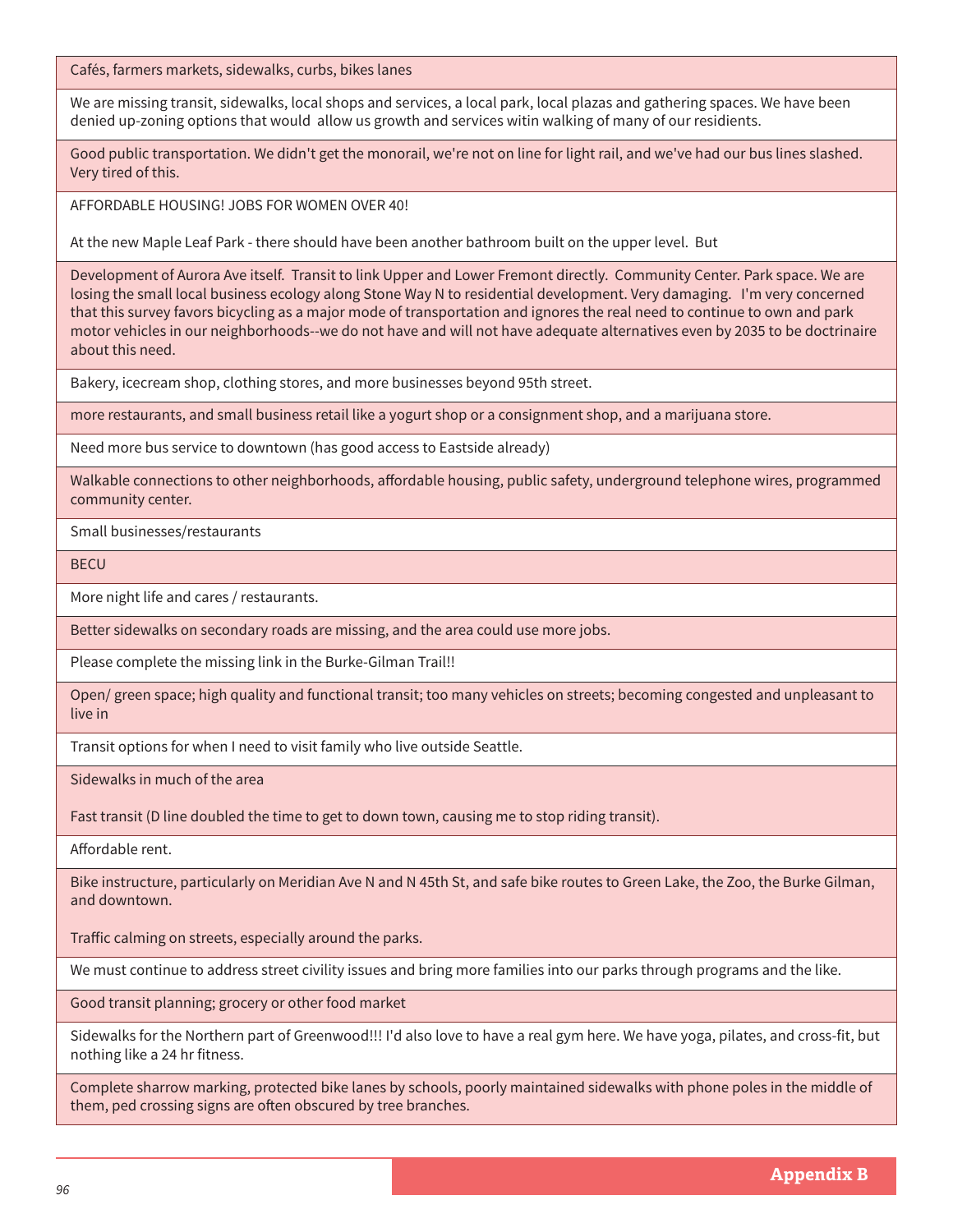| |
|---|
| Cafés, farmers markets, sidewalks, curbs, bikes lanes |
| We are missing transit, sidewalks, local shops and services, a local park, local plazas and gathering spaces. We have been denied up-zoning options that would allow us growth and services witin walking of many of our residents. |
| Good public transportation. We didn't get the monorail, we're not on line for light rail, and we've had our bus lines slashed. Very tired of this. |
| AFFORDABLE HOUSING! JOBS FOR WOMEN OVER 40!<br><br>At the new Maple Leaf Park - there should have been another bathroom built on the upper level. But |
| Development of Aurora Ave itself. Transit to link Upper and Lower Fremont directly. Community Center. Park space. We are losing the small local business ecology along Stone Way N to residential development. Very damaging. I'm very concerned that this survey favors bicycling as a major mode of transportation and ignores the real need to continue to own and park motor vehicles in our neighborhoods--we do not have and will not have adequate alternatives even by 2035 to be doctrinaire about this need. |
| Bakery, icecream shop, clothing stores, and more businesses beyond 95th street. |
| more restaurants, and small business retail like a yogurt shop or a consignment shop, and a marijuana store. |
| Need more bus service to downtown (has good access to Eastside already) |
| Walkable connections to other neighborhoods, affordable housing, public safety, underground telephone wires, programmed community center. |
| Small businesses/restaurants |
| BECU |
| More night life and cares / restaurants. |
| Better sidewalks on secondary roads are missing, and the area could use more jobs. |
| Please complete the missing link in the Burke-Gilman Trail!! |
| Open/ green space; high quality and functional transit; too many vehicles on streets; becoming congested and unpleasant to live in |
| Transit options for when I need to visit family who live outside Seattle. |
| Sidewalks in much of the area<br><br>Fast transit (D line doubled the time to get to down town, causing me to stop riding transit). |
| Affordable rent. |
| Bike instructure, particularly on Meridian Ave N and N 45th St, and safe bike routes to Green Lake, the Zoo, the Burke Gilman, and downtown.<br><br>Traffic calming on streets, especially around the parks. |
| We must continue to address street civility issues and bring more families into our parks through programs and the like. |
| Good transit planning; grocery or other food market |
| Sidewalks for the Northern part of Greenwood!!! I'd also love to have a real gym here. We have yoga, pilates, and cross-fit, but nothing like a 24 hr fitness. |
| Complete sharrow marking, protected bike lanes by schools, poorly maintained sidewalks with phone poles in the middle of them, ped crossing signs are often obscured by tree branches. |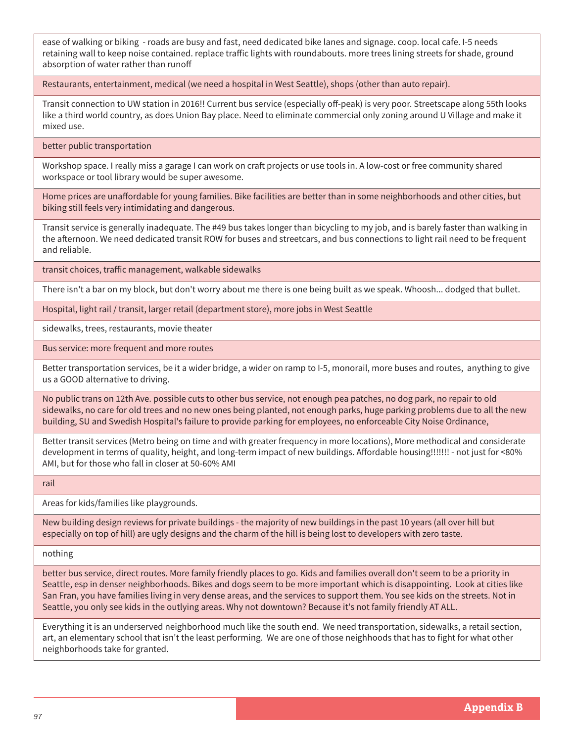| |
|---|
| ease of walking or biking - roads are busy and fast, need dedicated bike lanes and signage. coop. local cafe. I-5 needs retaining wall to keep noise contained. replace traffic lights with roundabouts. more trees lining streets for shade, ground absorption of water rather than runoff |
| Restaurants, entertainment, medical (we need a hospital in West Seattle), shops (other than auto repair). |
| Transit connection to UW station in 2016!! Current bus service (especially off-peak) is very poor. Streetscape along 55th looks like a third world country, as does Union Bay place. Need to eliminate commercial only zoning around U Village and make it mixed use. |
| better public transportation |
| Workshop space. I really miss a garage I can work on craft projects or use tools in. A low-cost or free community shared workspace or tool library would be super awesome. |
| Home prices are unaffordable for young families. Bike facilities are better than in some neighborhoods and other cities, but biking still feels very intimidating and dangerous. |
| Transit service is generally inadequate. The #49 bus takes longer than bicycling to my job, and is barely faster than walking in the afternoon. We need dedicated transit ROW for buses and streetcars, and bus connections to light rail need to be frequent and reliable. |
| transit choices, traffic management, walkable sidewalks |
| There isn't a bar on my block, but don't worry about me there is one being built as we speak. Whoosh... dodged that bullet. |
| Hospital, light rail / transit, larger retail (department store), more jobs in West Seattle |
| sidewalks, trees, restaurants, movie theater |
| Bus service: more frequent and more routes |
| Better transportation services, be it a wider bridge, a wider on ramp to I-5, monorail, more buses and routes, anything to give us a GOOD alternative to driving. |
| No public trans on 12th Ave. possible cuts to other bus service, not enough pea patches, no dog park, no repair to old sidewalks, no care for old trees and no new ones being planted, not enough parks, huge parking problems due to all the new building, SU and Swedish Hospital's failure to provide parking for employees, no enforceable City Noise Ordinance, |
| Better transit services (Metro being on time and with greater frequency in more locations), More methodical and considerate development in terms of quality, height, and long-term impact of new buildings. Affordable housing!!!!!!! - not just for <80% AMI, but for those who fall in closer at 50-60% AMI |
| rail |
| Areas for kids/families like playgrounds. |
| New building design reviews for private buildings - the majority of new buildings in the past 10 years (all over hill but especially on top of hill) are ugly designs and the charm of the hill is being lost to developers with zero taste. |
| nothing |
| better bus service, direct routes. More family friendly places to go. Kids and families overall don't seem to be a priority in Seattle, esp in denser neighborhoods. Bikes and dogs seem to be more important which is disappointing. Look at cities like San Fran, you have families living in very dense areas, and the services to support them. You see kids on the streets. Not in Seattle, you only see kids in the outlying areas. Why not downtown? Because it's not family friendly AT ALL. |
| Everything it is an underserved neighborhood much like the south end. We need transportation, sidewalks, a retail section, art, an elementary school that isn't the least performing. We are one of those neighhoods that has to fight for what other neighborhoods take for granted. |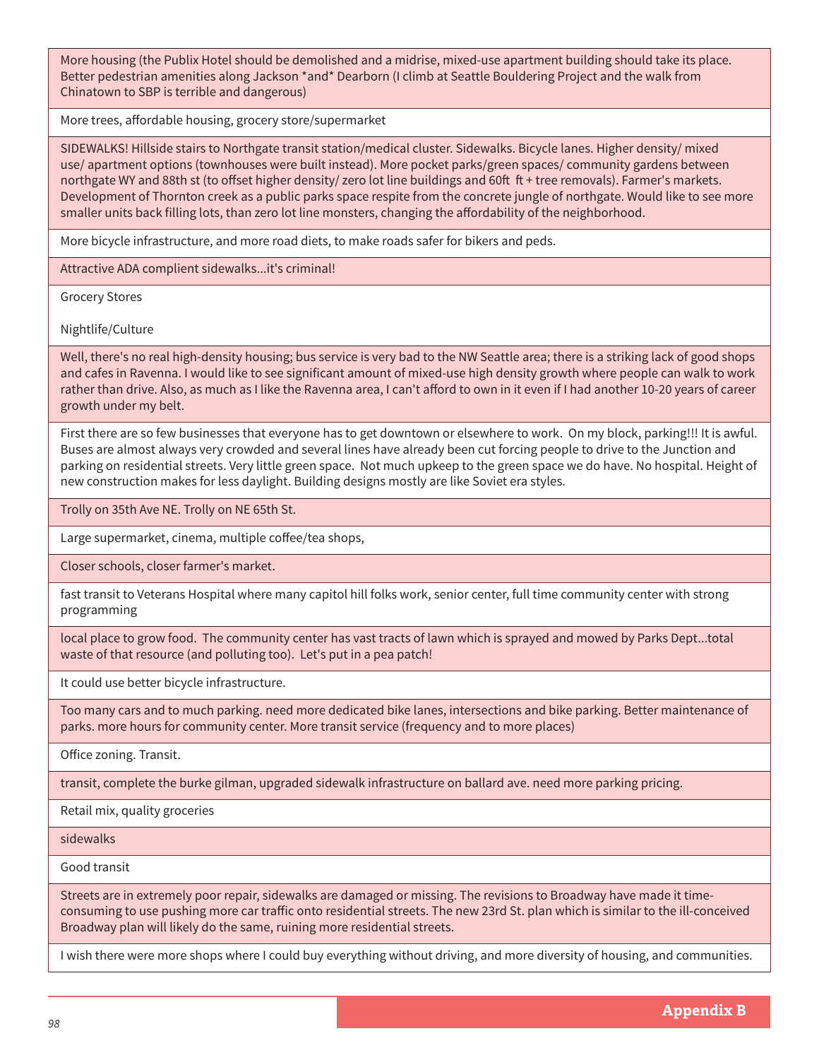| |
|---|
| More housing (the Publix Hotel should be demolished and a midrise, mixed-use apartment building should take its place. Better pedestrian amenities along Jackson *and* Dearborn (I climb at Seattle Bouldering Project and the walk from Chinatown to SBP is terrible and dangerous) |
| More trees, affordable housing, grocery store/supermarket |
| SIDEWALKS! Hillside stairs to Northgate transit station/medical cluster. Sidewalks. Bicycle lanes. Higher density/ mixed use/ apartment options (townhouses were built instead). More pocket parks/green spaces/ community gardens between northgate WY and 88th st (to offset higher density/ zero lot line buildings and 60ft ft + tree removals). Farmer's markets. Development of Thornton creek as a public parks space respite from the concrete jungle of northgate. Would like to see more smaller units back filling lots, than zero lot line monsters, changing the affordability of the neighborhood. |
| More bicycle infrastructure, and more road diets, to make roads safer for bikers and peds. |
| Attractive ADA complient sidewalks...it's criminal! |
| Grocery Stores<br><br>Nightlife/Culture |
| Well, there's no real high-density housing; bus service is very bad to the NW Seattle area; there is a striking lack of good shops and cafes in Ravenna. I would like to see significant amount of mixed-use high density growth where people can walk to work rather than drive. Also, as much as I like the Ravenna area, I can't afford to own in it even if I had another 10-20 years of career growth under my belt. |
| First there are so few businesses that everyone has to get downtown or elsewhere to work. On my block, parking!!! It is awful. Buses are almost always very crowded and several lines have already been cut forcing people to drive to the Junction and parking on residential streets. Very little green space. Not much upkeep to the green space we do have. No hospital. Height of new construction makes for less daylight. Building designs mostly are like Soviet era styles. |
| Trolly on 35th Ave NE. Trolly on NE 65th St. |
| Large supermarket, cinema, multiple coffee/tea shops, |
| Closer schools, closer farmer's market. |
| fast transit to Veterans Hospital where many capitol hill folks work, senior center, full time community center with strong programming |
| local place to grow food. The community center has vast tracts of lawn which is sprayed and mowed by Parks Dept...total waste of that resource (and polluting too). Let's put in a pea patch! |
| It could use better bicycle infrastructure. |
| Too many cars and to much parking. need more dedicated bike lanes, intersections and bike parking. Better maintenance of parks. more hours for community center. More transit service (frequency and to more places) |
| Office zoning. Transit. |
| transit, complete the burke gilman, upgraded sidewalk infrastructure on ballard ave. need more parking pricing. |
| Retail mix, quality groceries |
| sidewalks |
| Good transit |
| Streets are in extremely poor repair, sidewalks are damaged or missing. The revisions to Broadway have made it time-consuming to use pushing more car traffic onto residential streets. The new 23rd St. plan which is similar to the ill-conceived Broadway plan will likely do the same, ruining more residential streets. |
| I wish there were more shops where I could buy everything without driving, and more diversity of housing, and communities. |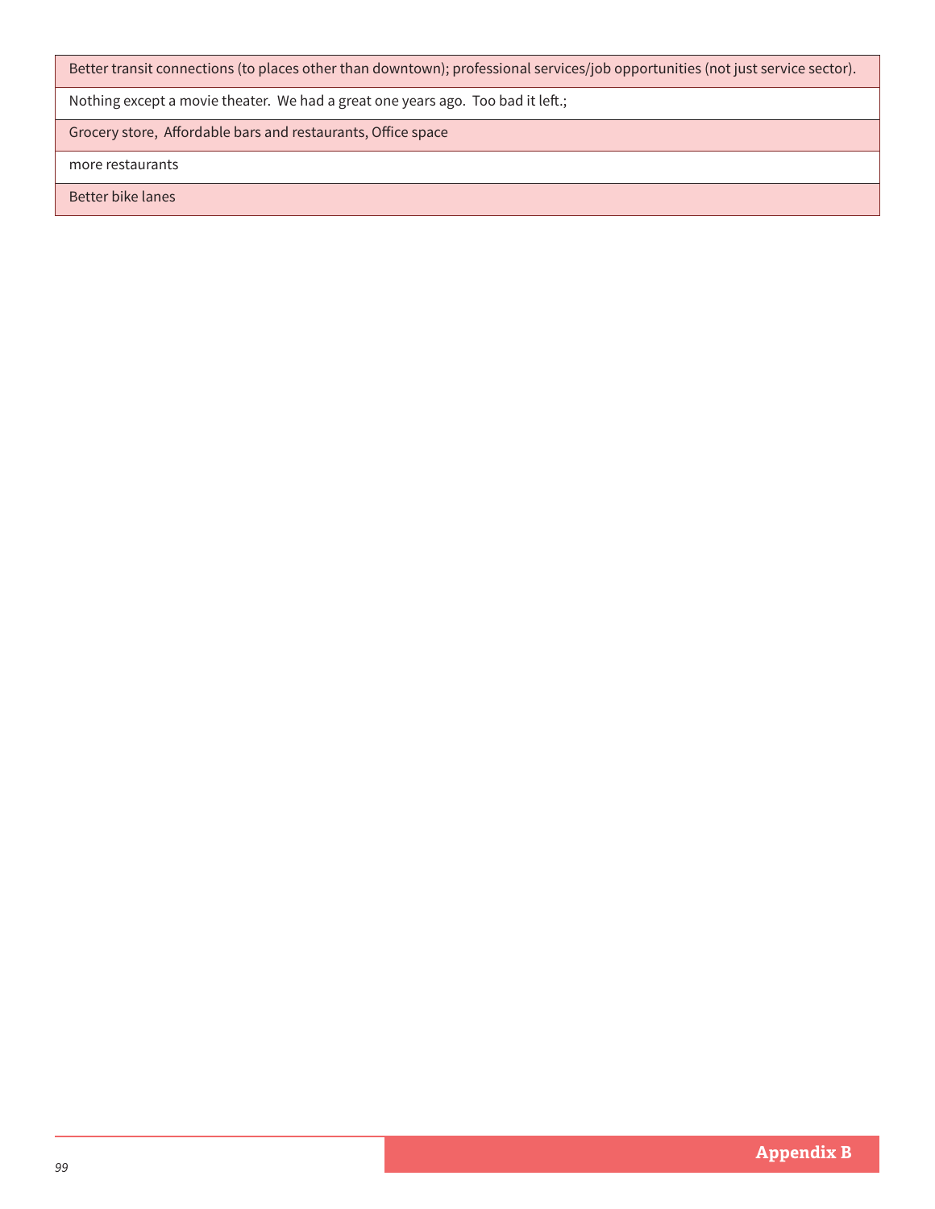| |
|---|
| Better transit connections (to places other than downtown); professional services/job opportunities (not just service sector). |
| Nothing except a movie theater.  We had a great one years ago.  Too bad it left.; |
| Grocery store,  Affordable bars and restaurants, Office space |
| more restaurants |
| Better bike lanes |